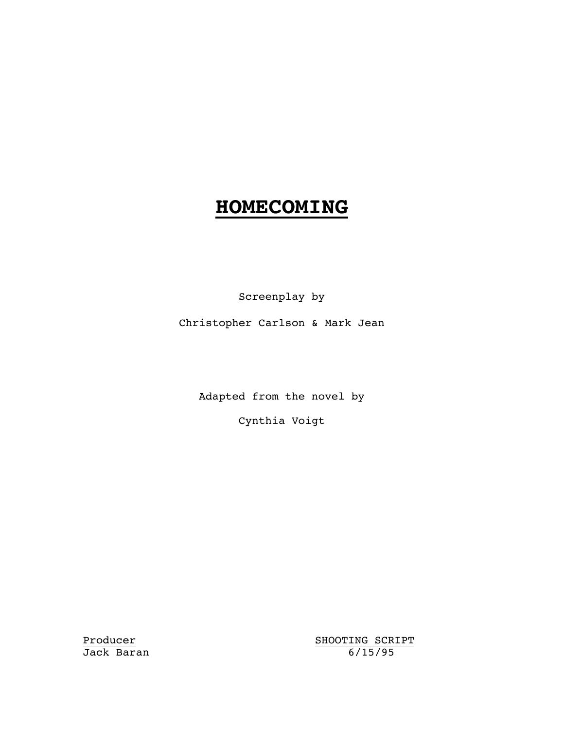# **HOMECOMING**

Screenplay by

Christopher Carlson & Mark Jean

Adapted from the novel by

Cynthia Voigt

Producer
Jack Baran

SHOOTING SCRIPT
6/15/95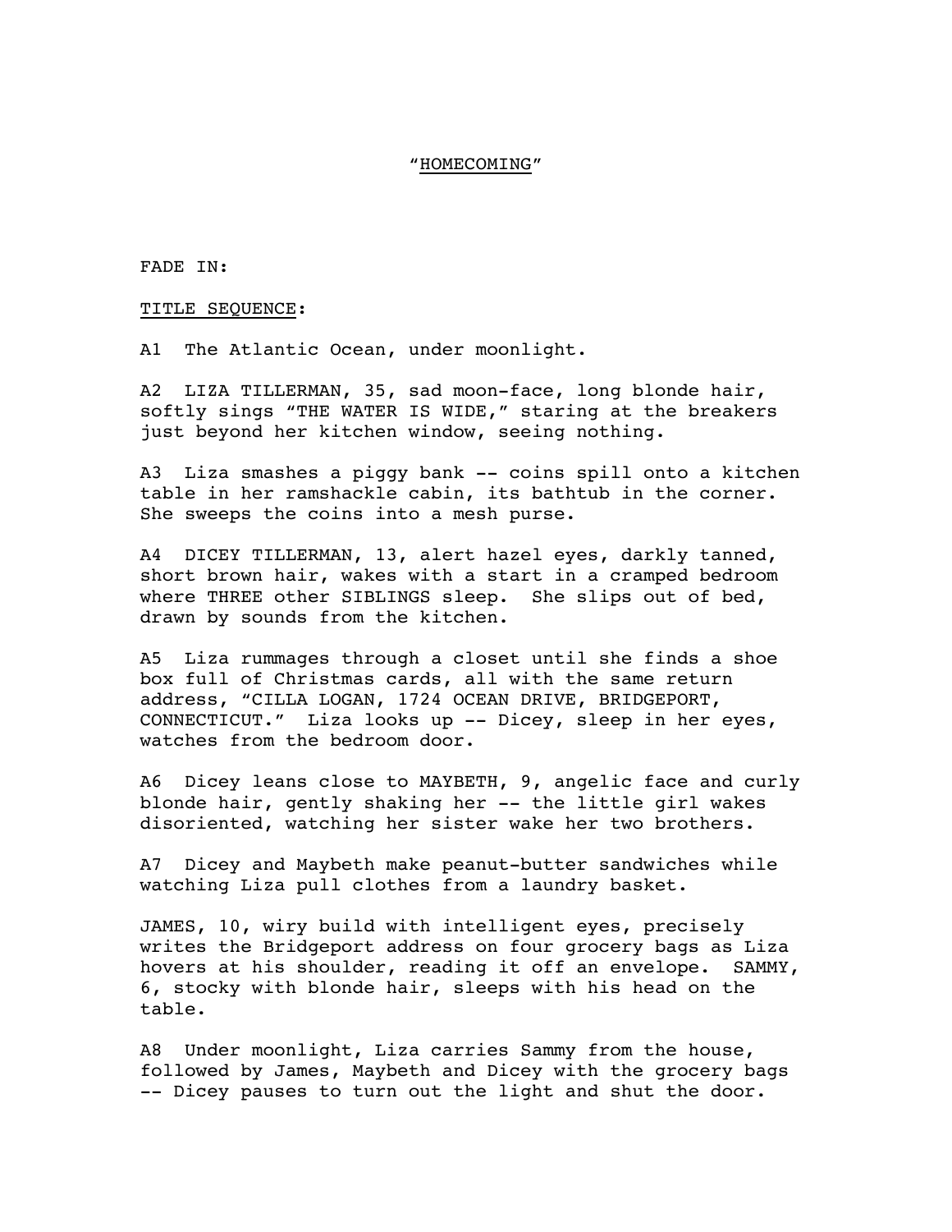"<u>HOMECOMING</u>"

FADE IN:

<u>TITLE SEQUENCE</u>:

A1 The Atlantic Ocean, under moonlight.

A2 LIZA TILLERMAN, 35, sad moon-face, long blonde hair, softly sings "THE WATER IS WIDE," staring at the breakers just beyond her kitchen window, seeing nothing.

A3 Liza smashes a piggy bank -- coins spill onto a kitchen table in her ramshackle cabin, its bathtub in the corner. She sweeps the coins into a mesh purse.

A4 DICEY TILLERMAN, 13, alert hazel eyes, darkly tanned, short brown hair, wakes with a start in a cramped bedroom where THREE other SIBLINGS sleep. She slips out of bed, drawn by sounds from the kitchen.

A5 Liza rummages through a closet until she finds a shoe box full of Christmas cards, all with the same return address, "CILLA LOGAN, 1724 OCEAN DRIVE, BRIDGEPORT, CONNECTICUT." Liza looks up -- Dicey, sleep in her eyes, watches from the bedroom door.

A6 Dicey leans close to MAYBETH, 9, angelic face and curly blonde hair, gently shaking her -- the little girl wakes disoriented, watching her sister wake her two brothers.

A7 Dicey and Maybeth make peanut-butter sandwiches while watching Liza pull clothes from a laundry basket.

JAMES, 10, wiry build with intelligent eyes, precisely writes the Bridgeport address on four grocery bags as Liza hovers at his shoulder, reading it off an envelope. SAMMY, 6, stocky with blonde hair, sleeps with his head on the table.

A8 Under moonlight, Liza carries Sammy from the house, followed by James, Maybeth and Dicey with the grocery bags -- Dicey pauses to turn out the light and shut the door.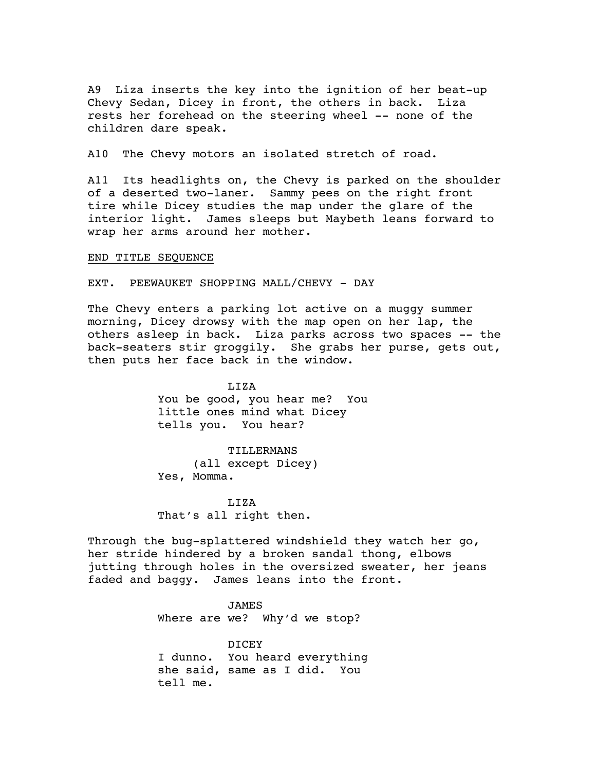A9  Liza inserts the key into the ignition of her beat-up Chevy Sedan, Dicey in front, the others in back.  Liza rests her forehead on the steering wheel -- none of the children dare speak.

A10  The Chevy motors an isolated stretch of road.

A11  Its headlights on, the Chevy is parked on the shoulder of a deserted two-laner.  Sammy pees on the right front tire while Dicey studies the map under the glare of the interior light.  James sleeps but Maybeth leans forward to wrap her arms around her mother.

<u>END TITLE SEQUENCE</u>

EXT.  PEEWAUKET SHOPPING MALL/CHEVY - DAY

The Chevy enters a parking lot active on a muggy summer morning, Dicey drowsy with the map open on her lap, the others asleep in back.  Liza parks across two spaces -- the back-seaters stir groggily.  She grabs her purse, gets out, then puts her face back in the window.

LIZA
You be good, you hear me?  You little ones mind what Dicey tells you.  You hear?

TILLERMANS
(all except Dicey)
Yes, Momma.

LIZA
That's all right then.

Through the bug-splattered windshield they watch her go, her stride hindered by a broken sandal thong, elbows jutting through holes in the oversized sweater, her jeans faded and baggy.  James leans into the front.

JAMES
Where are we?  Why'd we stop?

DICEY
I dunno.  You heard everything she said, same as I did.  You tell me.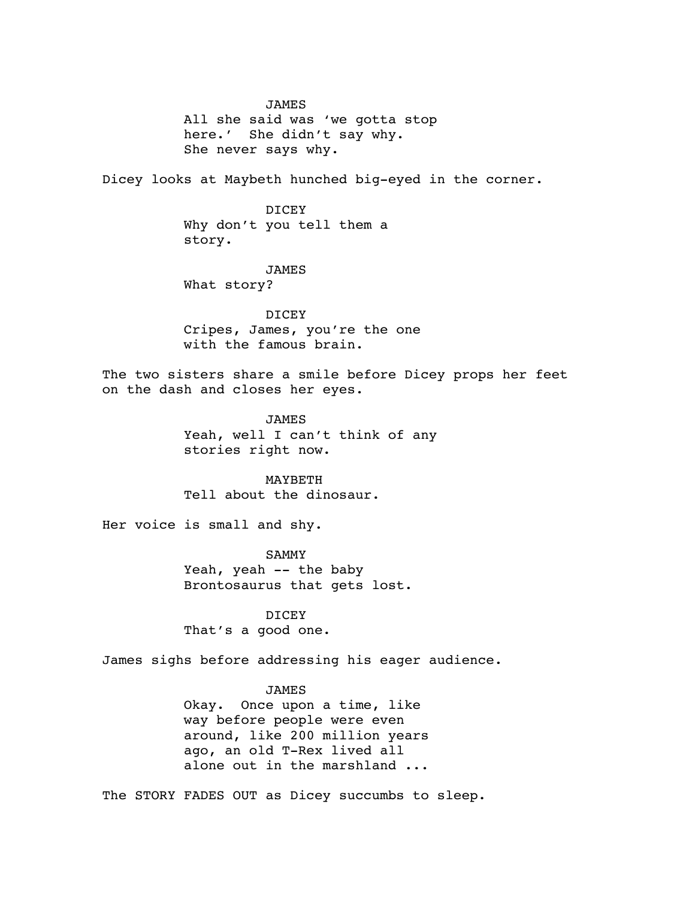JAMES
All she said was 'we gotta stop here.' She didn't say why. She never says why.

Dicey looks at Maybeth hunched big-eyed in the corner.

DICEY
Why don't you tell them a story.

JAMES
What story?

DICEY
Cripes, James, you're the one with the famous brain.

The two sisters share a smile before Dicey props her feet on the dash and closes her eyes.

JAMES
Yeah, well I can't think of any stories right now.

MAYBETH
Tell about the dinosaur.

Her voice is small and shy.

SAMMY
Yeah, yeah -- the baby Brontosaurus that gets lost.

DICEY
That's a good one.

James sighs before addressing his eager audience.

JAMES
Okay. Once upon a time, like way before people were even around, like 200 million years ago, an old T-Rex lived all alone out in the marshland ...

The STORY FADES OUT as Dicey succumbs to sleep.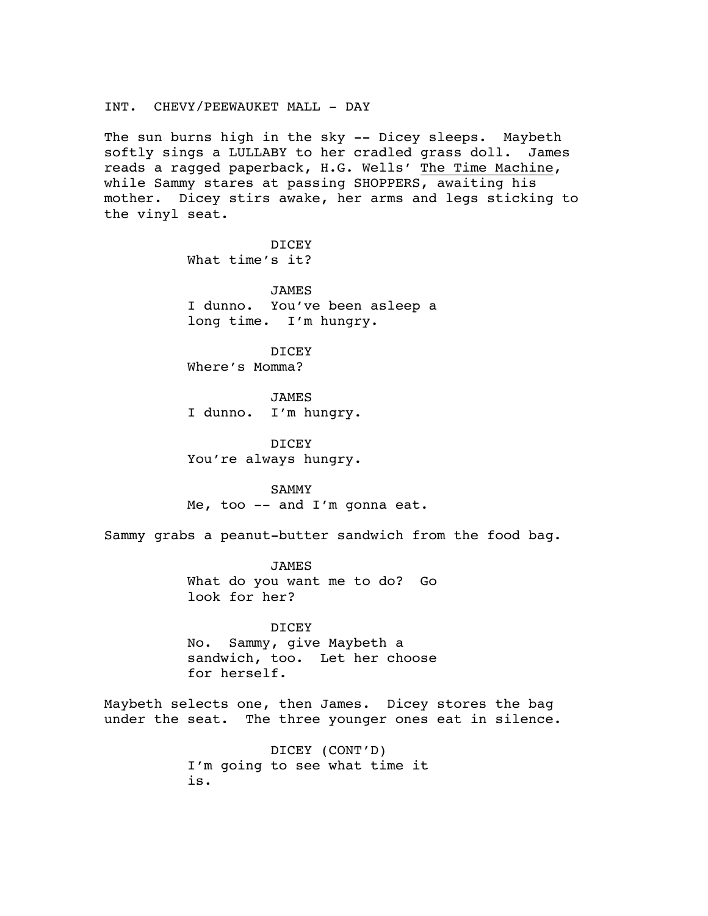INT. CHEVY/PEEWAUKET MALL - DAY

The sun burns high in the sky -- Dicey sleeps. Maybeth softly sings a LULLABY to her cradled grass doll. James reads a ragged paperback, H.G. Wells' The Time Machine, while Sammy stares at passing SHOPPERS, awaiting his mother. Dicey stirs awake, her arms and legs sticking to the vinyl seat.

DICEY
What time's it?

JAMES
I dunno. You've been asleep a long time. I'm hungry.

DICEY
Where's Momma?

JAMES
I dunno. I'm hungry.

DICEY
You're always hungry.

SAMMY
Me, too -- and I'm gonna eat.

Sammy grabs a peanut-butter sandwich from the food bag.

JAMES
What do you want me to do? Go look for her?

DICEY
No. Sammy, give Maybeth a sandwich, too. Let her choose for herself.

Maybeth selects one, then James. Dicey stores the bag under the seat. The three younger ones eat in silence.

DICEY (CONT'D)
I'm going to see what time it is.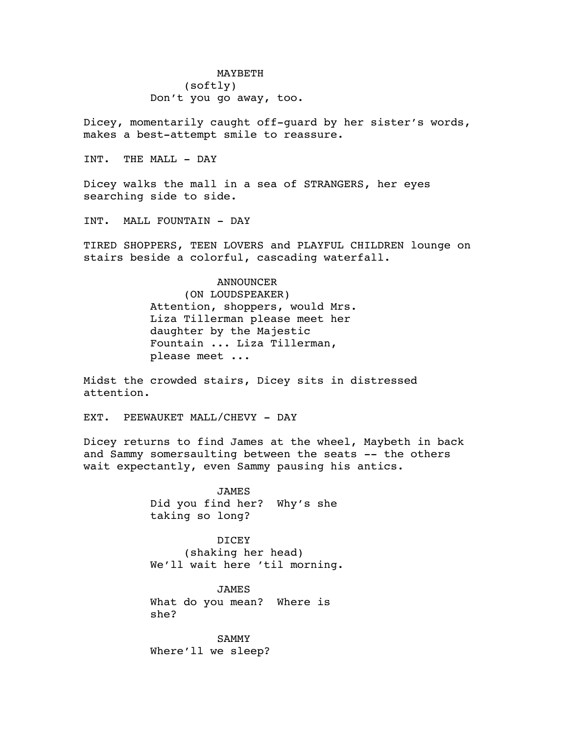MAYBETH
(softly)
Don't you go away, too.

Dicey, momentarily caught off-guard by her sister's words, makes a best-attempt smile to reassure.

INT. THE MALL - DAY

Dicey walks the mall in a sea of STRANGERS, her eyes searching side to side.

INT. MALL FOUNTAIN - DAY

TIRED SHOPPERS, TEEN LOVERS and PLAYFUL CHILDREN lounge on stairs beside a colorful, cascading waterfall.

ANNOUNCER
(ON LOUDSPEAKER)
Attention, shoppers, would Mrs. Liza Tillerman please meet her daughter by the Majestic Fountain ... Liza Tillerman, please meet ...

Midst the crowded stairs, Dicey sits in distressed attention.

EXT. PEEWAUKET MALL/CHEVY - DAY

Dicey returns to find James at the wheel, Maybeth in back and Sammy somersaulting between the seats -- the others wait expectantly, even Sammy pausing his antics.

JAMES
Did you find her? Why's she taking so long?

DICEY
(shaking her head)
We'll wait here 'til morning.

JAMES
What do you mean? Where is she?

SAMMY
Where'll we sleep?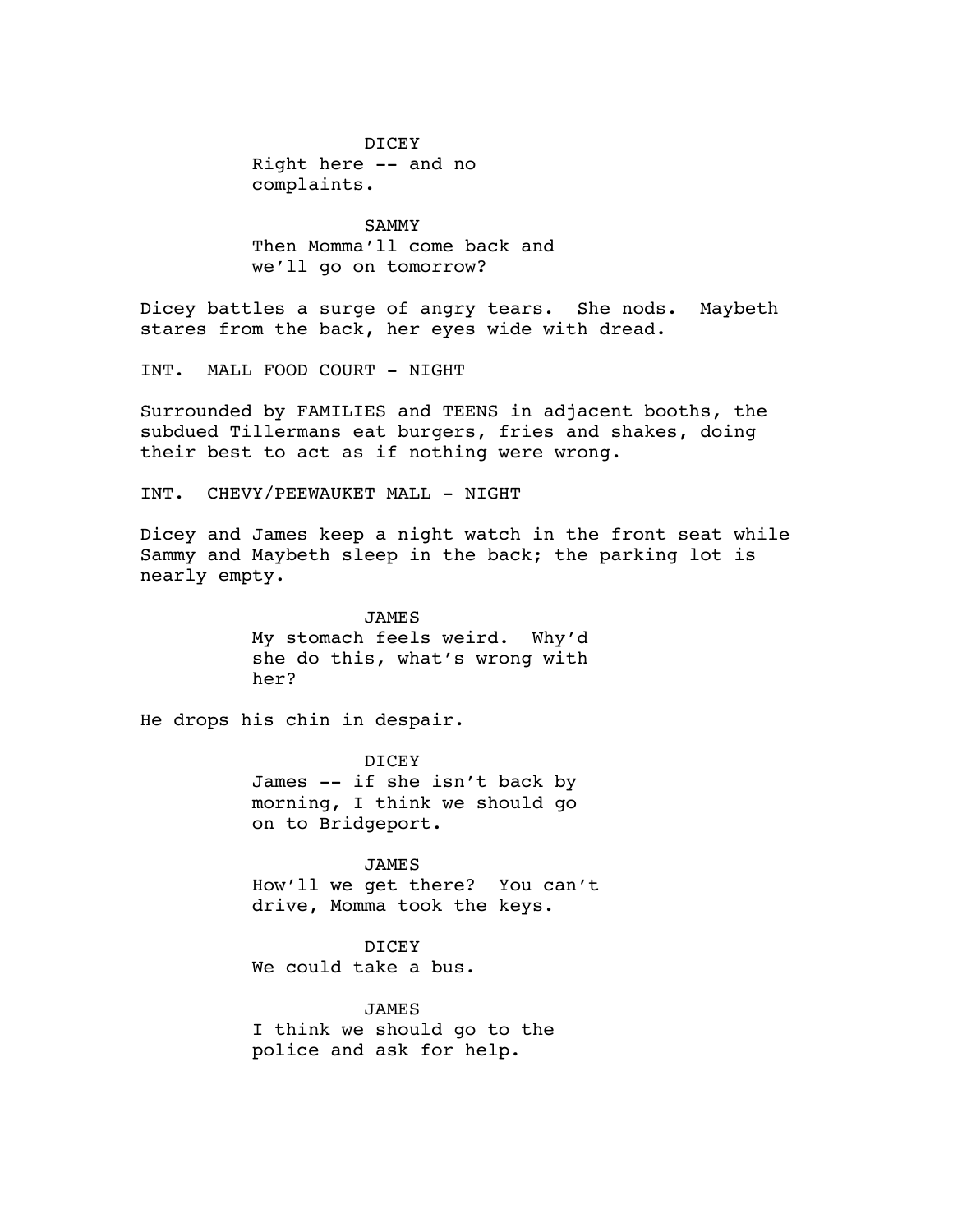DICEY
Right here -- and no complaints.

SAMMY
Then Momma'll come back and we'll go on tomorrow?

Dicey battles a surge of angry tears. She nods. Maybeth stares from the back, her eyes wide with dread.

INT. MALL FOOD COURT - NIGHT

Surrounded by FAMILIES and TEENS in adjacent booths, the subdued Tillermans eat burgers, fries and shakes, doing their best to act as if nothing were wrong.

INT. CHEVY/PEEWAUKET MALL - NIGHT

Dicey and James keep a night watch in the front seat while Sammy and Maybeth sleep in the back; the parking lot is nearly empty.

JAMES
My stomach feels weird. Why'd she do this, what's wrong with her?

He drops his chin in despair.

DICEY
James -- if she isn't back by morning, I think we should go on to Bridgeport.

JAMES
How'll we get there? You can't drive, Momma took the keys.

DICEY
We could take a bus.

JAMES
I think we should go to the police and ask for help.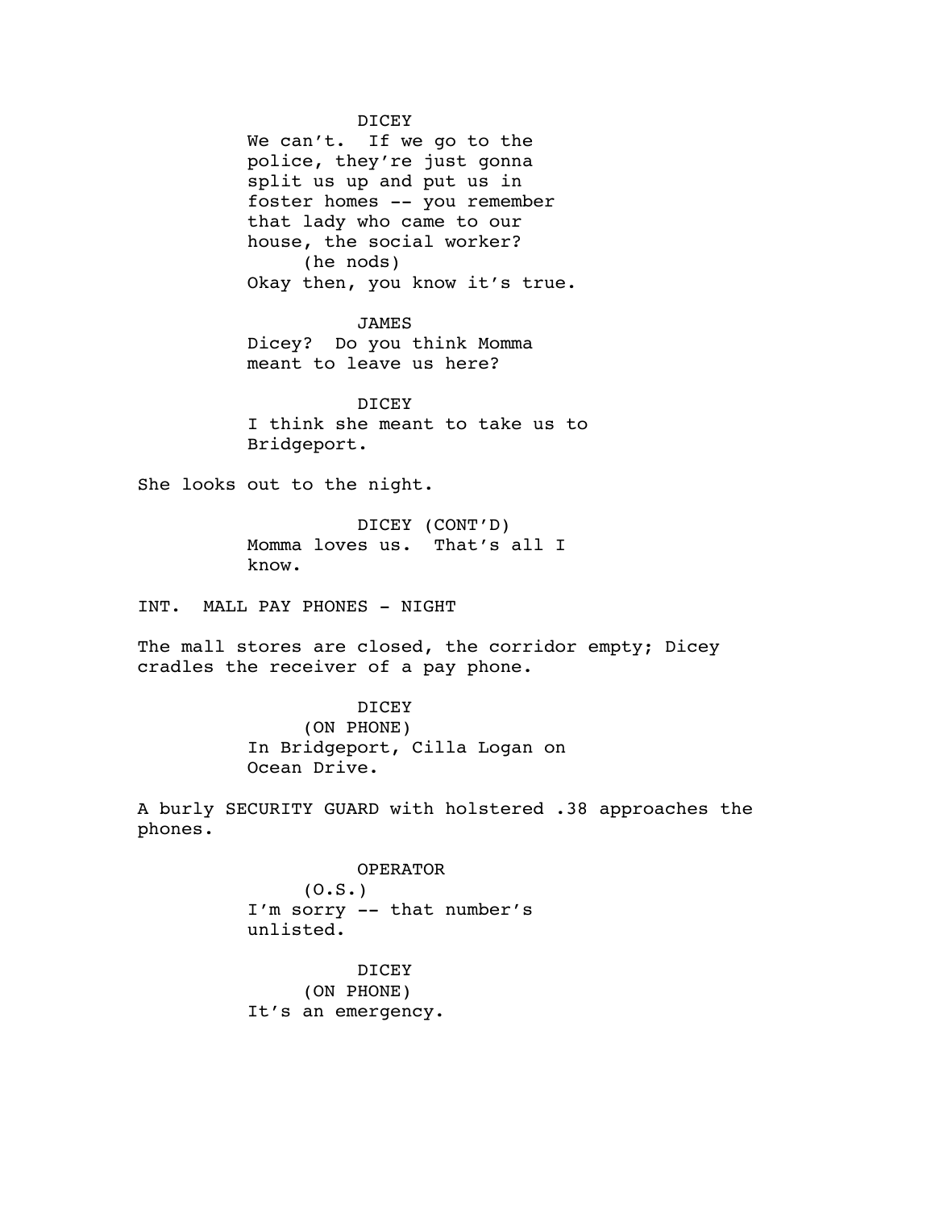DICEY
We can't. If we go to the police, they're just gonna split us up and put us in foster homes -- you remember that lady who came to our house, the social worker?
(he nods)
Okay then, you know it's true.

JAMES
Dicey? Do you think Momma meant to leave us here?

DICEY
I think she meant to take us to Bridgeport.

She looks out to the night.

DICEY (CONT'D)
Momma loves us. That's all I know.

INT. MALL PAY PHONES - NIGHT

The mall stores are closed, the corridor empty; Dicey cradles the receiver of a pay phone.

DICEY
(ON PHONE)
In Bridgeport, Cilla Logan on Ocean Drive.

A burly SECURITY GUARD with holstered .38 approaches the phones.

OPERATOR
(O.S.)
I'm sorry -- that number's unlisted.

DICEY
(ON PHONE)
It's an emergency.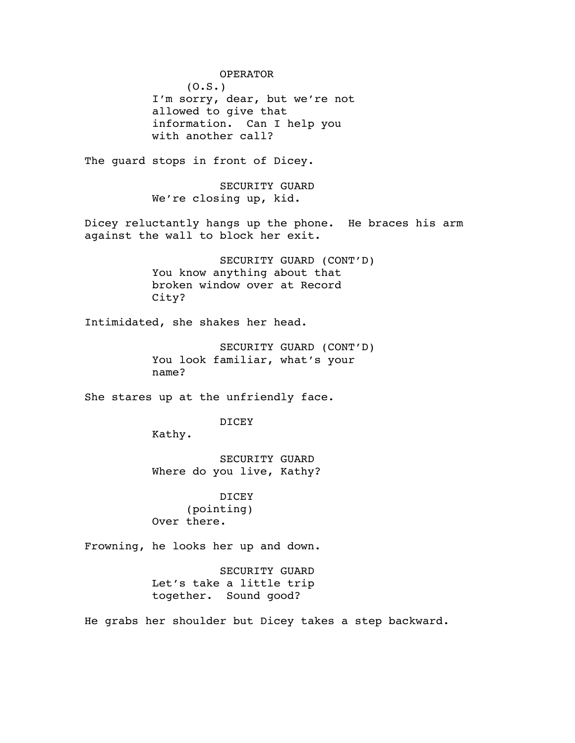OPERATOR
(O.S.)
I'm sorry, dear, but we're not allowed to give that information. Can I help you with another call?

The guard stops in front of Dicey.

SECURITY GUARD
We're closing up, kid.

Dicey reluctantly hangs up the phone. He braces his arm against the wall to block her exit.

SECURITY GUARD (CONT'D)
You know anything about that broken window over at Record City?

Intimidated, she shakes her head.

SECURITY GUARD (CONT'D)
You look familiar, what's your name?

She stares up at the unfriendly face.

DICEY
Kathy.

SECURITY GUARD
Where do you live, Kathy?

DICEY
(pointing)
Over there.

Frowning, he looks her up and down.

SECURITY GUARD
Let's take a little trip together. Sound good?

He grabs her shoulder but Dicey takes a step backward.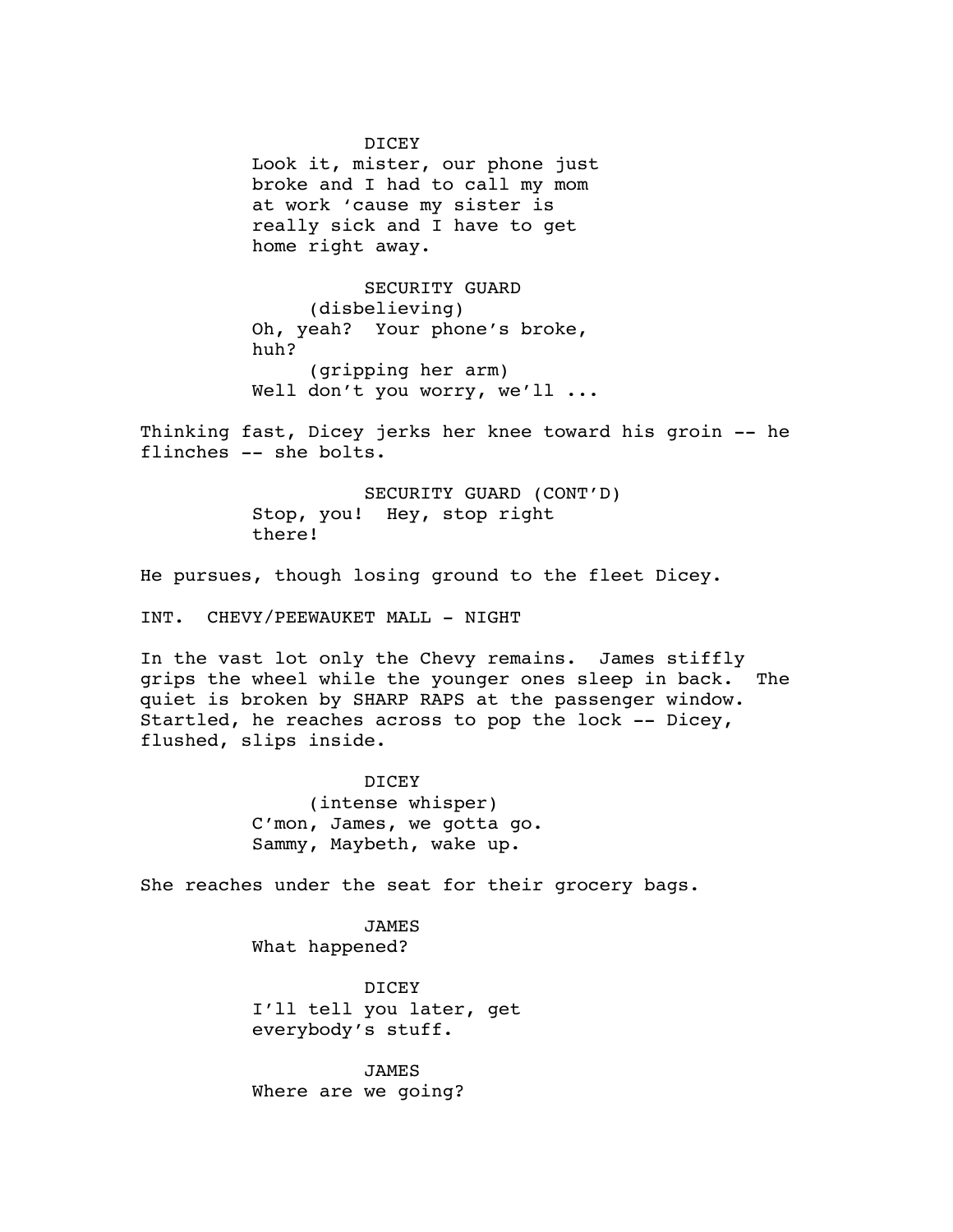DICEY

Look it, mister, our phone just broke and I had to call my mom at work 'cause my sister is really sick and I have to get home right away.

SECURITY GUARD

(disbelieving)

Oh, yeah? Your phone's broke, huh?

(gripping her arm)

Well don't you worry, we'll ...

Thinking fast, Dicey jerks her knee toward his groin -- he flinches -- she bolts.

SECURITY GUARD (CONT'D)

Stop, you! Hey, stop right there!

He pursues, though losing ground to the fleet Dicey.

INT. CHEVY/PEEWAUKET MALL - NIGHT

In the vast lot only the Chevy remains. James stiffly grips the wheel while the younger ones sleep in back. The quiet is broken by SHARP RAPS at the passenger window. Startled, he reaches across to pop the lock -- Dicey, flushed, slips inside.

DICEY

(intense whisper)

C'mon, James, we gotta go. Sammy, Maybeth, wake up.

She reaches under the seat for their grocery bags.

JAMES

What happened?

DICEY

I'll tell you later, get everybody's stuff.

JAMES

Where are we going?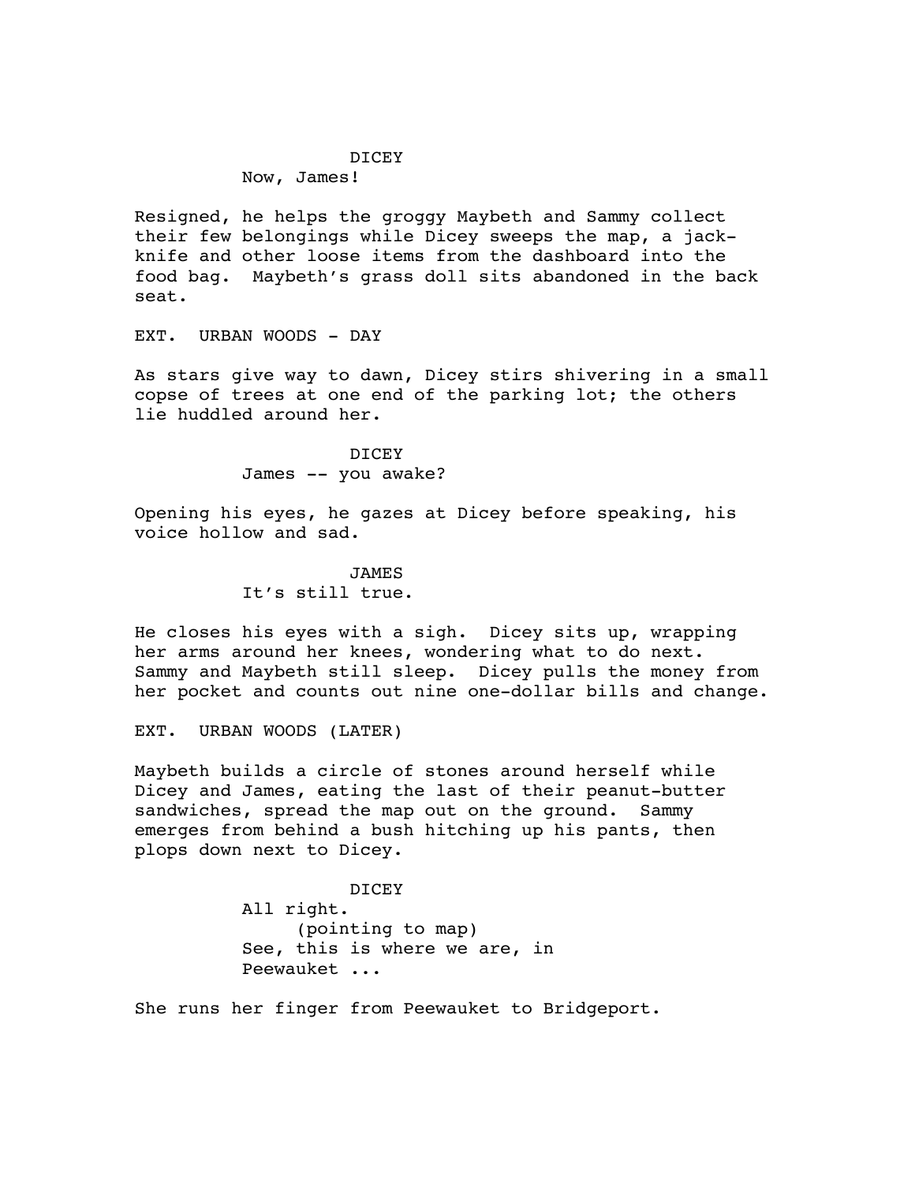DICEY

Now, James!

Resigned, he helps the groggy Maybeth and Sammy collect their few belongings while Dicey sweeps the map, a jack-knife and other loose items from the dashboard into the food bag. Maybeth's grass doll sits abandoned in the back seat.

EXT. URBAN WOODS - DAY

As stars give way to dawn, Dicey stirs shivering in a small copse of trees at one end of the parking lot; the others lie huddled around her.

DICEY

James -- you awake?

Opening his eyes, he gazes at Dicey before speaking, his voice hollow and sad.

JAMES

It's still true.

He closes his eyes with a sigh. Dicey sits up, wrapping her arms around her knees, wondering what to do next. Sammy and Maybeth still sleep. Dicey pulls the money from her pocket and counts out nine one-dollar bills and change.

EXT. URBAN WOODS (LATER)

Maybeth builds a circle of stones around herself while Dicey and James, eating the last of their peanut-butter sandwiches, spread the map out on the ground. Sammy emerges from behind a bush hitching up his pants, then plops down next to Dicey.

DICEY

All right.

(pointing to map)

See, this is where we are, in Peewauket ...

She runs her finger from Peewauket to Bridgeport.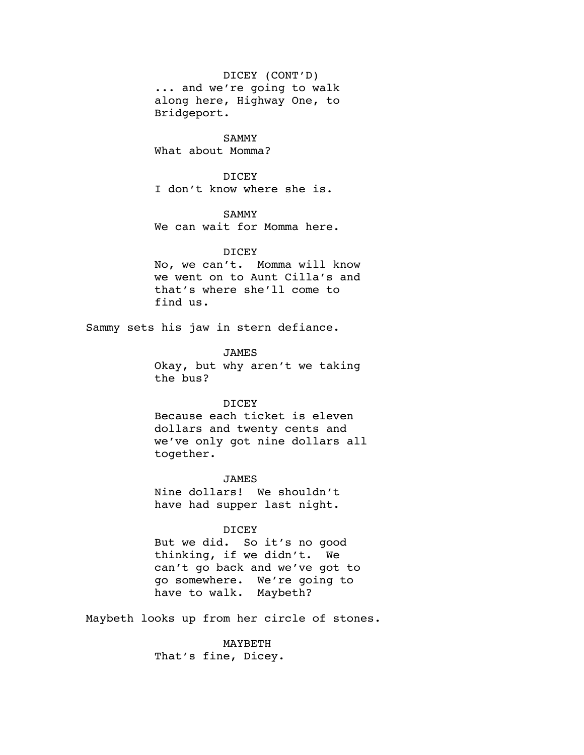DICEY (CONT'D)
... and we're going to walk along here, Highway One, to Bridgeport.

SAMMY
What about Momma?

DICEY
I don't know where she is.

SAMMY
We can wait for Momma here.

DICEY
No, we can't. Momma will know we went on to Aunt Cilla's and that's where she'll come to find us.

Sammy sets his jaw in stern defiance.

JAMES
Okay, but why aren't we taking the bus?

DICEY
Because each ticket is eleven dollars and twenty cents and we've only got nine dollars all together.

JAMES
Nine dollars! We shouldn't have had supper last night.

DICEY
But we did. So it's no good thinking, if we didn't. We can't go back and we've got to go somewhere. We're going to have to walk. Maybeth?

Maybeth looks up from her circle of stones.

MAYBETH
That's fine, Dicey.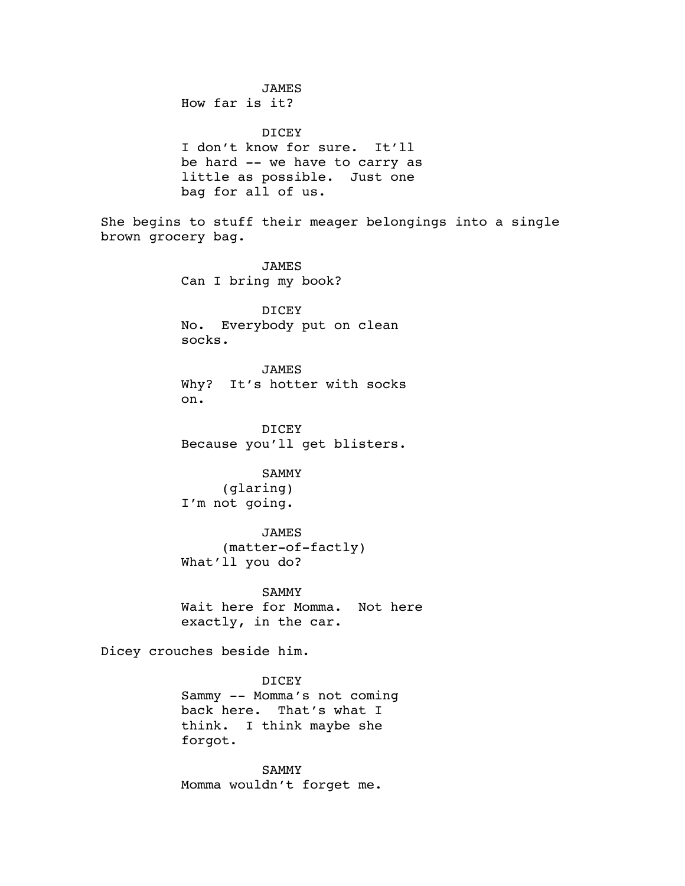JAMES
How far is it?

DICEY
I don't know for sure. It'll be hard -- we have to carry as little as possible. Just one bag for all of us.

She begins to stuff their meager belongings into a single brown grocery bag.

JAMES
Can I bring my book?

DICEY
No. Everybody put on clean socks.

JAMES
Why? It's hotter with socks on.

DICEY
Because you'll get blisters.

SAMMY
(glaring)
I'm not going.

JAMES
(matter-of-factly)
What'll you do?

SAMMY
Wait here for Momma. Not here exactly, in the car.

Dicey crouches beside him.

DICEY
Sammy -- Momma's not coming back here. That's what I think. I think maybe she forgot.

SAMMY
Momma wouldn't forget me.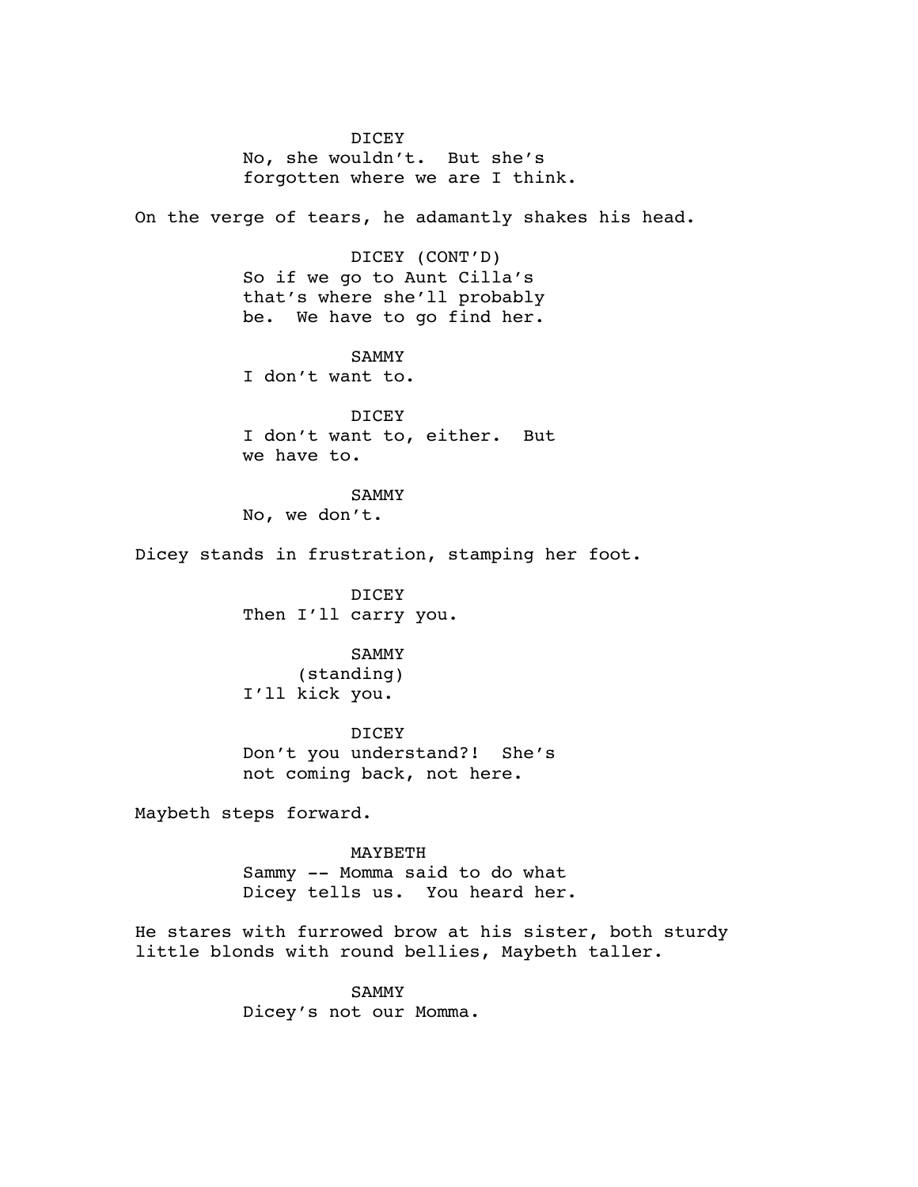DICEY
No, she wouldn't.  But she's
forgotten where we are I think.

On the verge of tears, he adamantly shakes his head.

DICEY (CONT'D)
So if we go to Aunt Cilla's
that's where she'll probably
be.  We have to go find her.

SAMMY
I don't want to.

DICEY
I don't want to, either.  But
we have to.

SAMMY
No, we don't.

Dicey stands in frustration, stamping her foot.

DICEY
Then I'll carry you.

SAMMY
(standing)
I'll kick you.

DICEY
Don't you understand?!  She's
not coming back, not here.

Maybeth steps forward.

MAYBETH
Sammy -- Momma said to do what
Dicey tells us.  You heard her.

He stares with furrowed brow at his sister, both sturdy
little blonds with round bellies, Maybeth taller.

SAMMY
Dicey's not our Momma.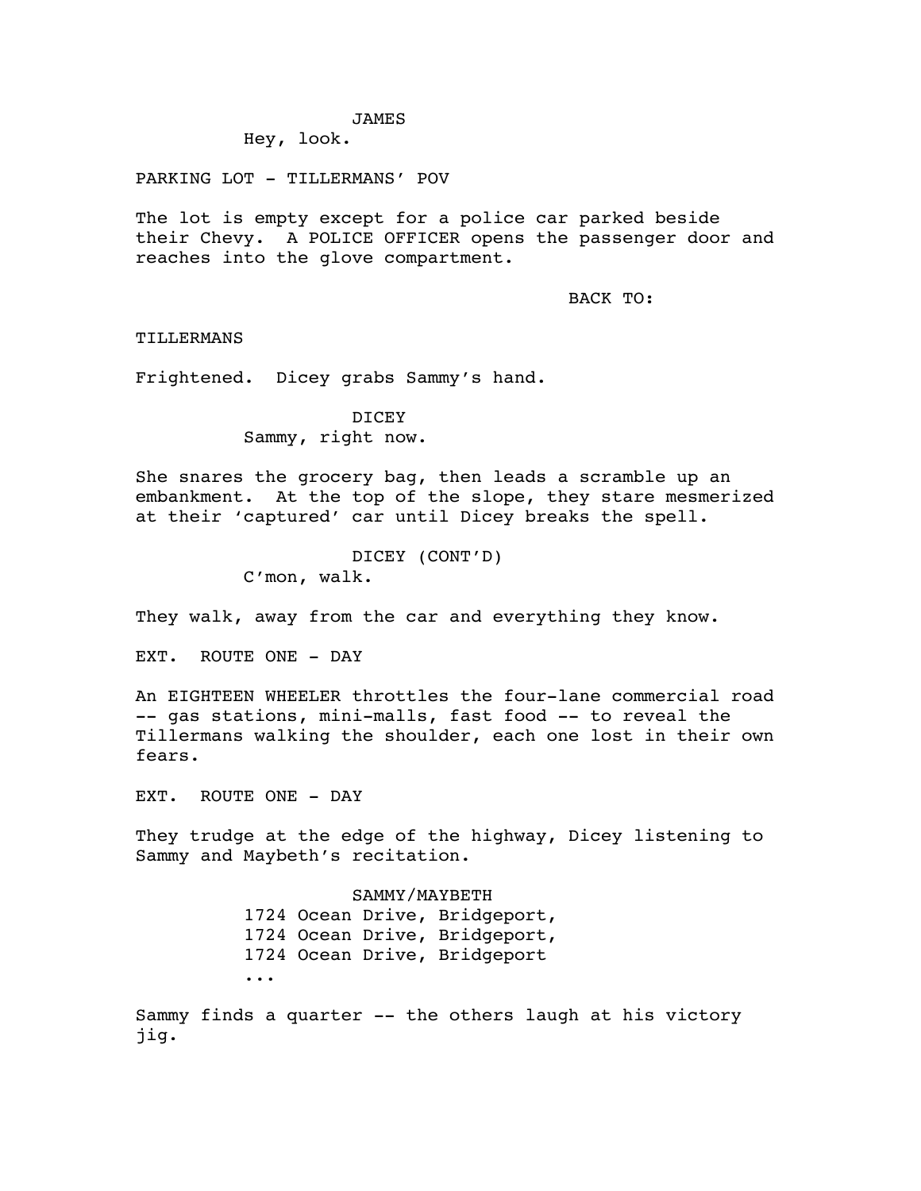JAMES
Hey, look.

PARKING LOT - TILLERMANS' POV

The lot is empty except for a police car parked beside their Chevy. A POLICE OFFICER opens the passenger door and reaches into the glove compartment.

BACK TO:

TILLERMANS

Frightened. Dicey grabs Sammy's hand.

DICEY
Sammy, right now.

She snares the grocery bag, then leads a scramble up an embankment. At the top of the slope, they stare mesmerized at their 'captured' car until Dicey breaks the spell.

DICEY (CONT'D)
C'mon, walk.

They walk, away from the car and everything they know.

EXT. ROUTE ONE - DAY

An EIGHTEEN WHEELER throttles the four-lane commercial road -- gas stations, mini-malls, fast food -- to reveal the Tillermans walking the shoulder, each one lost in their own fears.

EXT. ROUTE ONE - DAY

They trudge at the edge of the highway, Dicey listening to Sammy and Maybeth's recitation.

SAMMY/MAYBETH
1724 Ocean Drive, Bridgeport,
1724 Ocean Drive, Bridgeport,
1724 Ocean Drive, Bridgeport
...

Sammy finds a quarter -- the others laugh at his victory jig.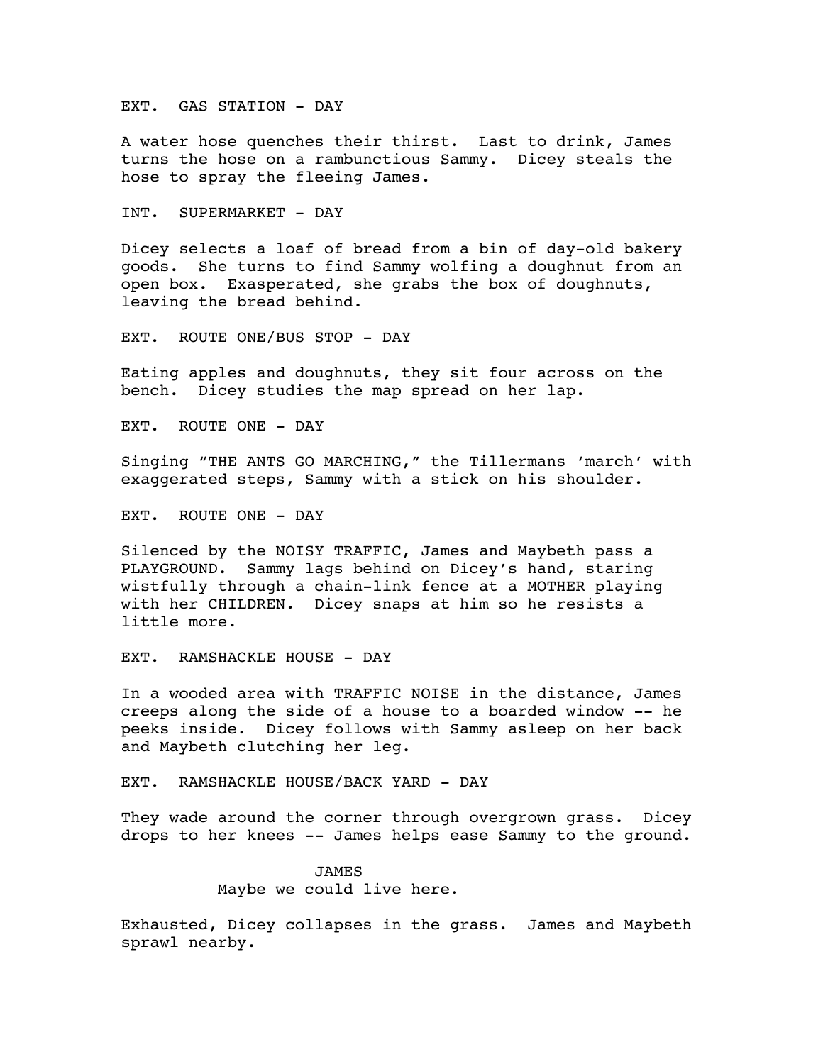EXT. GAS STATION - DAY

A water hose quenches their thirst. Last to drink, James turns the hose on a rambunctious Sammy. Dicey steals the hose to spray the fleeing James.

INT. SUPERMARKET - DAY

Dicey selects a loaf of bread from a bin of day-old bakery goods. She turns to find Sammy wolfing a doughnut from an open box. Exasperated, she grabs the box of doughnuts, leaving the bread behind.

EXT. ROUTE ONE/BUS STOP - DAY

Eating apples and doughnuts, they sit four across on the bench. Dicey studies the map spread on her lap.

EXT. ROUTE ONE - DAY

Singing "THE ANTS GO MARCHING," the Tillermans 'march' with exaggerated steps, Sammy with a stick on his shoulder.

EXT. ROUTE ONE - DAY

Silenced by the NOISY TRAFFIC, James and Maybeth pass a PLAYGROUND. Sammy lags behind on Dicey's hand, staring wistfully through a chain-link fence at a MOTHER playing with her CHILDREN. Dicey snaps at him so he resists a little more.

EXT. RAMSHACKLE HOUSE - DAY

In a wooded area with TRAFFIC NOISE in the distance, James creeps along the side of a house to a boarded window -- he peeks inside. Dicey follows with Sammy asleep on her back and Maybeth clutching her leg.

EXT. RAMSHACKLE HOUSE/BACK YARD - DAY

They wade around the corner through overgrown grass. Dicey drops to her knees -- James helps ease Sammy to the ground.

JAMES
Maybe we could live here.

Exhausted, Dicey collapses in the grass. James and Maybeth sprawl nearby.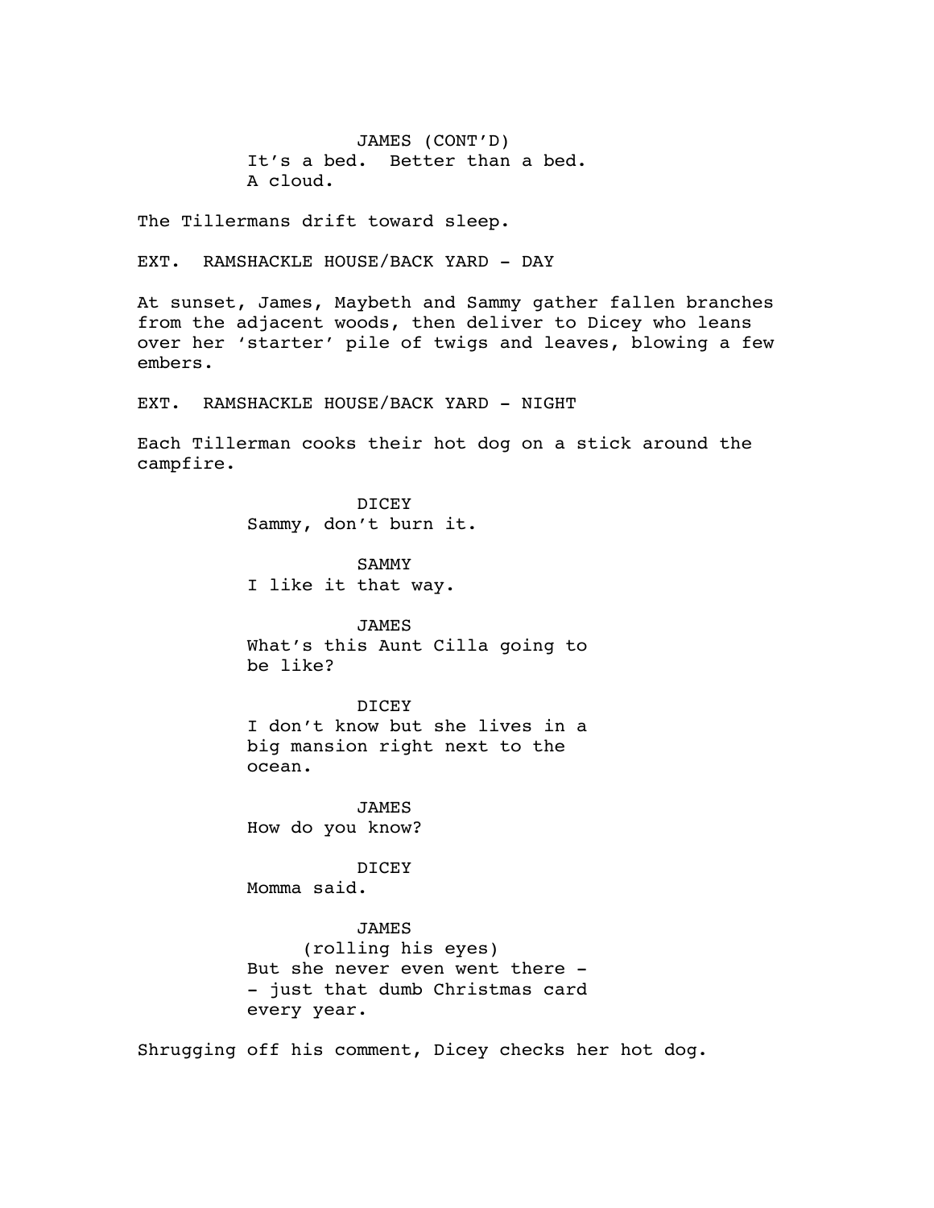JAMES (CONT'D)
It's a bed. Better than a bed.
A cloud.

The Tillermans drift toward sleep.

EXT. RAMSHACKLE HOUSE/BACK YARD - DAY

At sunset, James, Maybeth and Sammy gather fallen branches from the adjacent woods, then deliver to Dicey who leans over her 'starter' pile of twigs and leaves, blowing a few embers.

EXT. RAMSHACKLE HOUSE/BACK YARD - NIGHT

Each Tillerman cooks their hot dog on a stick around the campfire.

DICEY
Sammy, don't burn it.

SAMMY
I like it that way.

JAMES
What's this Aunt Cilla going to be like?

DICEY
I don't know but she lives in a big mansion right next to the ocean.

JAMES
How do you know?

DICEY
Momma said.

JAMES
(rolling his eyes)
But she never even went there -
- just that dumb Christmas card every year.

Shrugging off his comment, Dicey checks her hot dog.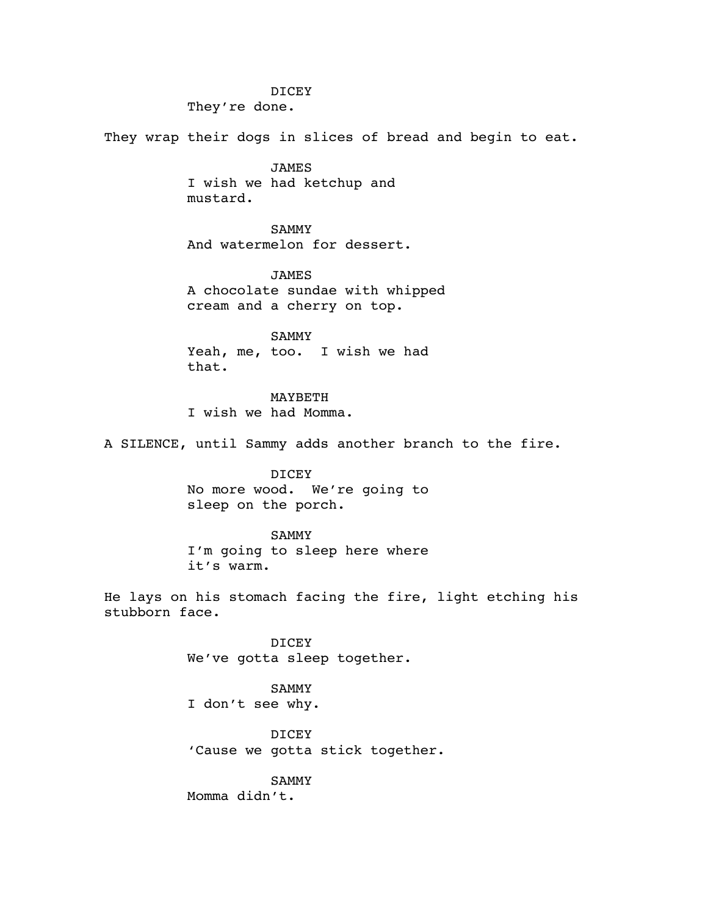DICEY
They're done.

They wrap their dogs in slices of bread and begin to eat.

JAMES
I wish we had ketchup and mustard.

SAMMY
And watermelon for dessert.

JAMES
A chocolate sundae with whipped cream and a cherry on top.

SAMMY
Yeah, me, too. I wish we had that.

MAYBETH
I wish we had Momma.

A SILENCE, until Sammy adds another branch to the fire.

DICEY
No more wood. We're going to sleep on the porch.

SAMMY
I'm going to sleep here where it's warm.

He lays on his stomach facing the fire, light etching his stubborn face.

DICEY
We've gotta sleep together.

SAMMY
I don't see why.

DICEY
'Cause we gotta stick together.

SAMMY
Momma didn't.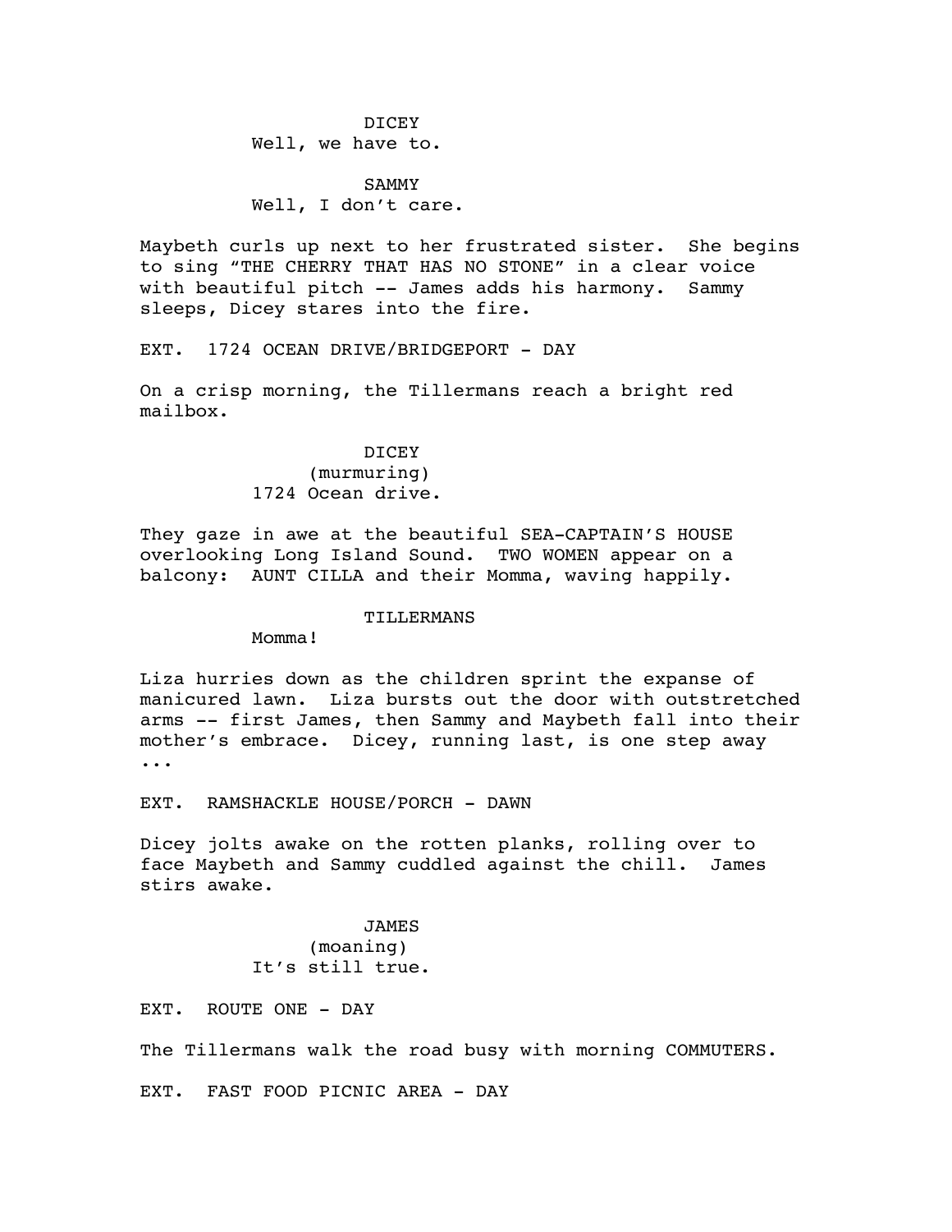DICEY
Well, we have to.

SAMMY
Well, I don't care.

Maybeth curls up next to her frustrated sister. She begins to sing "THE CHERRY THAT HAS NO STONE" in a clear voice with beautiful pitch -- James adds his harmony. Sammy sleeps, Dicey stares into the fire.

EXT. 1724 OCEAN DRIVE/BRIDGEPORT - DAY

On a crisp morning, the Tillermans reach a bright red mailbox.

DICEY
(murmuring)
1724 Ocean drive.

They gaze in awe at the beautiful SEA-CAPTAIN'S HOUSE overlooking Long Island Sound. TWO WOMEN appear on a balcony: AUNT CILLA and their Momma, waving happily.

TILLERMANS
Momma!

Liza hurries down as the children sprint the expanse of manicured lawn. Liza bursts out the door with outstretched arms -- first James, then Sammy and Maybeth fall into their mother's embrace. Dicey, running last, is one step away ...

EXT. RAMSHACKLE HOUSE/PORCH - DAWN

Dicey jolts awake on the rotten planks, rolling over to face Maybeth and Sammy cuddled against the chill. James stirs awake.

JAMES
(moaning)
It's still true.

EXT. ROUTE ONE - DAY

The Tillermans walk the road busy with morning COMMUTERS.

EXT. FAST FOOD PICNIC AREA - DAY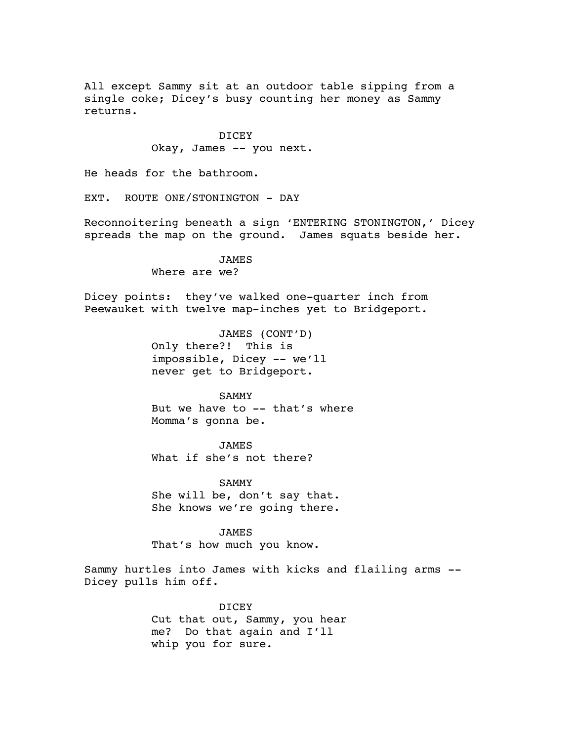All except Sammy sit at an outdoor table sipping from a single coke; Dicey's busy counting her money as Sammy returns.

DICEY
Okay, James -- you next.

He heads for the bathroom.

EXT. ROUTE ONE/STONINGTON - DAY

Reconnoitering beneath a sign 'ENTERING STONINGTON,' Dicey spreads the map on the ground. James squats beside her.

JAMES
Where are we?

Dicey points: they've walked one-quarter inch from Peewauket with twelve map-inches yet to Bridgeport.

JAMES (CONT'D)
Only there?! This is impossible, Dicey -- we'll never get to Bridgeport.

SAMMY
But we have to -- that's where Momma's gonna be.

JAMES
What if she's not there?

SAMMY
She will be, don't say that. She knows we're going there.

JAMES
That's how much you know.

Sammy hurtles into James with kicks and flailing arms -- Dicey pulls him off.

DICEY
Cut that out, Sammy, you hear me? Do that again and I'll whip you for sure.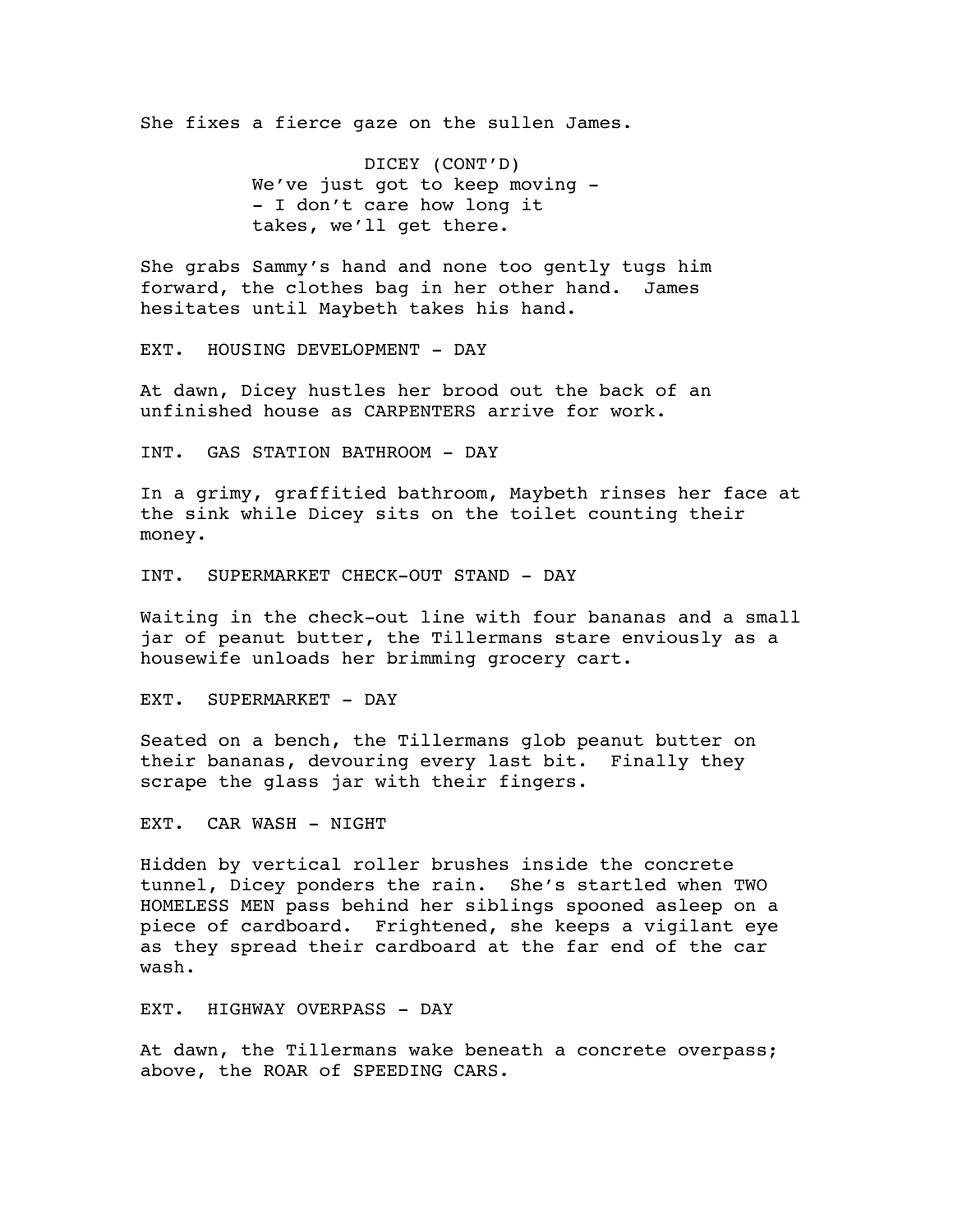She fixes a fierce gaze on the sullen James.

DICEY (CONT'D)
We've just got to keep moving -
- I don't care how long it
takes, we'll get there.

She grabs Sammy's hand and none too gently tugs him forward, the clothes bag in her other hand. James hesitates until Maybeth takes his hand.

EXT. HOUSING DEVELOPMENT - DAY

At dawn, Dicey hustles her brood out the back of an unfinished house as CARPENTERS arrive for work.

INT. GAS STATION BATHROOM - DAY

In a grimy, graffitied bathroom, Maybeth rinses her face at the sink while Dicey sits on the toilet counting their money.

INT. SUPERMARKET CHECK-OUT STAND - DAY

Waiting in the check-out line with four bananas and a small jar of peanut butter, the Tillermans stare enviously as a housewife unloads her brimming grocery cart.

EXT. SUPERMARKET - DAY

Seated on a bench, the Tillermans glob peanut butter on their bananas, devouring every last bit. Finally they scrape the glass jar with their fingers.

EXT. CAR WASH - NIGHT

Hidden by vertical roller brushes inside the concrete tunnel, Dicey ponders the rain. She's startled when TWO HOMELESS MEN pass behind her siblings spooned asleep on a piece of cardboard. Frightened, she keeps a vigilant eye as they spread their cardboard at the far end of the car wash.

EXT. HIGHWAY OVERPASS - DAY

At dawn, the Tillermans wake beneath a concrete overpass; above, the ROAR of SPEEDING CARS.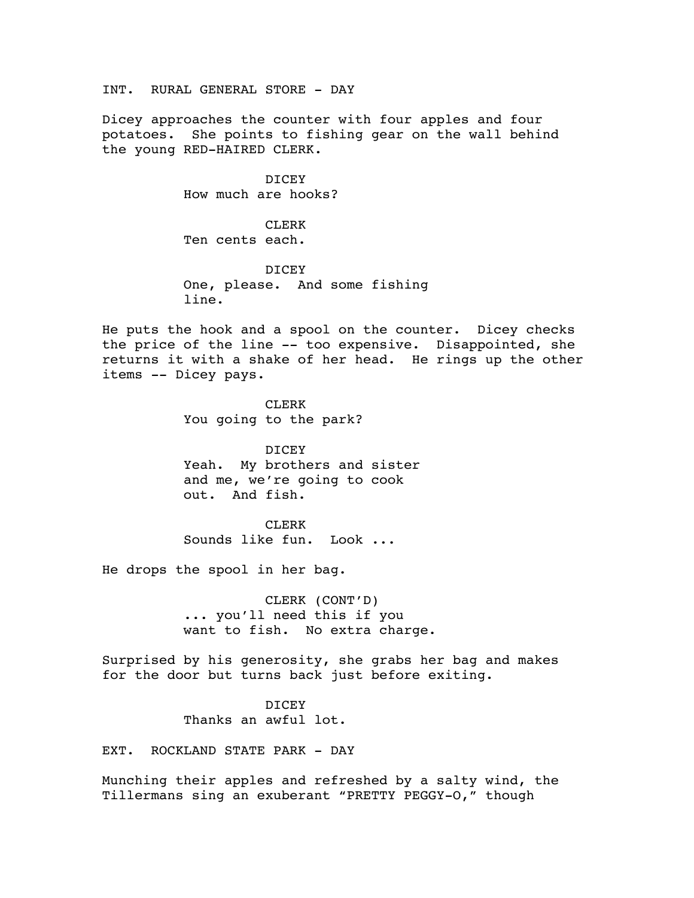INT. RURAL GENERAL STORE - DAY

Dicey approaches the counter with four apples and four potatoes. She points to fishing gear on the wall behind the young RED-HAIRED CLERK.

DICEY
How much are hooks?

CLERK
Ten cents each.

DICEY
One, please. And some fishing line.

He puts the hook and a spool on the counter. Dicey checks the price of the line -- too expensive. Disappointed, she returns it with a shake of her head. He rings up the other items -- Dicey pays.

CLERK
You going to the park?

DICEY
Yeah. My brothers and sister and me, we're going to cook out. And fish.

CLERK
Sounds like fun. Look ...

He drops the spool in her bag.

CLERK (CONT'D)
... you'll need this if you want to fish. No extra charge.

Surprised by his generosity, she grabs her bag and makes for the door but turns back just before exiting.

DICEY
Thanks an awful lot.

EXT. ROCKLAND STATE PARK - DAY

Munching their apples and refreshed by a salty wind, the Tillermans sing an exuberant "PRETTY PEGGY-O," though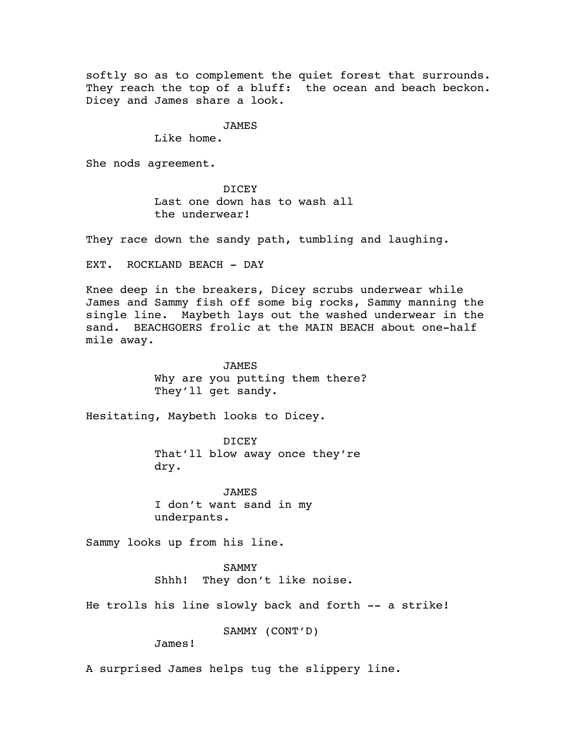softly so as to complement the quiet forest that surrounds. They reach the top of a bluff: the ocean and beach beckon. Dicey and James share a look.

JAMES
Like home.

She nods agreement.

DICEY
Last one down has to wash all the underwear!

They race down the sandy path, tumbling and laughing.

EXT. ROCKLAND BEACH - DAY

Knee deep in the breakers, Dicey scrubs underwear while James and Sammy fish off some big rocks, Sammy manning the single line. Maybeth lays out the washed underwear in the sand. BEACHGOERS frolic at the MAIN BEACH about one-half mile away.

JAMES
Why are you putting them there? They'll get sandy.

Hesitating, Maybeth looks to Dicey.

DICEY
That'll blow away once they're dry.

JAMES
I don't want sand in my underpants.

Sammy looks up from his line.

SAMMY
Shhh! They don't like noise.

He trolls his line slowly back and forth -- a strike!

SAMMY (CONT'D)
James!

A surprised James helps tug the slippery line.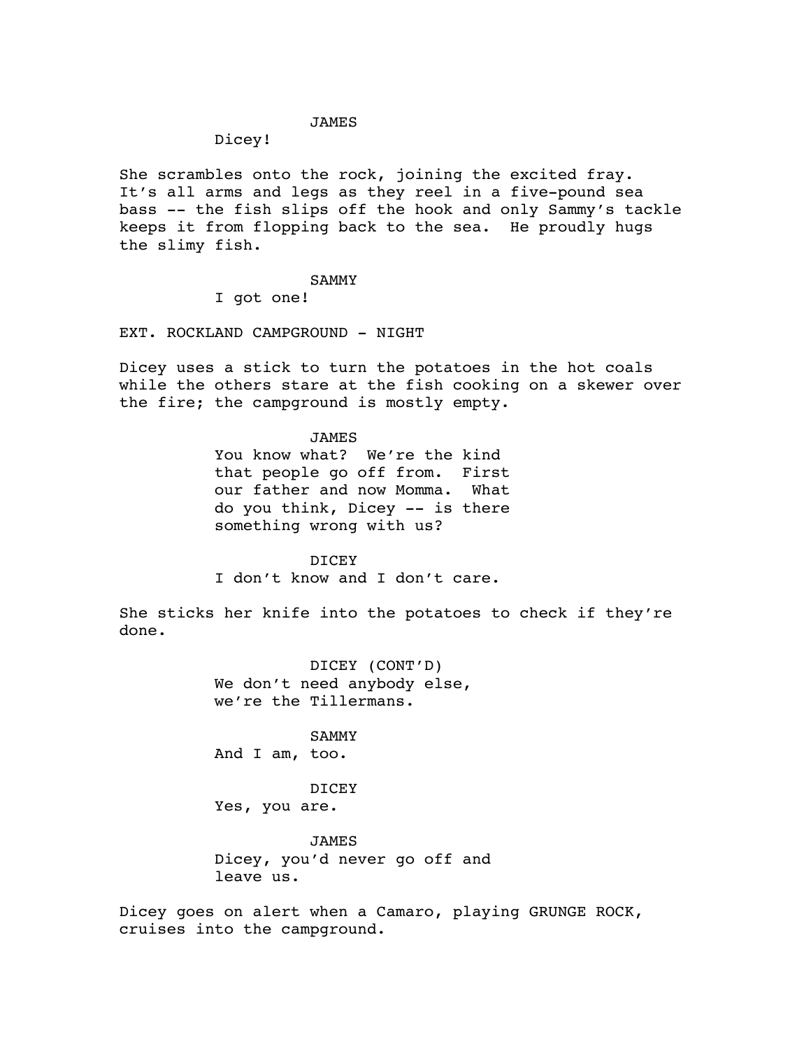JAMES

Dicey!

She scrambles onto the rock, joining the excited fray. It's all arms and legs as they reel in a five-pound sea bass -- the fish slips off the hook and only Sammy's tackle keeps it from flopping back to the sea. He proudly hugs the slimy fish.

SAMMY

I got one!

EXT. ROCKLAND CAMPGROUND - NIGHT

Dicey uses a stick to turn the potatoes in the hot coals while the others stare at the fish cooking on a skewer over the fire; the campground is mostly empty.

JAMES

You know what? We're the kind that people go off from. First our father and now Momma. What do you think, Dicey -- is there something wrong with us?

DICEY

I don't know and I don't care.

She sticks her knife into the potatoes to check if they're done.

DICEY (CONT'D)

We don't need anybody else, we're the Tillermans.

SAMMY

And I am, too.

DICEY

Yes, you are.

JAMES

Dicey, you'd never go off and leave us.

Dicey goes on alert when a Camaro, playing GRUNGE ROCK, cruises into the campground.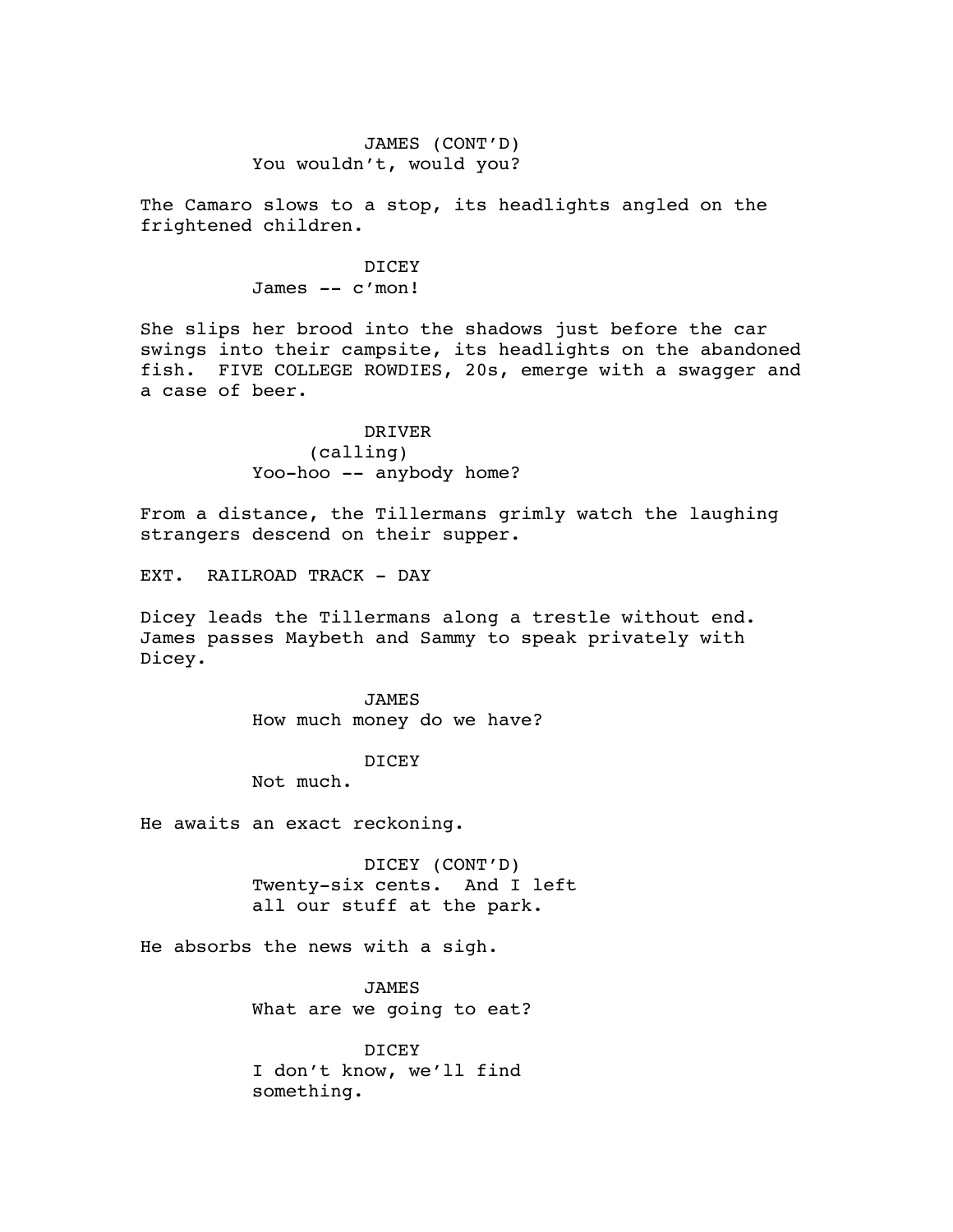JAMES (CONT'D)
You wouldn't, would you?

The Camaro slows to a stop, its headlights angled on the frightened children.

DICEY
James -- c'mon!

She slips her brood into the shadows just before the car swings into their campsite, its headlights on the abandoned fish. FIVE COLLEGE ROWDIES, 20s, emerge with a swagger and a case of beer.

DRIVER
(calling)
Yoo-hoo -- anybody home?

From a distance, the Tillermans grimly watch the laughing strangers descend on their supper.

EXT. RAILROAD TRACK - DAY

Dicey leads the Tillermans along a trestle without end. James passes Maybeth and Sammy to speak privately with Dicey.

JAMES
How much money do we have?

DICEY
Not much.

He awaits an exact reckoning.

DICEY (CONT'D)
Twenty-six cents. And I left all our stuff at the park.

He absorbs the news with a sigh.

JAMES
What are we going to eat?

DICEY
I don't know, we'll find something.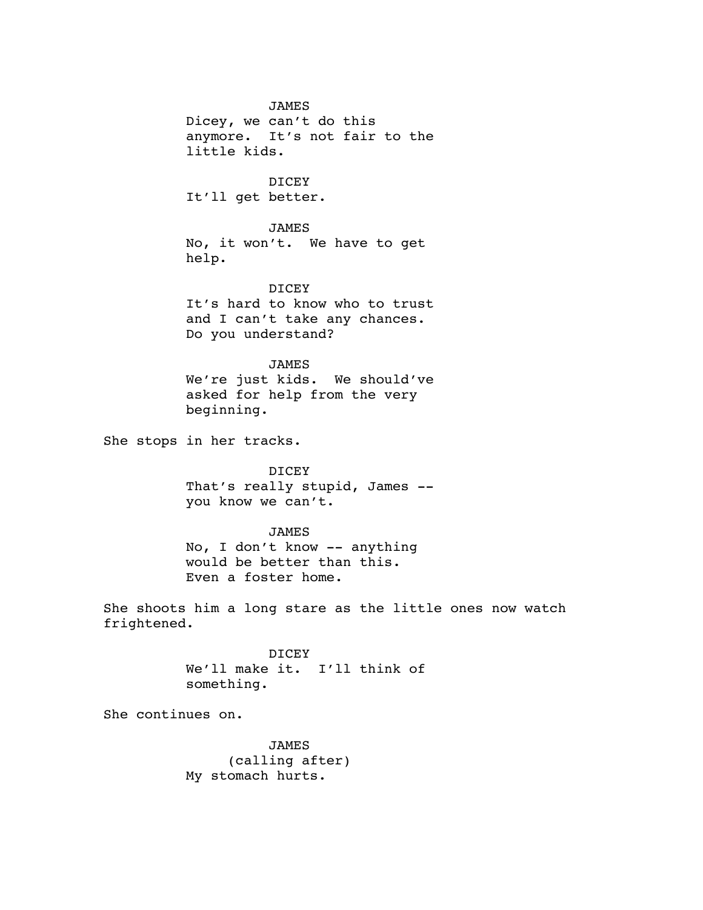JAMES

Dicey, we can't do this anymore. It's not fair to the little kids.

DICEY

It'll get better.

JAMES

No, it won't. We have to get help.

DICEY

It's hard to know who to trust and I can't take any chances. Do you understand?

JAMES

We're just kids. We should've asked for help from the very beginning.

She stops in her tracks.

DICEY

That's really stupid, James -- you know we can't.

JAMES

No, I don't know -- anything would be better than this. Even a foster home.

She shoots him a long stare as the little ones now watch frightened.

DICEY

We'll make it. I'll think of something.

She continues on.

JAMES

(calling after)

My stomach hurts.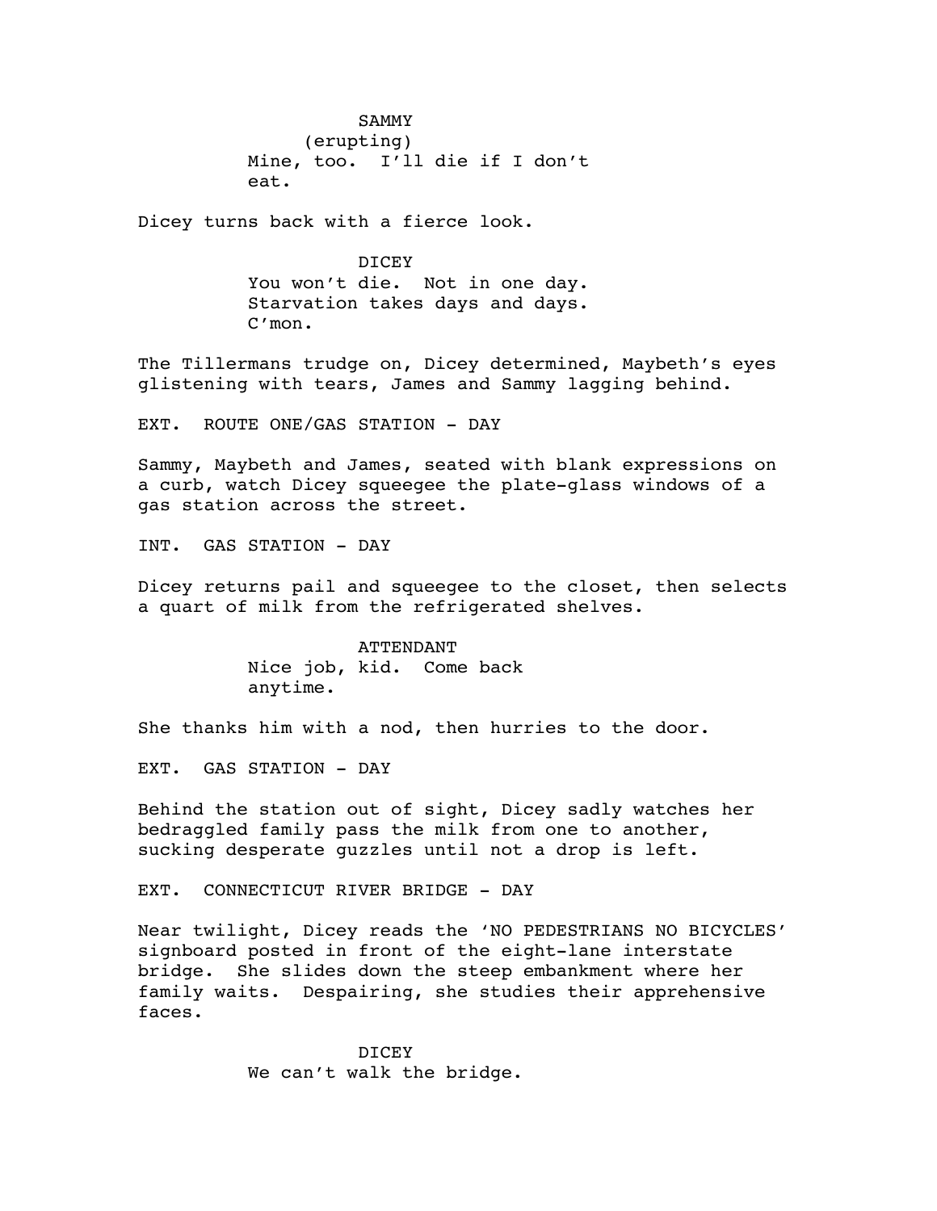SAMMY
(erupting)
Mine, too. I'll die if I don't eat.

Dicey turns back with a fierce look.

DICEY
You won't die. Not in one day. Starvation takes days and days. C'mon.

The Tillermans trudge on, Dicey determined, Maybeth's eyes glistening with tears, James and Sammy lagging behind.

EXT. ROUTE ONE/GAS STATION - DAY

Sammy, Maybeth and James, seated with blank expressions on a curb, watch Dicey squeegee the plate-glass windows of a gas station across the street.

INT. GAS STATION - DAY

Dicey returns pail and squeegee to the closet, then selects a quart of milk from the refrigerated shelves.

ATTENDANT
Nice job, kid. Come back anytime.

She thanks him with a nod, then hurries to the door.

EXT. GAS STATION - DAY

Behind the station out of sight, Dicey sadly watches her bedraggled family pass the milk from one to another, sucking desperate guzzles until not a drop is left.

EXT. CONNECTICUT RIVER BRIDGE - DAY

Near twilight, Dicey reads the 'NO PEDESTRIANS NO BICYCLES' signboard posted in front of the eight-lane interstate bridge. She slides down the steep embankment where her family waits. Despairing, she studies their apprehensive faces.

DICEY
We can't walk the bridge.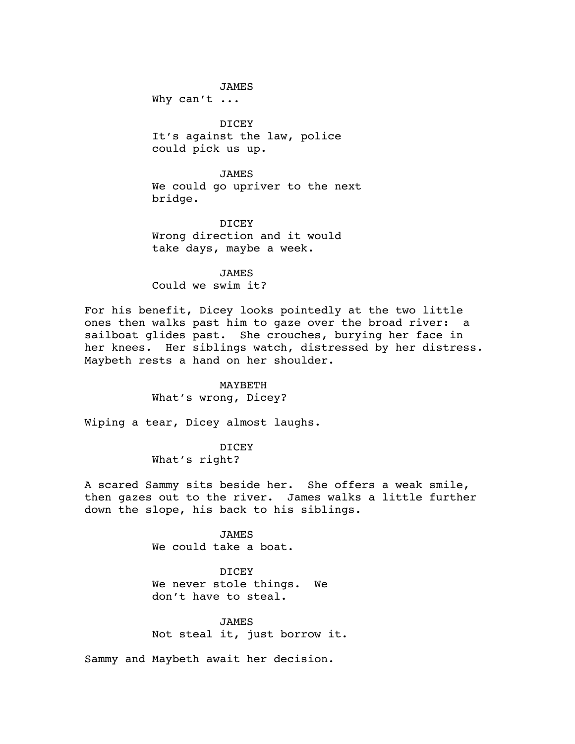JAMES
Why can't ...

DICEY
It's against the law, police could pick us up.

JAMES
We could go upriver to the next bridge.

DICEY
Wrong direction and it would take days, maybe a week.

JAMES
Could we swim it?

For his benefit, Dicey looks pointedly at the two little ones then walks past him to gaze over the broad river:  a sailboat glides past.  She crouches, burying her face in her knees.  Her siblings watch, distressed by her distress. Maybeth rests a hand on her shoulder.

MAYBETH
What's wrong, Dicey?

Wiping a tear, Dicey almost laughs.

DICEY
What's right?

A scared Sammy sits beside her.  She offers a weak smile, then gazes out to the river.  James walks a little further down the slope, his back to his siblings.

JAMES
We could take a boat.

DICEY
We never stole things.  We don't have to steal.

JAMES
Not steal it, just borrow it.

Sammy and Maybeth await her decision.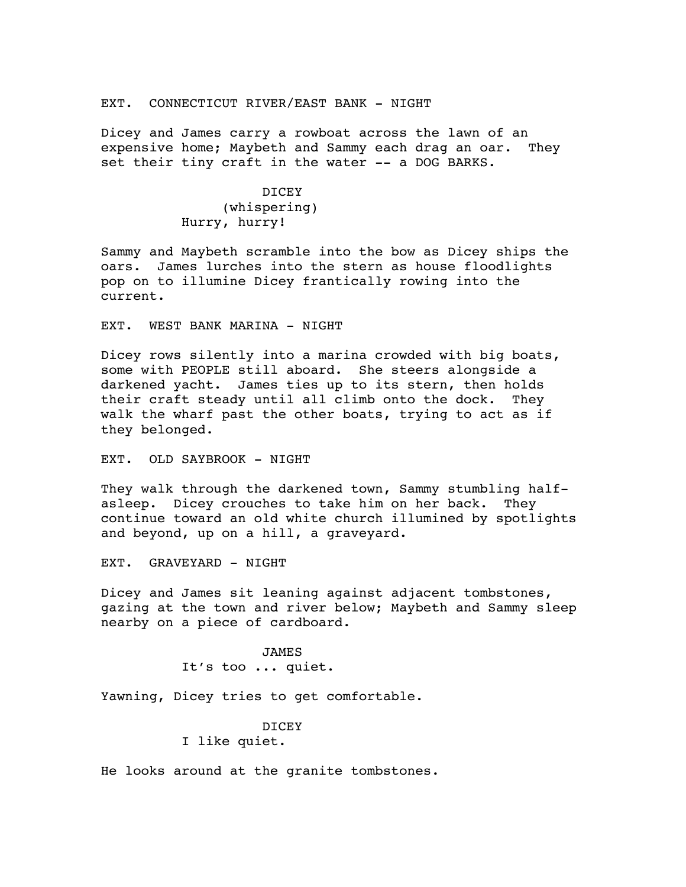EXT. CONNECTICUT RIVER/EAST BANK - NIGHT

Dicey and James carry a rowboat across the lawn of an expensive home; Maybeth and Sammy each drag an oar. They set their tiny craft in the water -- a DOG BARKS.

DICEY
(whispering)
Hurry, hurry!

Sammy and Maybeth scramble into the bow as Dicey ships the oars. James lurches into the stern as house floodlights pop on to illumine Dicey frantically rowing into the current.

EXT. WEST BANK MARINA - NIGHT

Dicey rows silently into a marina crowded with big boats, some with PEOPLE still aboard. She steers alongside a darkened yacht. James ties up to its stern, then holds their craft steady until all climb onto the dock. They walk the wharf past the other boats, trying to act as if they belonged.

EXT. OLD SAYBROOK - NIGHT

They walk through the darkened town, Sammy stumbling half-asleep. Dicey crouches to take him on her back. They continue toward an old white church illumined by spotlights and beyond, up on a hill, a graveyard.

EXT. GRAVEYARD - NIGHT

Dicey and James sit leaning against adjacent tombstones, gazing at the town and river below; Maybeth and Sammy sleep nearby on a piece of cardboard.

JAMES
It's too ... quiet.

Yawning, Dicey tries to get comfortable.

DICEY
I like quiet.

He looks around at the granite tombstones.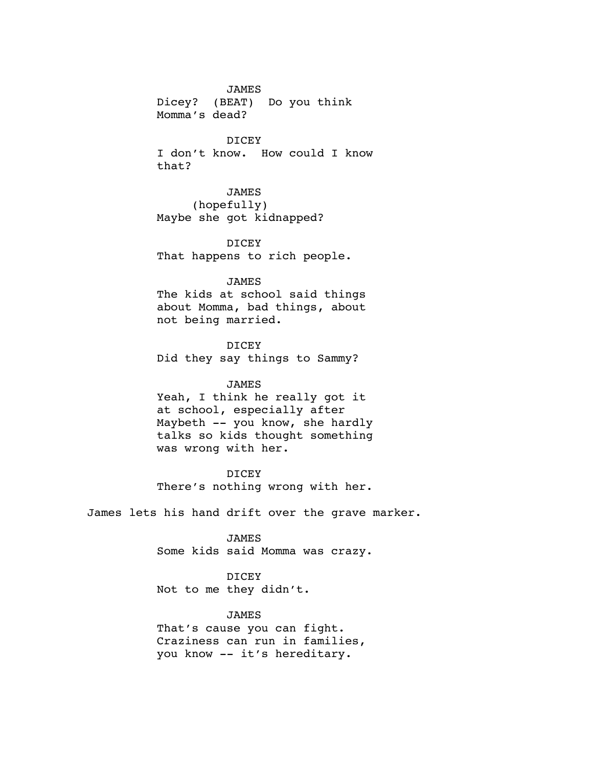JAMES
Dicey? (BEAT) Do you think Momma's dead?

DICEY
I don't know. How could I know that?

JAMES
(hopefully)
Maybe she got kidnapped?

DICEY
That happens to rich people.

JAMES
The kids at school said things about Momma, bad things, about not being married.

DICEY
Did they say things to Sammy?

JAMES
Yeah, I think he really got it at school, especially after Maybeth -- you know, she hardly talks so kids thought something was wrong with her.

DICEY
There's nothing wrong with her.

James lets his hand drift over the grave marker.

JAMES
Some kids said Momma was crazy.

DICEY
Not to me they didn't.

JAMES
That's cause you can fight. Craziness can run in families, you know -- it's hereditary.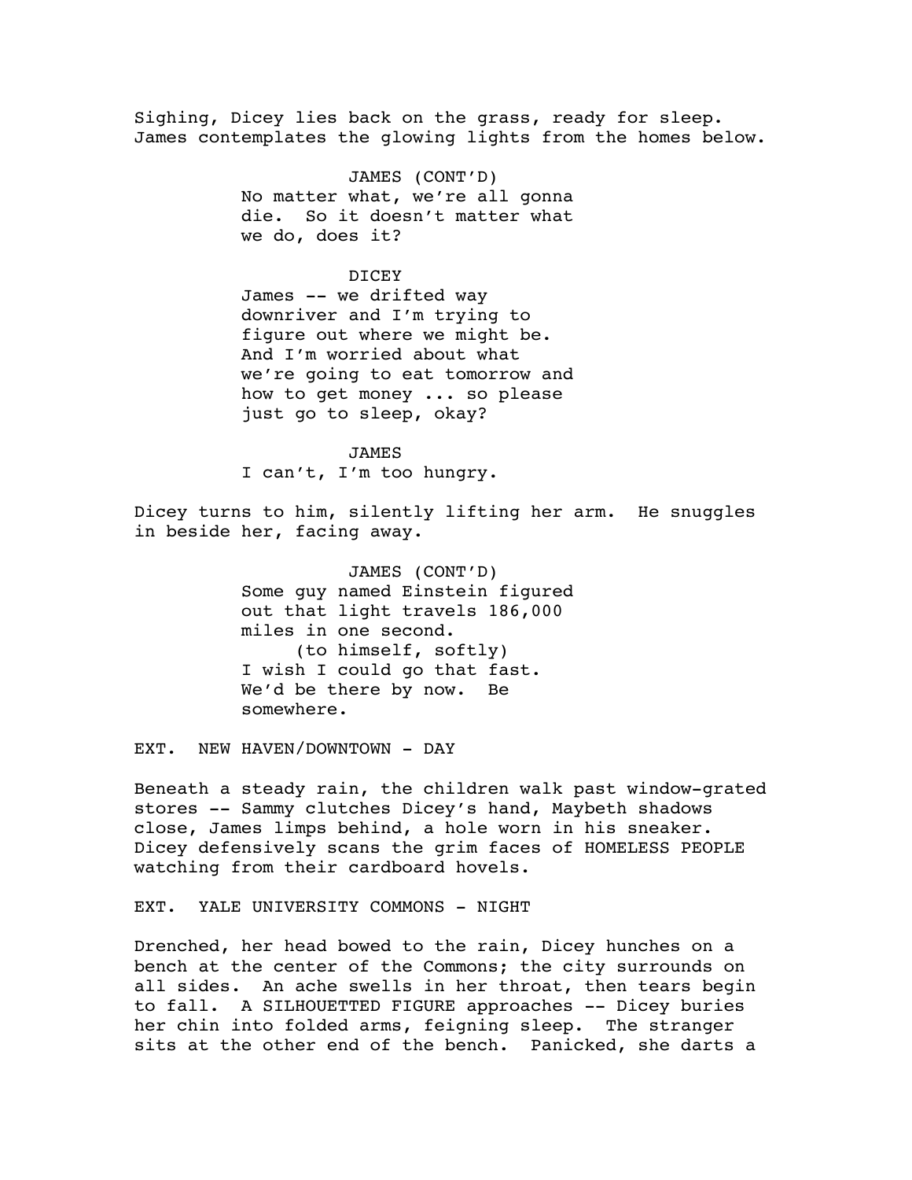Sighing, Dicey lies back on the grass, ready for sleep. James contemplates the glowing lights from the homes below.

JAMES (CONT'D)
No matter what, we're all gonna die. So it doesn't matter what we do, does it?

DICEY
James -- we drifted way downriver and I'm trying to figure out where we might be. And I'm worried about what we're going to eat tomorrow and how to get money ... so please just go to sleep, okay?

JAMES
I can't, I'm too hungry.

Dicey turns to him, silently lifting her arm. He snuggles in beside her, facing away.

JAMES (CONT'D)
Some guy named Einstein figured out that light travels 186,000 miles in one second.
(to himself, softly)
I wish I could go that fast. We'd be there by now. Be somewhere.

EXT. NEW HAVEN/DOWNTOWN - DAY

Beneath a steady rain, the children walk past window-grated stores -- Sammy clutches Dicey's hand, Maybeth shadows close, James limps behind, a hole worn in his sneaker. Dicey defensively scans the grim faces of HOMELESS PEOPLE watching from their cardboard hovels.

EXT. YALE UNIVERSITY COMMONS - NIGHT

Drenched, her head bowed to the rain, Dicey hunches on a bench at the center of the Commons; the city surrounds on all sides. An ache swells in her throat, then tears begin to fall. A SILHOUETTED FIGURE approaches -- Dicey buries her chin into folded arms, feigning sleep. The stranger sits at the other end of the bench. Panicked, she darts a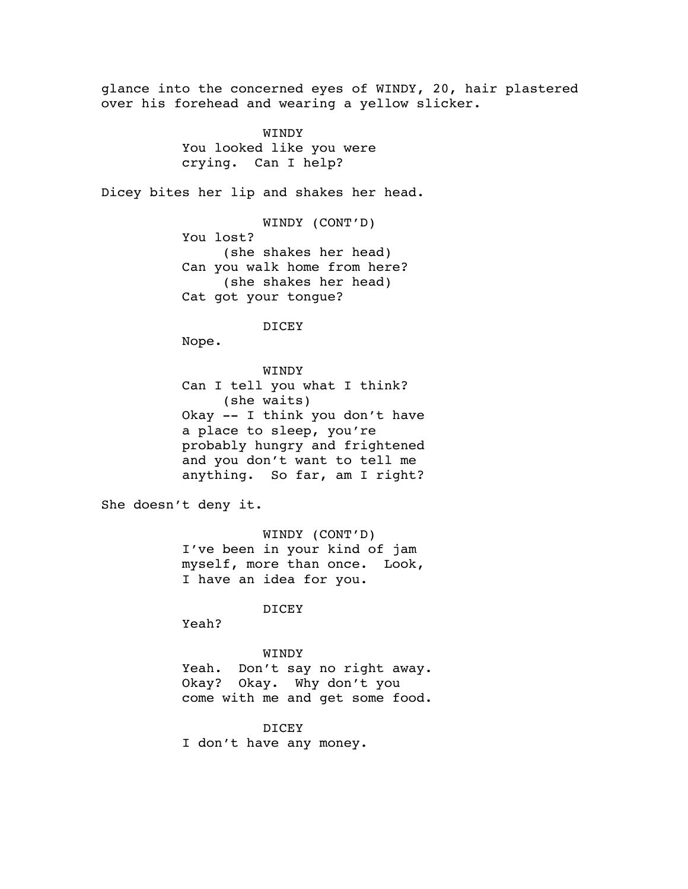glance into the concerned eyes of WINDY, 20, hair plastered over his forehead and wearing a yellow slicker.

WINDY
You looked like you were crying. Can I help?

Dicey bites her lip and shakes her head.

WINDY (CONT'D)
You lost?
(she shakes her head)
Can you walk home from here?
(she shakes her head)
Cat got your tongue?

DICEY
Nope.

WINDY
Can I tell you what I think?
(she waits)
Okay -- I think you don't have a place to sleep, you're probably hungry and frightened and you don't want to tell me anything. So far, am I right?

She doesn't deny it.

WINDY (CONT'D)
I've been in your kind of jam myself, more than once. Look, I have an idea for you.

DICEY
Yeah?

WINDY
Yeah. Don't say no right away. Okay? Okay. Why don't you come with me and get some food.

DICEY
I don't have any money.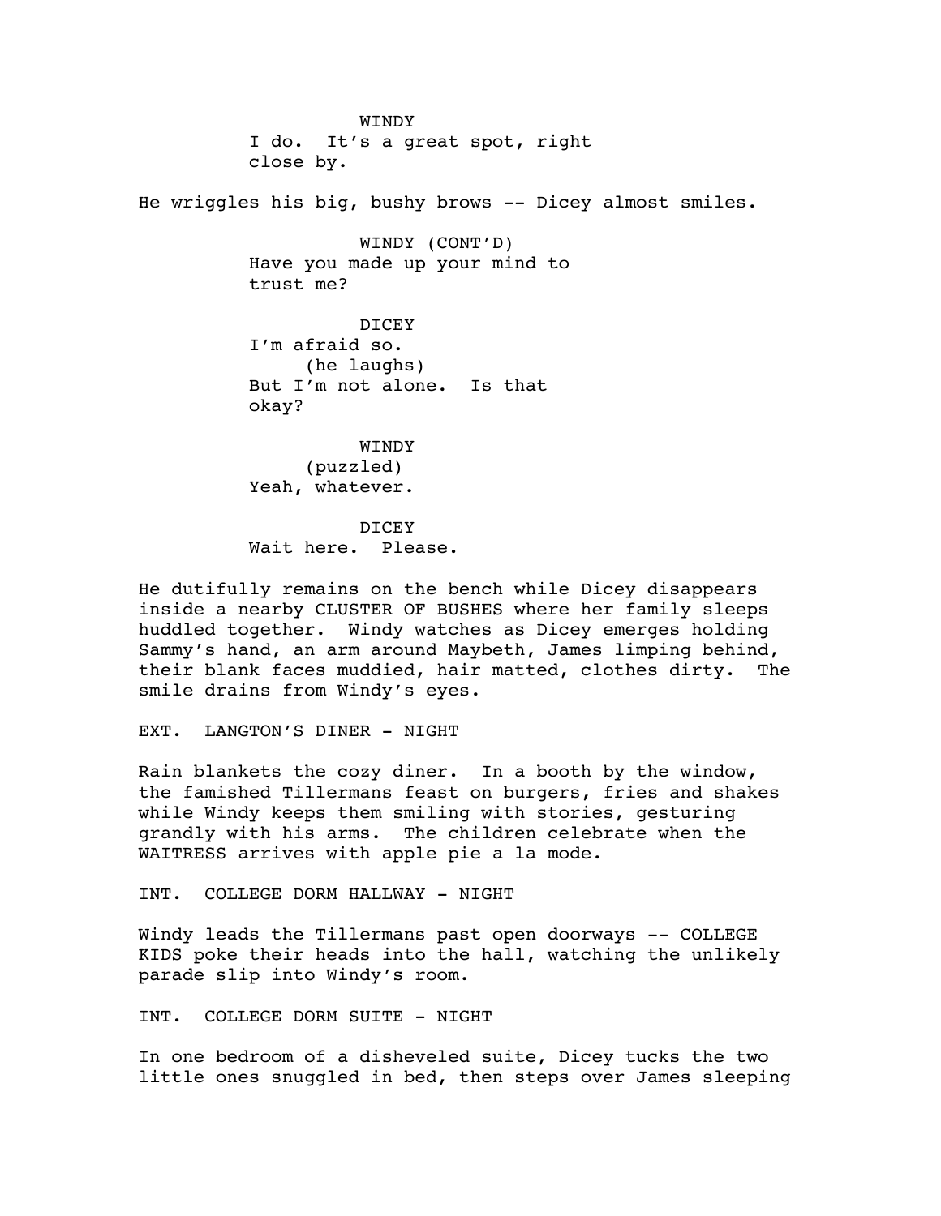WINDY
I do. It's a great spot, right close by.

He wriggles his big, bushy brows -- Dicey almost smiles.

WINDY (CONT'D)
Have you made up your mind to trust me?

DICEY
I'm afraid so.
(he laughs)
But I'm not alone. Is that okay?

WINDY
(puzzled)
Yeah, whatever.

DICEY
Wait here. Please.

He dutifully remains on the bench while Dicey disappears inside a nearby CLUSTER OF BUSHES where her family sleeps huddled together. Windy watches as Dicey emerges holding Sammy's hand, an arm around Maybeth, James limping behind, their blank faces muddied, hair matted, clothes dirty. The smile drains from Windy's eyes.

EXT. LANGTON'S DINER - NIGHT

Rain blankets the cozy diner. In a booth by the window, the famished Tillermans feast on burgers, fries and shakes while Windy keeps them smiling with stories, gesturing grandly with his arms. The children celebrate when the WAITRESS arrives with apple pie a la mode.

INT. COLLEGE DORM HALLWAY - NIGHT

Windy leads the Tillermans past open doorways -- COLLEGE KIDS poke their heads into the hall, watching the unlikely parade slip into Windy's room.

INT. COLLEGE DORM SUITE - NIGHT

In one bedroom of a disheveled suite, Dicey tucks the two little ones snuggled in bed, then steps over James sleeping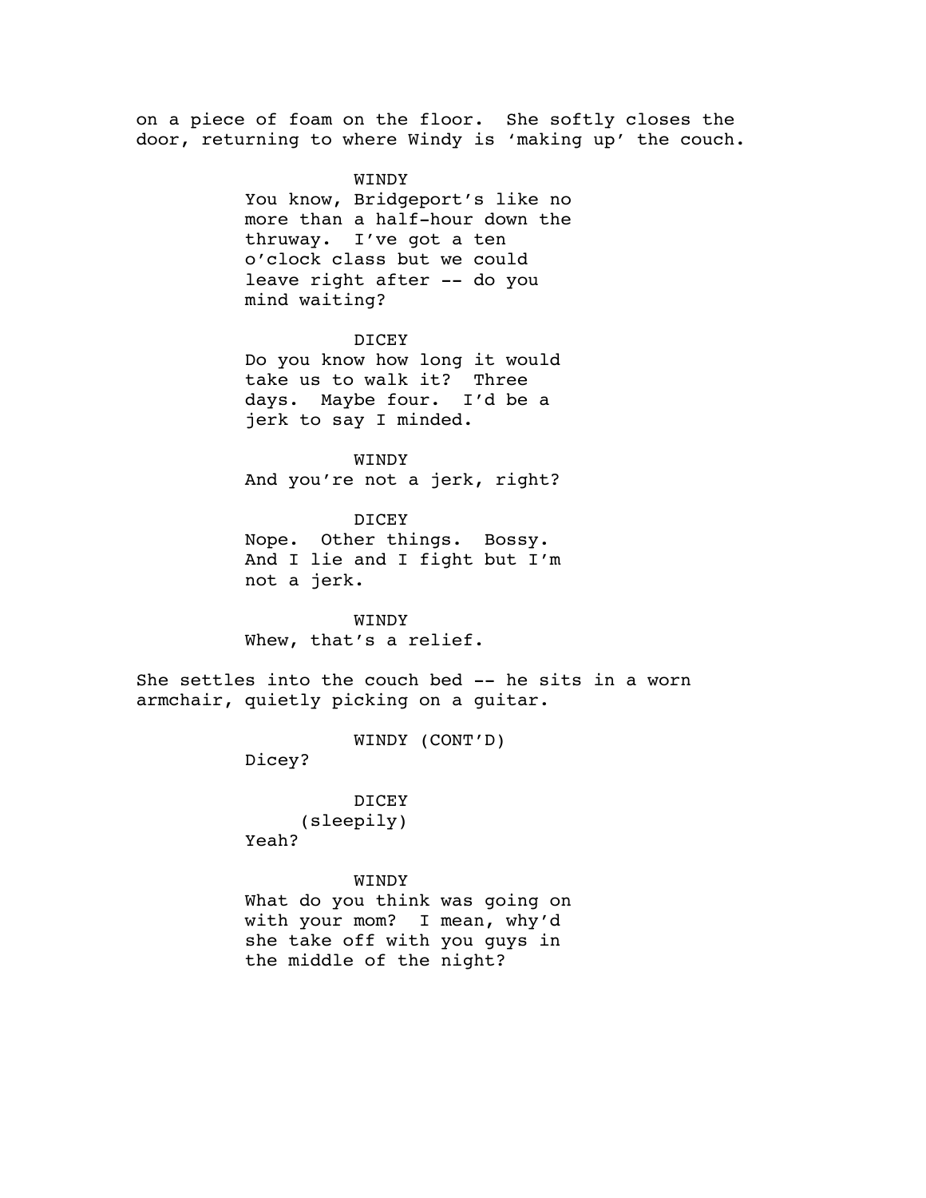on a piece of foam on the floor. She softly closes the door, returning to where Windy is 'making up' the couch.

WINDY
You know, Bridgeport's like no more than a half-hour down the thruway. I've got a ten o'clock class but we could leave right after -- do you mind waiting?

DICEY
Do you know how long it would take us to walk it? Three days. Maybe four. I'd be a jerk to say I minded.

WINDY
And you're not a jerk, right?

DICEY
Nope. Other things. Bossy. And I lie and I fight but I'm not a jerk.

WINDY
Whew, that's a relief.

She settles into the couch bed -- he sits in a worn armchair, quietly picking on a guitar.

WINDY (CONT'D)
Dicey?

DICEY
(sleepily)
Yeah?

WINDY
What do you think was going on with your mom? I mean, why'd she take off with you guys in the middle of the night?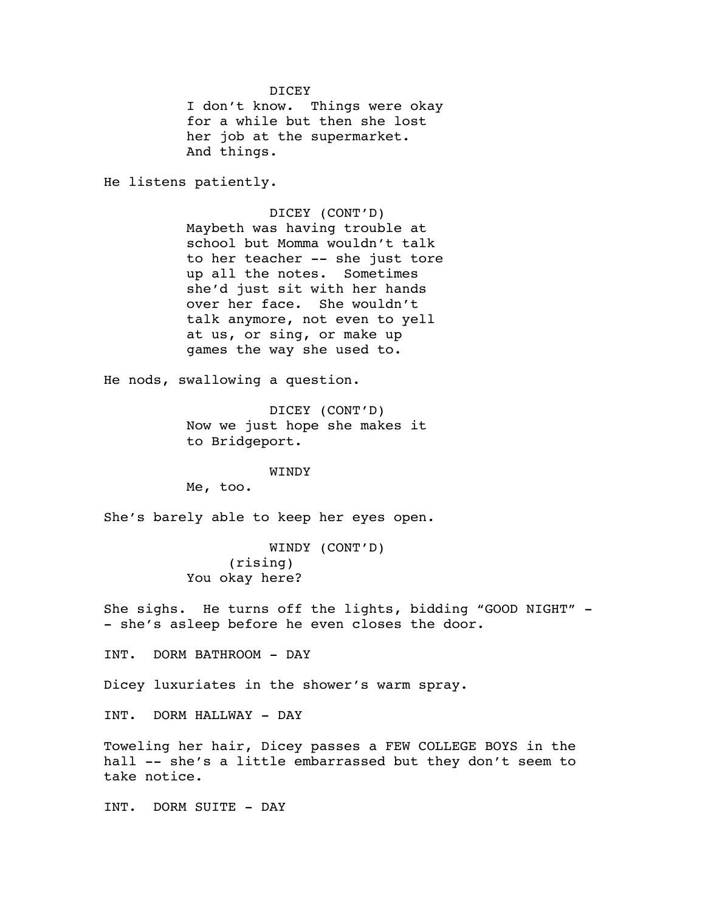DICEY

I don't know. Things were okay for a while but then she lost her job at the supermarket. And things.

He listens patiently.

DICEY (CONT'D)

Maybeth was having trouble at school but Momma wouldn't talk to her teacher -- she just tore up all the notes. Sometimes she'd just sit with her hands over her face. She wouldn't talk anymore, not even to yell at us, or sing, or make up games the way she used to.

He nods, swallowing a question.

DICEY (CONT'D)

Now we just hope she makes it to Bridgeport.

WINDY

Me, too.

She's barely able to keep her eyes open.

WINDY (CONT'D)

(rising)

You okay here?

She sighs. He turns off the lights, bidding "GOOD NIGHT" -- she's asleep before he even closes the door.

INT. DORM BATHROOM - DAY

Dicey luxuriates in the shower's warm spray.

INT. DORM HALLWAY - DAY

Toweling her hair, Dicey passes a FEW COLLEGE BOYS in the hall -- she's a little embarrassed but they don't seem to take notice.

INT. DORM SUITE - DAY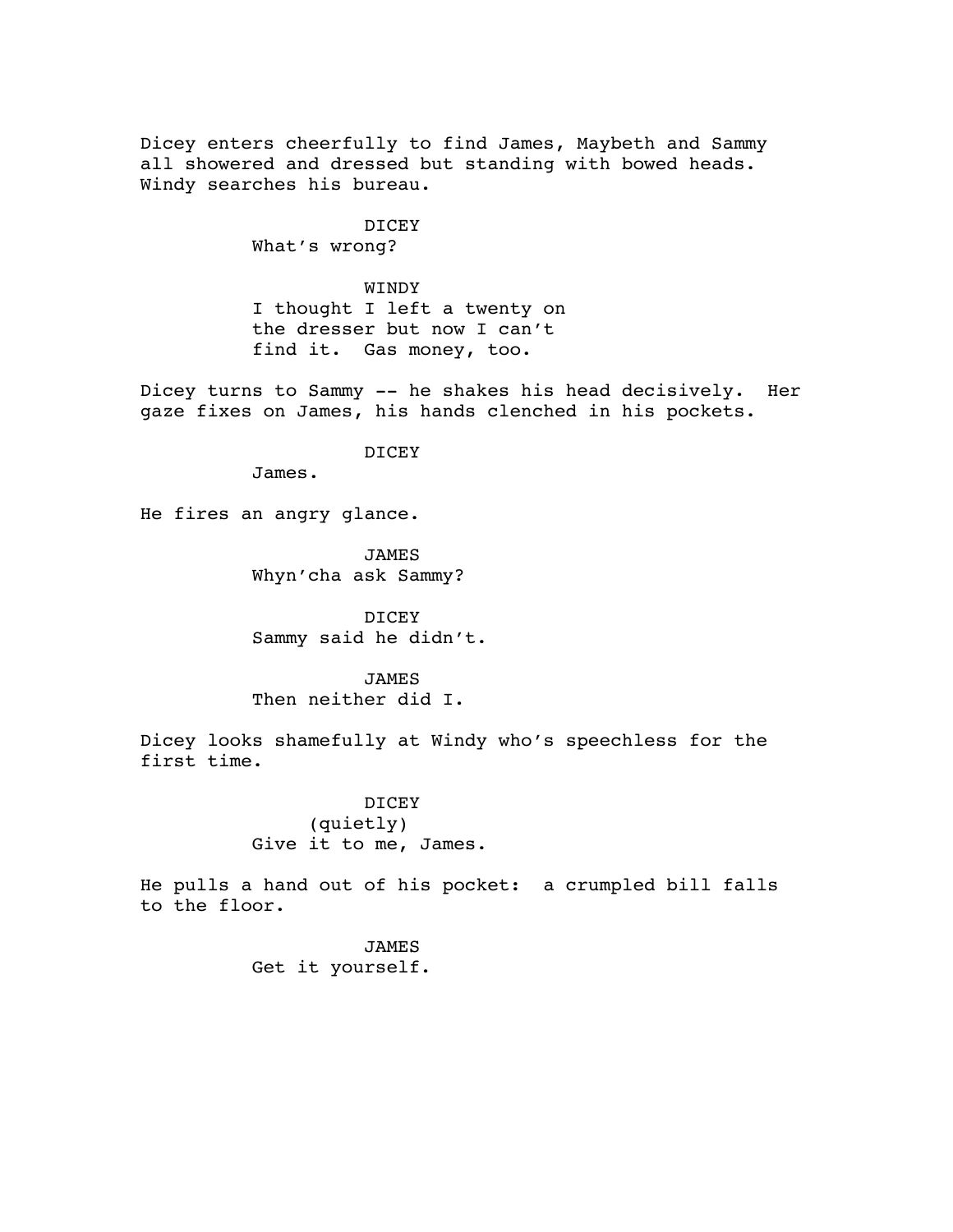Dicey enters cheerfully to find James, Maybeth and Sammy all showered and dressed but standing with bowed heads. Windy searches his bureau.

DICEY
What's wrong?

WINDY
I thought I left a twenty on the dresser but now I can't find it. Gas money, too.

Dicey turns to Sammy -- he shakes his head decisively. Her gaze fixes on James, his hands clenched in his pockets.

DICEY
James.

He fires an angry glance.

JAMES
Whyn'cha ask Sammy?

DICEY
Sammy said he didn't.

JAMES
Then neither did I.

Dicey looks shamefully at Windy who's speechless for the first time.

DICEY
(quietly)
Give it to me, James.

He pulls a hand out of his pocket: a crumpled bill falls to the floor.

JAMES
Get it yourself.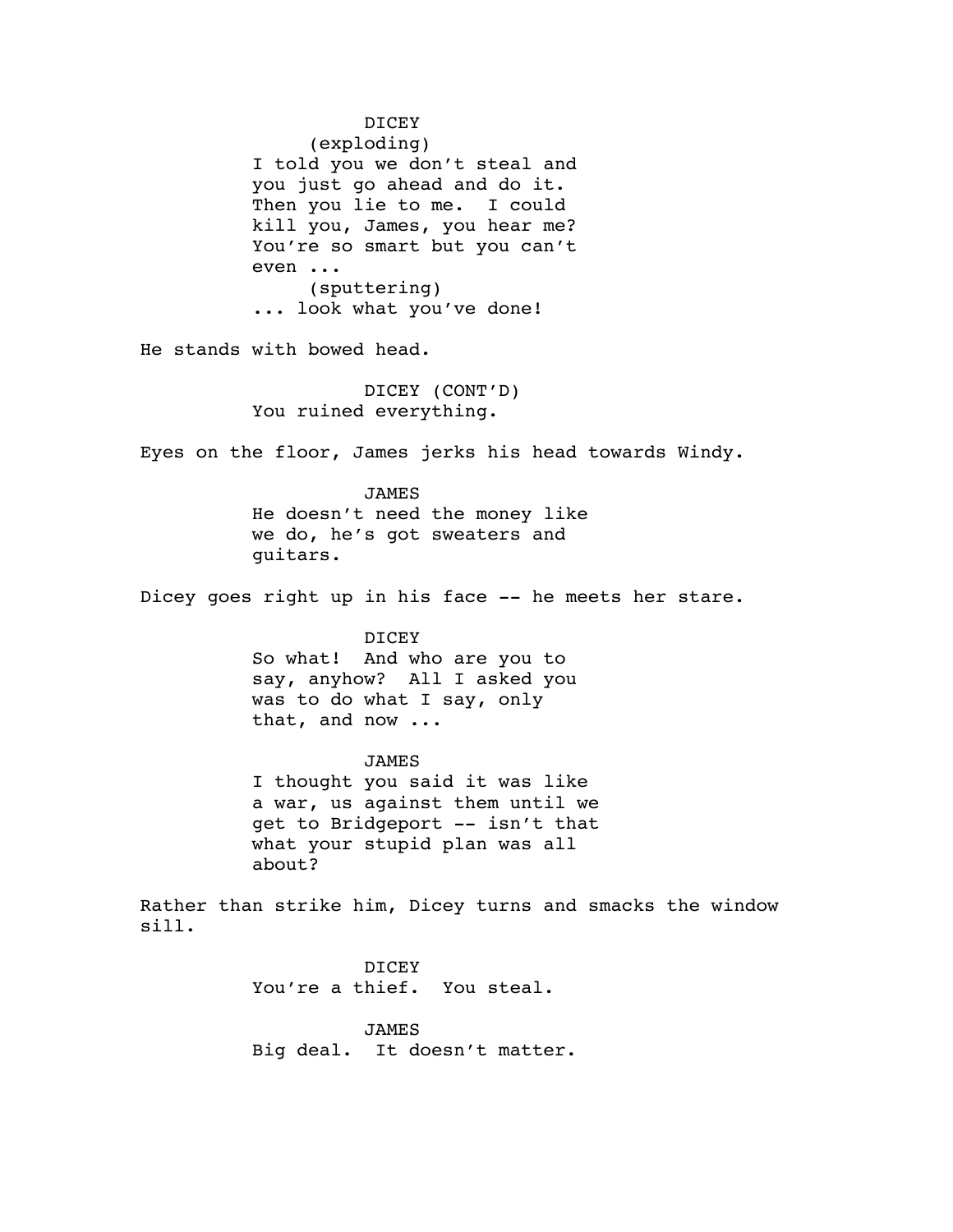DICEY
(exploding)
I told you we don't steal and you just go ahead and do it. Then you lie to me. I could kill you, James, you hear me? You're so smart but you can't even ...
(sputtering)
... look what you've done!

He stands with bowed head.

DICEY (CONT'D)
You ruined everything.

Eyes on the floor, James jerks his head towards Windy.

JAMES
He doesn't need the money like we do, he's got sweaters and guitars.

Dicey goes right up in his face -- he meets her stare.

DICEY
So what! And who are you to say, anyhow? All I asked you was to do what I say, only that, and now ...

JAMES
I thought you said it was like a war, us against them until we get to Bridgeport -- isn't that what your stupid plan was all about?

Rather than strike him, Dicey turns and smacks the window sill.

DICEY
You're a thief. You steal.

JAMES
Big deal. It doesn't matter.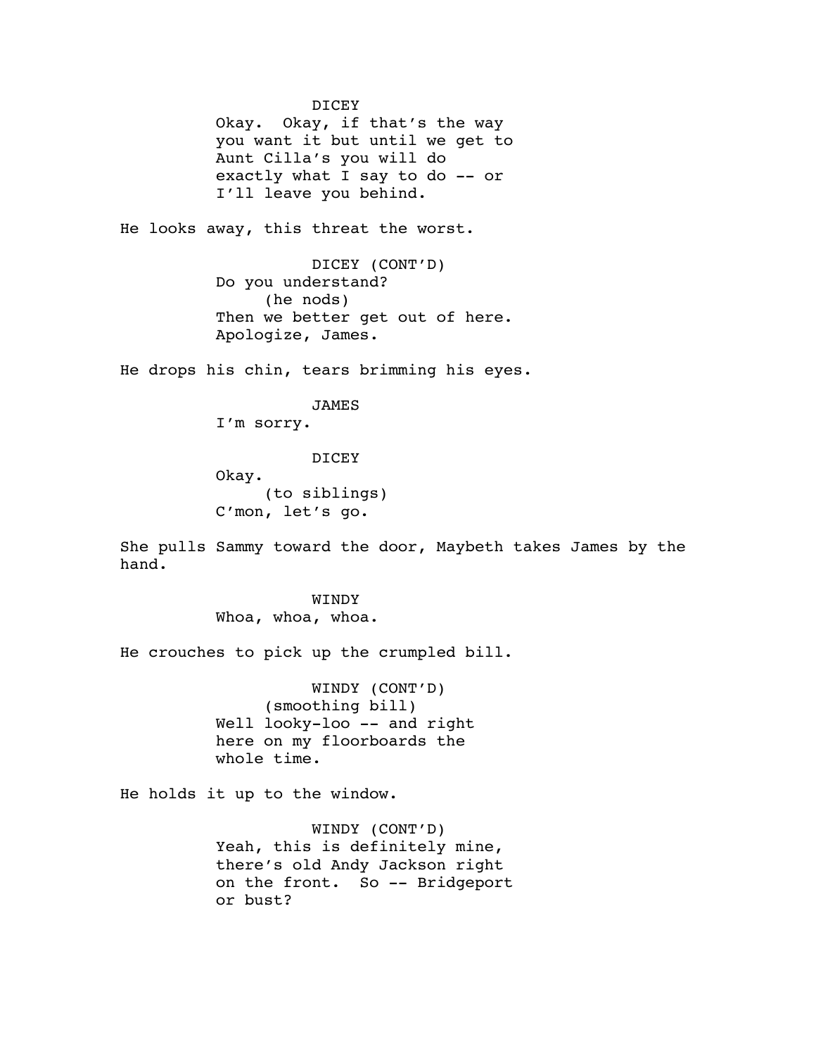DICEY
Okay. Okay, if that's the way you want it but until we get to Aunt Cilla's you will do exactly what I say to do -- or I'll leave you behind.

He looks away, this threat the worst.

DICEY (CONT'D)
Do you understand?
(he nods)
Then we better get out of here. Apologize, James.

He drops his chin, tears brimming his eyes.

JAMES
I'm sorry.

DICEY
Okay.
(to siblings)
C'mon, let's go.

She pulls Sammy toward the door, Maybeth takes James by the hand.

WINDY
Whoa, whoa, whoa.

He crouches to pick up the crumpled bill.

WINDY (CONT'D)
(smoothing bill)
Well looky-loo -- and right here on my floorboards the whole time.

He holds it up to the window.

WINDY (CONT'D)
Yeah, this is definitely mine, there's old Andy Jackson right on the front. So -- Bridgeport or bust?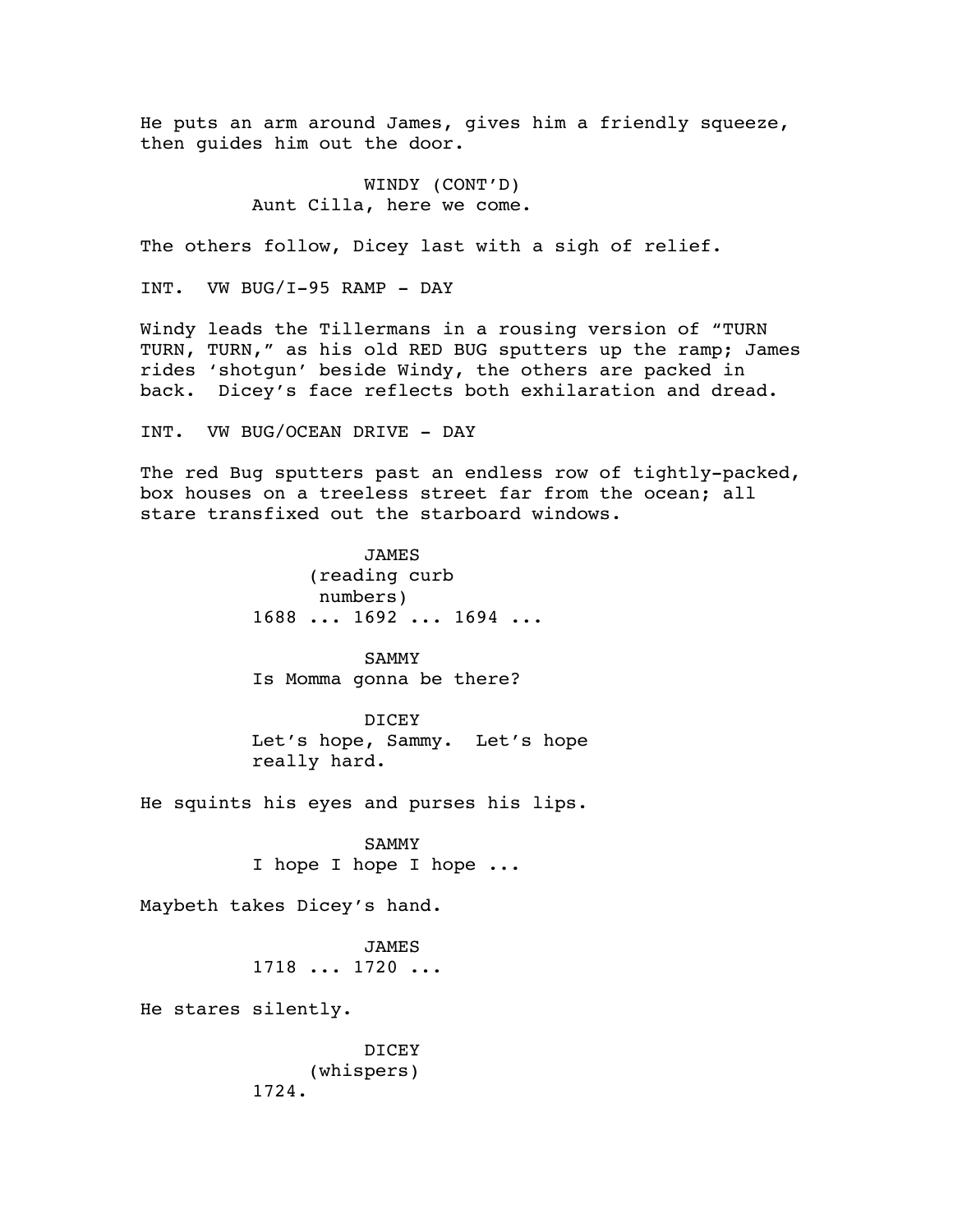He puts an arm around James, gives him a friendly squeeze, then guides him out the door.

WINDY (CONT'D)
Aunt Cilla, here we come.

The others follow, Dicey last with a sigh of relief.

INT. VW BUG/I-95 RAMP - DAY

Windy leads the Tillermans in a rousing version of "TURN TURN, TURN," as his old RED BUG sputters up the ramp; James rides 'shotgun' beside Windy, the others are packed in back. Dicey's face reflects both exhilaration and dread.

INT. VW BUG/OCEAN DRIVE - DAY

The red Bug sputters past an endless row of tightly-packed, box houses on a treeless street far from the ocean; all stare transfixed out the starboard windows.

JAMES
(reading curb numbers)
1688 ... 1692 ... 1694 ...

SAMMY
Is Momma gonna be there?

DICEY
Let's hope, Sammy. Let's hope really hard.

He squints his eyes and purses his lips.

SAMMY
I hope I hope I hope ...

Maybeth takes Dicey's hand.

JAMES
1718 ... 1720 ...

He stares silently.

DICEY
(whispers)
1724.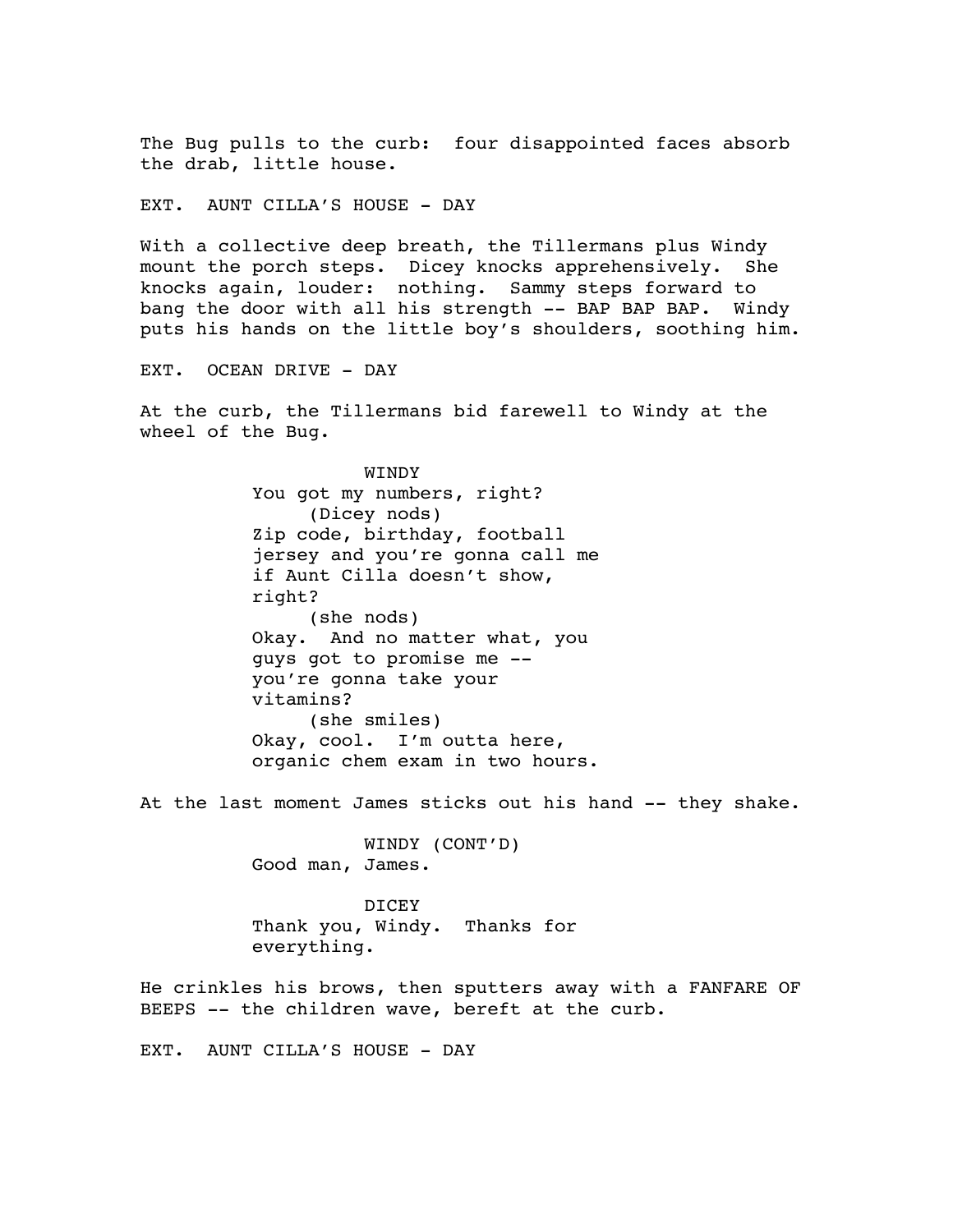The Bug pulls to the curb: four disappointed faces absorb the drab, little house.

EXT. AUNT CILLA'S HOUSE - DAY

With a collective deep breath, the Tillermans plus Windy mount the porch steps. Dicey knocks apprehensively. She knocks again, louder: nothing. Sammy steps forward to bang the door with all his strength -- BAP BAP BAP. Windy puts his hands on the little boy's shoulders, soothing him.

EXT. OCEAN DRIVE - DAY

At the curb, the Tillermans bid farewell to Windy at the wheel of the Bug.

WINDY
You got my numbers, right?
(Dicey nods)
Zip code, birthday, football jersey and you're gonna call me if Aunt Cilla doesn't show, right?
(she nods)
Okay. And no matter what, you guys got to promise me -- you're gonna take your vitamins?
(she smiles)
Okay, cool. I'm outta here, organic chem exam in two hours.

At the last moment James sticks out his hand -- they shake.

WINDY (CONT'D)
Good man, James.

DICEY
Thank you, Windy. Thanks for everything.

He crinkles his brows, then sputters away with a FANFARE OF BEEPS -- the children wave, bereft at the curb.

EXT. AUNT CILLA'S HOUSE - DAY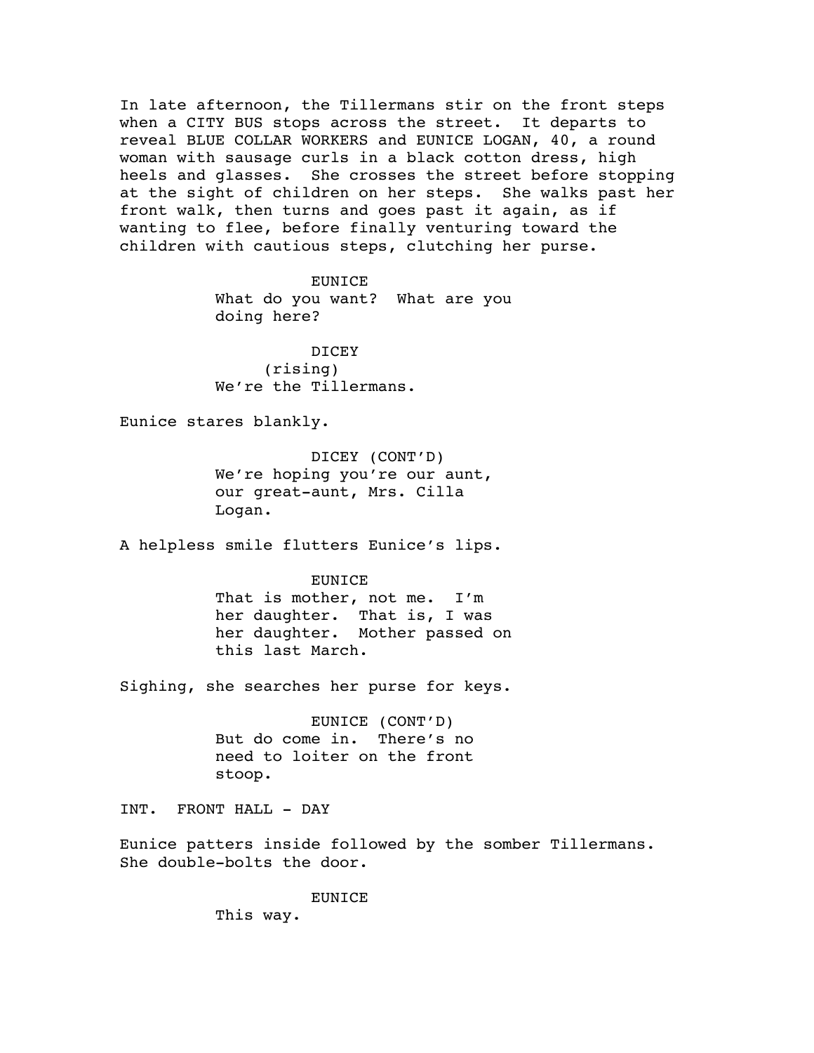In late afternoon, the Tillermans stir on the front steps when a CITY BUS stops across the street. It departs to reveal BLUE COLLAR WORKERS and EUNICE LOGAN, 40, a round woman with sausage curls in a black cotton dress, high heels and glasses. She crosses the street before stopping at the sight of children on her steps. She walks past her front walk, then turns and goes past it again, as if wanting to flee, before finally venturing toward the children with cautious steps, clutching her purse.

EUNICE
What do you want? What are you doing here?

DICEY
(rising)
We're the Tillermans.

Eunice stares blankly.

DICEY (CONT'D)
We're hoping you're our aunt, our great-aunt, Mrs. Cilla Logan.

A helpless smile flutters Eunice's lips.

EUNICE
That is mother, not me. I'm her daughter. That is, I was her daughter. Mother passed on this last March.

Sighing, she searches her purse for keys.

EUNICE (CONT'D)
But do come in. There's no need to loiter on the front stoop.

INT. FRONT HALL - DAY

Eunice patters inside followed by the somber Tillermans. She double-bolts the door.

EUNICE
This way.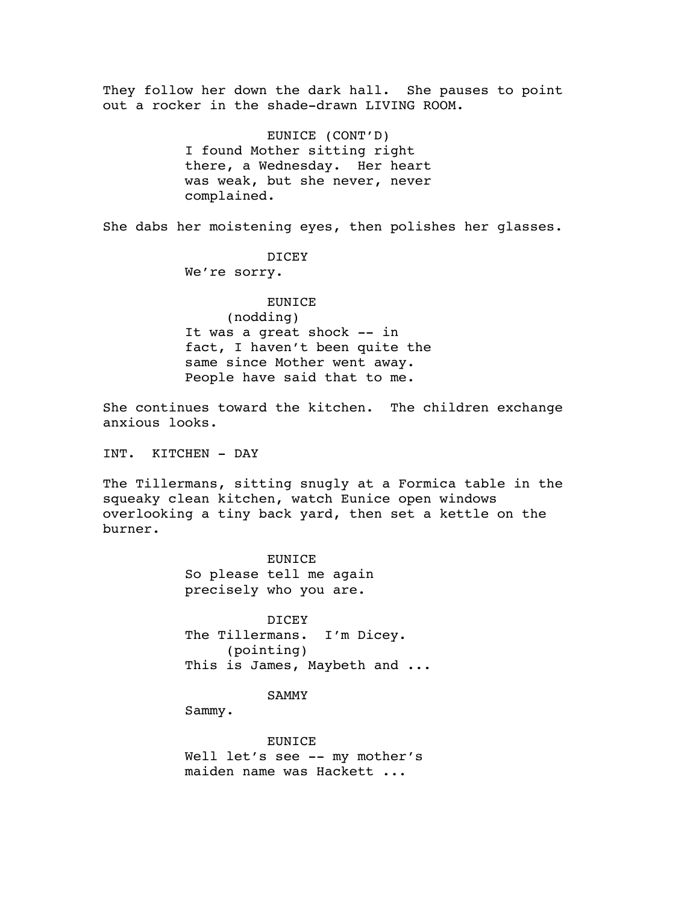They follow her down the dark hall. She pauses to point out a rocker in the shade-drawn LIVING ROOM.

EUNICE (CONT'D)
I found Mother sitting right there, a Wednesday. Her heart was weak, but she never, never complained.

She dabs her moistening eyes, then polishes her glasses.

DICEY
We're sorry.

EUNICE
(nodding)
It was a great shock -- in fact, I haven't been quite the same since Mother went away. People have said that to me.

She continues toward the kitchen. The children exchange anxious looks.

INT. KITCHEN - DAY

The Tillermans, sitting snugly at a Formica table in the squeaky clean kitchen, watch Eunice open windows overlooking a tiny back yard, then set a kettle on the burner.

EUNICE
So please tell me again precisely who you are.

DICEY
The Tillermans. I'm Dicey.
(pointing)
This is James, Maybeth and ...

SAMMY
Sammy.

EUNICE
Well let's see -- my mother's maiden name was Hackett ...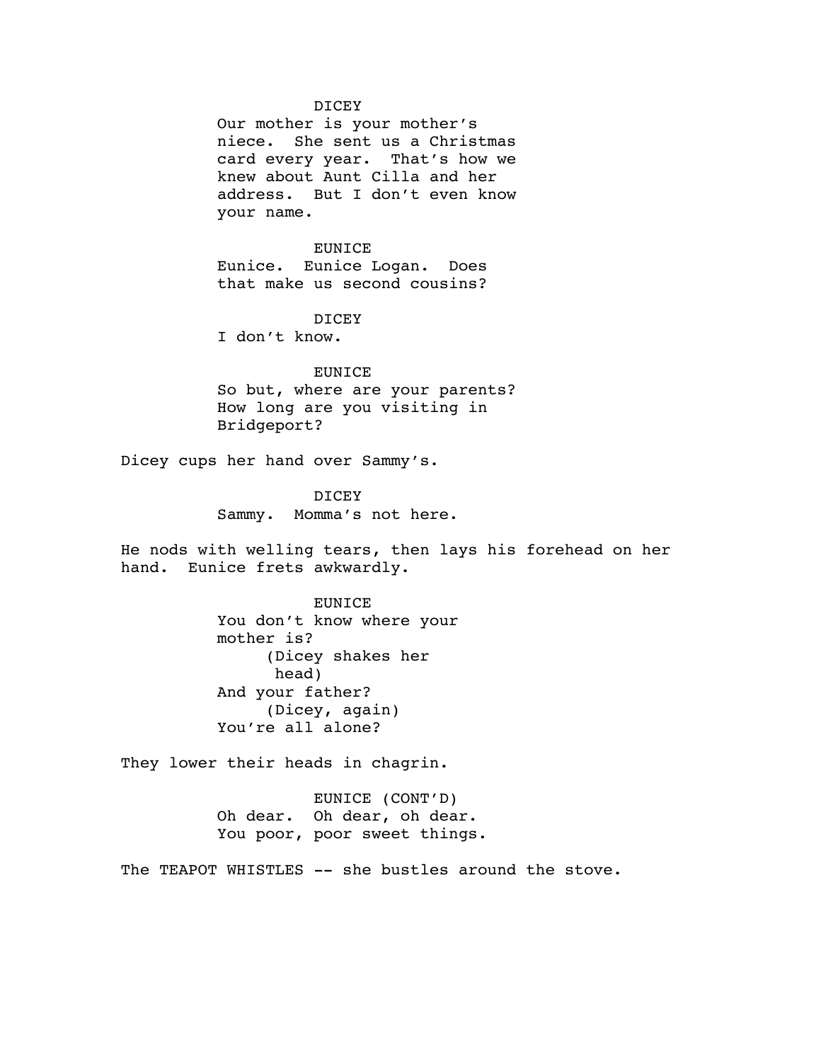DICEY

Our mother is your mother's niece. She sent us a Christmas card every year. That's how we knew about Aunt Cilla and her address. But I don't even know your name.

EUNICE

Eunice. Eunice Logan. Does that make us second cousins?

DICEY

I don't know.

EUNICE

So but, where are your parents? How long are you visiting in Bridgeport?

Dicey cups her hand over Sammy's.

DICEY

Sammy. Momma's not here.

He nods with welling tears, then lays his forehead on her hand. Eunice frets awkwardly.

EUNICE

You don't know where your mother is?

(Dicey shakes her head)

And your father?

(Dicey, again)

You're all alone?

They lower their heads in chagrin.

EUNICE (CONT'D)

Oh dear. Oh dear, oh dear. You poor, poor sweet things.

The TEAPOT WHISTLES -- she bustles around the stove.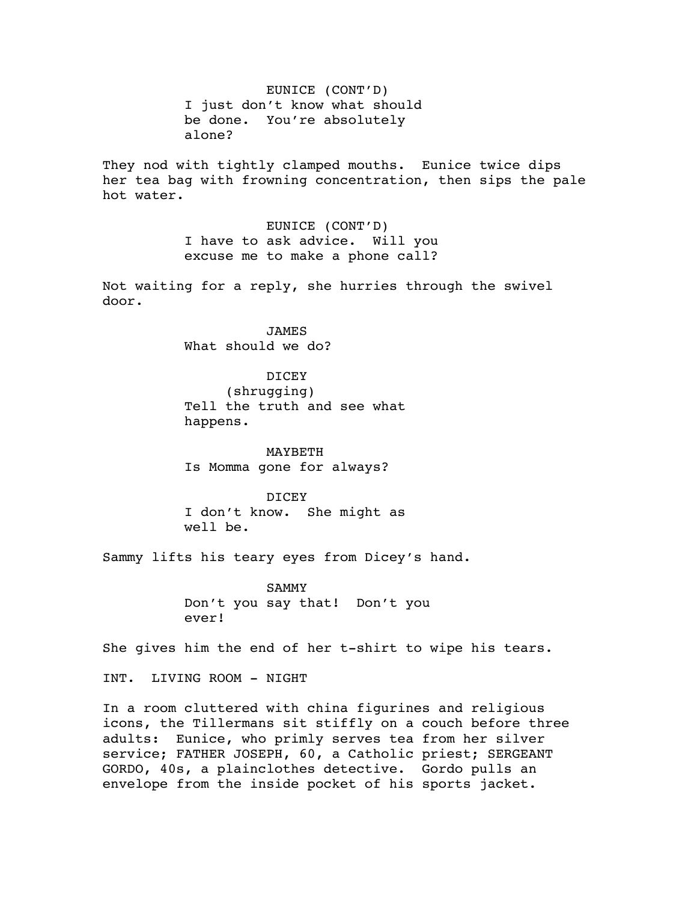EUNICE (CONT'D)
I just don't know what should be done. You're absolutely alone?

They nod with tightly clamped mouths. Eunice twice dips her tea bag with frowning concentration, then sips the pale hot water.

EUNICE (CONT'D)
I have to ask advice. Will you excuse me to make a phone call?

Not waiting for a reply, she hurries through the swivel door.

JAMES
What should we do?

DICEY
(shrugging)
Tell the truth and see what happens.

MAYBETH
Is Momma gone for always?

DICEY
I don't know. She might as well be.

Sammy lifts his teary eyes from Dicey's hand.

SAMMY
Don't you say that! Don't you ever!

She gives him the end of her t-shirt to wipe his tears.

INT. LIVING ROOM - NIGHT

In a room cluttered with china figurines and religious icons, the Tillermans sit stiffly on a couch before three adults: Eunice, who primly serves tea from her silver service; FATHER JOSEPH, 60, a Catholic priest; SERGEANT GORDO, 40s, a plainclothes detective. Gordo pulls an envelope from the inside pocket of his sports jacket.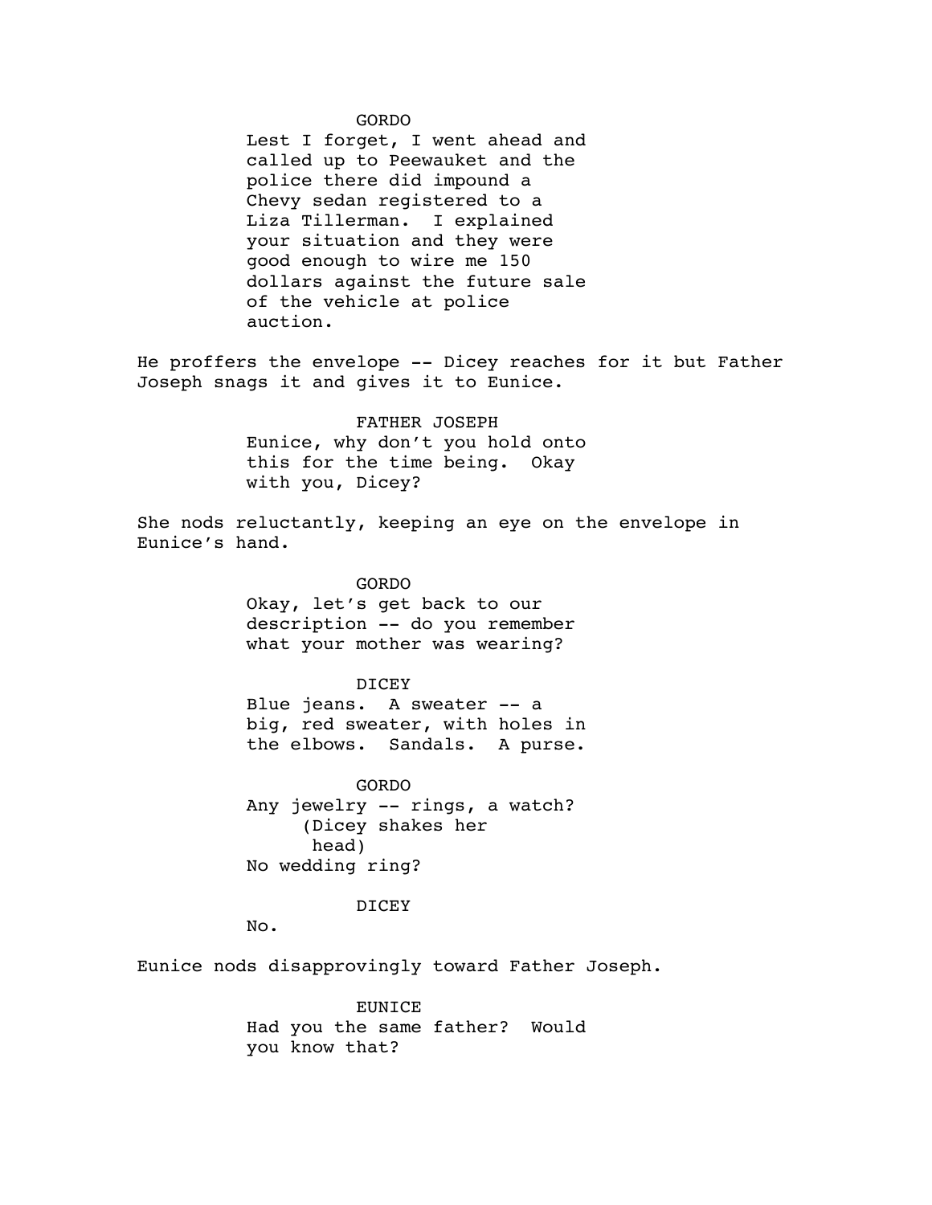GORDO

Lest I forget, I went ahead and called up to Peewauket and the police there did impound a Chevy sedan registered to a Liza Tillerman. I explained your situation and they were good enough to wire me 150 dollars against the future sale of the vehicle at police auction.

He proffers the envelope -- Dicey reaches for it but Father Joseph snags it and gives it to Eunice.

FATHER JOSEPH

Eunice, why don't you hold onto this for the time being. Okay with you, Dicey?

She nods reluctantly, keeping an eye on the envelope in Eunice's hand.

GORDO

Okay, let's get back to our description -- do you remember what your mother was wearing?

DICEY

Blue jeans. A sweater -- a big, red sweater, with holes in the elbows. Sandals. A purse.

GORDO

Any jewelry -- rings, a watch?

(Dicey shakes her head)

No wedding ring?

DICEY

No.

Eunice nods disapprovingly toward Father Joseph.

EUNICE

Had you the same father? Would you know that?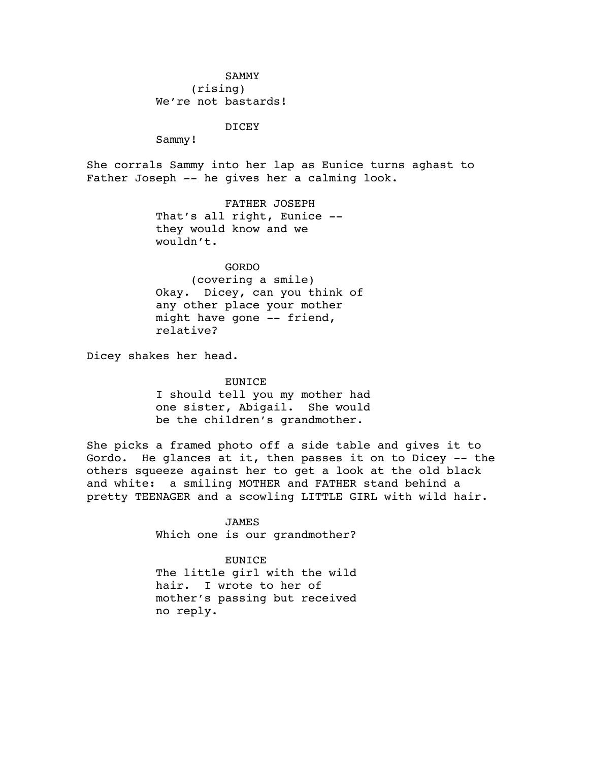SAMMY
(rising)
We're not bastards!

DICEY
Sammy!

She corrals Sammy into her lap as Eunice turns aghast to Father Joseph -- he gives her a calming look.

FATHER JOSEPH
That's all right, Eunice -- they would know and we wouldn't.

GORDO
(covering a smile)
Okay. Dicey, can you think of any other place your mother might have gone -- friend, relative?

Dicey shakes her head.

EUNICE
I should tell you my mother had one sister, Abigail. She would be the children's grandmother.

She picks a framed photo off a side table and gives it to Gordo. He glances at it, then passes it on to Dicey -- the others squeeze against her to get a look at the old black and white: a smiling MOTHER and FATHER stand behind a pretty TEENAGER and a scowling LITTLE GIRL with wild hair.

JAMES
Which one is our grandmother?

EUNICE
The little girl with the wild hair. I wrote to her of mother's passing but received no reply.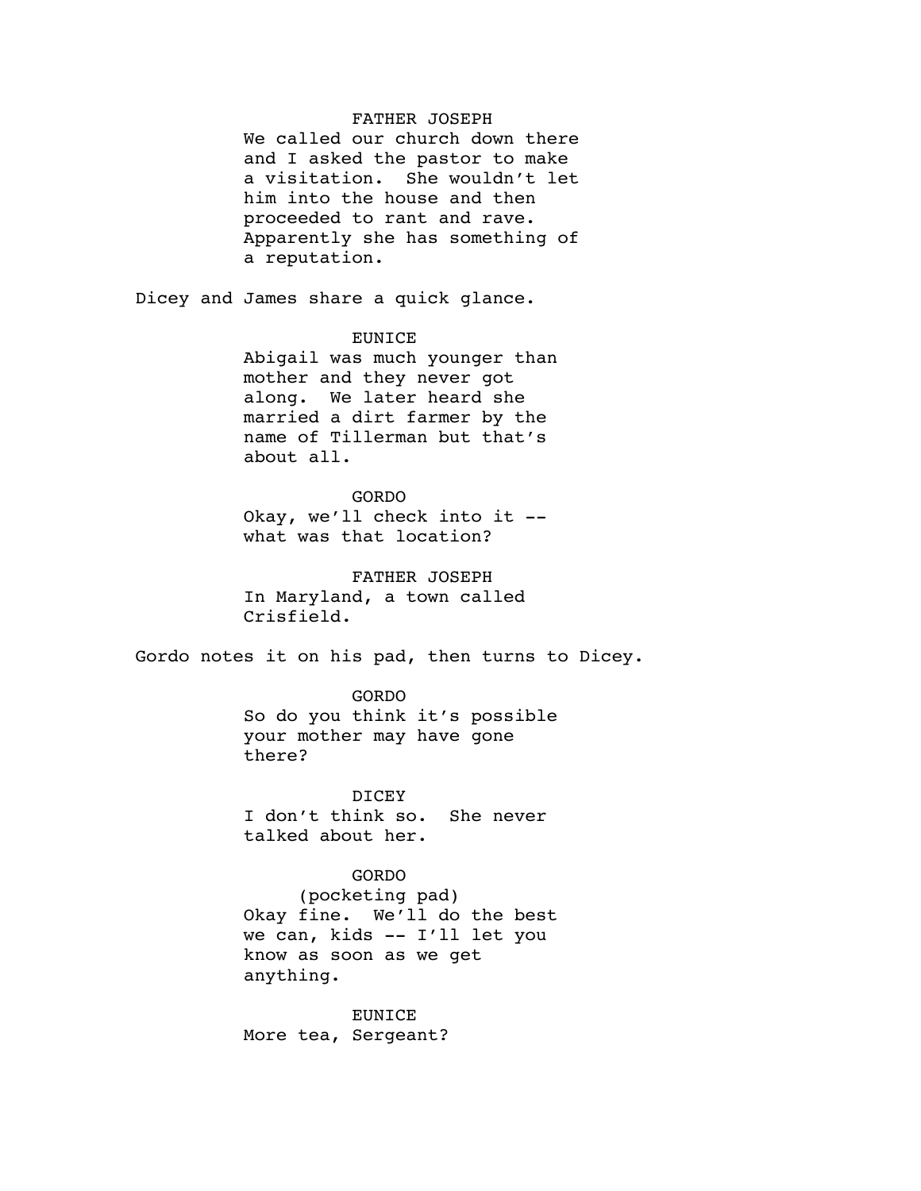FATHER JOSEPH
We called our church down there and I asked the pastor to make a visitation. She wouldn't let him into the house and then proceeded to rant and rave. Apparently she has something of a reputation.

Dicey and James share a quick glance.

EUNICE
Abigail was much younger than mother and they never got along. We later heard she married a dirt farmer by the name of Tillerman but that's about all.

GORDO
Okay, we'll check into it -- what was that location?

FATHER JOSEPH
In Maryland, a town called Crisfield.

Gordo notes it on his pad, then turns to Dicey.

GORDO
So do you think it's possible your mother may have gone there?

DICEY
I don't think so. She never talked about her.

GORDO
(pocketing pad)
Okay fine. We'll do the best we can, kids -- I'll let you know as soon as we get anything.

EUNICE
More tea, Sergeant?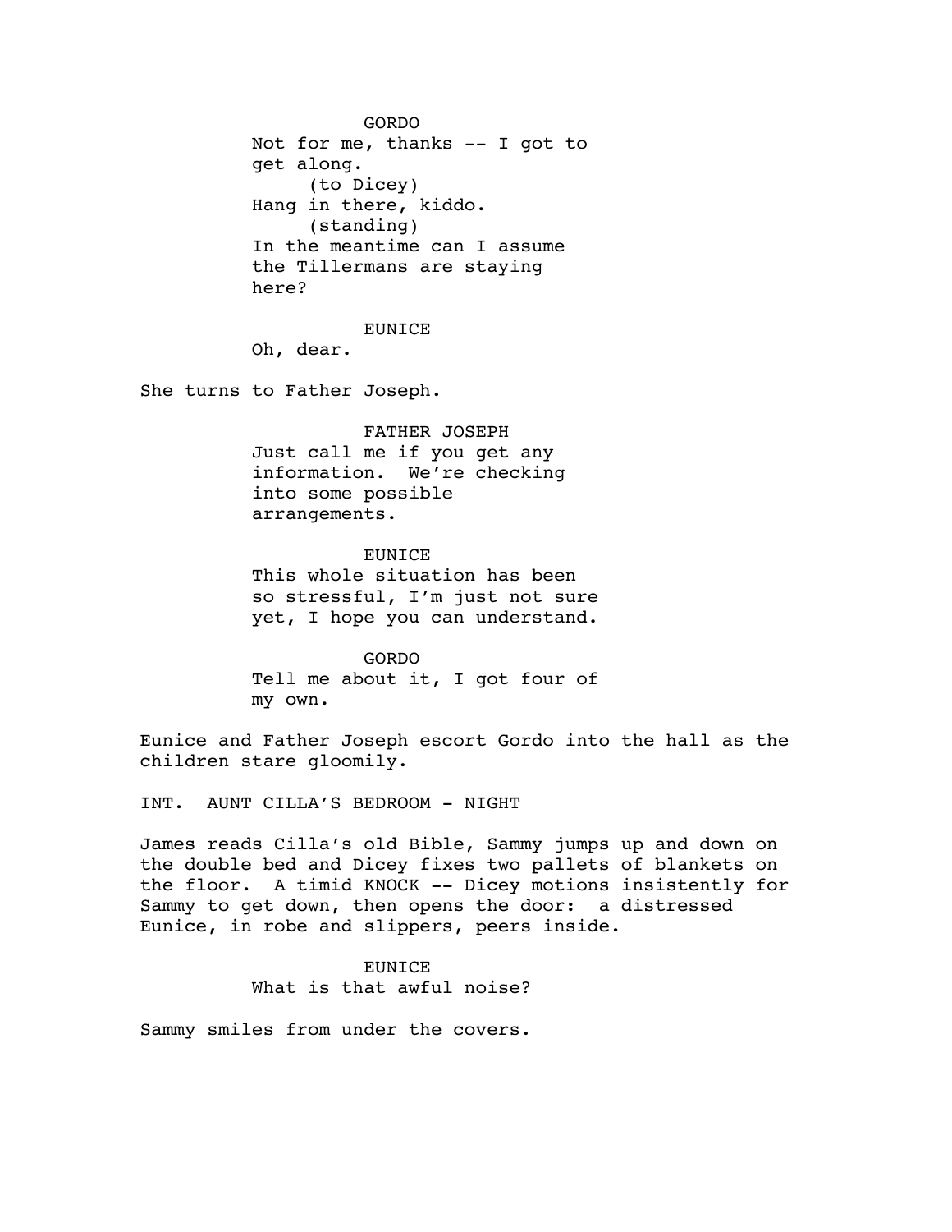GORDO

Not for me, thanks -- I got to get along.

(to Dicey)

Hang in there, kiddo.

(standing)

In the meantime can I assume the Tillermans are staying here?

EUNICE

Oh, dear.

She turns to Father Joseph.

FATHER JOSEPH

Just call me if you get any information. We're checking into some possible arrangements.

EUNICE

This whole situation has been so stressful, I'm just not sure yet, I hope you can understand.

GORDO

Tell me about it, I got four of my own.

Eunice and Father Joseph escort Gordo into the hall as the children stare gloomily.

INT. AUNT CILLA'S BEDROOM - NIGHT

James reads Cilla's old Bible, Sammy jumps up and down on the double bed and Dicey fixes two pallets of blankets on the floor. A timid KNOCK -- Dicey motions insistently for Sammy to get down, then opens the door: a distressed Eunice, in robe and slippers, peers inside.

EUNICE

What is that awful noise?

Sammy smiles from under the covers.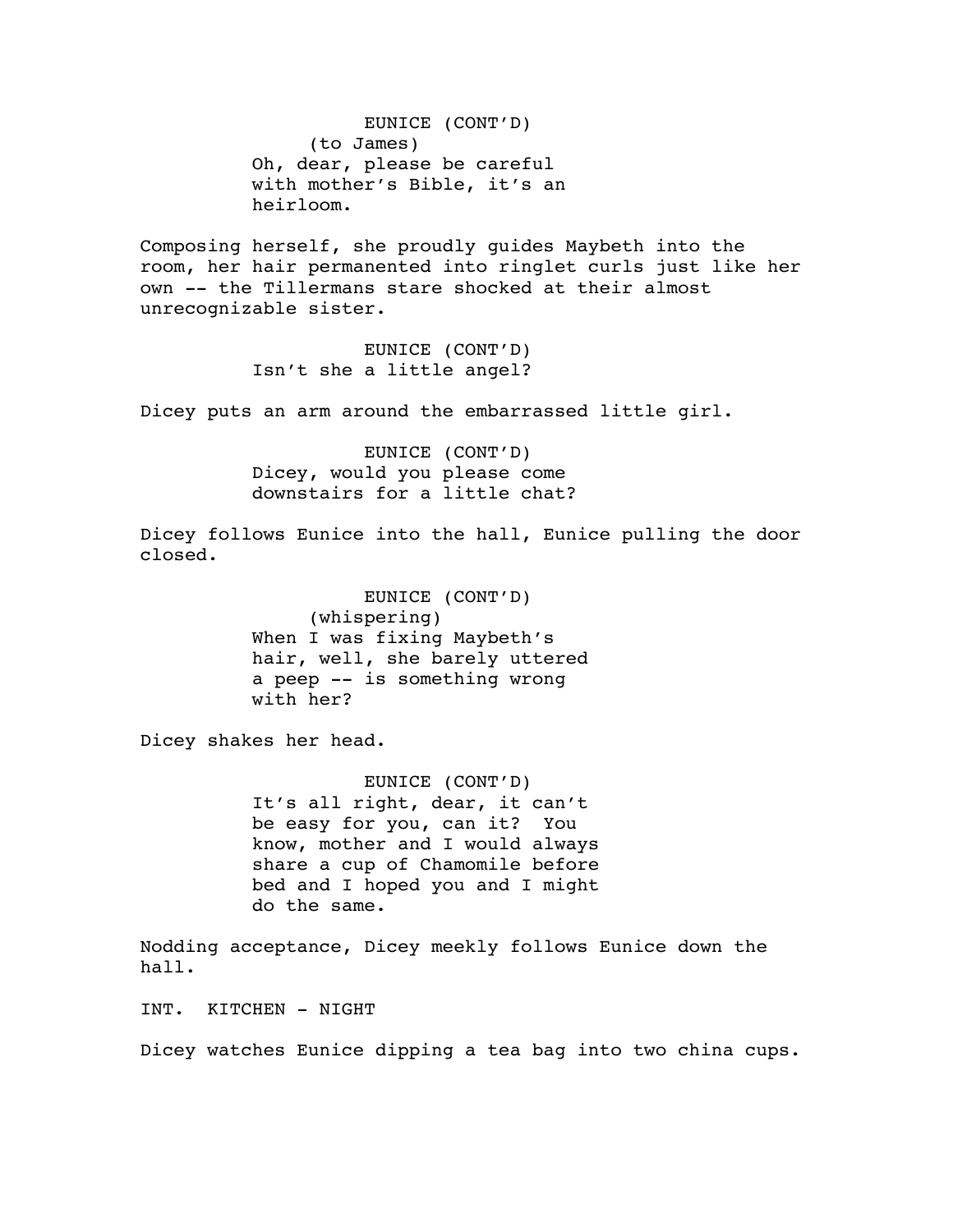EUNICE (CONT'D)
(to James)
Oh, dear, please be careful with mother's Bible, it's an heirloom.

Composing herself, she proudly guides Maybeth into the room, her hair permanented into ringlet curls just like her own -- the Tillermans stare shocked at their almost unrecognizable sister.

EUNICE (CONT'D)
Isn't she a little angel?

Dicey puts an arm around the embarrassed little girl.

EUNICE (CONT'D)
Dicey, would you please come downstairs for a little chat?

Dicey follows Eunice into the hall, Eunice pulling the door closed.

EUNICE (CONT'D)
(whispering)
When I was fixing Maybeth's hair, well, she barely uttered a peep -- is something wrong with her?

Dicey shakes her head.

EUNICE (CONT'D)
It's all right, dear, it can't be easy for you, can it? You know, mother and I would always share a cup of Chamomile before bed and I hoped you and I might do the same.

Nodding acceptance, Dicey meekly follows Eunice down the hall.

INT. KITCHEN - NIGHT

Dicey watches Eunice dipping a tea bag into two china cups.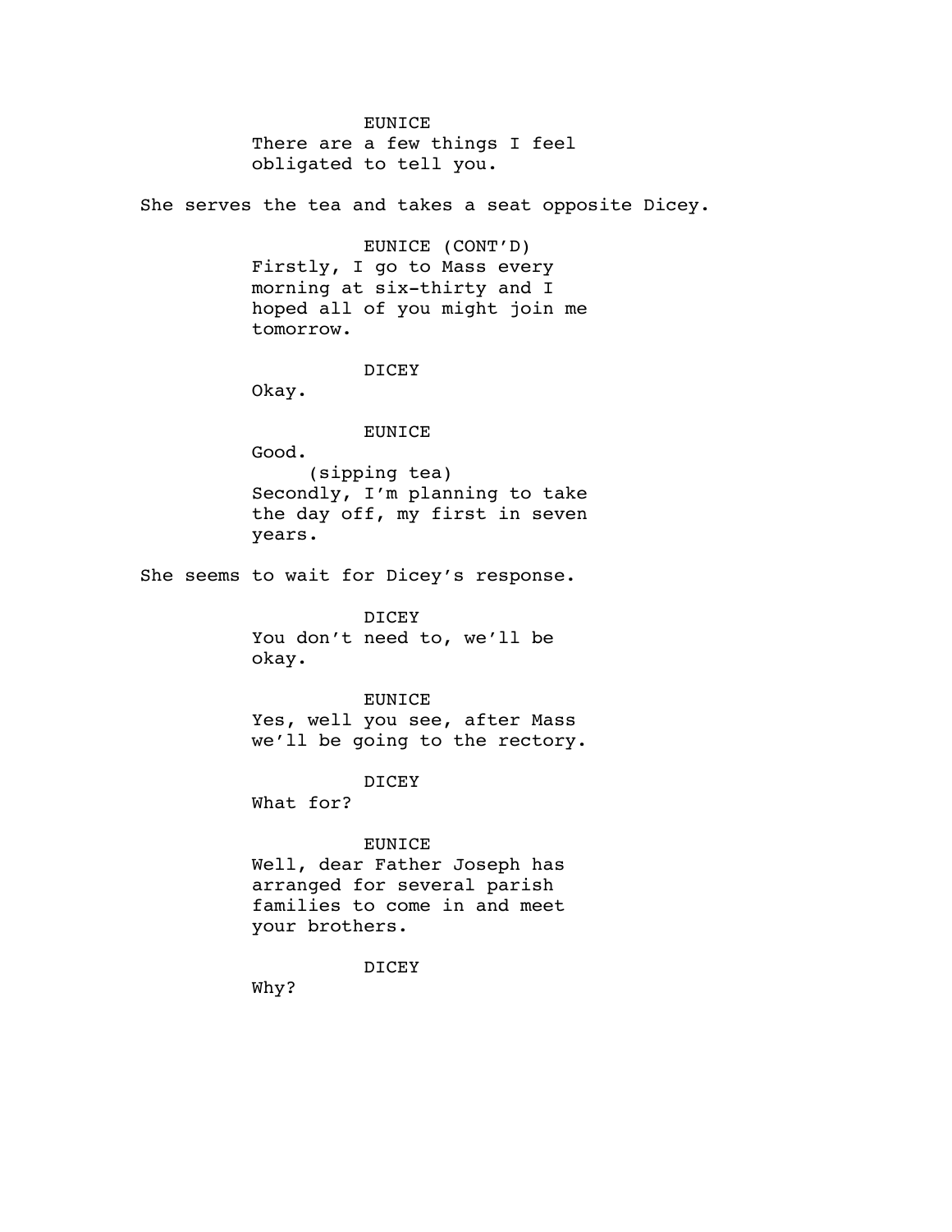EUNICE
There are a few things I feel obligated to tell you.

She serves the tea and takes a seat opposite Dicey.

EUNICE (CONT'D)
Firstly, I go to Mass every morning at six-thirty and I hoped all of you might join me tomorrow.

DICEY
Okay.

EUNICE
Good.
(sipping tea)
Secondly, I'm planning to take the day off, my first in seven years.

She seems to wait for Dicey's response.

DICEY
You don't need to, we'll be okay.

EUNICE
Yes, well you see, after Mass we'll be going to the rectory.

DICEY
What for?

EUNICE
Well, dear Father Joseph has arranged for several parish families to come in and meet your brothers.

DICEY
Why?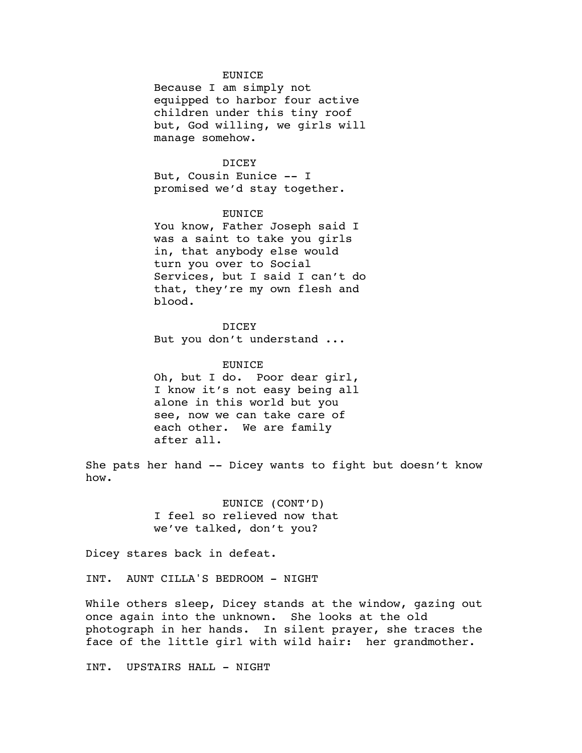EUNICE

Because I am simply not equipped to harbor four active children under this tiny roof but, God willing, we girls will manage somehow.

DICEY

But, Cousin Eunice -- I promised we'd stay together.

EUNICE

You know, Father Joseph said I was a saint to take you girls in, that anybody else would turn you over to Social Services, but I said I can't do that, they're my own flesh and blood.

DICEY

But you don't understand ...

EUNICE

Oh, but I do. Poor dear girl, I know it's not easy being all alone in this world but you see, now we can take care of each other. We are family after all.

She pats her hand -- Dicey wants to fight but doesn't know how.

EUNICE (CONT'D)

I feel so relieved now that we've talked, don't you?

Dicey stares back in defeat.

INT. AUNT CILLA'S BEDROOM - NIGHT

While others sleep, Dicey stands at the window, gazing out once again into the unknown. She looks at the old photograph in her hands. In silent prayer, she traces the face of the little girl with wild hair: her grandmother.

INT. UPSTAIRS HALL - NIGHT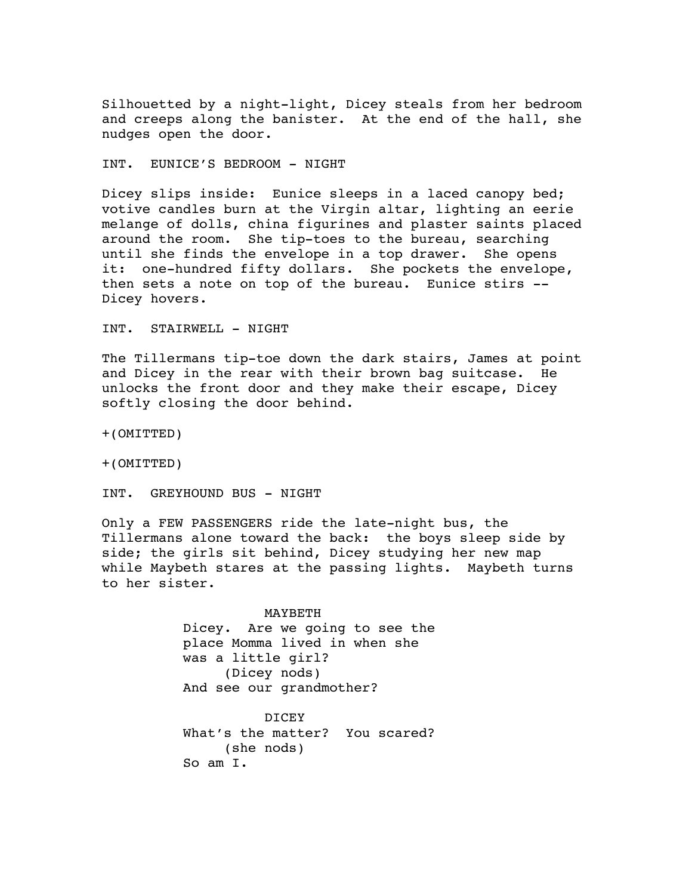Silhouetted by a night-light, Dicey steals from her bedroom and creeps along the banister. At the end of the hall, she nudges open the door.

INT. EUNICE'S BEDROOM - NIGHT

Dicey slips inside: Eunice sleeps in a laced canopy bed; votive candles burn at the Virgin altar, lighting an eerie melange of dolls, china figurines and plaster saints placed around the room. She tip-toes to the bureau, searching until she finds the envelope in a top drawer. She opens it: one-hundred fifty dollars. She pockets the envelope, then sets a note on top of the bureau. Eunice stirs -- Dicey hovers.

INT. STAIRWELL - NIGHT

The Tillermans tip-toe down the dark stairs, James at point and Dicey in the rear with their brown bag suitcase. He unlocks the front door and they make their escape, Dicey softly closing the door behind.

+(OMITTED)

+(OMITTED)

INT. GREYHOUND BUS - NIGHT

Only a FEW PASSENGERS ride the late-night bus, the Tillermans alone toward the back: the boys sleep side by side; the girls sit behind, Dicey studying her new map while Maybeth stares at the passing lights. Maybeth turns to her sister.

MAYBETH
Dicey. Are we going to see the place Momma lived in when she was a little girl?
(Dicey nods)
And see our grandmother?

DICEY
What's the matter? You scared?
(she nods)
So am I.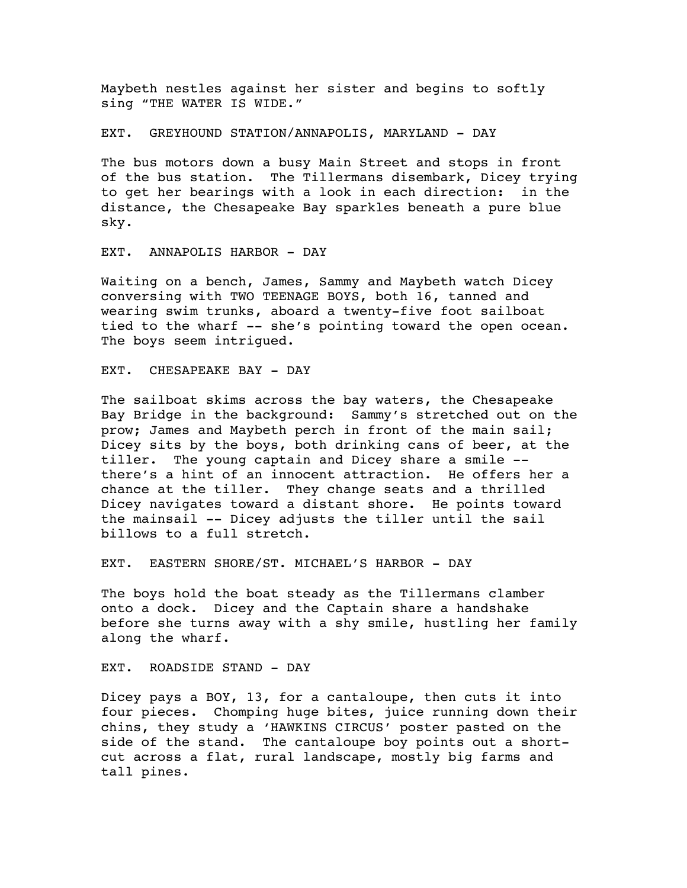Maybeth nestles against her sister and begins to softly sing "THE WATER IS WIDE."

EXT. GREYHOUND STATION/ANNAPOLIS, MARYLAND - DAY

The bus motors down a busy Main Street and stops in front of the bus station. The Tillermans disembark, Dicey trying to get her bearings with a look in each direction: in the distance, the Chesapeake Bay sparkles beneath a pure blue sky.

EXT. ANNAPOLIS HARBOR - DAY

Waiting on a bench, James, Sammy and Maybeth watch Dicey conversing with TWO TEENAGE BOYS, both 16, tanned and wearing swim trunks, aboard a twenty-five foot sailboat tied to the wharf -- she's pointing toward the open ocean. The boys seem intrigued.

EXT. CHESAPEAKE BAY - DAY

The sailboat skims across the bay waters, the Chesapeake Bay Bridge in the background: Sammy's stretched out on the prow; James and Maybeth perch in front of the main sail; Dicey sits by the boys, both drinking cans of beer, at the tiller. The young captain and Dicey share a smile -- there's a hint of an innocent attraction. He offers her a chance at the tiller. They change seats and a thrilled Dicey navigates toward a distant shore. He points toward the mainsail -- Dicey adjusts the tiller until the sail billows to a full stretch.

EXT. EASTERN SHORE/ST. MICHAEL'S HARBOR - DAY

The boys hold the boat steady as the Tillermans clamber onto a dock. Dicey and the Captain share a handshake before she turns away with a shy smile, hustling her family along the wharf.

EXT. ROADSIDE STAND - DAY

Dicey pays a BOY, 13, for a cantaloupe, then cuts it into four pieces. Chomping huge bites, juice running down their chins, they study a 'HAWKINS CIRCUS' poster pasted on the side of the stand. The cantaloupe boy points out a short-cut across a flat, rural landscape, mostly big farms and tall pines.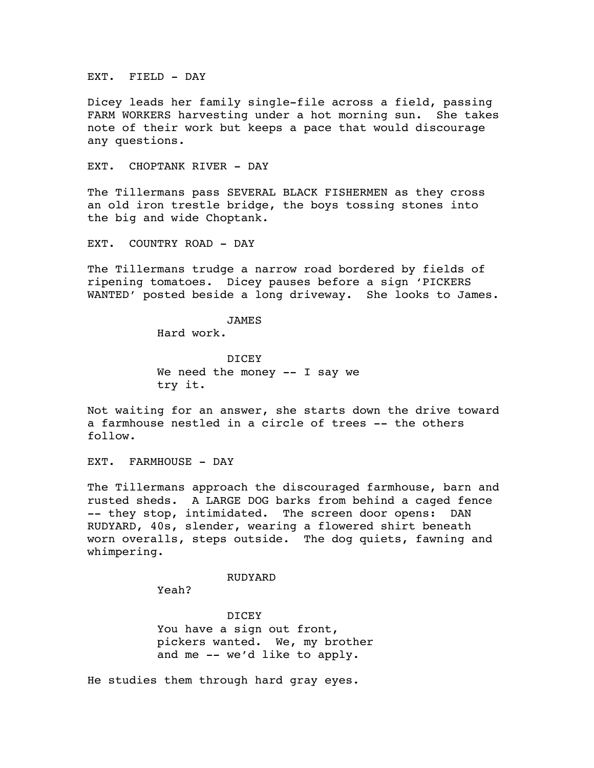EXT. FIELD - DAY

Dicey leads her family single-file across a field, passing FARM WORKERS harvesting under a hot morning sun. She takes note of their work but keeps a pace that would discourage any questions.

EXT. CHOPTANK RIVER - DAY

The Tillermans pass SEVERAL BLACK FISHERMEN as they cross an old iron trestle bridge, the boys tossing stones into the big and wide Choptank.

EXT. COUNTRY ROAD - DAY

The Tillermans trudge a narrow road bordered by fields of ripening tomatoes. Dicey pauses before a sign 'PICKERS WANTED' posted beside a long driveway. She looks to James.

JAMES
Hard work.

DICEY
We need the money -- I say we try it.

Not waiting for an answer, she starts down the drive toward a farmhouse nestled in a circle of trees -- the others follow.

EXT. FARMHOUSE - DAY

The Tillermans approach the discouraged farmhouse, barn and rusted sheds. A LARGE DOG barks from behind a caged fence -- they stop, intimidated. The screen door opens: DAN RUDYARD, 40s, slender, wearing a flowered shirt beneath worn overalls, steps outside. The dog quiets, fawning and whimpering.

RUDYARD
Yeah?

DICEY
You have a sign out front, pickers wanted. We, my brother and me -- we'd like to apply.

He studies them through hard gray eyes.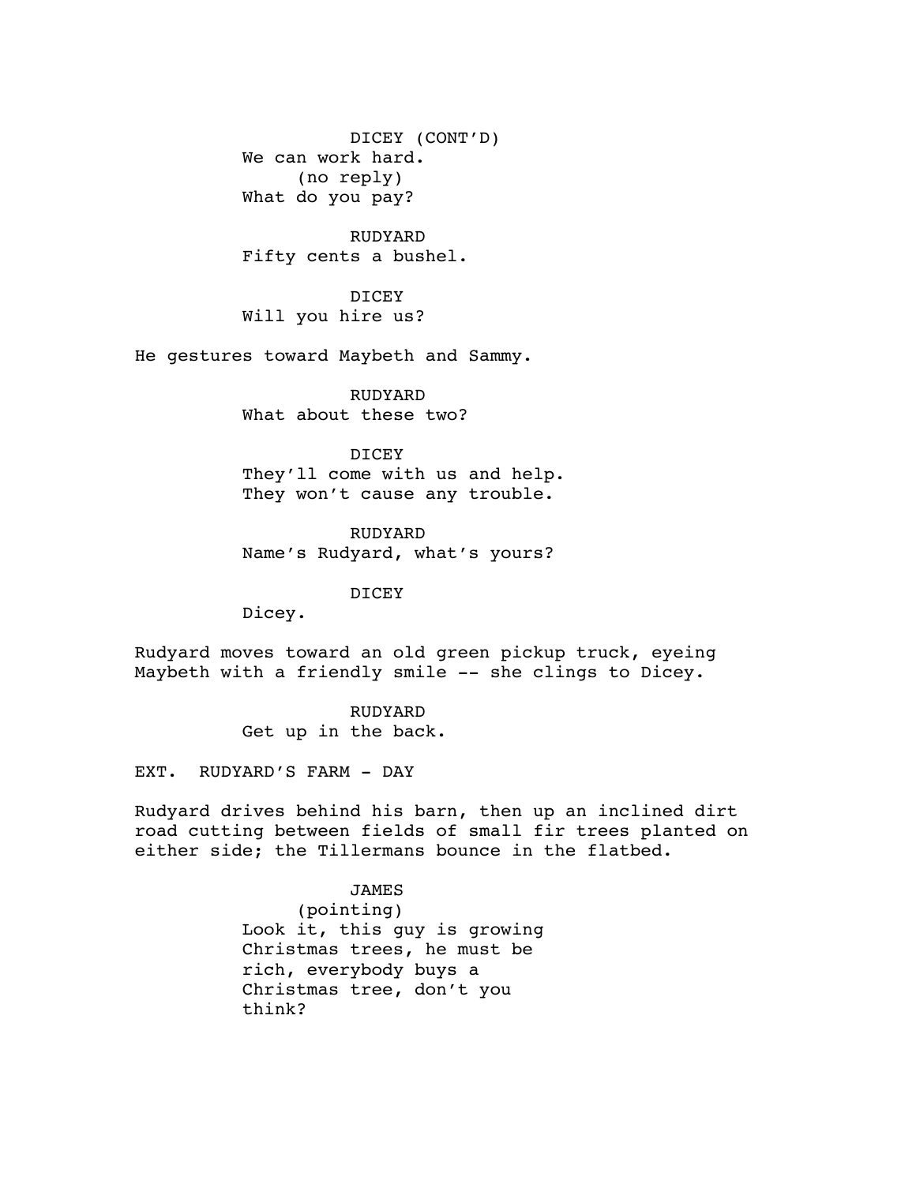DICEY (CONT'D)
We can work hard.
(no reply)
What do you pay?

RUDYARD
Fifty cents a bushel.

DICEY
Will you hire us?

He gestures toward Maybeth and Sammy.

RUDYARD
What about these two?

DICEY
They'll come with us and help.
They won't cause any trouble.

RUDYARD
Name's Rudyard, what's yours?

DICEY
Dicey.

Rudyard moves toward an old green pickup truck, eyeing Maybeth with a friendly smile -- she clings to Dicey.

RUDYARD
Get up in the back.

EXT. RUDYARD'S FARM - DAY

Rudyard drives behind his barn, then up an inclined dirt road cutting between fields of small fir trees planted on either side; the Tillermans bounce in the flatbed.

JAMES
(pointing)
Look it, this guy is growing Christmas trees, he must be rich, everybody buys a Christmas tree, don't you think?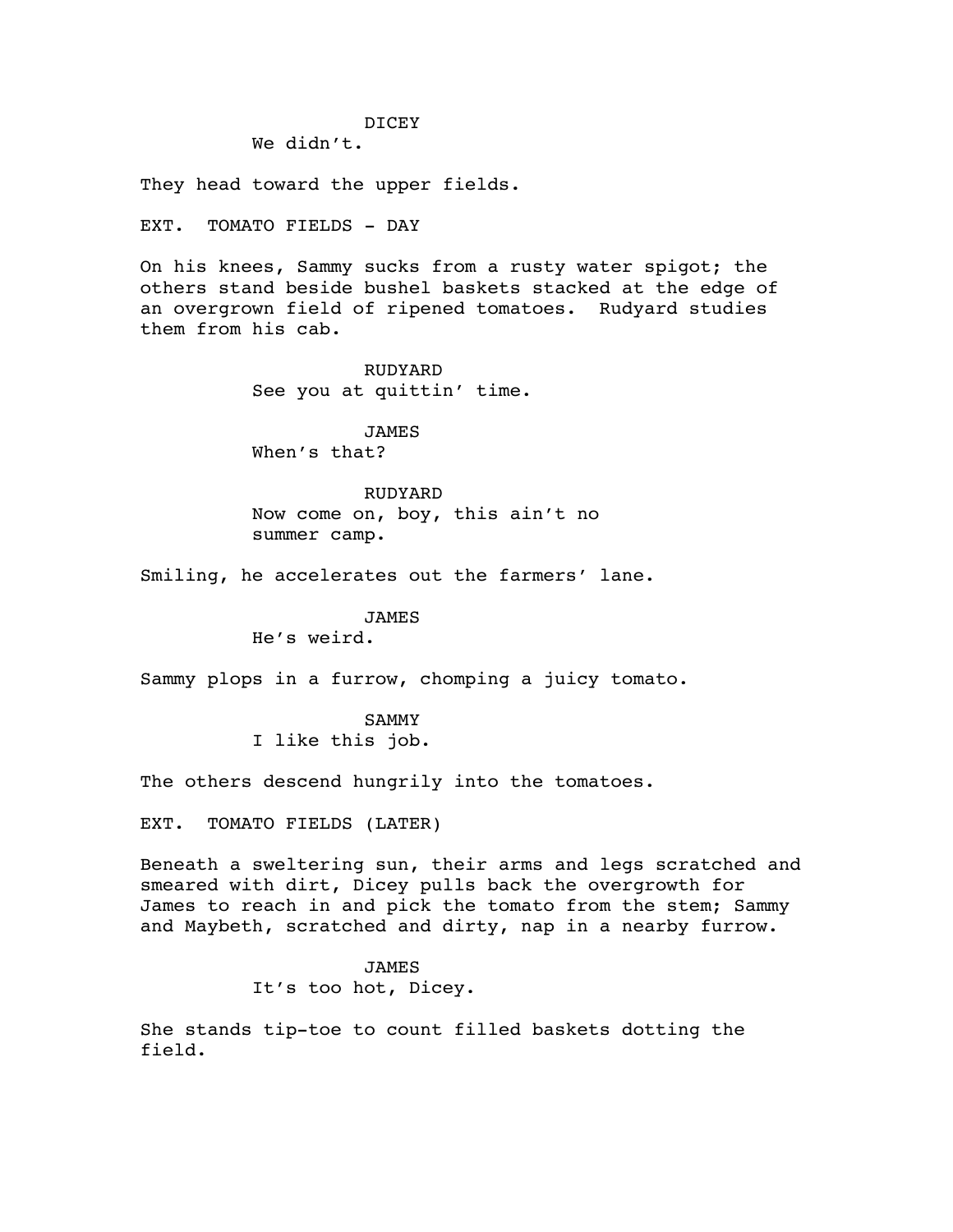DICEY

We didn't.

They head toward the upper fields.

EXT. TOMATO FIELDS - DAY

On his knees, Sammy sucks from a rusty water spigot; the others stand beside bushel baskets stacked at the edge of an overgrown field of ripened tomatoes. Rudyard studies them from his cab.

RUDYARD

See you at quittin' time.

JAMES

When's that?

RUDYARD

Now come on, boy, this ain't no summer camp.

Smiling, he accelerates out the farmers' lane.

JAMES

He's weird.

Sammy plops in a furrow, chomping a juicy tomato.

SAMMY

I like this job.

The others descend hungrily into the tomatoes.

EXT. TOMATO FIELDS (LATER)

Beneath a sweltering sun, their arms and legs scratched and smeared with dirt, Dicey pulls back the overgrowth for James to reach in and pick the tomato from the stem; Sammy and Maybeth, scratched and dirty, nap in a nearby furrow.

JAMES

It's too hot, Dicey.

She stands tip-toe to count filled baskets dotting the field.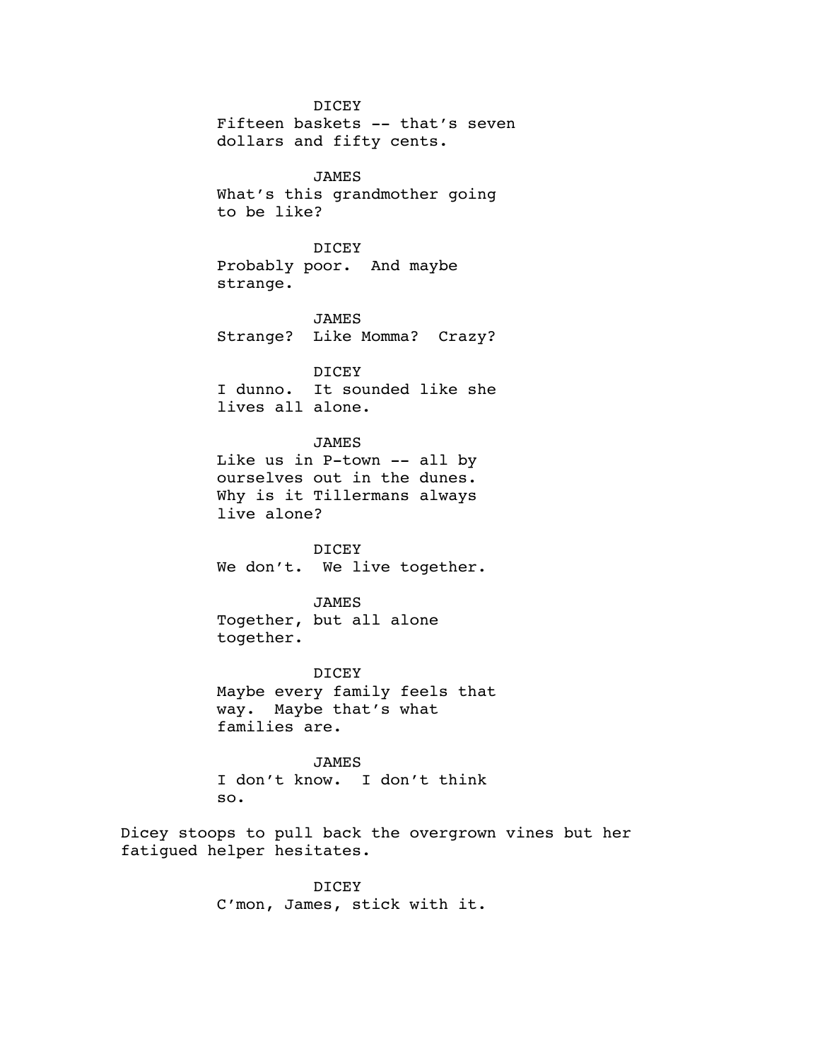DICEY
Fifteen baskets -- that's seven dollars and fifty cents.

JAMES
What's this grandmother going to be like?

DICEY
Probably poor. And maybe strange.

JAMES
Strange? Like Momma? Crazy?

DICEY
I dunno. It sounded like she lives all alone.

JAMES
Like us in P-town -- all by ourselves out in the dunes. Why is it Tillermans always live alone?

DICEY
We don't. We live together.

JAMES
Together, but all alone together.

DICEY
Maybe every family feels that way. Maybe that's what families are.

JAMES
I don't know. I don't think so.

Dicey stoops to pull back the overgrown vines but her fatigued helper hesitates.

DICEY
C'mon, James, stick with it.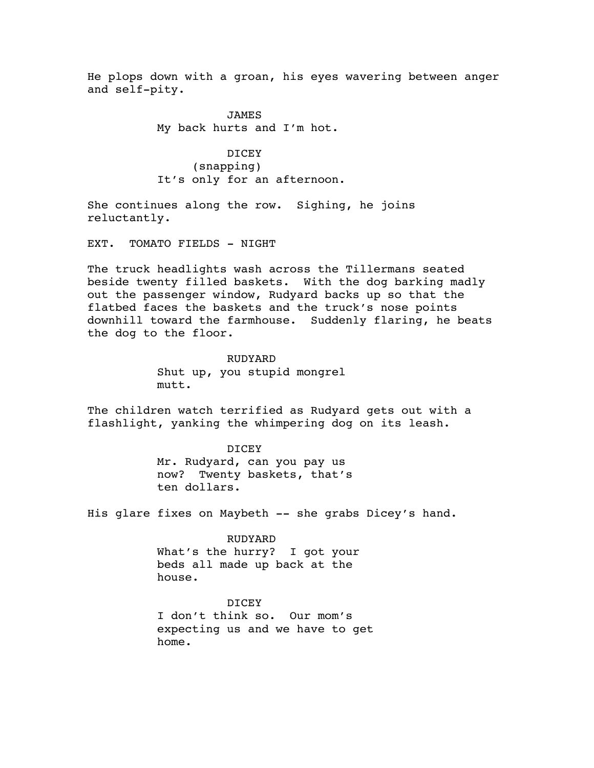He plops down with a groan, his eyes wavering between anger and self-pity.

JAMES
My back hurts and I'm hot.

DICEY
(snapping)
It's only for an afternoon.

She continues along the row. Sighing, he joins reluctantly.

EXT. TOMATO FIELDS - NIGHT

The truck headlights wash across the Tillermans seated beside twenty filled baskets. With the dog barking madly out the passenger window, Rudyard backs up so that the flatbed faces the baskets and the truck's nose points downhill toward the farmhouse. Suddenly flaring, he beats the dog to the floor.

RUDYARD
Shut up, you stupid mongrel mutt.

The children watch terrified as Rudyard gets out with a flashlight, yanking the whimpering dog on its leash.

DICEY
Mr. Rudyard, can you pay us now? Twenty baskets, that's ten dollars.

His glare fixes on Maybeth -- she grabs Dicey's hand.

RUDYARD
What's the hurry? I got your beds all made up back at the house.

DICEY
I don't think so. Our mom's expecting us and we have to get home.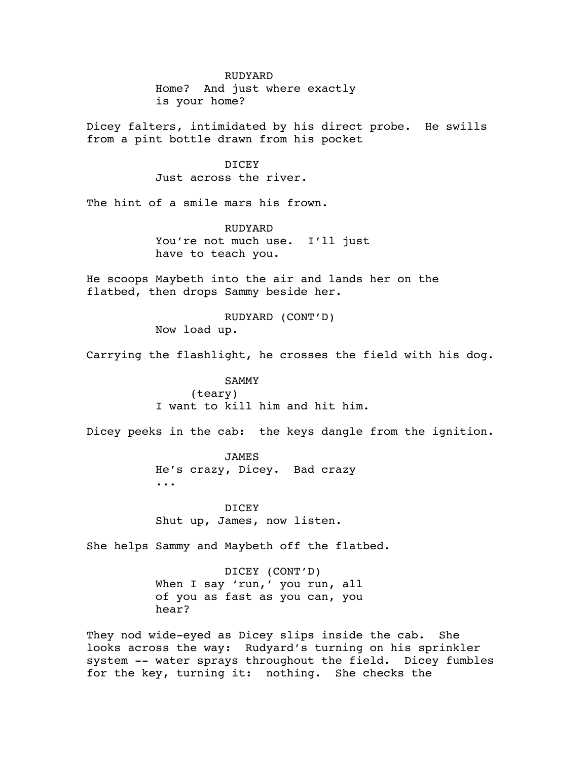RUDYARD

Home? And just where exactly is your home?

Dicey falters, intimidated by his direct probe. He swills from a pint bottle drawn from his pocket

DICEY

Just across the river.

The hint of a smile mars his frown.

RUDYARD

You're not much use. I'll just have to teach you.

He scoops Maybeth into the air and lands her on the flatbed, then drops Sammy beside her.

RUDYARD (CONT'D)

Now load up.

Carrying the flashlight, he crosses the field with his dog.

SAMMY

(teary)

I want to kill him and hit him.

Dicey peeks in the cab: the keys dangle from the ignition.

JAMES

He's crazy, Dicey. Bad crazy ...

DICEY

Shut up, James, now listen.

She helps Sammy and Maybeth off the flatbed.

DICEY (CONT'D)

When I say 'run,' you run, all of you as fast as you can, you hear?

They nod wide-eyed as Dicey slips inside the cab. She looks across the way: Rudyard's turning on his sprinkler system -- water sprays throughout the field. Dicey fumbles for the key, turning it: nothing. She checks the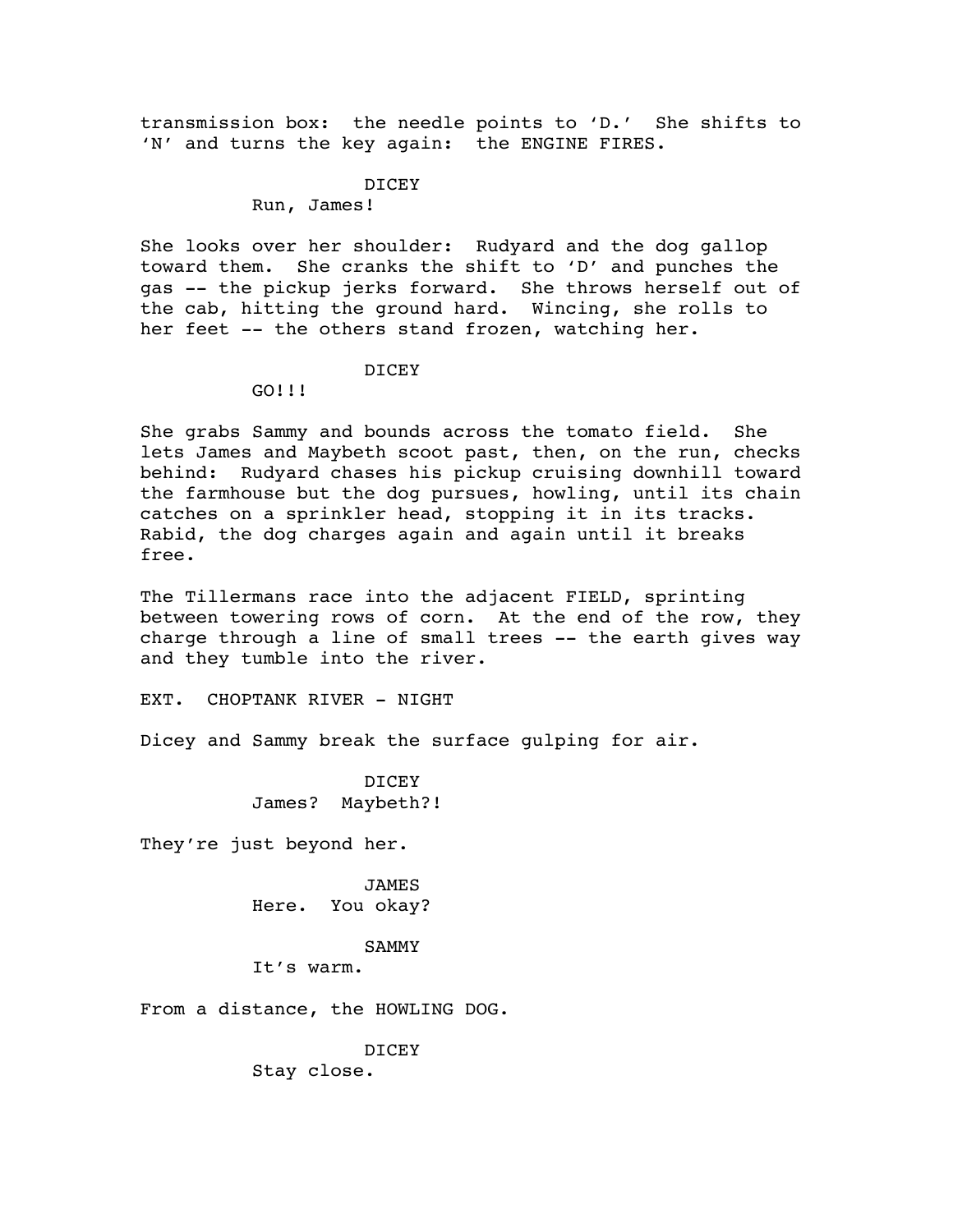transmission box: the needle points to 'D.' She shifts to 'N' and turns the key again: the ENGINE FIRES.

DICEY
Run, James!

She looks over her shoulder: Rudyard and the dog gallop toward them. She cranks the shift to 'D' and punches the gas -- the pickup jerks forward. She throws herself out of the cab, hitting the ground hard. Wincing, she rolls to her feet -- the others stand frozen, watching her.

DICEY
GO!!!

She grabs Sammy and bounds across the tomato field. She lets James and Maybeth scoot past, then, on the run, checks behind: Rudyard chases his pickup cruising downhill toward the farmhouse but the dog pursues, howling, until its chain catches on a sprinkler head, stopping it in its tracks. Rabid, the dog charges again and again until it breaks free.

The Tillermans race into the adjacent FIELD, sprinting between towering rows of corn. At the end of the row, they charge through a line of small trees -- the earth gives way and they tumble into the river.

EXT. CHOPTANK RIVER - NIGHT

Dicey and Sammy break the surface gulping for air.

DICEY
James? Maybeth?!

They're just beyond her.

JAMES
Here. You okay?

SAMMY
It's warm.

From a distance, the HOWLING DOG.

DICEY
Stay close.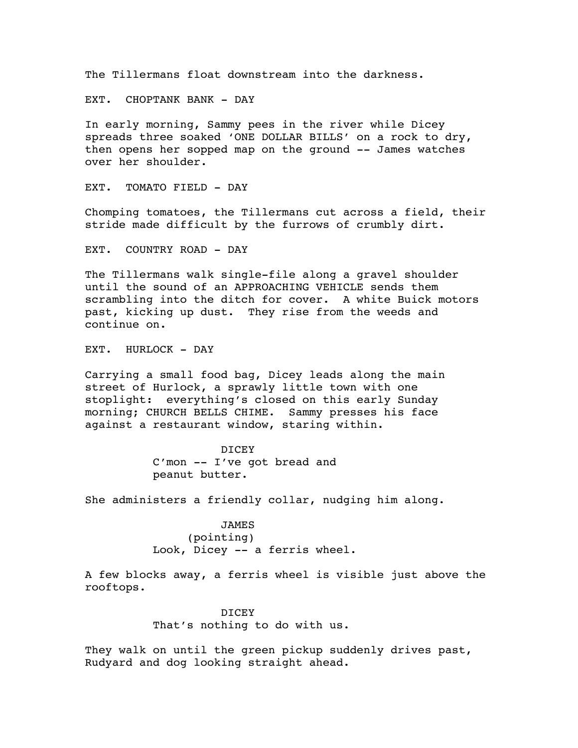The Tillermans float downstream into the darkness.

EXT.  CHOPTANK BANK - DAY

In early morning, Sammy pees in the river while Dicey spreads three soaked ‘ONE DOLLAR BILLS’ on a rock to dry, then opens her sopped map on the ground -- James watches over her shoulder.

EXT.  TOMATO FIELD - DAY

Chomping tomatoes, the Tillermans cut across a field, their stride made difficult by the furrows of crumbly dirt.

EXT.  COUNTRY ROAD - DAY

The Tillermans walk single-file along a gravel shoulder until the sound of an APPROACHING VEHICLE sends them scrambling into the ditch for cover.  A white Buick motors past, kicking up dust.  They rise from the weeds and continue on.

EXT.  HURLOCK - DAY

Carrying a small food bag, Dicey leads along the main street of Hurlock, a sprawly little town with one stoplight:  everything’s closed on this early Sunday morning; CHURCH BELLS CHIME.  Sammy presses his face against a restaurant window, staring within.

DICEY
C’mon -- I’ve got bread and peanut butter.

She administers a friendly collar, nudging him along.

JAMES
(pointing)
Look, Dicey -- a ferris wheel.

A few blocks away, a ferris wheel is visible just above the rooftops.

DICEY
That’s nothing to do with us.

They walk on until the green pickup suddenly drives past, Rudyard and dog looking straight ahead.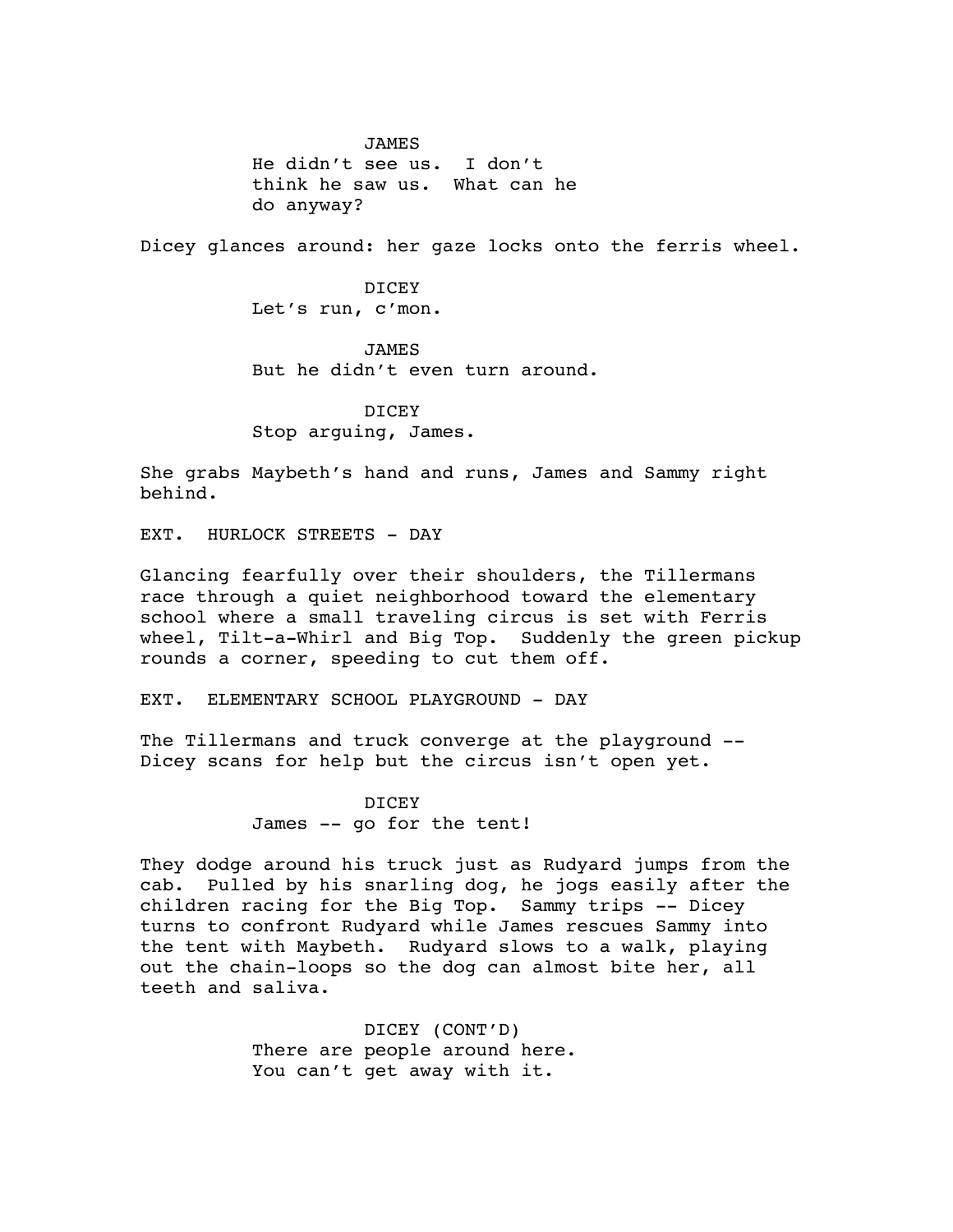JAMES
He didn't see us.  I don't think he saw us.  What can he do anyway?

Dicey glances around: her gaze locks onto the ferris wheel.

DICEY
Let's run, c'mon.

JAMES
But he didn't even turn around.

DICEY
Stop arguing, James.

She grabs Maybeth's hand and runs, James and Sammy right behind.

EXT.  HURLOCK STREETS - DAY

Glancing fearfully over their shoulders, the Tillermans race through a quiet neighborhood toward the elementary school where a small traveling circus is set with Ferris wheel, Tilt-a-Whirl and Big Top.  Suddenly the green pickup rounds a corner, speeding to cut them off.

EXT.  ELEMENTARY SCHOOL PLAYGROUND - DAY

The Tillermans and truck converge at the playground -- Dicey scans for help but the circus isn't open yet.

DICEY
James -- go for the tent!

They dodge around his truck just as Rudyard jumps from the cab.  Pulled by his snarling dog, he jogs easily after the children racing for the Big Top.  Sammy trips -- Dicey turns to confront Rudyard while James rescues Sammy into the tent with Maybeth.  Rudyard slows to a walk, playing out the chain-loops so the dog can almost bite her, all teeth and saliva.

DICEY (CONT'D)
There are people around here.
You can't get away with it.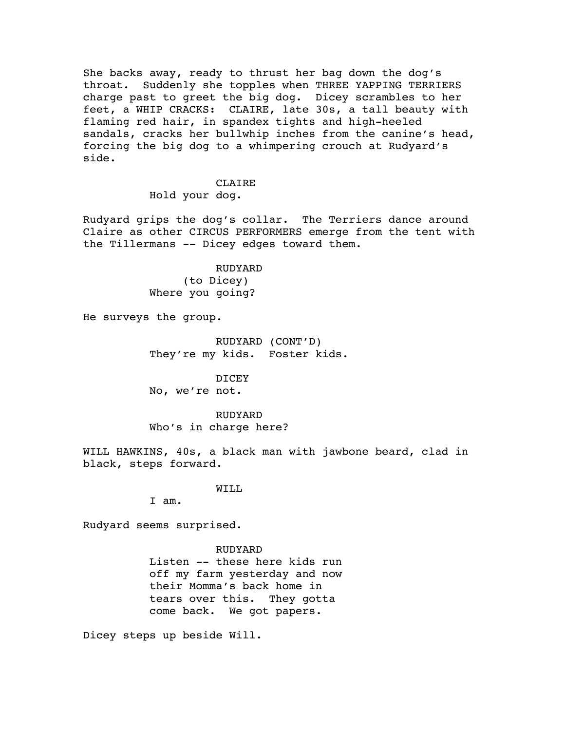She backs away, ready to thrust her bag down the dog's throat. Suddenly she topples when THREE YAPPING TERRIERS charge past to greet the big dog. Dicey scrambles to her feet, a WHIP CRACKS: CLAIRE, late 30s, a tall beauty with flaming red hair, in spandex tights and high-heeled sandals, cracks her bullwhip inches from the canine's head, forcing the big dog to a whimpering crouch at Rudyard's side.

CLAIRE
Hold your dog.

Rudyard grips the dog's collar. The Terriers dance around Claire as other CIRCUS PERFORMERS emerge from the tent with the Tillermans -- Dicey edges toward them.

RUDYARD
(to Dicey)
Where you going?

He surveys the group.

RUDYARD (CONT'D)
They're my kids. Foster kids.

DICEY
No, we're not.

RUDYARD
Who's in charge here?

WILL HAWKINS, 40s, a black man with jawbone beard, clad in black, steps forward.

WILL
I am.

Rudyard seems surprised.

RUDYARD
Listen -- these here kids run off my farm yesterday and now their Momma's back home in tears over this. They gotta come back. We got papers.

Dicey steps up beside Will.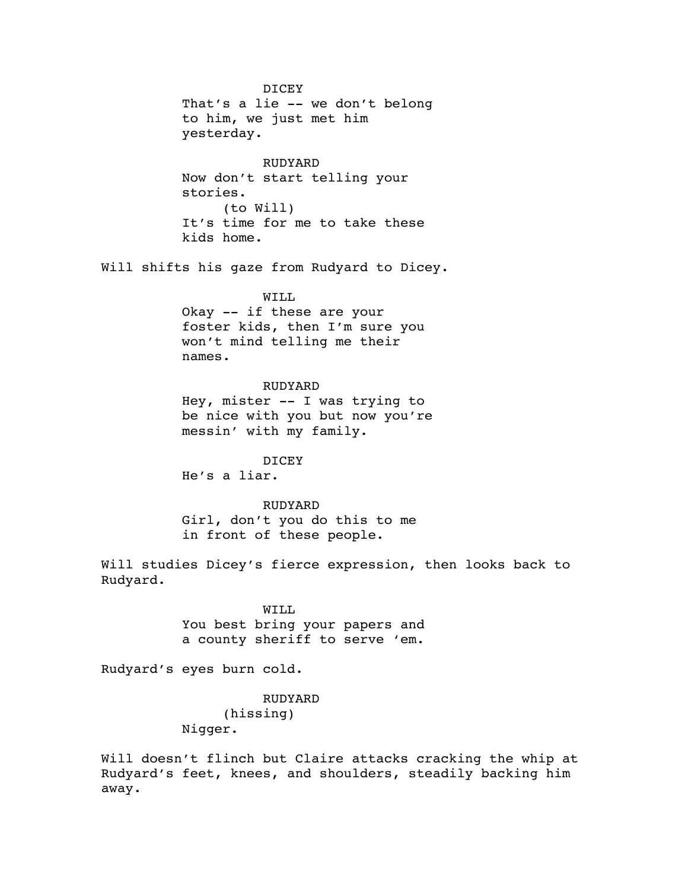DICEY
That's a lie -- we don't belong to him, we just met him yesterday.

RUDYARD
Now don't start telling your stories.
(to Will)
It's time for me to take these kids home.

Will shifts his gaze from Rudyard to Dicey.

WILL
Okay -- if these are your foster kids, then I'm sure you won't mind telling me their names.

RUDYARD
Hey, mister -- I was trying to be nice with you but now you're messin' with my family.

DICEY
He's a liar.

RUDYARD
Girl, don't you do this to me in front of these people.

Will studies Dicey's fierce expression, then looks back to Rudyard.

WILL
You best bring your papers and a county sheriff to serve 'em.

Rudyard's eyes burn cold.

RUDYARD
(hissing)
Nigger.

Will doesn't flinch but Claire attacks cracking the whip at Rudyard's feet, knees, and shoulders, steadily backing him away.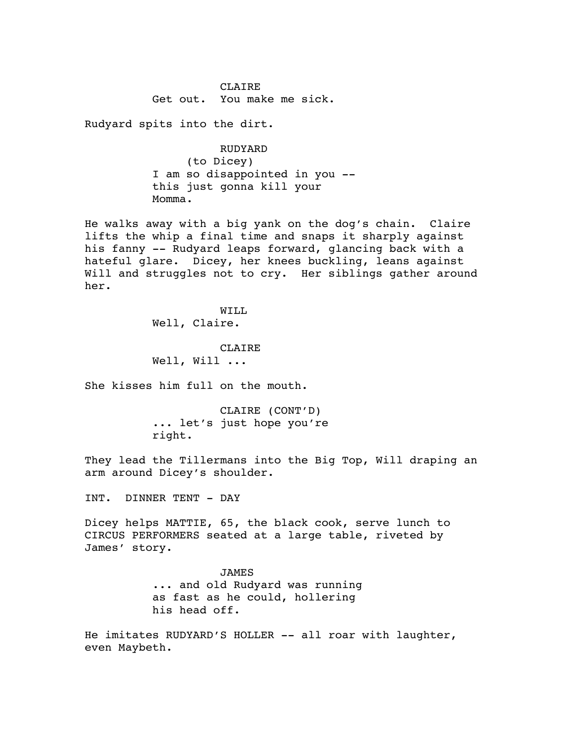CLAIRE
Get out. You make me sick.

Rudyard spits into the dirt.

RUDYARD
(to Dicey)
I am so disappointed in you --
this just gonna kill your
Momma.

He walks away with a big yank on the dog's chain. Claire lifts the whip a final time and snaps it sharply against his fanny -- Rudyard leaps forward, glancing back with a hateful glare. Dicey, her knees buckling, leans against Will and struggles not to cry. Her siblings gather around her.

WILL
Well, Claire.

CLAIRE
Well, Will ...

She kisses him full on the mouth.

CLAIRE (CONT'D)
... let's just hope you're
right.

They lead the Tillermans into the Big Top, Will draping an arm around Dicey's shoulder.

INT. DINNER TENT - DAY

Dicey helps MATTIE, 65, the black cook, serve lunch to CIRCUS PERFORMERS seated at a large table, riveted by James' story.

JAMES
... and old Rudyard was running
as fast as he could, hollering
his head off.

He imitates RUDYARD'S HOLLER -- all roar with laughter, even Maybeth.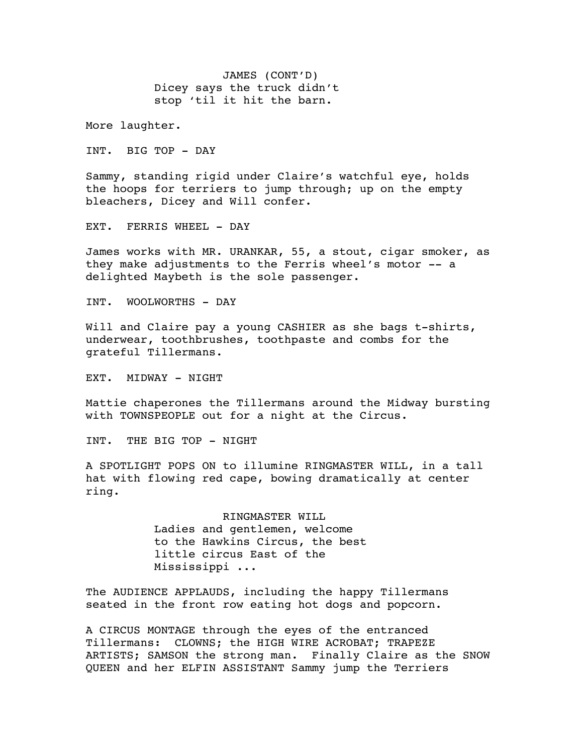JAMES (CONT'D)
Dicey says the truck didn't stop 'til it hit the barn.

More laughter.

INT. BIG TOP - DAY

Sammy, standing rigid under Claire's watchful eye, holds the hoops for terriers to jump through; up on the empty bleachers, Dicey and Will confer.

EXT. FERRIS WHEEL - DAY

James works with MR. URANKAR, 55, a stout, cigar smoker, as they make adjustments to the Ferris wheel's motor -- a delighted Maybeth is the sole passenger.

INT. WOOLWORTHS - DAY

Will and Claire pay a young CASHIER as she bags t-shirts, underwear, toothbrushes, toothpaste and combs for the grateful Tillermans.

EXT. MIDWAY - NIGHT

Mattie chaperones the Tillermans around the Midway bursting with TOWNSPEOPLE out for a night at the Circus.

INT. THE BIG TOP - NIGHT

A SPOTLIGHT POPS ON to illumine RINGMASTER WILL, in a tall hat with flowing red cape, bowing dramatically at center ring.

RINGMASTER WILL
Ladies and gentlemen, welcome to the Hawkins Circus, the best little circus East of the Mississippi ...

The AUDIENCE APPLAUDS, including the happy Tillermans seated in the front row eating hot dogs and popcorn.

A CIRCUS MONTAGE through the eyes of the entranced Tillermans: CLOWNS; the HIGH WIRE ACROBAT; TRAPEZE ARTISTS; SAMSON the strong man. Finally Claire as the SNOW QUEEN and her ELFIN ASSISTANT Sammy jump the Terriers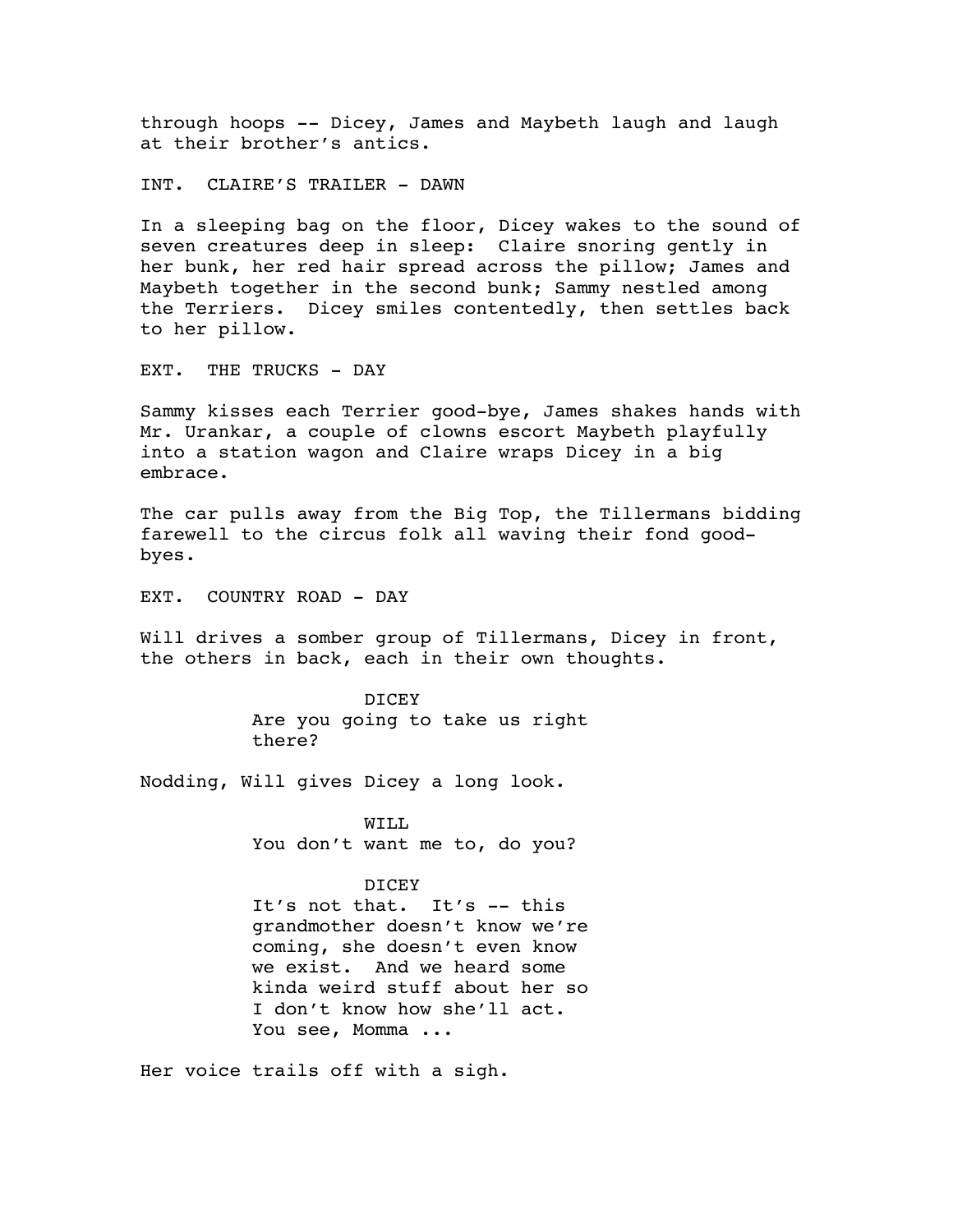through hoops -- Dicey, James and Maybeth laugh and laugh at their brother's antics.

INT. CLAIRE'S TRAILER - DAWN

In a sleeping bag on the floor, Dicey wakes to the sound of seven creatures deep in sleep: Claire snoring gently in her bunk, her red hair spread across the pillow; James and Maybeth together in the second bunk; Sammy nestled among the Terriers. Dicey smiles contentedly, then settles back to her pillow.

EXT. THE TRUCKS - DAY

Sammy kisses each Terrier good-bye, James shakes hands with Mr. Urankar, a couple of clowns escort Maybeth playfully into a station wagon and Claire wraps Dicey in a big embrace.

The car pulls away from the Big Top, the Tillermans bidding farewell to the circus folk all waving their fond good-byes.

EXT. COUNTRY ROAD - DAY

Will drives a somber group of Tillermans, Dicey in front, the others in back, each in their own thoughts.

DICEY
Are you going to take us right there?

Nodding, Will gives Dicey a long look.

WILL
You don't want me to, do you?

DICEY
It's not that. It's -- this grandmother doesn't know we're coming, she doesn't even know we exist. And we heard some kinda weird stuff about her so I don't know how she'll act. You see, Momma ...

Her voice trails off with a sigh.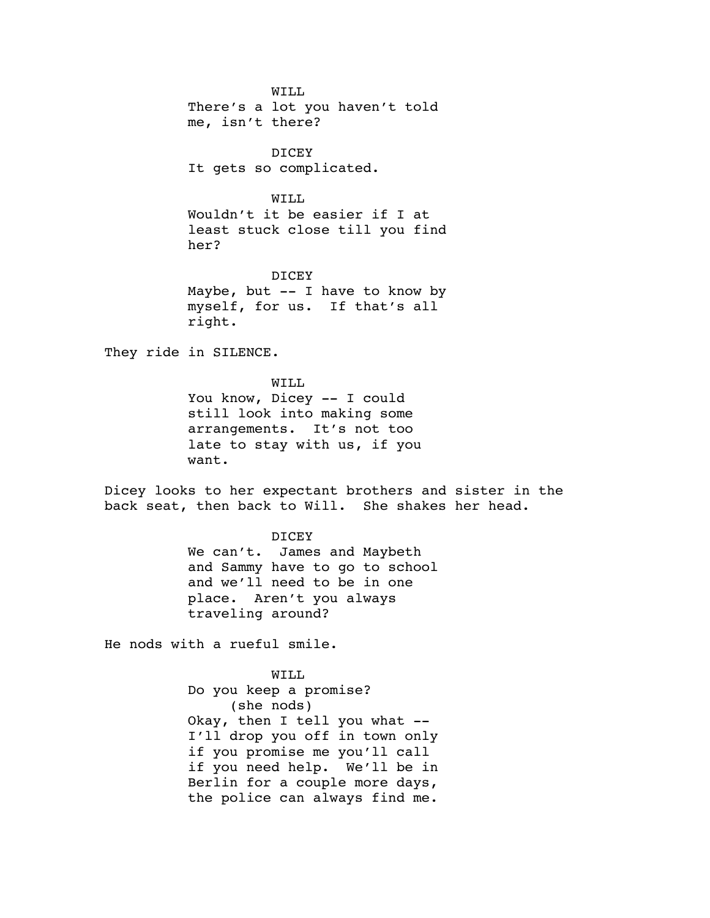WILL
There's a lot you haven't told me, isn't there?

DICEY
It gets so complicated.

WILL
Wouldn't it be easier if I at least stuck close till you find her?

DICEY
Maybe, but -- I have to know by myself, for us. If that's all right.

They ride in SILENCE.

WILL
You know, Dicey -- I could still look into making some arrangements. It's not too late to stay with us, if you want.

Dicey looks to her expectant brothers and sister in the back seat, then back to Will. She shakes her head.

DICEY
We can't. James and Maybeth and Sammy have to go to school and we'll need to be in one place. Aren't you always traveling around?

He nods with a rueful smile.

WILL
Do you keep a promise?
(she nods)
Okay, then I tell you what -- I'll drop you off in town only if you promise me you'll call if you need help. We'll be in Berlin for a couple more days, the police can always find me.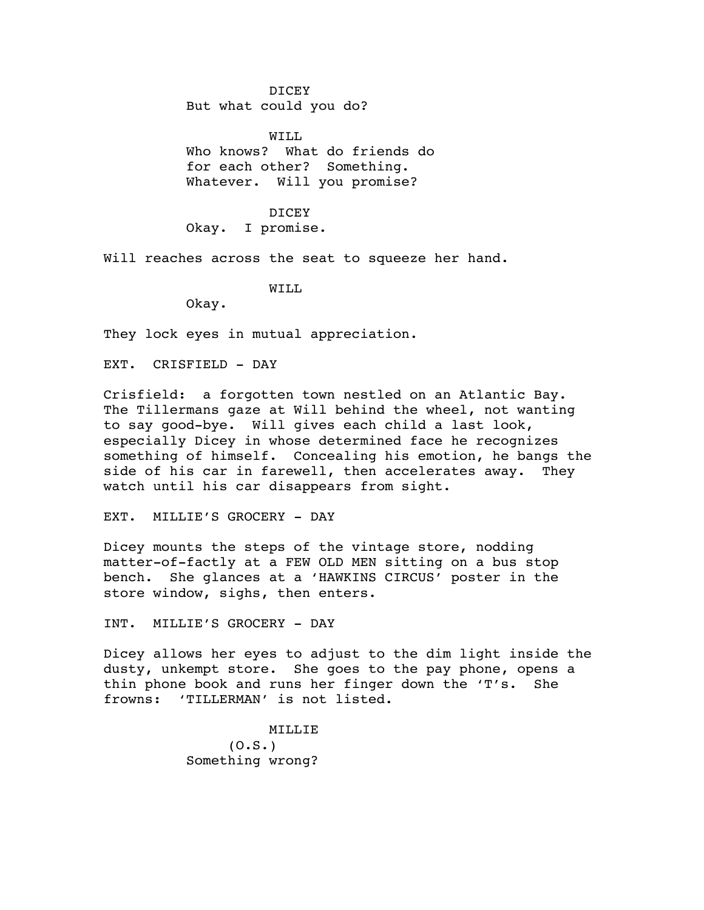DICEY
But what could you do?

WILL
Who knows? What do friends do for each other? Something. Whatever. Will you promise?

DICEY
Okay. I promise.

Will reaches across the seat to squeeze her hand.

WILL
Okay.

They lock eyes in mutual appreciation.

EXT. CRISFIELD - DAY

Crisfield: a forgotten town nestled on an Atlantic Bay. The Tillermans gaze at Will behind the wheel, not wanting to say good-bye. Will gives each child a last look, especially Dicey in whose determined face he recognizes something of himself. Concealing his emotion, he bangs the side of his car in farewell, then accelerates away. They watch until his car disappears from sight.

EXT. MILLIE'S GROCERY - DAY

Dicey mounts the steps of the vintage store, nodding matter-of-factly at a FEW OLD MEN sitting on a bus stop bench. She glances at a 'HAWKINS CIRCUS' poster in the store window, sighs, then enters.

INT. MILLIE'S GROCERY - DAY

Dicey allows her eyes to adjust to the dim light inside the dusty, unkempt store. She goes to the pay phone, opens a thin phone book and runs her finger down the 'T's. She frowns: 'TILLERMAN' is not listed.

MILLIE
(O.S.)
Something wrong?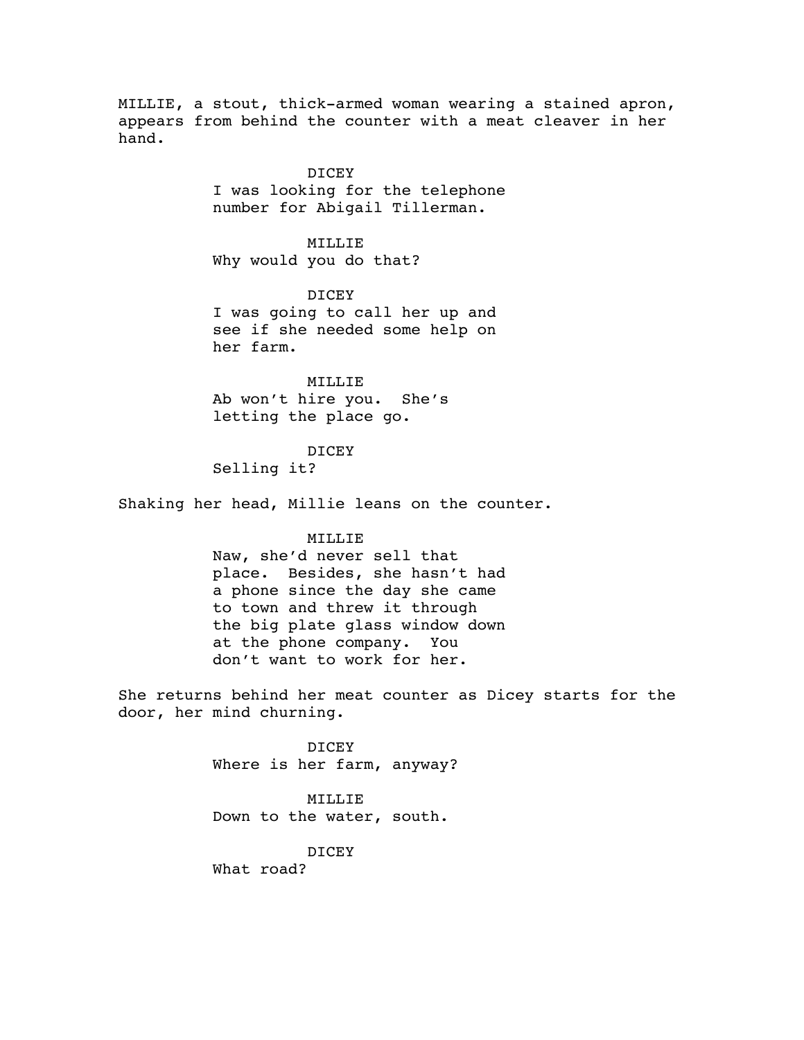MILLIE, a stout, thick-armed woman wearing a stained apron, appears from behind the counter with a meat cleaver in her hand.

DICEY
I was looking for the telephone number for Abigail Tillerman.

MILLIE
Why would you do that?

DICEY
I was going to call her up and see if she needed some help on her farm.

MILLIE
Ab won't hire you. She's letting the place go.

DICEY
Selling it?

Shaking her head, Millie leans on the counter.

MILLIE
Naw, she'd never sell that place. Besides, she hasn't had a phone since the day she came to town and threw it through the big plate glass window down at the phone company. You don't want to work for her.

She returns behind her meat counter as Dicey starts for the door, her mind churning.

DICEY
Where is her farm, anyway?

MILLIE
Down to the water, south.

DICEY
What road?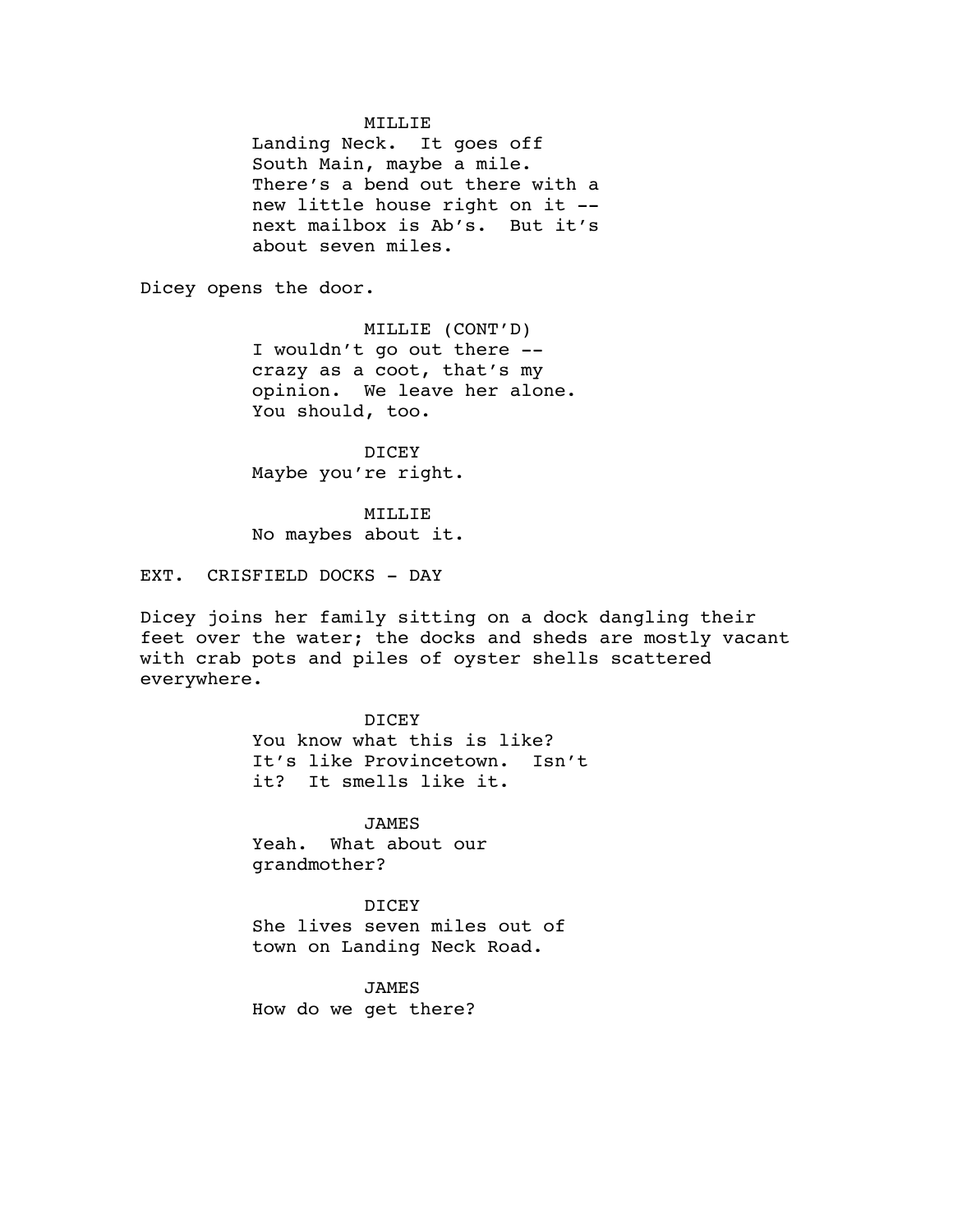MILLIE
Landing Neck. It goes off South Main, maybe a mile. There's a bend out there with a new little house right on it -- next mailbox is Ab's. But it's about seven miles.

Dicey opens the door.

MILLIE (CONT'D)
I wouldn't go out there -- crazy as a coot, that's my opinion. We leave her alone. You should, too.

DICEY
Maybe you're right.

MILLIE
No maybes about it.

EXT. CRISFIELD DOCKS - DAY

Dicey joins her family sitting on a dock dangling their feet over the water; the docks and sheds are mostly vacant with crab pots and piles of oyster shells scattered everywhere.

DICEY
You know what this is like? It's like Provincetown. Isn't it? It smells like it.

JAMES
Yeah. What about our grandmother?

DICEY
She lives seven miles out of town on Landing Neck Road.

JAMES
How do we get there?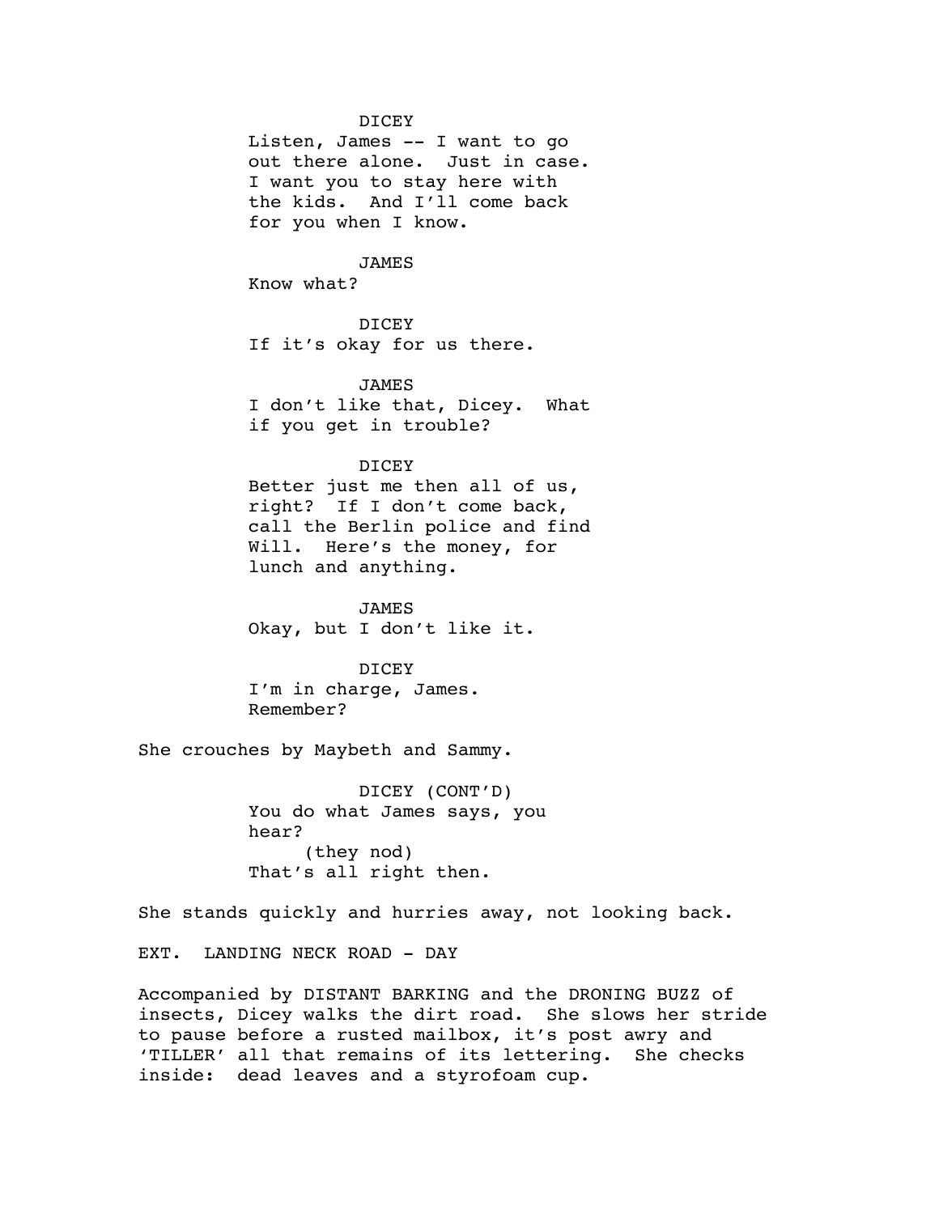DICEY
Listen, James -- I want to go out there alone. Just in case. I want you to stay here with the kids. And I'll come back for you when I know.

JAMES
Know what?

DICEY
If it's okay for us there.

JAMES
I don't like that, Dicey. What if you get in trouble?

DICEY
Better just me then all of us, right? If I don't come back, call the Berlin police and find Will. Here's the money, for lunch and anything.

JAMES
Okay, but I don't like it.

DICEY
I'm in charge, James. Remember?

She crouches by Maybeth and Sammy.

DICEY (CONT'D)
You do what James says, you hear?
(they nod)
That's all right then.

She stands quickly and hurries away, not looking back.

EXT. LANDING NECK ROAD - DAY

Accompanied by DISTANT BARKING and the DRONING BUZZ of insects, Dicey walks the dirt road. She slows her stride to pause before a rusted mailbox, it's post awry and 'TILLER' all that remains of its lettering. She checks inside: dead leaves and a styrofoam cup.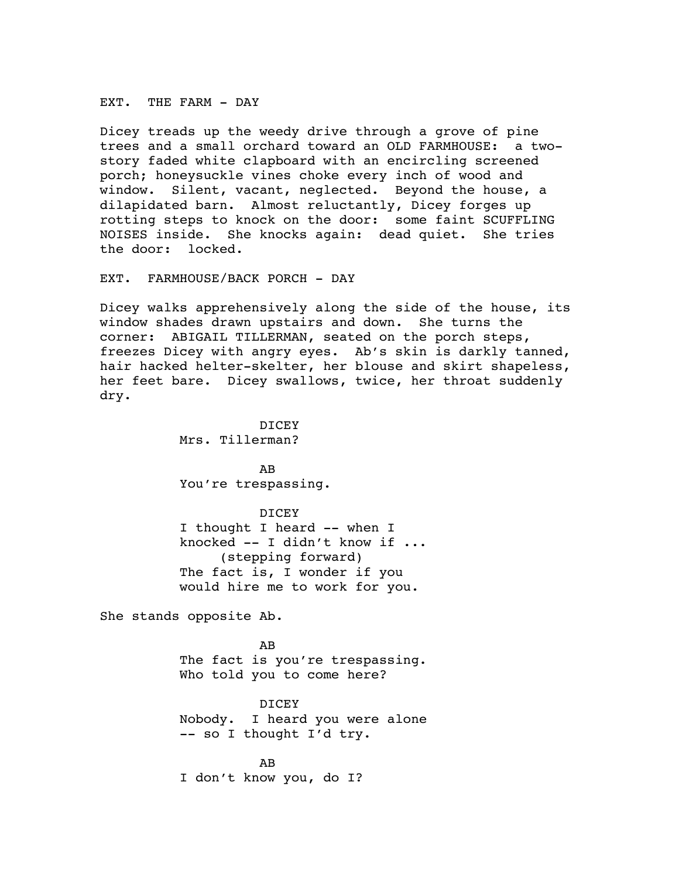EXT. THE FARM - DAY

Dicey treads up the weedy drive through a grove of pine trees and a small orchard toward an OLD FARMHOUSE: a two-story faded white clapboard with an encircling screened porch; honeysuckle vines choke every inch of wood and window. Silent, vacant, neglected. Beyond the house, a dilapidated barn. Almost reluctantly, Dicey forges up rotting steps to knock on the door: some faint SCUFFLING NOISES inside. She knocks again: dead quiet. She tries the door: locked.

EXT. FARMHOUSE/BACK PORCH - DAY

Dicey walks apprehensively along the side of the house, its window shades drawn upstairs and down. She turns the corner: ABIGAIL TILLERMAN, seated on the porch steps, freezes Dicey with angry eyes. Ab's skin is darkly tanned, hair hacked helter-skelter, her blouse and skirt shapeless, her feet bare. Dicey swallows, twice, her throat suddenly dry.

DICEY
Mrs. Tillerman?

AB
You're trespassing.

DICEY
I thought I heard -- when I knocked -- I didn't know if ...
(stepping forward)
The fact is, I wonder if you would hire me to work for you.

She stands opposite Ab.

AB
The fact is you're trespassing.
Who told you to come here?

DICEY
Nobody. I heard you were alone
-- so I thought I'd try.

AB
I don't know you, do I?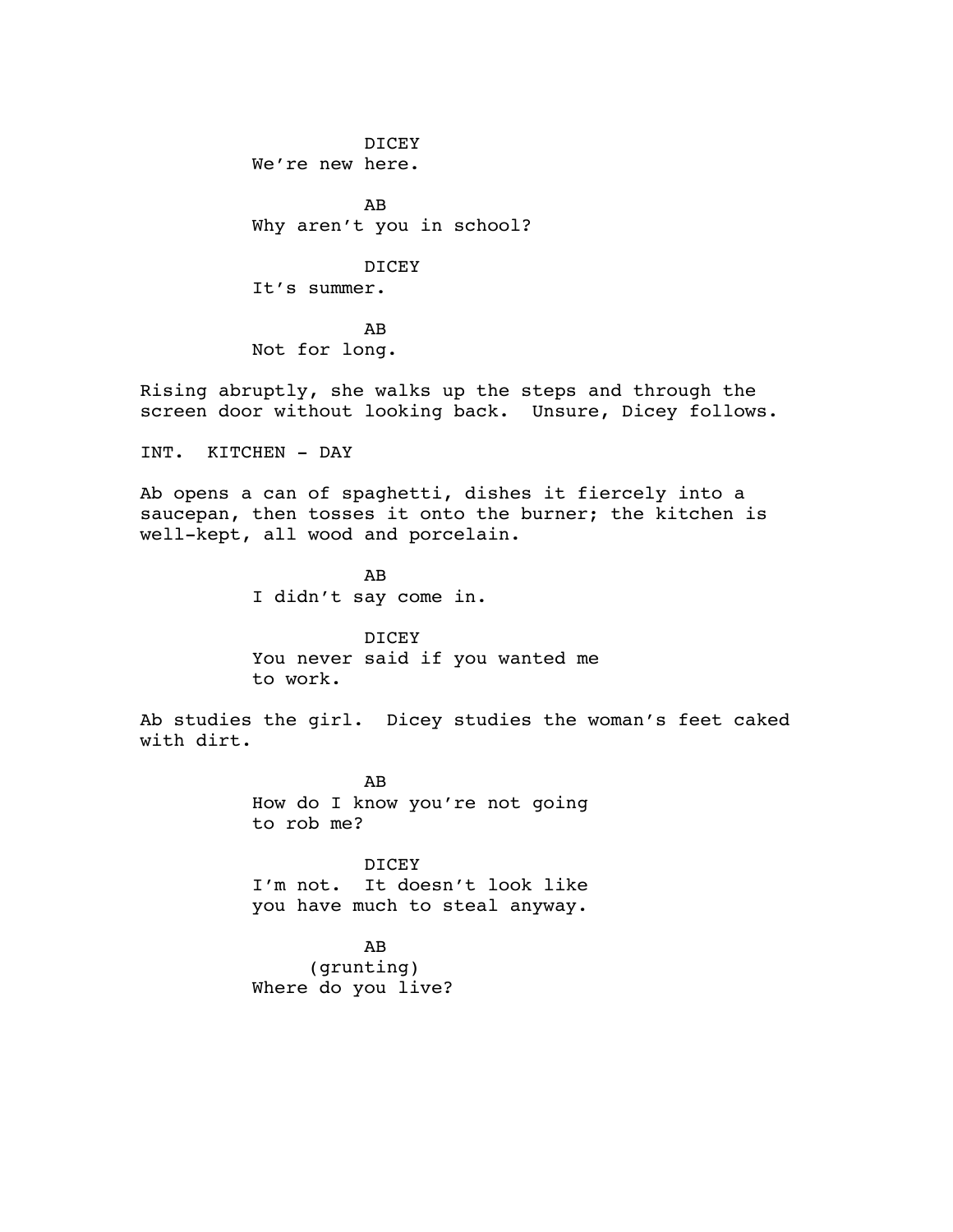DICEY
We're new here.

AB
Why aren't you in school?

DICEY
It's summer.

AB
Not for long.

Rising abruptly, she walks up the steps and through the screen door without looking back. Unsure, Dicey follows.

INT. KITCHEN - DAY

Ab opens a can of spaghetti, dishes it fiercely into a saucepan, then tosses it onto the burner; the kitchen is well-kept, all wood and porcelain.

AB
I didn't say come in.

DICEY
You never said if you wanted me to work.

Ab studies the girl. Dicey studies the woman's feet caked with dirt.

AB
How do I know you're not going to rob me?

DICEY
I'm not. It doesn't look like you have much to steal anyway.

AB
(grunting)
Where do you live?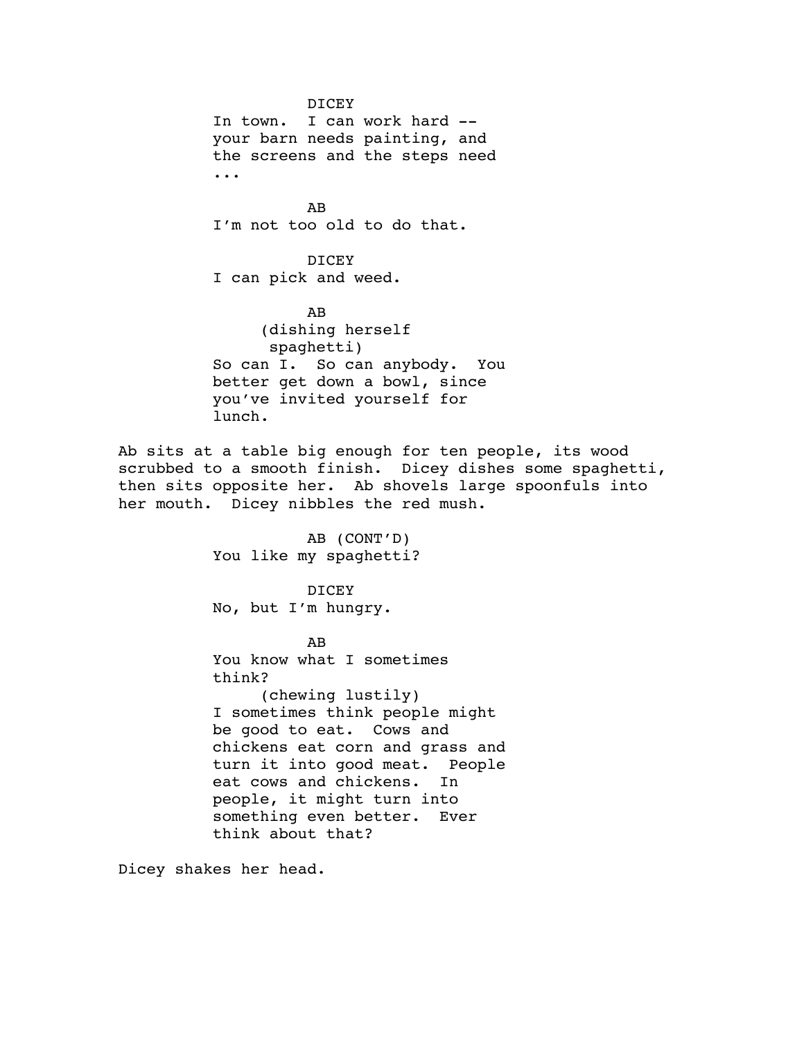DICEY

In town. I can work hard -- your barn needs painting, and the screens and the steps need ...

AB

I'm not too old to do that.

DICEY

I can pick and weed.

AB

(dishing herself spaghetti)

So can I. So can anybody. You better get down a bowl, since you've invited yourself for lunch.

Ab sits at a table big enough for ten people, its wood scrubbed to a smooth finish. Dicey dishes some spaghetti, then sits opposite her. Ab shovels large spoonfuls into her mouth. Dicey nibbles the red mush.

AB (CONT'D)

You like my spaghetti?

DICEY

No, but I'm hungry.

AB

You know what I sometimes think?

(chewing lustily)

I sometimes think people might be good to eat. Cows and chickens eat corn and grass and turn it into good meat. People eat cows and chickens. In people, it might turn into something even better. Ever think about that?

Dicey shakes her head.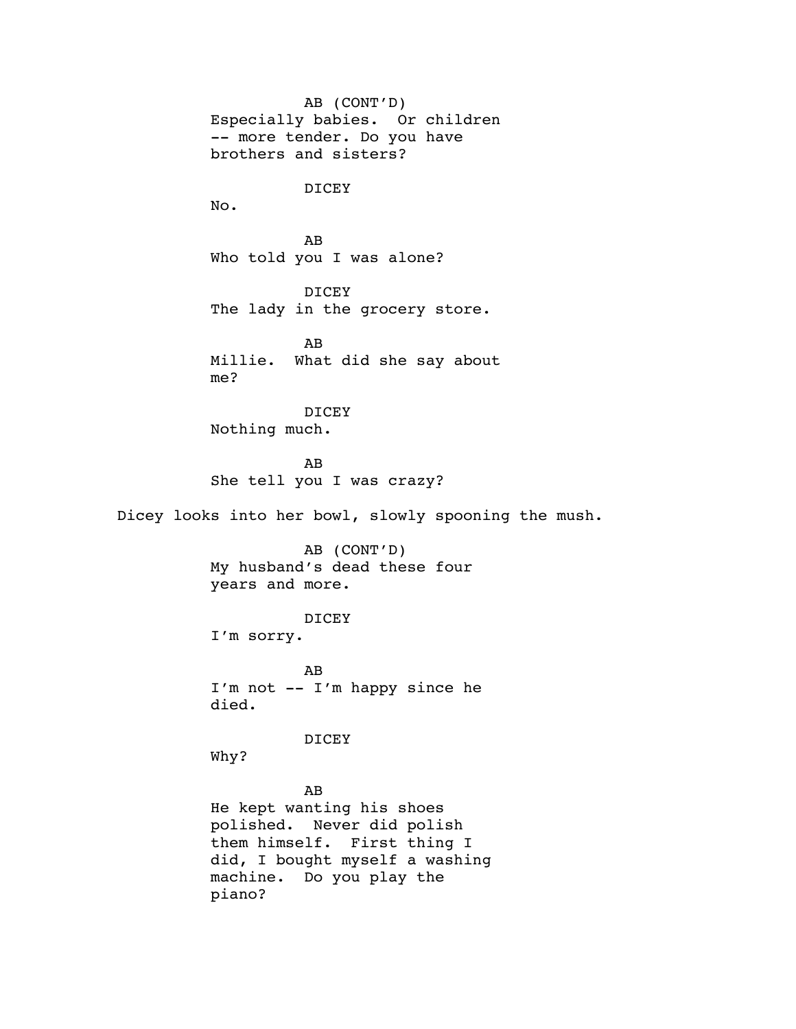AB (CONT'D)
Especially babies.  Or children -- more tender. Do you have brothers and sisters?

DICEY
No.

AB
Who told you I was alone?

DICEY
The lady in the grocery store.

AB
Millie.  What did she say about me?

DICEY
Nothing much.

AB
She tell you I was crazy?

Dicey looks into her bowl, slowly spooning the mush.

AB (CONT'D)
My husband's dead these four years and more.

DICEY
I'm sorry.

AB
I'm not -- I'm happy since he died.

DICEY
Why?

AB
He kept wanting his shoes polished.  Never did polish them himself.  First thing I did, I bought myself a washing machine.  Do you play the piano?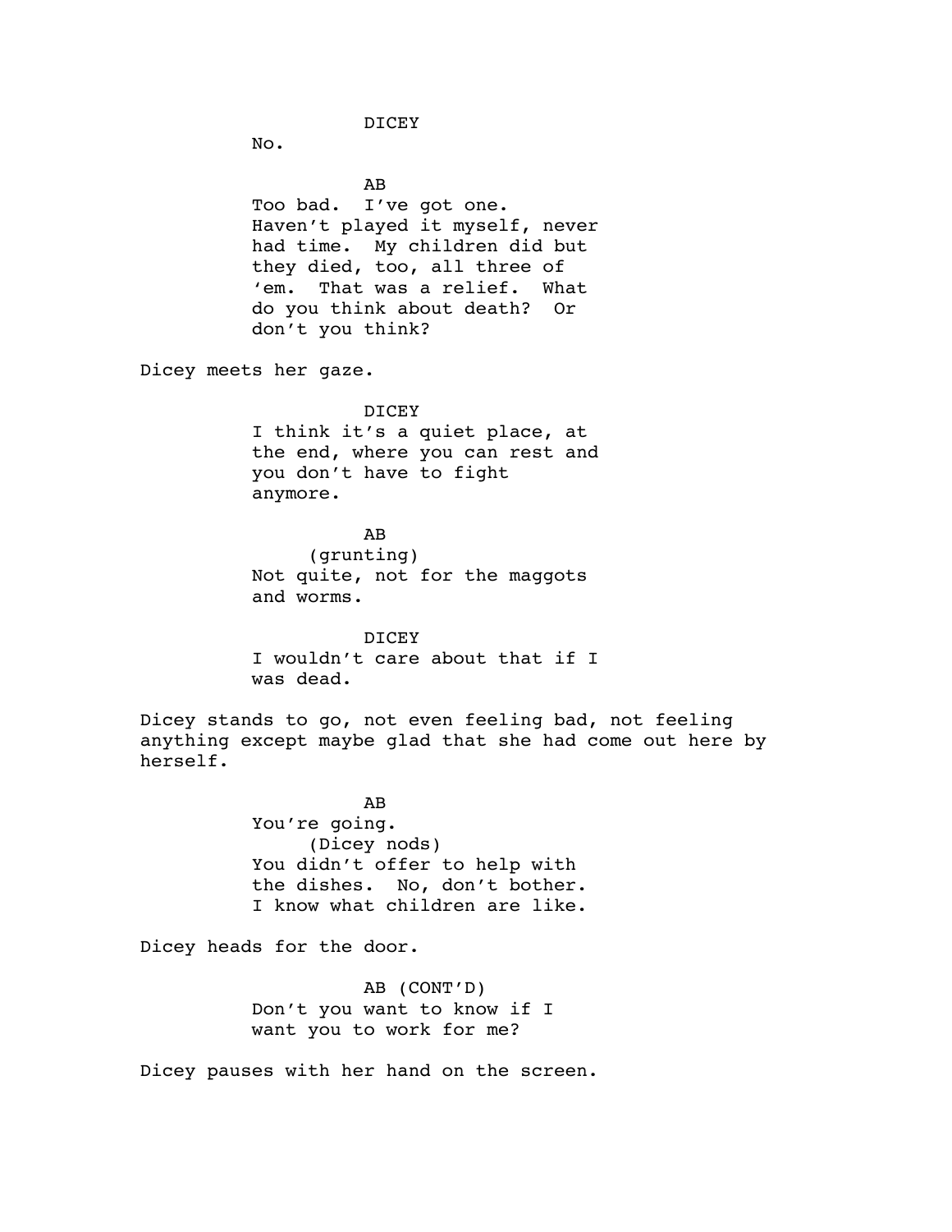DICEY

No.

AB

Too bad. I've got one. Haven't played it myself, never had time. My children did but they died, too, all three of 'em. That was a relief. What do you think about death? Or don't you think?

Dicey meets her gaze.

DICEY

I think it's a quiet place, at the end, where you can rest and you don't have to fight anymore.

AB

(grunting)

Not quite, not for the maggots and worms.

DICEY

I wouldn't care about that if I was dead.

Dicey stands to go, not even feeling bad, not feeling anything except maybe glad that she had come out here by herself.

AB

You're going.

(Dicey nods)

You didn't offer to help with the dishes. No, don't bother. I know what children are like.

Dicey heads for the door.

AB (CONT'D)

Don't you want to know if I want you to work for me?

Dicey pauses with her hand on the screen.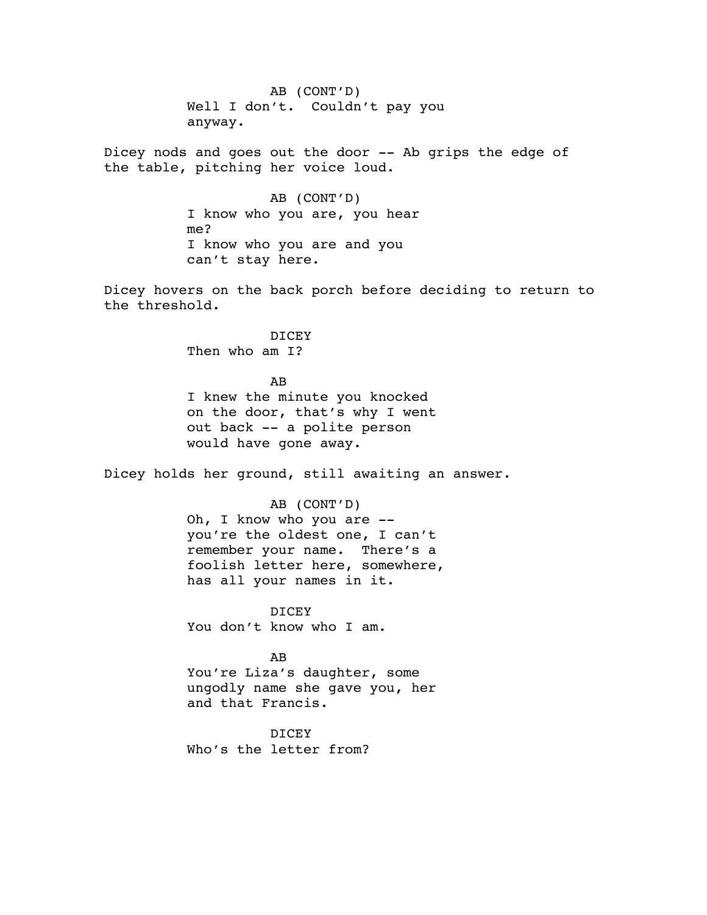AB (CONT'D)
Well I don't.  Couldn't pay you anyway.

Dicey nods and goes out the door -- Ab grips the edge of the table, pitching her voice loud.

AB (CONT'D)
I know who you are, you hear me?
I know who you are and you can't stay here.

Dicey hovers on the back porch before deciding to return to the threshold.

DICEY
Then who am I?

AB
I knew the minute you knocked on the door, that's why I went out back -- a polite person would have gone away.

Dicey holds her ground, still awaiting an answer.

AB (CONT'D)
Oh, I know who you are -- you're the oldest one, I can't remember your name.  There's a foolish letter here, somewhere, has all your names in it.

DICEY
You don't know who I am.

AB
You're Liza's daughter, some ungodly name she gave you, her and that Francis.

DICEY
Who's the letter from?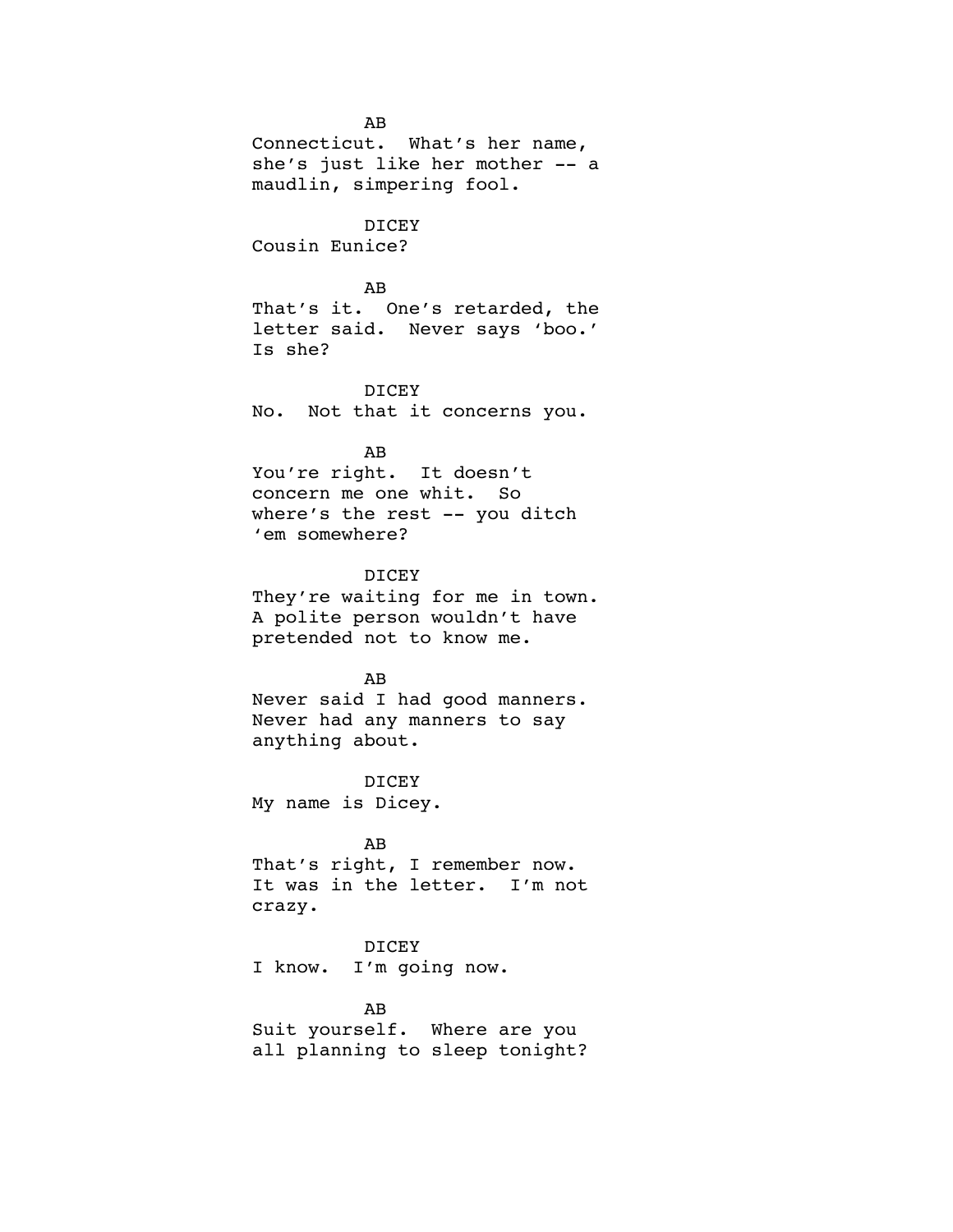AB

Connecticut. What's her name, she's just like her mother -- a maudlin, simpering fool.

DICEY

Cousin Eunice?

AB

That's it. One's retarded, the letter said. Never says 'boo.' Is she?

DICEY

No. Not that it concerns you.

AB

You're right. It doesn't concern me one whit. So where's the rest -- you ditch 'em somewhere?

DICEY

They're waiting for me in town. A polite person wouldn't have pretended not to know me.

AB

Never said I had good manners. Never had any manners to say anything about.

DICEY

My name is Dicey.

AB

That's right, I remember now. It was in the letter. I'm not crazy.

DICEY

I know. I'm going now.

AB

Suit yourself. Where are you all planning to sleep tonight?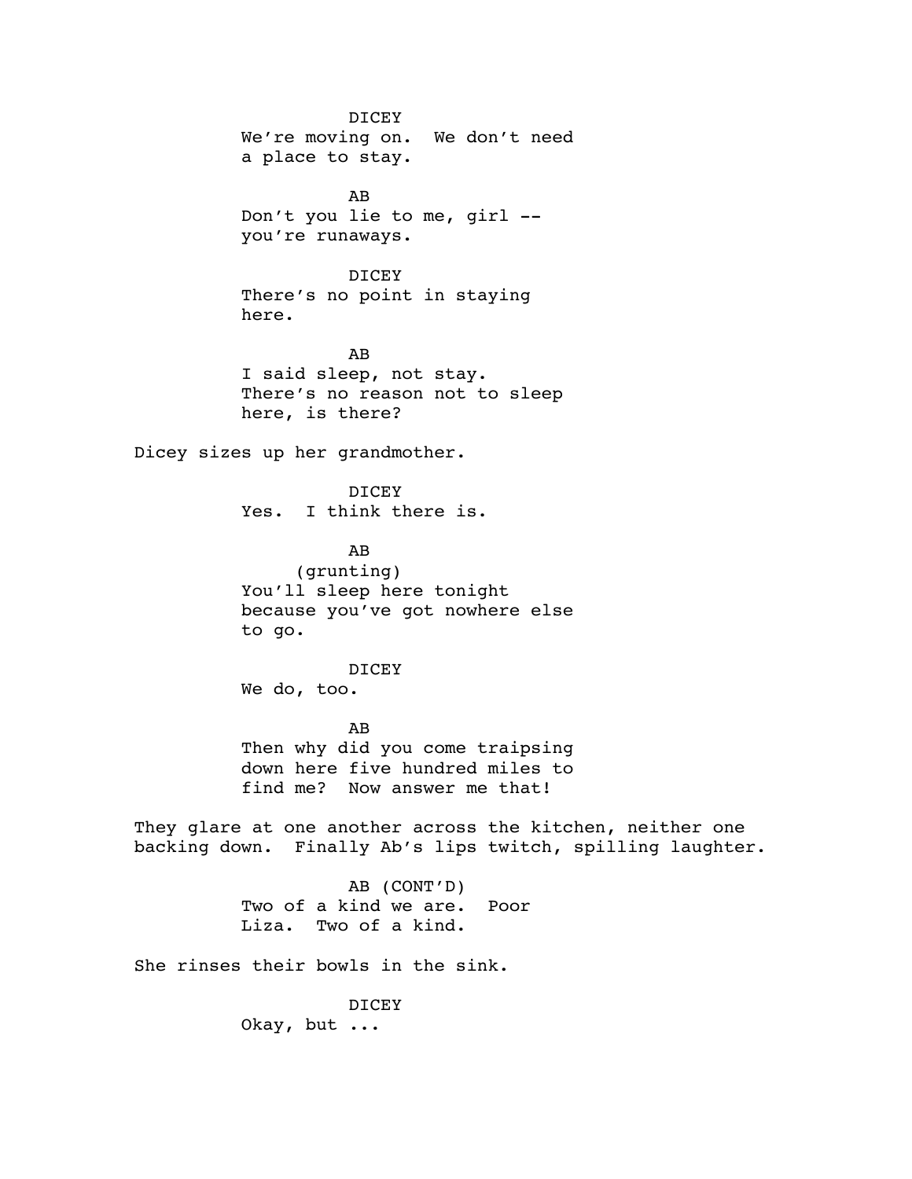DICEY
We're moving on. We don't need a place to stay.

AB
Don't you lie to me, girl -- you're runaways.

DICEY
There's no point in staying here.

AB
I said sleep, not stay. There's no reason not to sleep here, is there?

Dicey sizes up her grandmother.

DICEY
Yes. I think there is.

AB
(grunting)
You'll sleep here tonight because you've got nowhere else to go.

DICEY
We do, too.

AB
Then why did you come traipsing down here five hundred miles to find me? Now answer me that!

They glare at one another across the kitchen, neither one backing down. Finally Ab's lips twitch, spilling laughter.

AB (CONT'D)
Two of a kind we are. Poor Liza. Two of a kind.

She rinses their bowls in the sink.

DICEY
Okay, but ...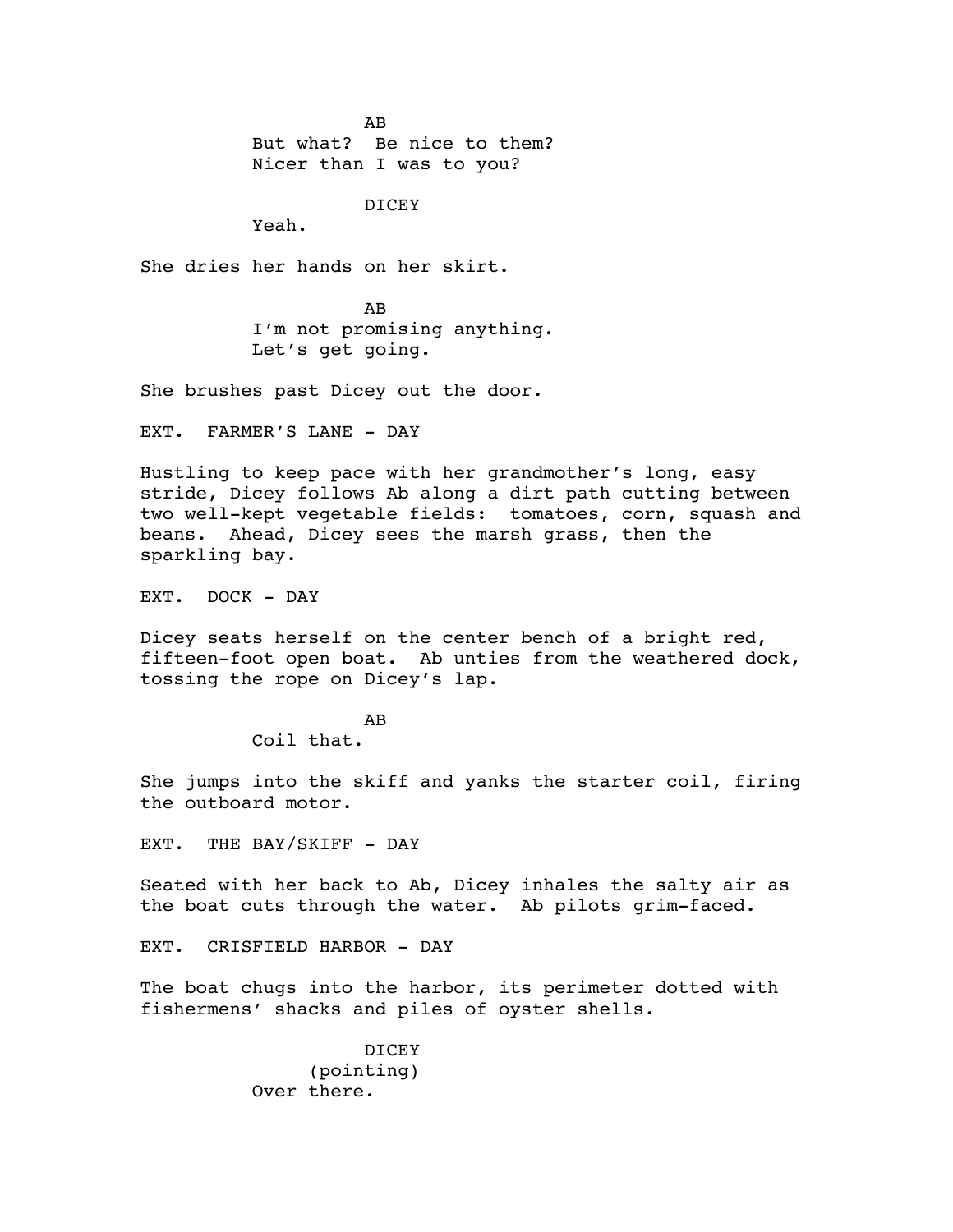AB
But what? Be nice to them?
Nicer than I was to you?

DICEY
Yeah.

She dries her hands on her skirt.

AB
I'm not promising anything.
Let's get going.

She brushes past Dicey out the door.

EXT. FARMER'S LANE - DAY

Hustling to keep pace with her grandmother's long, easy stride, Dicey follows Ab along a dirt path cutting between two well-kept vegetable fields: tomatoes, corn, squash and beans. Ahead, Dicey sees the marsh grass, then the sparkling bay.

EXT. DOCK - DAY

Dicey seats herself on the center bench of a bright red, fifteen-foot open boat. Ab unties from the weathered dock, tossing the rope on Dicey's lap.

AB
Coil that.

She jumps into the skiff and yanks the starter coil, firing the outboard motor.

EXT. THE BAY/SKIFF - DAY

Seated with her back to Ab, Dicey inhales the salty air as the boat cuts through the water. Ab pilots grim-faced.

EXT. CRISFIELD HARBOR - DAY

The boat chugs into the harbor, its perimeter dotted with fishermens' shacks and piles of oyster shells.

DICEY
(pointing)
Over there.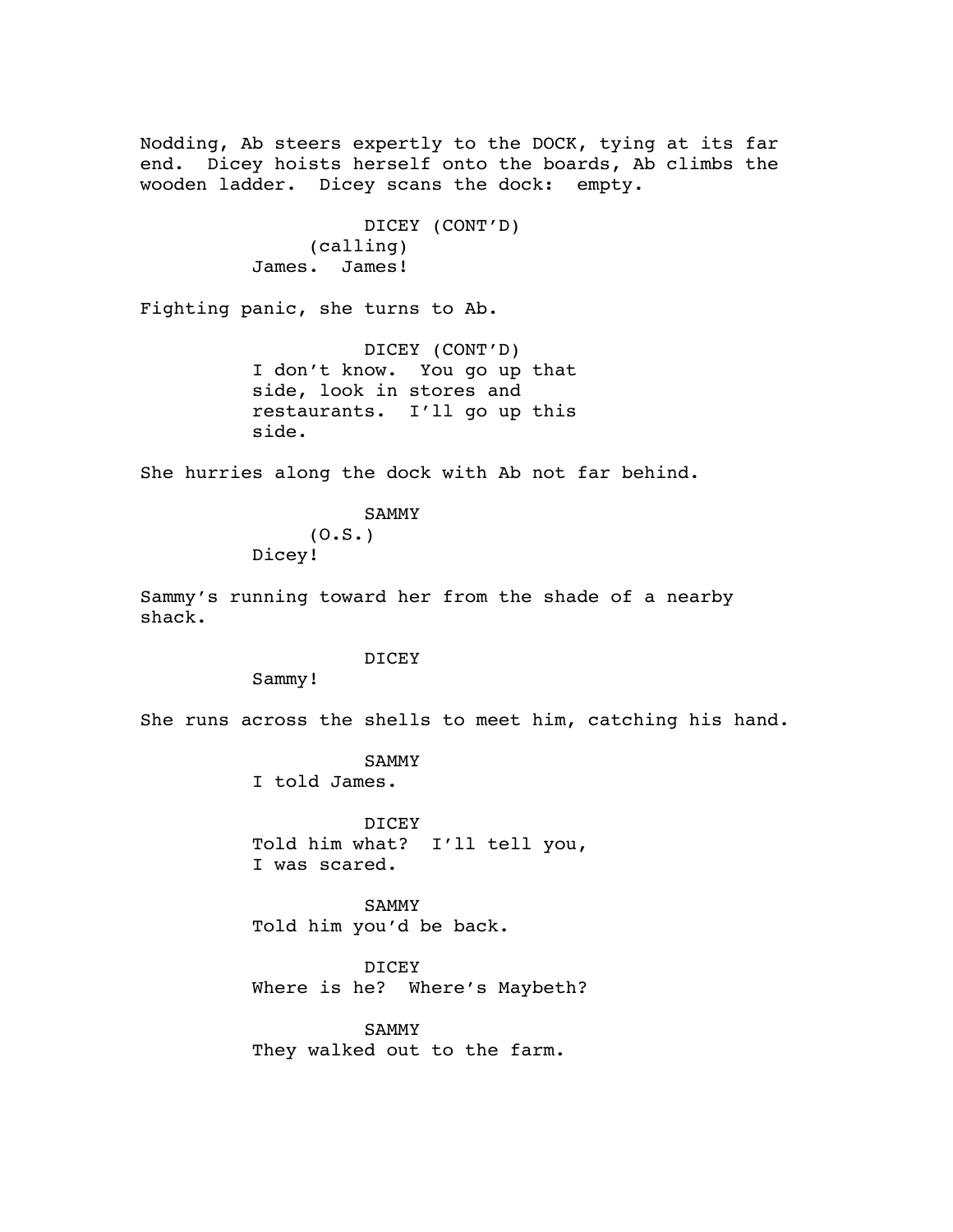Nodding, Ab steers expertly to the DOCK, tying at its far end. Dicey hoists herself onto the boards, Ab climbs the wooden ladder. Dicey scans the dock: empty.

DICEY (CONT'D)
(calling)
James. James!

Fighting panic, she turns to Ab.

DICEY (CONT'D)
I don't know. You go up that side, look in stores and restaurants. I'll go up this side.

She hurries along the dock with Ab not far behind.

SAMMY
(O.S.)
Dicey!

Sammy's running toward her from the shade of a nearby shack.

DICEY
Sammy!

She runs across the shells to meet him, catching his hand.

SAMMY
I told James.

DICEY
Told him what? I'll tell you, I was scared.

SAMMY
Told him you'd be back.

DICEY
Where is he? Where's Maybeth?

SAMMY
They walked out to the farm.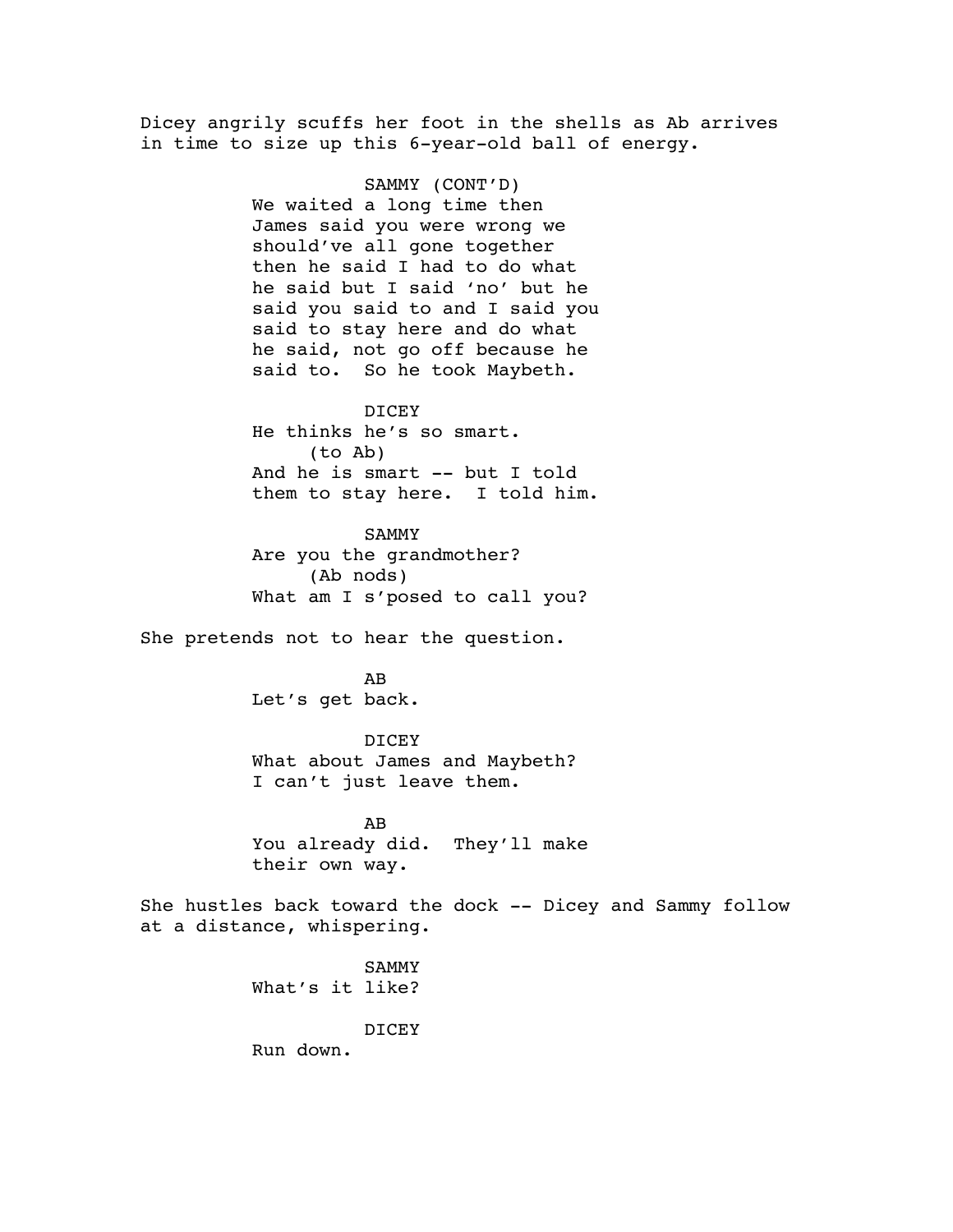Dicey angrily scuffs her foot in the shells as Ab arrives in time to size up this 6-year-old ball of energy.

SAMMY (CONT'D)
We waited a long time then James said you were wrong we should've all gone together then he said I had to do what he said but I said 'no' but he said you said to and I said you said to stay here and do what he said, not go off because he said to. So he took Maybeth.

DICEY
He thinks he's so smart.
(to Ab)
And he is smart -- but I told them to stay here. I told him.

SAMMY
Are you the grandmother?
(Ab nods)
What am I s'posed to call you?

She pretends not to hear the question.

AB
Let's get back.

DICEY
What about James and Maybeth? I can't just leave them.

AB
You already did. They'll make their own way.

She hustles back toward the dock -- Dicey and Sammy follow at a distance, whispering.

SAMMY
What's it like?

DICEY
Run down.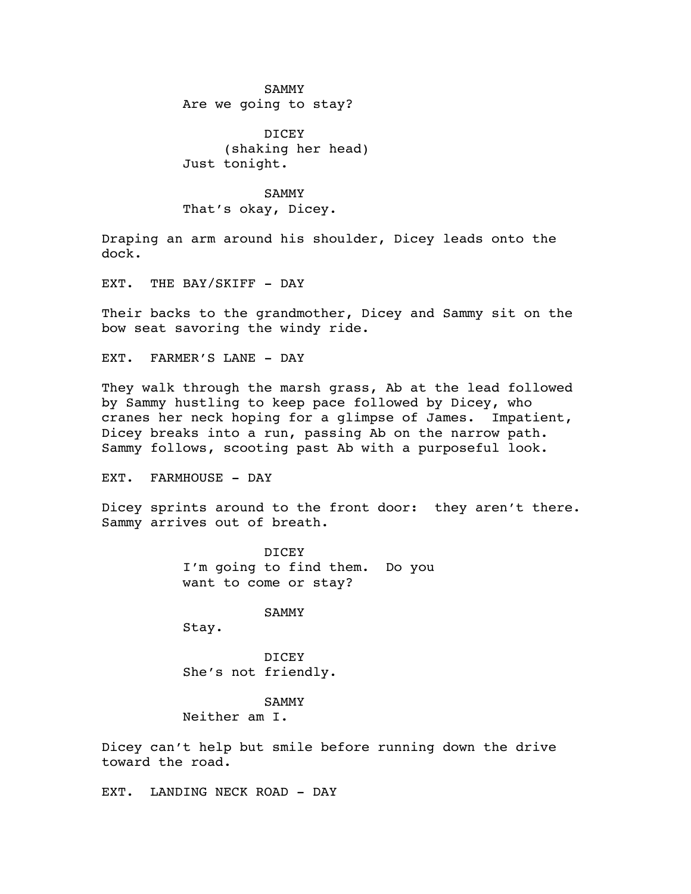SAMMY
Are we going to stay?

DICEY
(shaking her head)
Just tonight.

SAMMY
That's okay, Dicey.

Draping an arm around his shoulder, Dicey leads onto the dock.

EXT. THE BAY/SKIFF - DAY

Their backs to the grandmother, Dicey and Sammy sit on the bow seat savoring the windy ride.

EXT. FARMER'S LANE - DAY

They walk through the marsh grass, Ab at the lead followed by Sammy hustling to keep pace followed by Dicey, who cranes her neck hoping for a glimpse of James. Impatient, Dicey breaks into a run, passing Ab on the narrow path. Sammy follows, scooting past Ab with a purposeful look.

EXT. FARMHOUSE - DAY

Dicey sprints around to the front door: they aren't there. Sammy arrives out of breath.

DICEY
I'm going to find them. Do you want to come or stay?

SAMMY
Stay.

DICEY
She's not friendly.

SAMMY
Neither am I.

Dicey can't help but smile before running down the drive toward the road.

EXT. LANDING NECK ROAD - DAY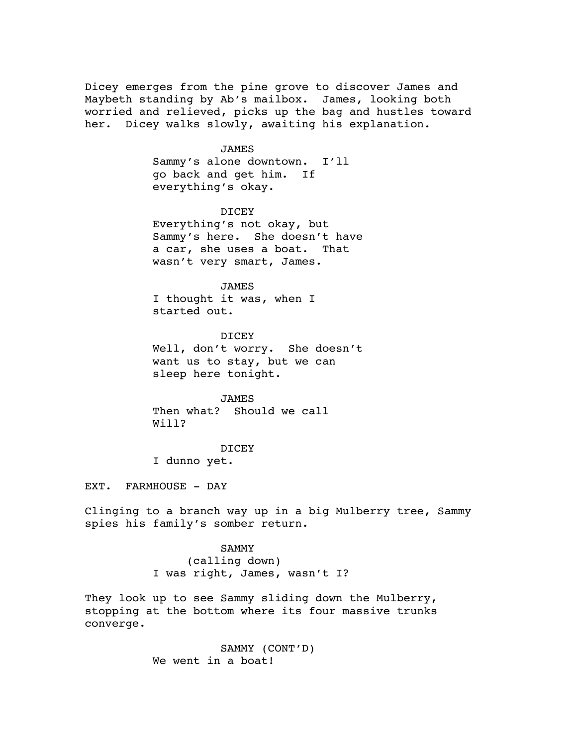Dicey emerges from the pine grove to discover James and Maybeth standing by Ab's mailbox. James, looking both worried and relieved, picks up the bag and hustles toward her. Dicey walks slowly, awaiting his explanation.

JAMES
Sammy's alone downtown. I'll go back and get him. If everything's okay.

DICEY
Everything's not okay, but Sammy's here. She doesn't have a car, she uses a boat. That wasn't very smart, James.

JAMES
I thought it was, when I started out.

DICEY
Well, don't worry. She doesn't want us to stay, but we can sleep here tonight.

JAMES
Then what? Should we call Will?

DICEY
I dunno yet.

EXT. FARMHOUSE - DAY

Clinging to a branch way up in a big Mulberry tree, Sammy spies his family's somber return.

SAMMY
(calling down)
I was right, James, wasn't I?

They look up to see Sammy sliding down the Mulberry, stopping at the bottom where its four massive trunks converge.

SAMMY (CONT'D)
We went in a boat!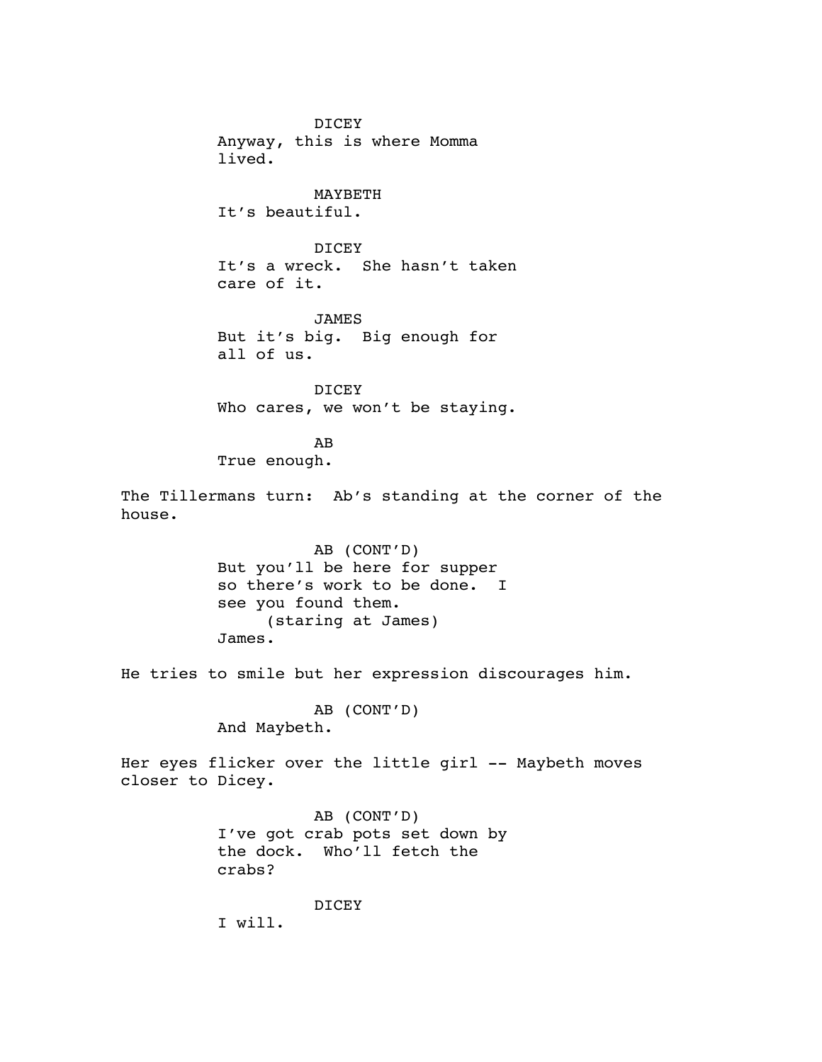DICEY
Anyway, this is where Momma lived.

MAYBETH
It's beautiful.

DICEY
It's a wreck. She hasn't taken care of it.

JAMES
But it's big. Big enough for all of us.

DICEY
Who cares, we won't be staying.

AB
True enough.

The Tillermans turn: Ab's standing at the corner of the house.

AB (CONT'D)
But you'll be here for supper so there's work to be done. I see you found them.
(staring at James)
James.

He tries to smile but her expression discourages him.

AB (CONT'D)
And Maybeth.

Her eyes flicker over the little girl -- Maybeth moves closer to Dicey.

AB (CONT'D)
I've got crab pots set down by the dock. Who'll fetch the crabs?

DICEY
I will.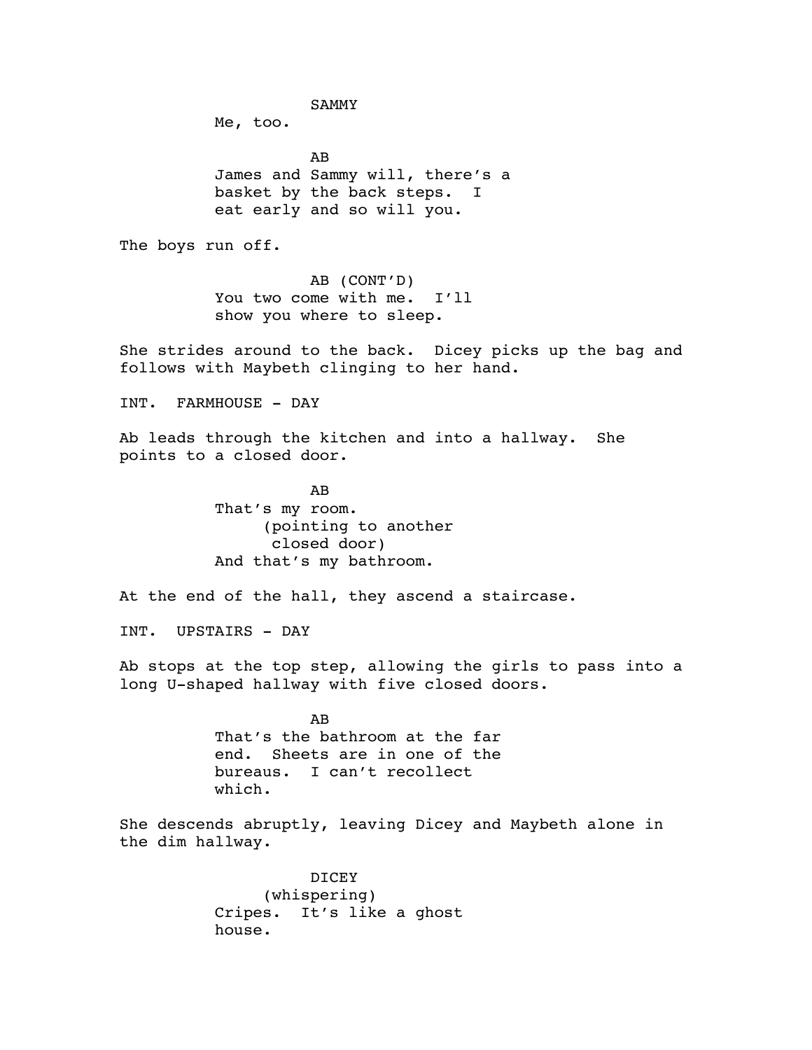SAMMY

Me, too.

AB

James and Sammy will, there's a basket by the back steps. I eat early and so will you.

The boys run off.

AB (CONT'D)

You two come with me. I'll show you where to sleep.

She strides around to the back. Dicey picks up the bag and follows with Maybeth clinging to her hand.

INT. FARMHOUSE - DAY

Ab leads through the kitchen and into a hallway. She points to a closed door.

AB

That's my room.

(pointing to another closed door)

And that's my bathroom.

At the end of the hall, they ascend a staircase.

INT. UPSTAIRS - DAY

Ab stops at the top step, allowing the girls to pass into a long U-shaped hallway with five closed doors.

AB

That's the bathroom at the far end. Sheets are in one of the bureaus. I can't recollect which.

She descends abruptly, leaving Dicey and Maybeth alone in the dim hallway.

DICEY

(whispering)

Cripes. It's like a ghost house.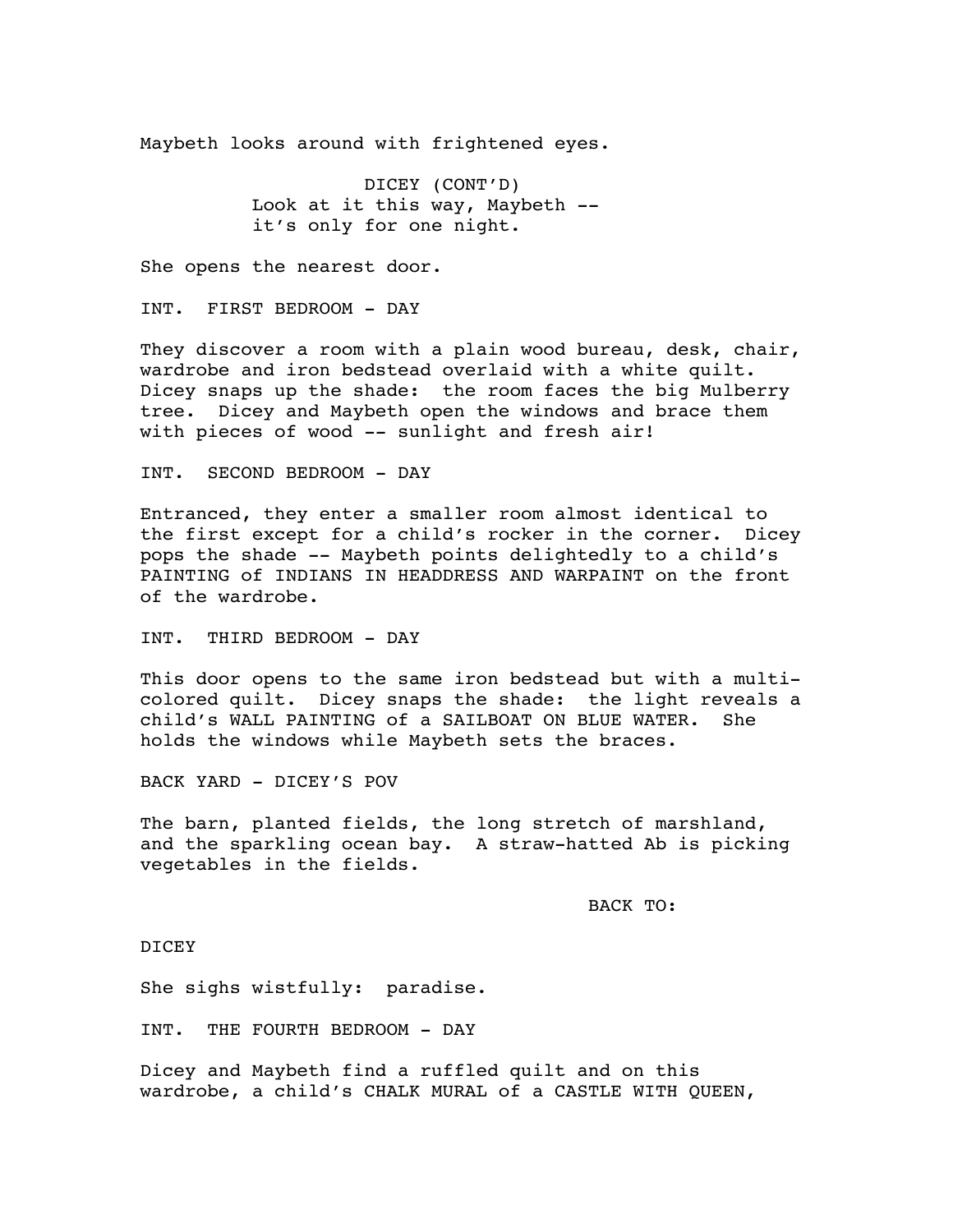Maybeth looks around with frightened eyes.

DICEY (CONT'D)
Look at it this way, Maybeth --
it's only for one night.

She opens the nearest door.

INT. FIRST BEDROOM - DAY

They discover a room with a plain wood bureau, desk, chair, wardrobe and iron bedstead overlaid with a white quilt. Dicey snaps up the shade: the room faces the big Mulberry tree. Dicey and Maybeth open the windows and brace them with pieces of wood -- sunlight and fresh air!

INT. SECOND BEDROOM - DAY

Entranced, they enter a smaller room almost identical to the first except for a child's rocker in the corner. Dicey pops the shade -- Maybeth points delightedly to a child's PAINTING of INDIANS IN HEADDRESS AND WARPAINT on the front of the wardrobe.

INT. THIRD BEDROOM - DAY

This door opens to the same iron bedstead but with a multi-colored quilt. Dicey snaps the shade: the light reveals a child's WALL PAINTING of a SAILBOAT ON BLUE WATER. She holds the windows while Maybeth sets the braces.

BACK YARD - DICEY'S POV

The barn, planted fields, the long stretch of marshland, and the sparkling ocean bay. A straw-hatted Ab is picking vegetables in the fields.

BACK TO:

DICEY

She sighs wistfully: paradise.

INT. THE FOURTH BEDROOM - DAY

Dicey and Maybeth find a ruffled quilt and on this wardrobe, a child's CHALK MURAL of a CASTLE WITH QUEEN,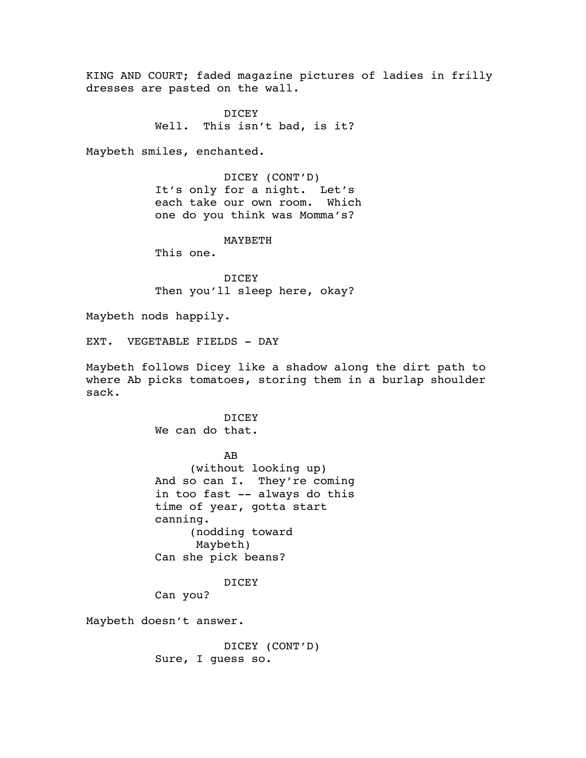KING AND COURT; faded magazine pictures of ladies in frilly dresses are pasted on the wall.

DICEY
Well. This isn't bad, is it?

Maybeth smiles, enchanted.

DICEY (CONT'D)
It's only for a night. Let's each take our own room. Which one do you think was Momma's?

MAYBETH
This one.

DICEY
Then you'll sleep here, okay?

Maybeth nods happily.

EXT. VEGETABLE FIELDS - DAY

Maybeth follows Dicey like a shadow along the dirt path to where Ab picks tomatoes, storing them in a burlap shoulder sack.

DICEY
We can do that.

AB
(without looking up)
And so can I. They're coming in too fast -- always do this time of year, gotta start canning.
(nodding toward Maybeth)
Can she pick beans?

DICEY
Can you?

Maybeth doesn't answer.

DICEY (CONT'D)
Sure, I guess so.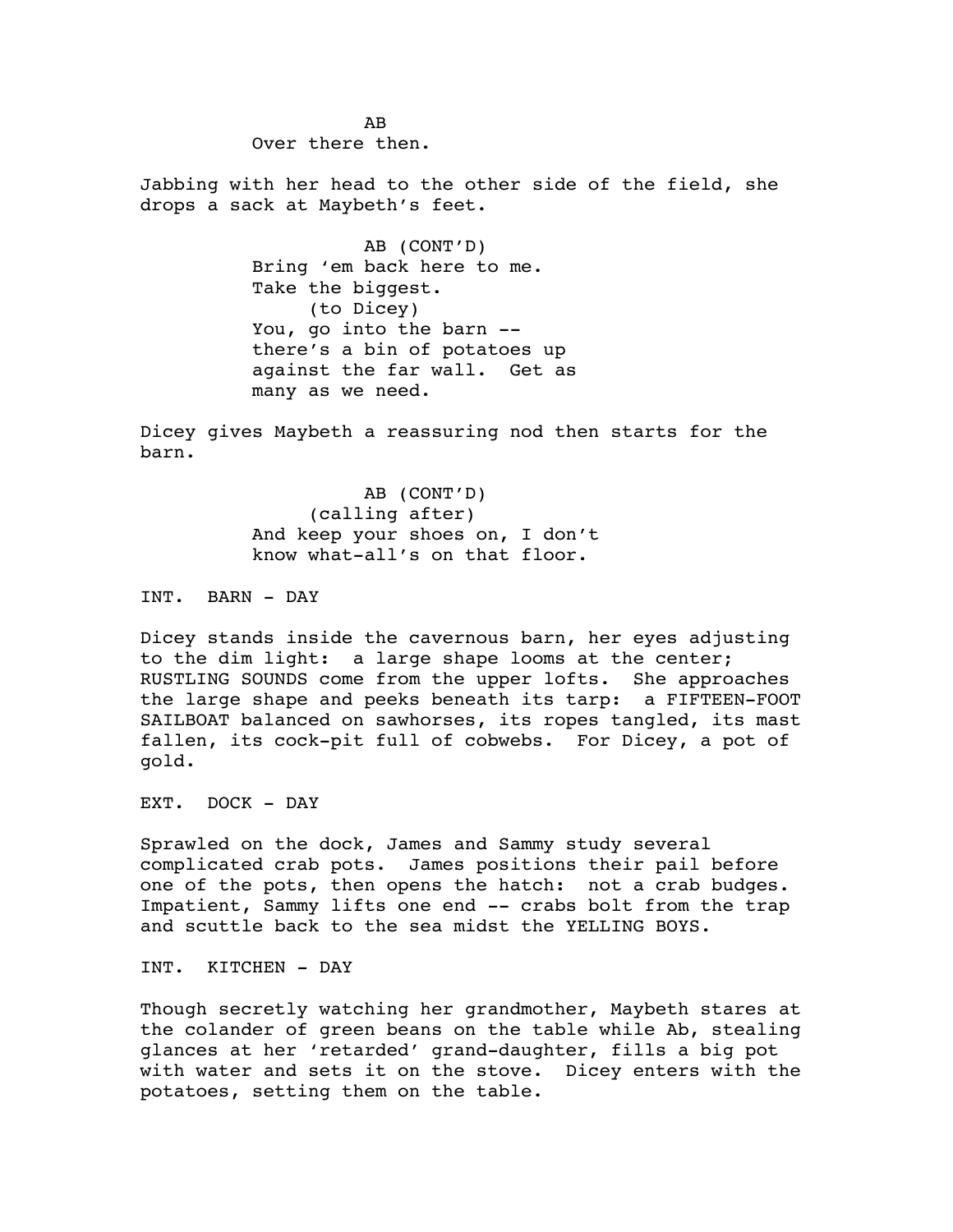AB
Over there then.

Jabbing with her head to the other side of the field, she drops a sack at Maybeth's feet.

AB (CONT'D)
Bring 'em back here to me.
Take the biggest.
(to Dicey)
You, go into the barn --
there's a bin of potatoes up
against the far wall. Get as
many as we need.

Dicey gives Maybeth a reassuring nod then starts for the barn.

AB (CONT'D)
(calling after)
And keep your shoes on, I don't
know what-all's on that floor.

INT. BARN - DAY

Dicey stands inside the cavernous barn, her eyes adjusting to the dim light: a large shape looms at the center; RUSTLING SOUNDS come from the upper lofts. She approaches the large shape and peeks beneath its tarp: a FIFTEEN-FOOT SAILBOAT balanced on sawhorses, its ropes tangled, its mast fallen, its cock-pit full of cobwebs. For Dicey, a pot of gold.

EXT. DOCK - DAY

Sprawled on the dock, James and Sammy study several complicated crab pots. James positions their pail before one of the pots, then opens the hatch: not a crab budges. Impatient, Sammy lifts one end -- crabs bolt from the trap and scuttle back to the sea midst the YELLING BOYS.

INT. KITCHEN - DAY

Though secretly watching her grandmother, Maybeth stares at the colander of green beans on the table while Ab, stealing glances at her 'retarded' grand-daughter, fills a big pot with water and sets it on the stove. Dicey enters with the potatoes, setting them on the table.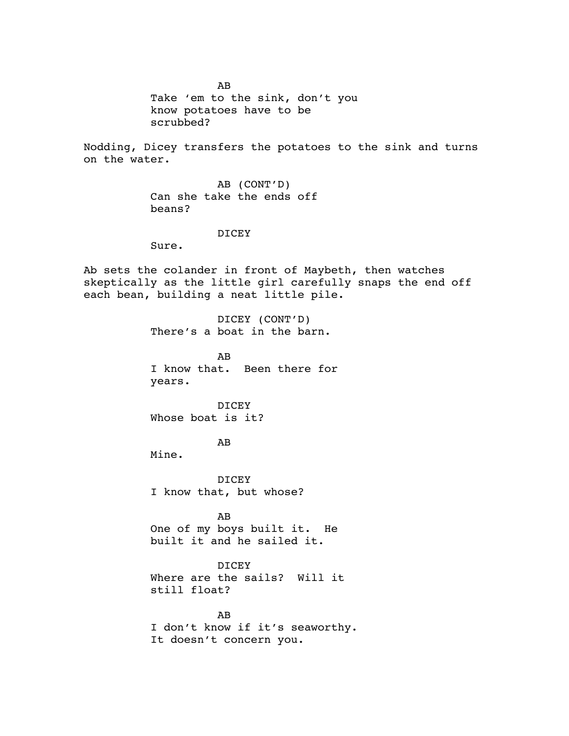AB

Take 'em to the sink, don't you know potatoes have to be scrubbed?

Nodding, Dicey transfers the potatoes to the sink and turns on the water.

AB (CONT'D)

Can she take the ends off beans?

DICEY

Sure.

Ab sets the colander in front of Maybeth, then watches skeptically as the little girl carefully snaps the end off each bean, building a neat little pile.

DICEY (CONT'D)

There's a boat in the barn.

AB

I know that. Been there for years.

DICEY

Whose boat is it?

AB

Mine.

DICEY

I know that, but whose?

AB

One of my boys built it. He built it and he sailed it.

DICEY

Where are the sails? Will it still float?

AB

I don't know if it's seaworthy. It doesn't concern you.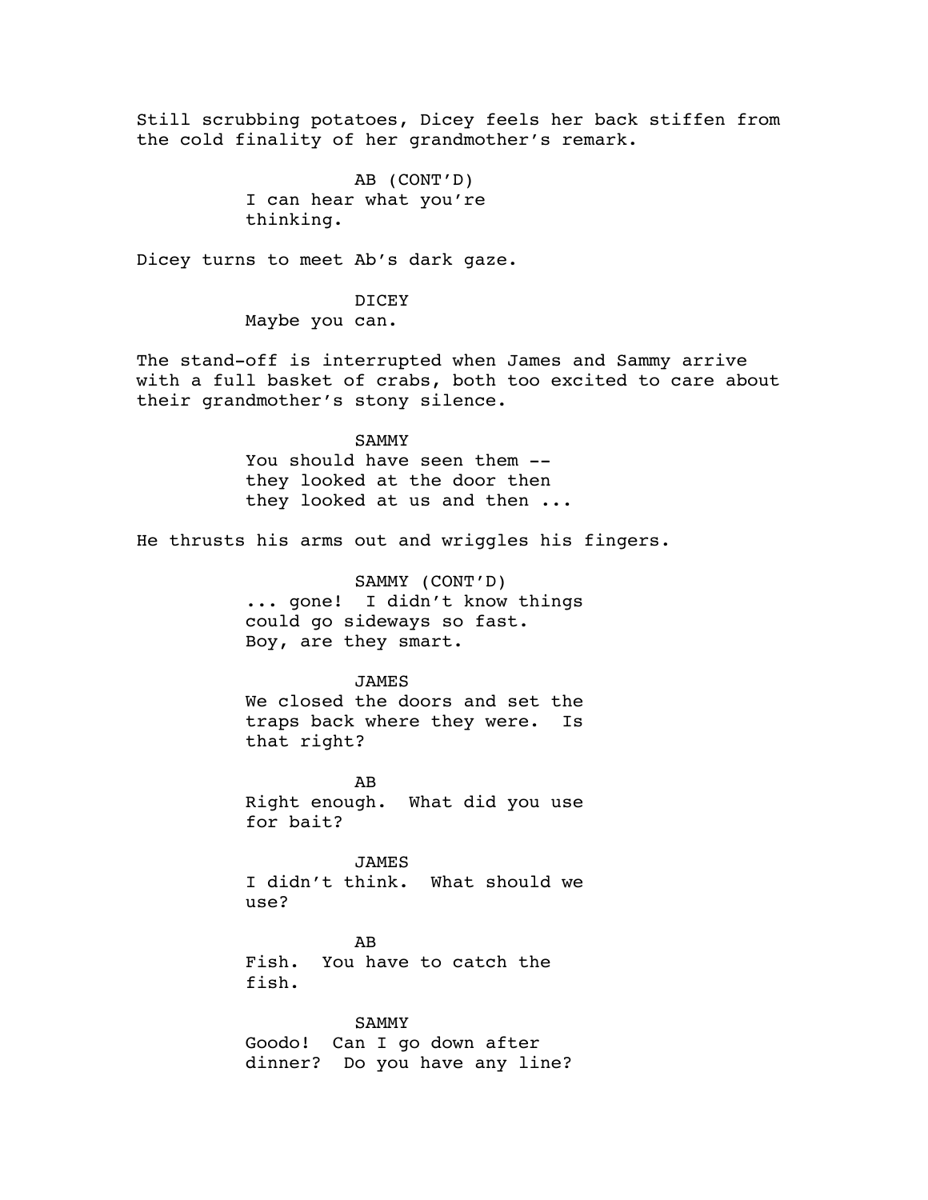Still scrubbing potatoes, Dicey feels her back stiffen from the cold finality of her grandmother's remark.

AB (CONT'D)
I can hear what you're thinking.

Dicey turns to meet Ab's dark gaze.

DICEY
Maybe you can.

The stand-off is interrupted when James and Sammy arrive with a full basket of crabs, both too excited to care about their grandmother's stony silence.

SAMMY
You should have seen them -- they looked at the door then they looked at us and then ...

He thrusts his arms out and wriggles his fingers.

SAMMY (CONT'D)
... gone! I didn't know things could go sideways so fast. Boy, are they smart.

JAMES
We closed the doors and set the traps back where they were. Is that right?

AB
Right enough. What did you use for bait?

JAMES
I didn't think. What should we use?

AB
Fish. You have to catch the fish.

SAMMY
Goodo! Can I go down after dinner? Do you have any line?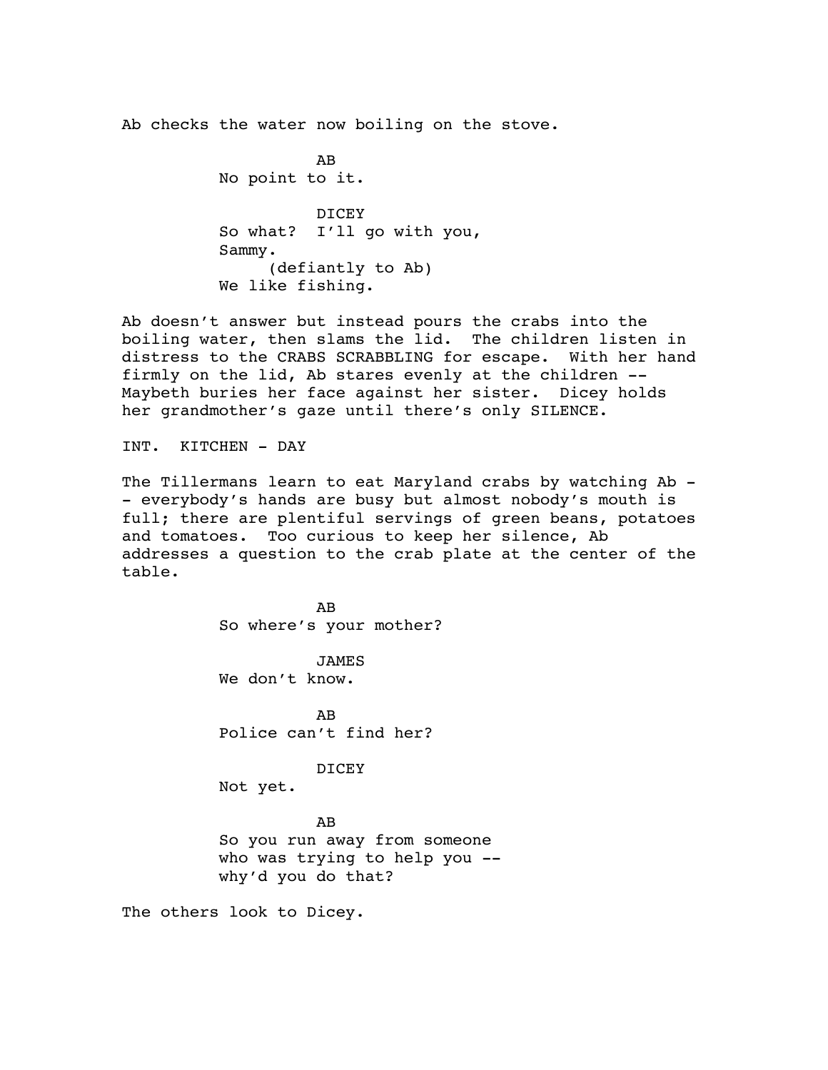Ab checks the water now boiling on the stove.

AB
No point to it.

DICEY
So what?  I'll go with you, Sammy.
(defiantly to Ab)
We like fishing.

Ab doesn't answer but instead pours the crabs into the boiling water, then slams the lid.  The children listen in distress to the CRABS SCRABBLING for escape.  With her hand firmly on the lid, Ab stares evenly at the children -- Maybeth buries her face against her sister.  Dicey holds her grandmother's gaze until there's only SILENCE.

INT.  KITCHEN - DAY

The Tillermans learn to eat Maryland crabs by watching Ab -- everybody's hands are busy but almost nobody's mouth is full; there are plentiful servings of green beans, potatoes and tomatoes.  Too curious to keep her silence, Ab addresses a question to the crab plate at the center of the table.

AB
So where's your mother?

JAMES
We don't know.

AB
Police can't find her?

DICEY
Not yet.

AB
So you run away from someone who was trying to help you -- why'd you do that?

The others look to Dicey.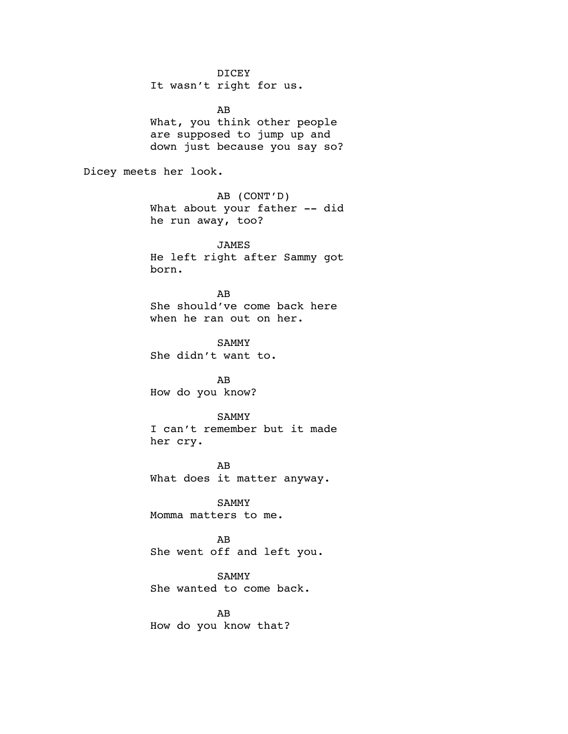DICEY
It wasn't right for us.

AB
What, you think other people are supposed to jump up and down just because you say so?

Dicey meets her look.

AB (CONT'D)
What about your father -- did he run away, too?

JAMES
He left right after Sammy got born.

AB
She should've come back here when he ran out on her.

SAMMY
She didn't want to.

AB
How do you know?

SAMMY
I can't remember but it made her cry.

AB
What does it matter anyway.

SAMMY
Momma matters to me.

AB
She went off and left you.

SAMMY
She wanted to come back.

AB
How do you know that?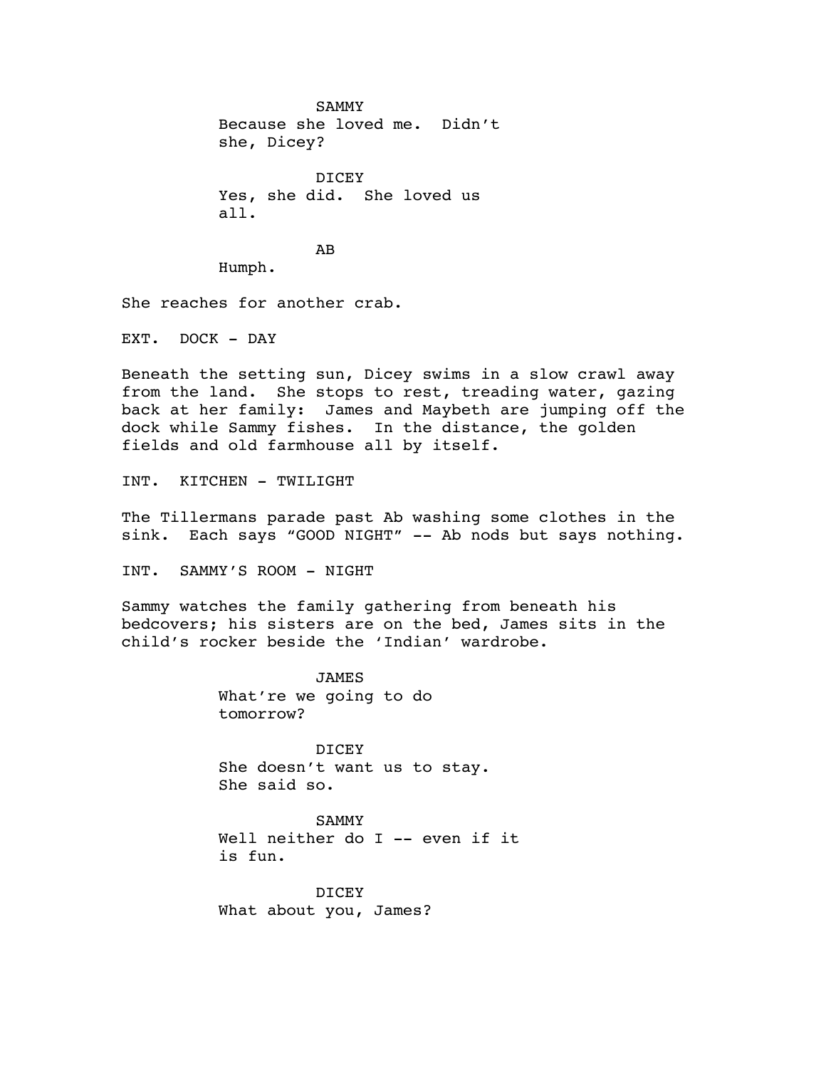SAMMY
Because she loved me. Didn't she, Dicey?

DICEY
Yes, she did. She loved us all.

AB
Humph.

She reaches for another crab.

EXT. DOCK - DAY

Beneath the setting sun, Dicey swims in a slow crawl away from the land. She stops to rest, treading water, gazing back at her family: James and Maybeth are jumping off the dock while Sammy fishes. In the distance, the golden fields and old farmhouse all by itself.

INT. KITCHEN - TWILIGHT

The Tillermans parade past Ab washing some clothes in the sink. Each says "GOOD NIGHT" -- Ab nods but says nothing.

INT. SAMMY'S ROOM - NIGHT

Sammy watches the family gathering from beneath his bedcovers; his sisters are on the bed, James sits in the child's rocker beside the 'Indian' wardrobe.

JAMES
What're we going to do tomorrow?

DICEY
She doesn't want us to stay. She said so.

SAMMY
Well neither do I -- even if it is fun.

DICEY
What about you, James?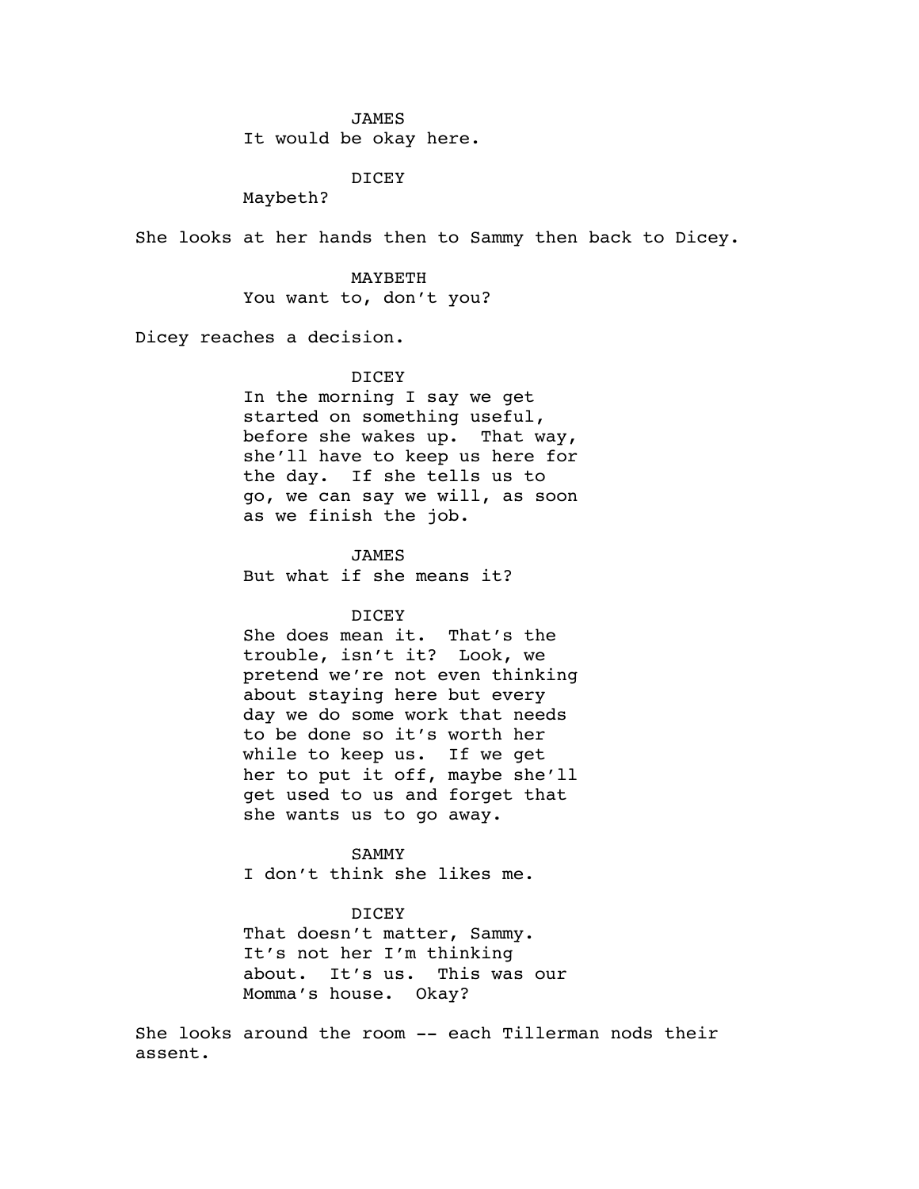JAMES

It would be okay here.

DICEY

Maybeth?

She looks at her hands then to Sammy then back to Dicey.

MAYBETH

You want to, don't you?

Dicey reaches a decision.

DICEY

In the morning I say we get started on something useful, before she wakes up. That way, she'll have to keep us here for the day. If she tells us to go, we can say we will, as soon as we finish the job.

JAMES

But what if she means it?

DICEY

She does mean it. That's the trouble, isn't it? Look, we pretend we're not even thinking about staying here but every day we do some work that needs to be done so it's worth her while to keep us. If we get her to put it off, maybe she'll get used to us and forget that she wants us to go away.

SAMMY

I don't think she likes me.

DICEY

That doesn't matter, Sammy. It's not her I'm thinking about. It's us. This was our Momma's house. Okay?

She looks around the room -- each Tillerman nods their assent.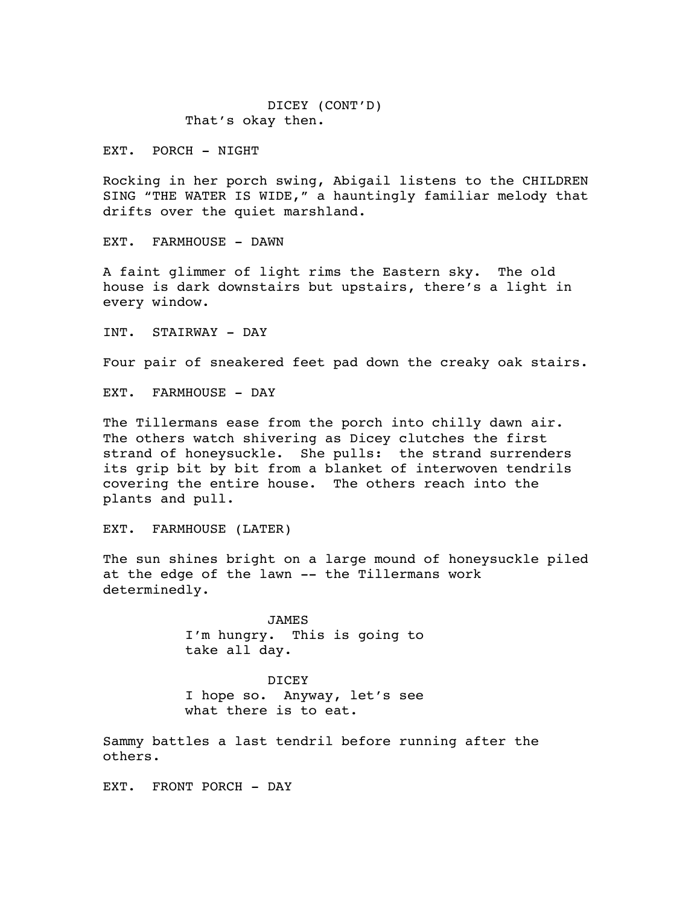DICEY (CONT'D)
That's okay then.

EXT. PORCH - NIGHT

Rocking in her porch swing, Abigail listens to the CHILDREN SING "THE WATER IS WIDE," a hauntingly familiar melody that drifts over the quiet marshland.

EXT. FARMHOUSE - DAWN

A faint glimmer of light rims the Eastern sky. The old house is dark downstairs but upstairs, there's a light in every window.

INT. STAIRWAY - DAY

Four pair of sneakered feet pad down the creaky oak stairs.

EXT. FARMHOUSE - DAY

The Tillermans ease from the porch into chilly dawn air. The others watch shivering as Dicey clutches the first strand of honeysuckle. She pulls: the strand surrenders its grip bit by bit from a blanket of interwoven tendrils covering the entire house. The others reach into the plants and pull.

EXT. FARMHOUSE (LATER)

The sun shines bright on a large mound of honeysuckle piled at the edge of the lawn -- the Tillermans work determinedly.

JAMES
I'm hungry. This is going to take all day.

DICEY
I hope so. Anyway, let's see what there is to eat.

Sammy battles a last tendril before running after the others.

EXT. FRONT PORCH - DAY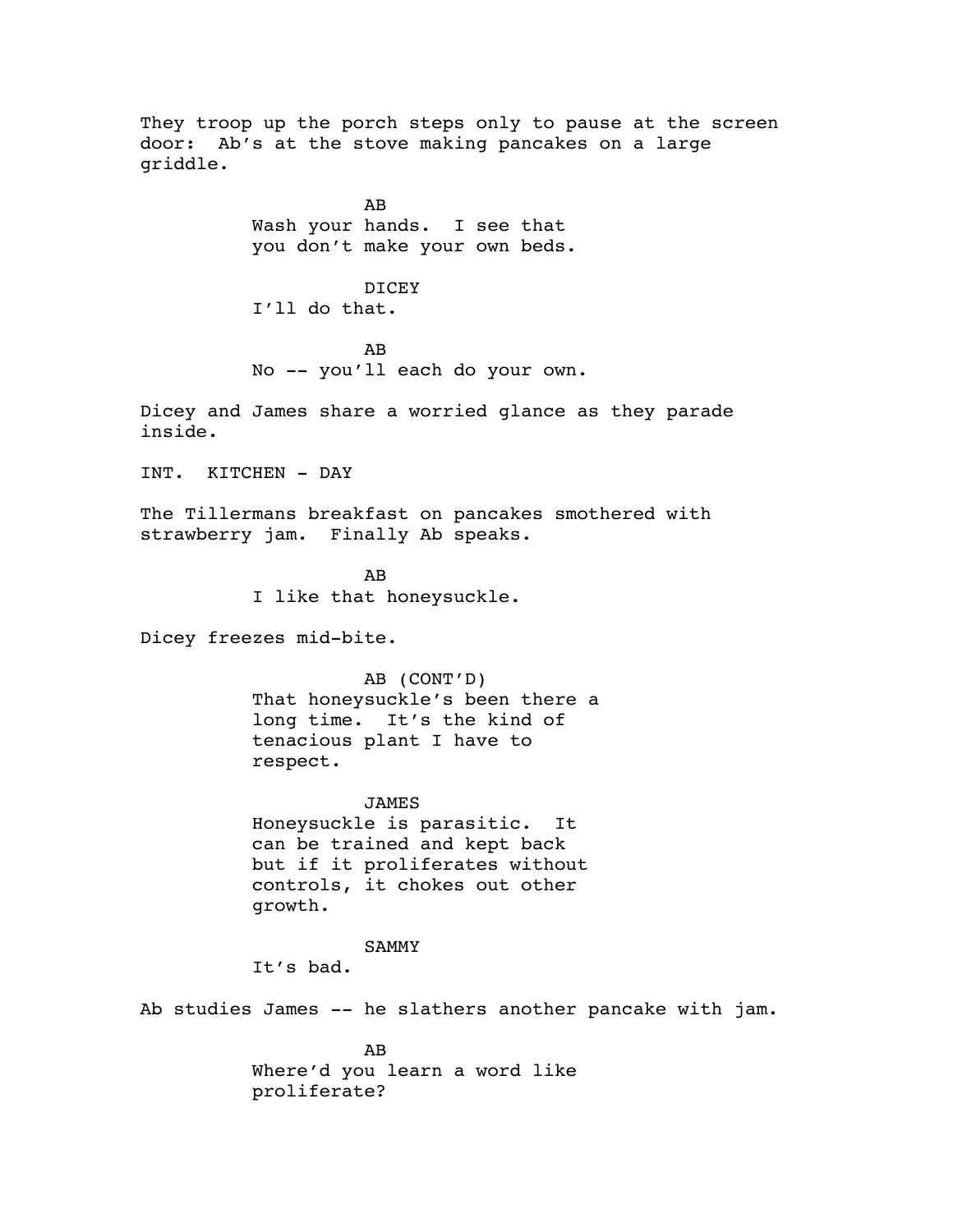They troop up the porch steps only to pause at the screen door: Ab's at the stove making pancakes on a large griddle.

AB
Wash your hands. I see that you don't make your own beds.

DICEY
I'll do that.

AB
No -- you'll each do your own.

Dicey and James share a worried glance as they parade inside.

INT. KITCHEN - DAY

The Tillermans breakfast on pancakes smothered with strawberry jam. Finally Ab speaks.

AB
I like that honeysuckle.

Dicey freezes mid-bite.

AB (CONT'D)
That honeysuckle's been there a long time. It's the kind of tenacious plant I have to respect.

JAMES
Honeysuckle is parasitic. It can be trained and kept back but if it proliferates without controls, it chokes out other growth.

SAMMY
It's bad.

Ab studies James -- he slathers another pancake with jam.

AB
Where'd you learn a word like proliferate?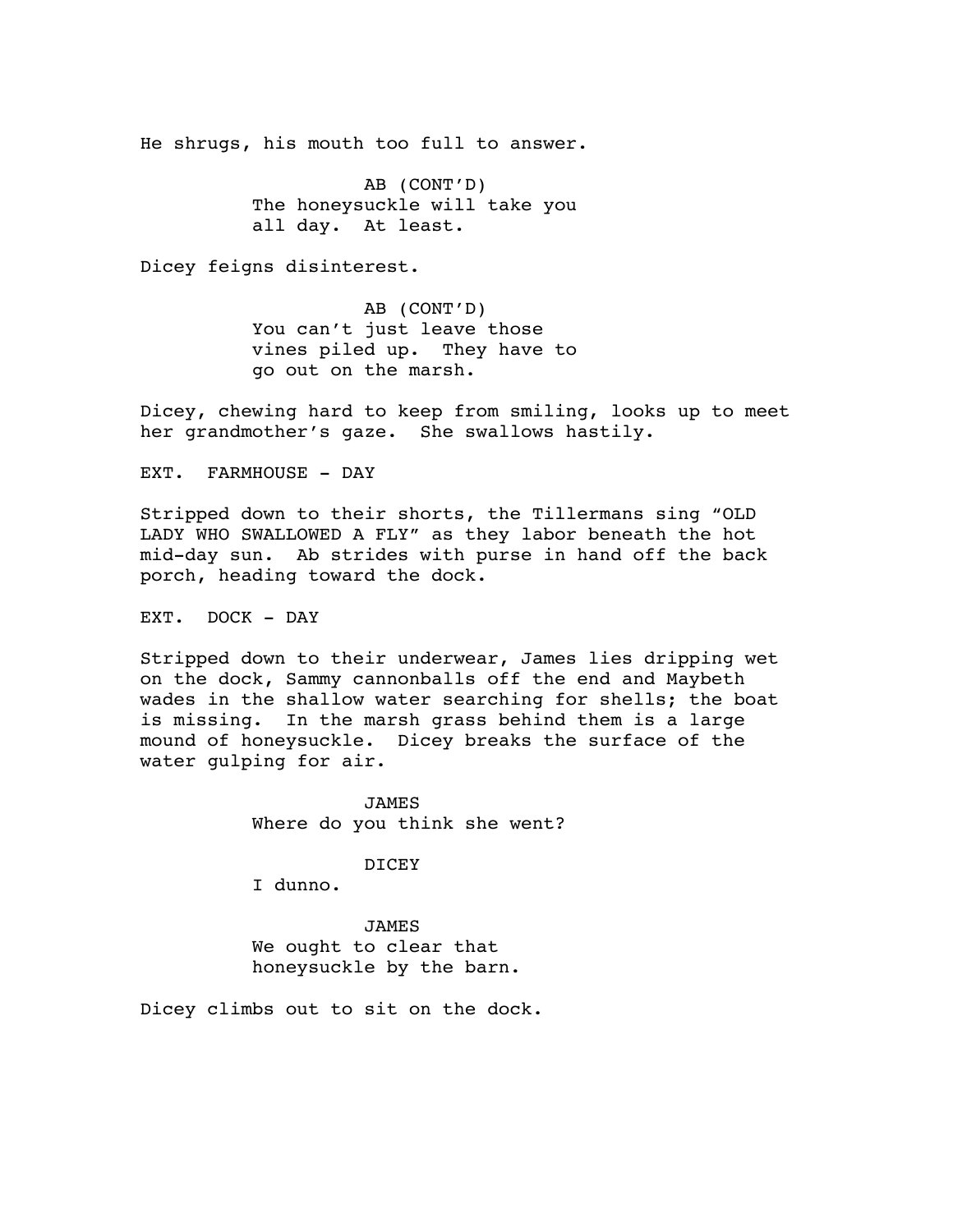He shrugs, his mouth too full to answer.

AB (CONT'D)
The honeysuckle will take you all day. At least.

Dicey feigns disinterest.

AB (CONT'D)
You can't just leave those vines piled up. They have to go out on the marsh.

Dicey, chewing hard to keep from smiling, looks up to meet her grandmother's gaze. She swallows hastily.

EXT. FARMHOUSE - DAY

Stripped down to their shorts, the Tillermans sing "OLD LADY WHO SWALLOWED A FLY" as they labor beneath the hot mid-day sun. Ab strides with purse in hand off the back porch, heading toward the dock.

EXT. DOCK - DAY

Stripped down to their underwear, James lies dripping wet on the dock, Sammy cannonballs off the end and Maybeth wades in the shallow water searching for shells; the boat is missing. In the marsh grass behind them is a large mound of honeysuckle. Dicey breaks the surface of the water gulping for air.

JAMES
Where do you think she went?

DICEY
I dunno.

JAMES
We ought to clear that honeysuckle by the barn.

Dicey climbs out to sit on the dock.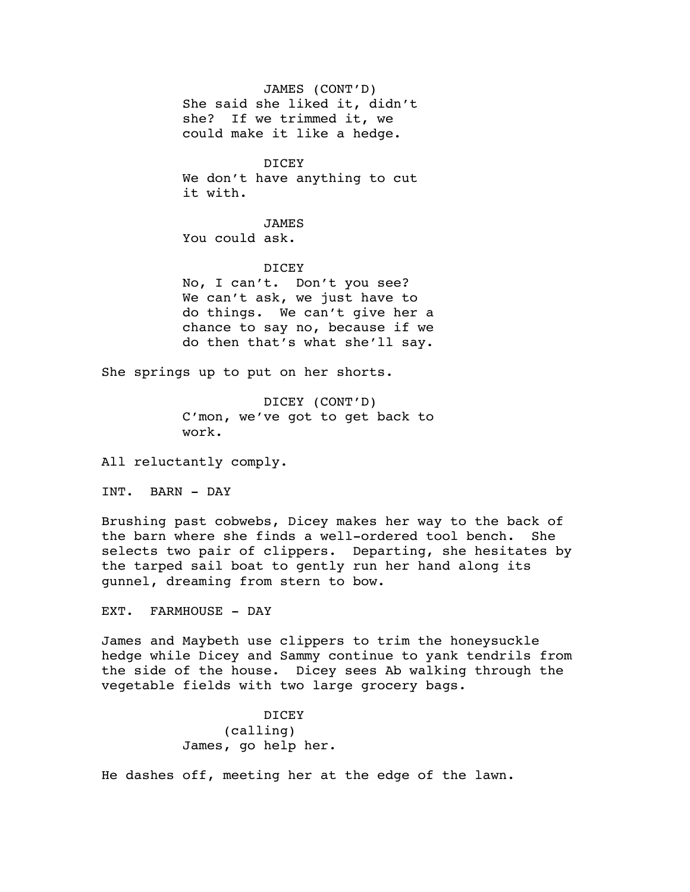JAMES (CONT'D)
She said she liked it, didn't she? If we trimmed it, we could make it like a hedge.

DICEY
We don't have anything to cut it with.

JAMES
You could ask.

DICEY
No, I can't. Don't you see? We can't ask, we just have to do things. We can't give her a chance to say no, because if we do then that's what she'll say.

She springs up to put on her shorts.

DICEY (CONT'D)
C'mon, we've got to get back to work.

All reluctantly comply.

INT. BARN - DAY

Brushing past cobwebs, Dicey makes her way to the back of the barn where she finds a well-ordered tool bench. She selects two pair of clippers. Departing, she hesitates by the tarped sail boat to gently run her hand along its gunnel, dreaming from stern to bow.

EXT. FARMHOUSE - DAY

James and Maybeth use clippers to trim the honeysuckle hedge while Dicey and Sammy continue to yank tendrils from the side of the house. Dicey sees Ab walking through the vegetable fields with two large grocery bags.

DICEY
(calling)
James, go help her.

He dashes off, meeting her at the edge of the lawn.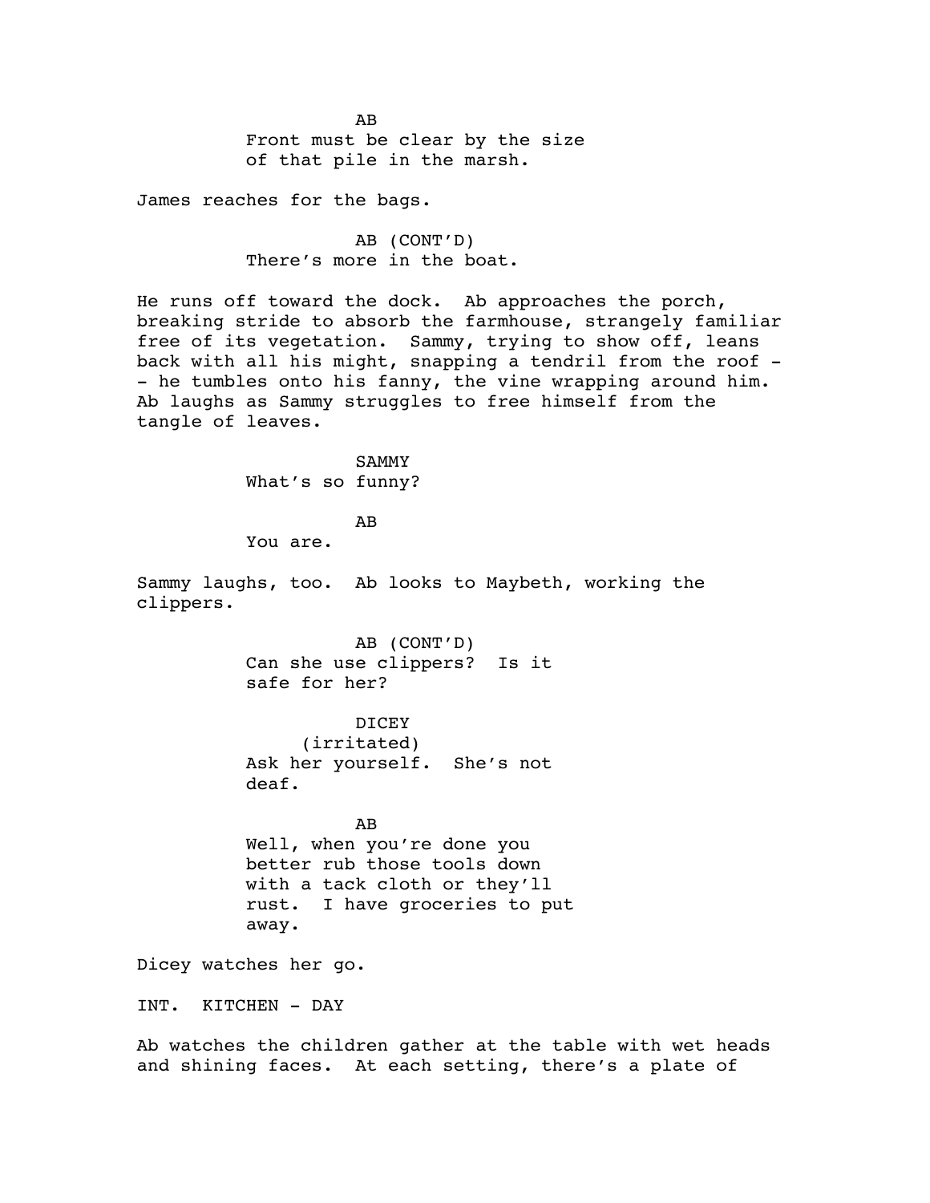AB
Front must be clear by the size
of that pile in the marsh.

James reaches for the bags.

AB (CONT'D)
There's more in the boat.

He runs off toward the dock. Ab approaches the porch, breaking stride to absorb the farmhouse, strangely familiar free of its vegetation. Sammy, trying to show off, leans back with all his might, snapping a tendril from the roof -- he tumbles onto his fanny, the vine wrapping around him. Ab laughs as Sammy struggles to free himself from the tangle of leaves.

SAMMY
What's so funny?

AB
You are.

Sammy laughs, too. Ab looks to Maybeth, working the clippers.

AB (CONT'D)
Can she use clippers? Is it
safe for her?

DICEY
(irritated)
Ask her yourself. She's not
deaf.

AB
Well, when you're done you
better rub those tools down
with a tack cloth or they'll
rust. I have groceries to put
away.

Dicey watches her go.

INT. KITCHEN - DAY

Ab watches the children gather at the table with wet heads and shining faces. At each setting, there's a plate of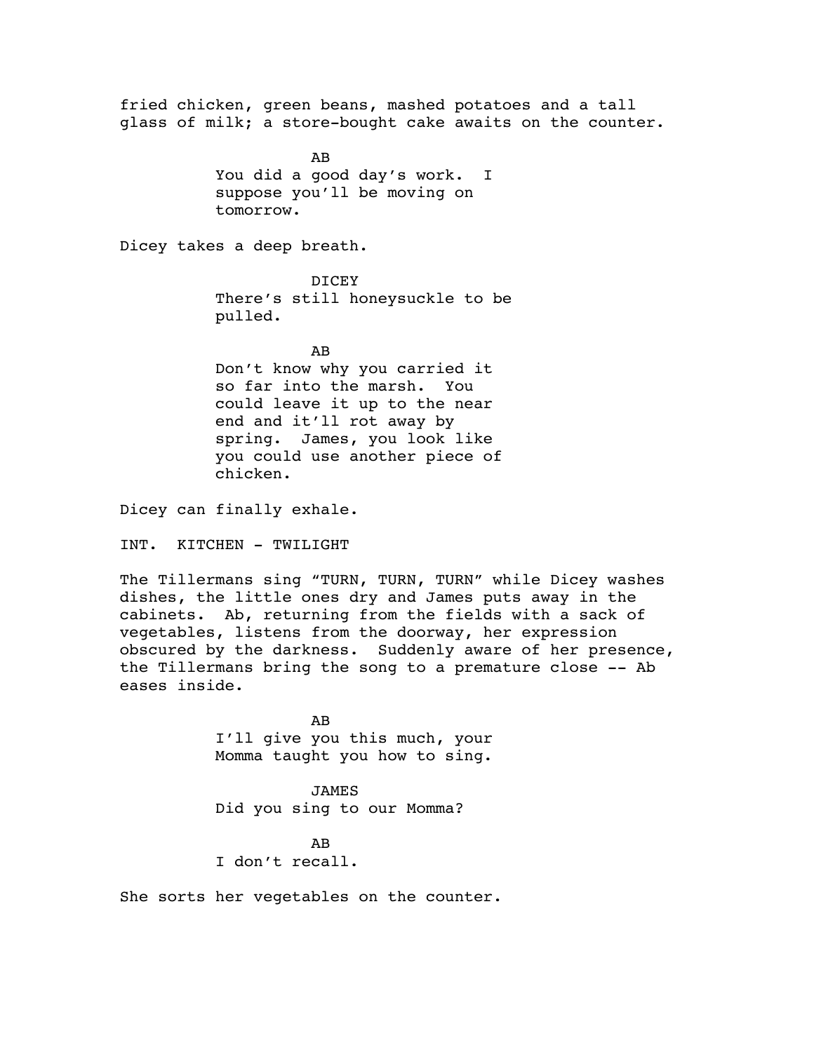fried chicken, green beans, mashed potatoes and a tall glass of milk; a store-bought cake awaits on the counter.

AB

You did a good day's work. I suppose you'll be moving on tomorrow.

Dicey takes a deep breath.

DICEY

There's still honeysuckle to be pulled.

AB

Don't know why you carried it so far into the marsh. You could leave it up to the near end and it'll rot away by spring. James, you look like you could use another piece of chicken.

Dicey can finally exhale.

INT. KITCHEN - TWILIGHT

The Tillermans sing "TURN, TURN, TURN" while Dicey washes dishes, the little ones dry and James puts away in the cabinets. Ab, returning from the fields with a sack of vegetables, listens from the doorway, her expression obscured by the darkness. Suddenly aware of her presence, the Tillermans bring the song to a premature close -- Ab eases inside.

AB

I'll give you this much, your Momma taught you how to sing.

JAMES

Did you sing to our Momma?

AB

I don't recall.

She sorts her vegetables on the counter.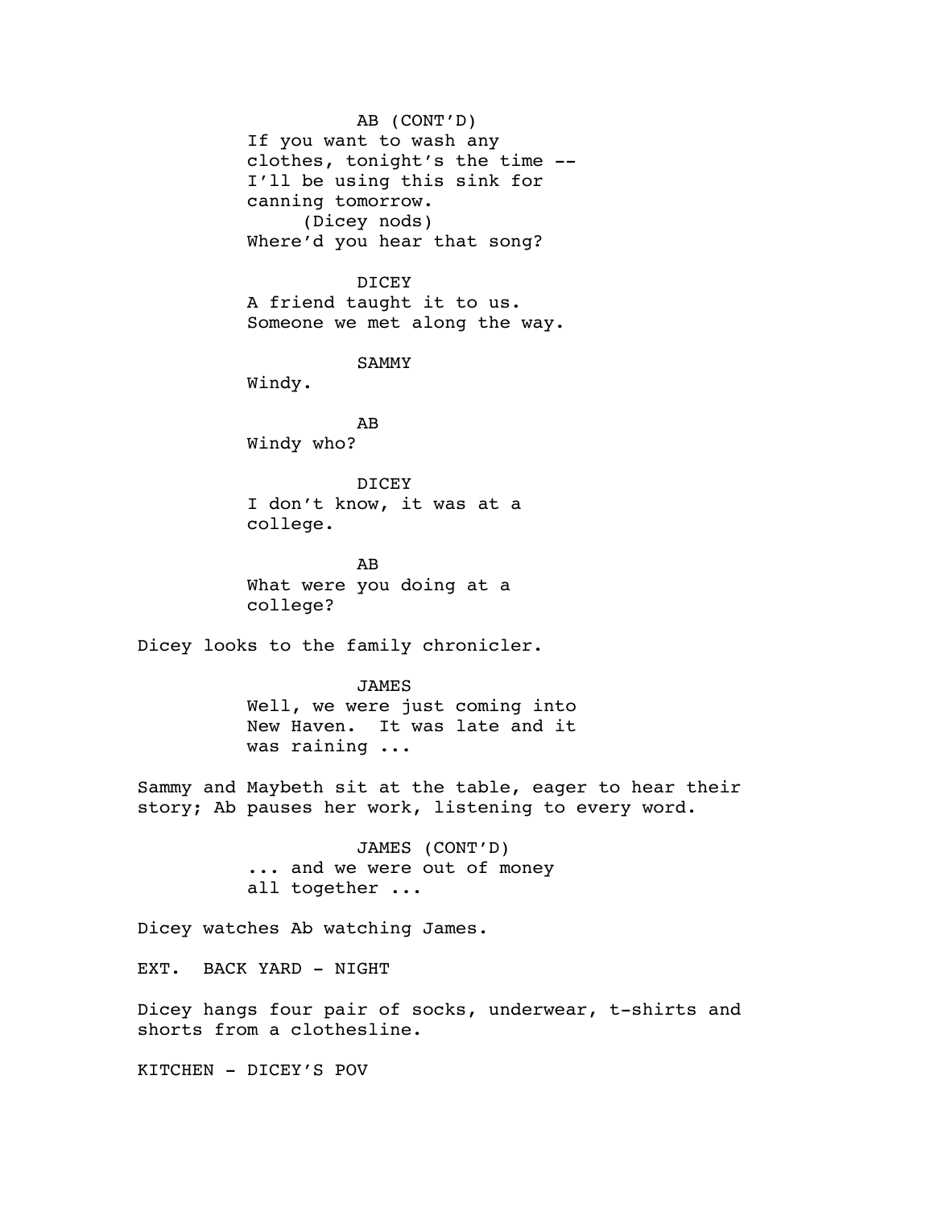AB (CONT'D)
If you want to wash any clothes, tonight's the time -- I'll be using this sink for canning tomorrow.
(Dicey nods)
Where'd you hear that song?

DICEY
A friend taught it to us. Someone we met along the way.

SAMMY
Windy.

AB
Windy who?

DICEY
I don't know, it was at a college.

AB
What were you doing at a college?

Dicey looks to the family chronicler.

JAMES
Well, we were just coming into New Haven. It was late and it was raining ...

Sammy and Maybeth sit at the table, eager to hear their story; Ab pauses her work, listening to every word.

JAMES (CONT'D)
... and we were out of money all together ...

Dicey watches Ab watching James.

EXT. BACK YARD - NIGHT

Dicey hangs four pair of socks, underwear, t-shirts and shorts from a clothesline.

KITCHEN - DICEY'S POV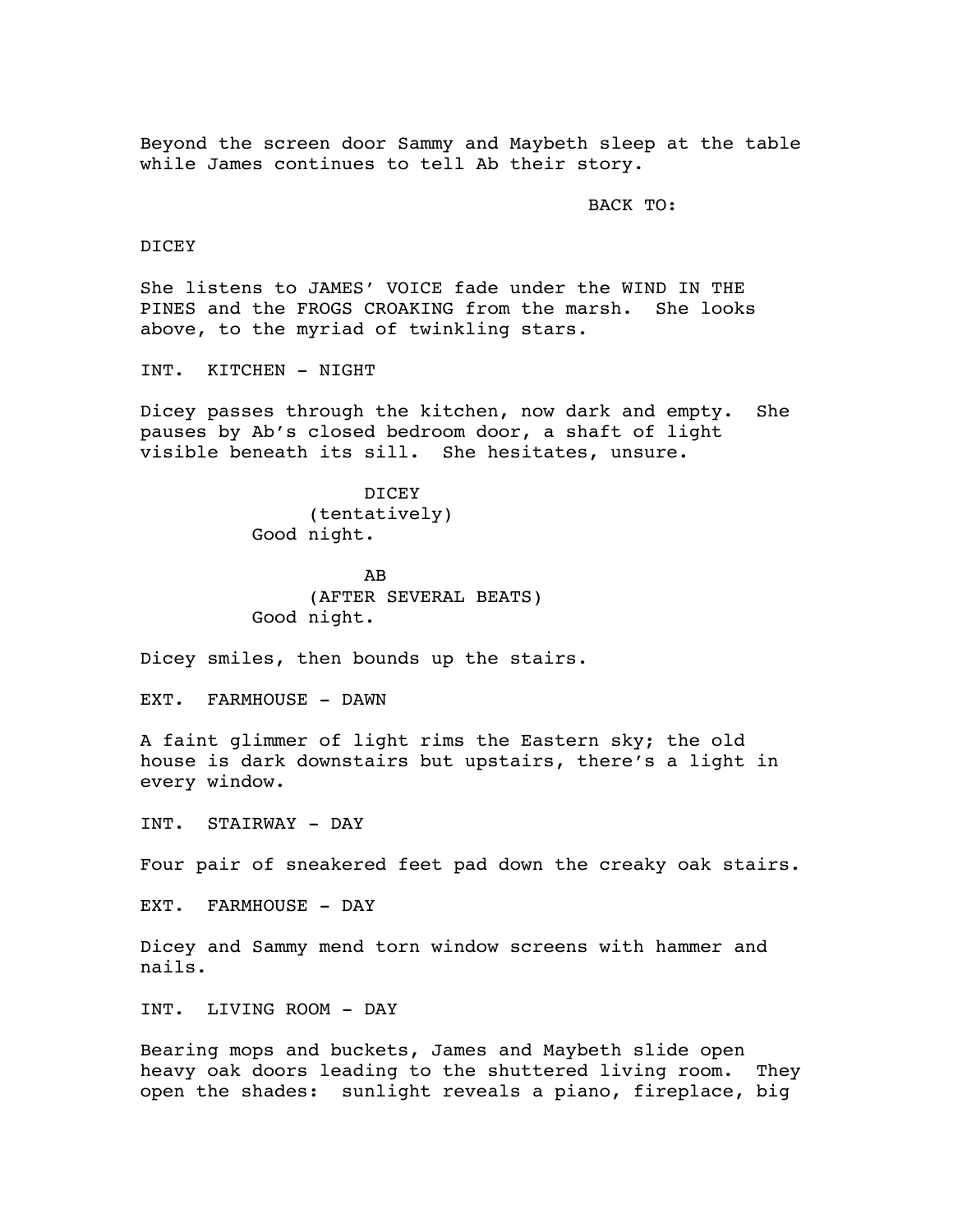Beyond the screen door Sammy and Maybeth sleep at the table while James continues to tell Ab their story.

BACK TO:

DICEY

She listens to JAMES' VOICE fade under the WIND IN THE PINES and the FROGS CROAKING from the marsh. She looks above, to the myriad of twinkling stars.

INT. KITCHEN - NIGHT

Dicey passes through the kitchen, now dark and empty. She pauses by Ab's closed bedroom door, a shaft of light visible beneath its sill. She hesitates, unsure.

DICEY
(tentatively)
Good night.

AB
(AFTER SEVERAL BEATS)
Good night.

Dicey smiles, then bounds up the stairs.

EXT. FARMHOUSE - DAWN

A faint glimmer of light rims the Eastern sky; the old house is dark downstairs but upstairs, there's a light in every window.

INT. STAIRWAY - DAY

Four pair of sneakered feet pad down the creaky oak stairs.

EXT. FARMHOUSE - DAY

Dicey and Sammy mend torn window screens with hammer and nails.

INT. LIVING ROOM - DAY

Bearing mops and buckets, James and Maybeth slide open heavy oak doors leading to the shuttered living room. They open the shades: sunlight reveals a piano, fireplace, big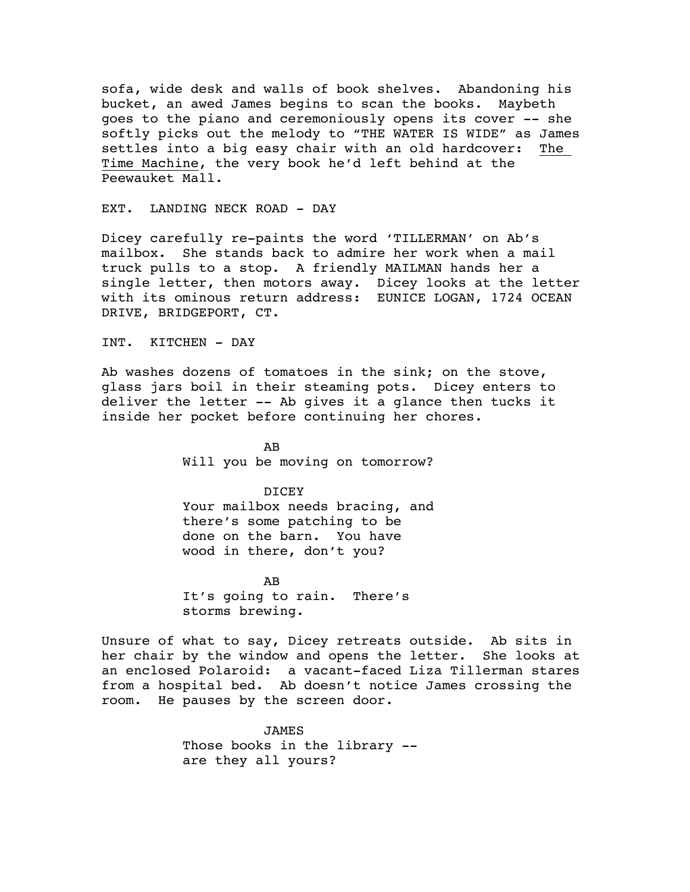sofa, wide desk and walls of book shelves. Abandoning his bucket, an awed James begins to scan the books. Maybeth goes to the piano and ceremoniously opens its cover -- she softly picks out the melody to "THE WATER IS WIDE" as James settles into a big easy chair with an old hardcover: The Time Machine, the very book he'd left behind at the Peewauket Mall.

EXT. LANDING NECK ROAD - DAY

Dicey carefully re-paints the word 'TILLERMAN' on Ab's mailbox. She stands back to admire her work when a mail truck pulls to a stop. A friendly MAILMAN hands her a single letter, then motors away. Dicey looks at the letter with its ominous return address: EUNICE LOGAN, 1724 OCEAN DRIVE, BRIDGEPORT, CT.

INT. KITCHEN - DAY

Ab washes dozens of tomatoes in the sink; on the stove, glass jars boil in their steaming pots. Dicey enters to deliver the letter -- Ab gives it a glance then tucks it inside her pocket before continuing her chores.

AB
Will you be moving on tomorrow?

DICEY
Your mailbox needs bracing, and there's some patching to be done on the barn. You have wood in there, don't you?

AB
It's going to rain. There's storms brewing.

Unsure of what to say, Dicey retreats outside. Ab sits in her chair by the window and opens the letter. She looks at an enclosed Polaroid: a vacant-faced Liza Tillerman stares from a hospital bed. Ab doesn't notice James crossing the room. He pauses by the screen door.

JAMES
Those books in the library -- are they all yours?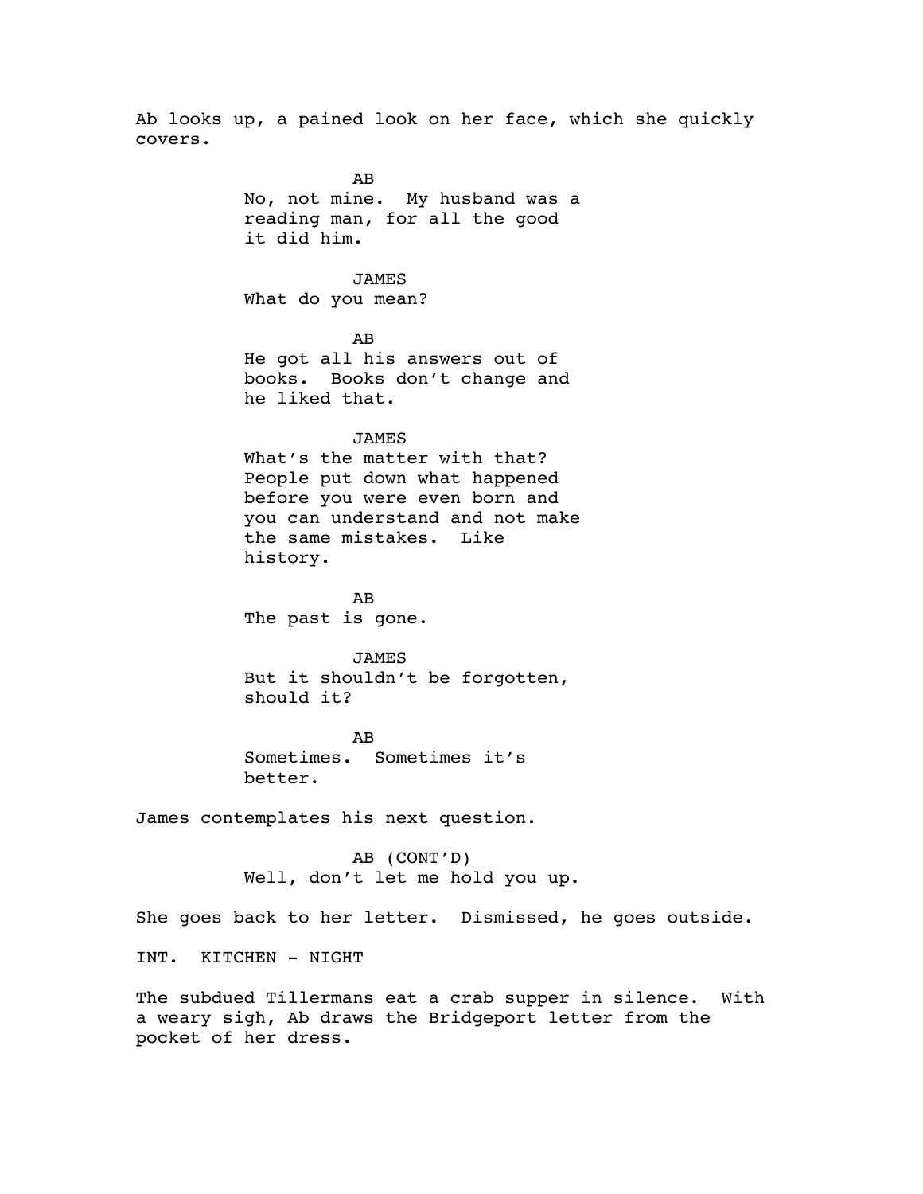Ab looks up, a pained look on her face, which she quickly covers.

AB
No, not mine. My husband was a reading man, for all the good it did him.

JAMES
What do you mean?

AB
He got all his answers out of books. Books don't change and he liked that.

JAMES
What's the matter with that? People put down what happened before you were even born and you can understand and not make the same mistakes. Like history.

AB
The past is gone.

JAMES
But it shouldn't be forgotten, should it?

AB
Sometimes. Sometimes it's better.

James contemplates his next question.

AB (CONT'D)
Well, don't let me hold you up.

She goes back to her letter. Dismissed, he goes outside.

INT. KITCHEN - NIGHT

The subdued Tillermans eat a crab supper in silence. With a weary sigh, Ab draws the Bridgeport letter from the pocket of her dress.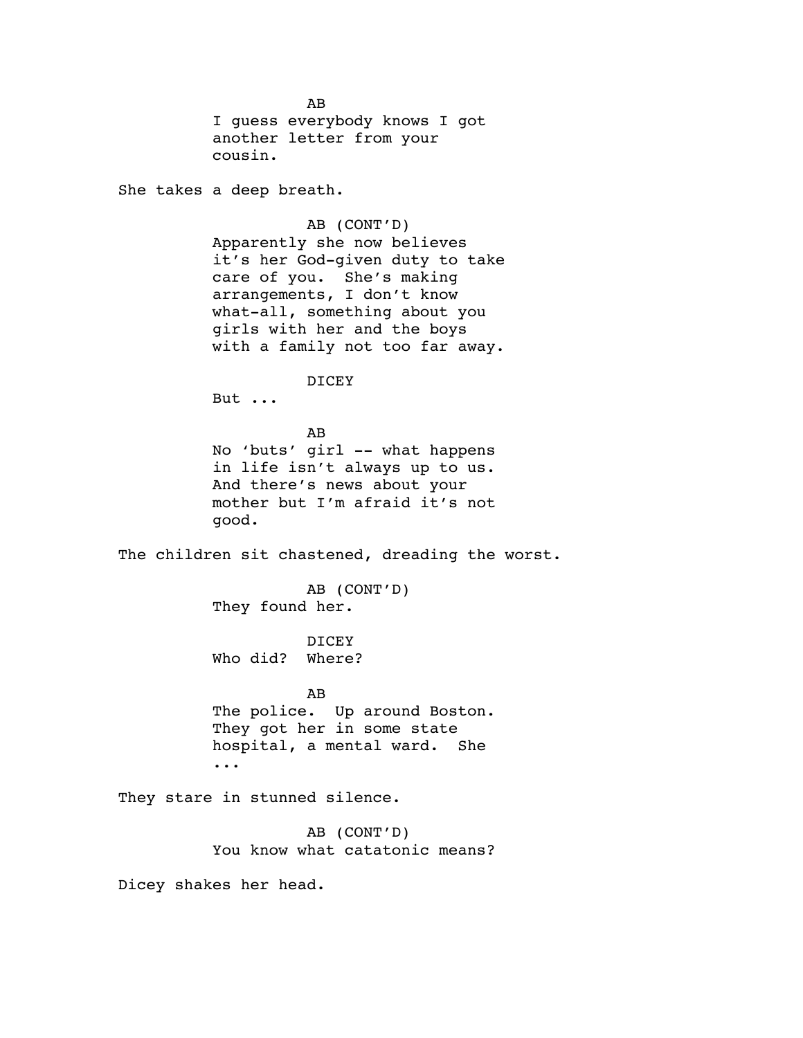AB

I guess everybody knows I got another letter from your cousin.

She takes a deep breath.

AB (CONT'D)

Apparently she now believes it's her God-given duty to take care of you. She's making arrangements, I don't know what-all, something about you girls with her and the boys with a family not too far away.

DICEY

But ...

AB

No 'buts' girl -- what happens in life isn't always up to us. And there's news about your mother but I'm afraid it's not good.

The children sit chastened, dreading the worst.

AB (CONT'D)

They found her.

DICEY

Who did? Where?

AB

The police. Up around Boston. They got her in some state hospital, a mental ward. She ...

They stare in stunned silence.

AB (CONT'D)

You know what catatonic means?

Dicey shakes her head.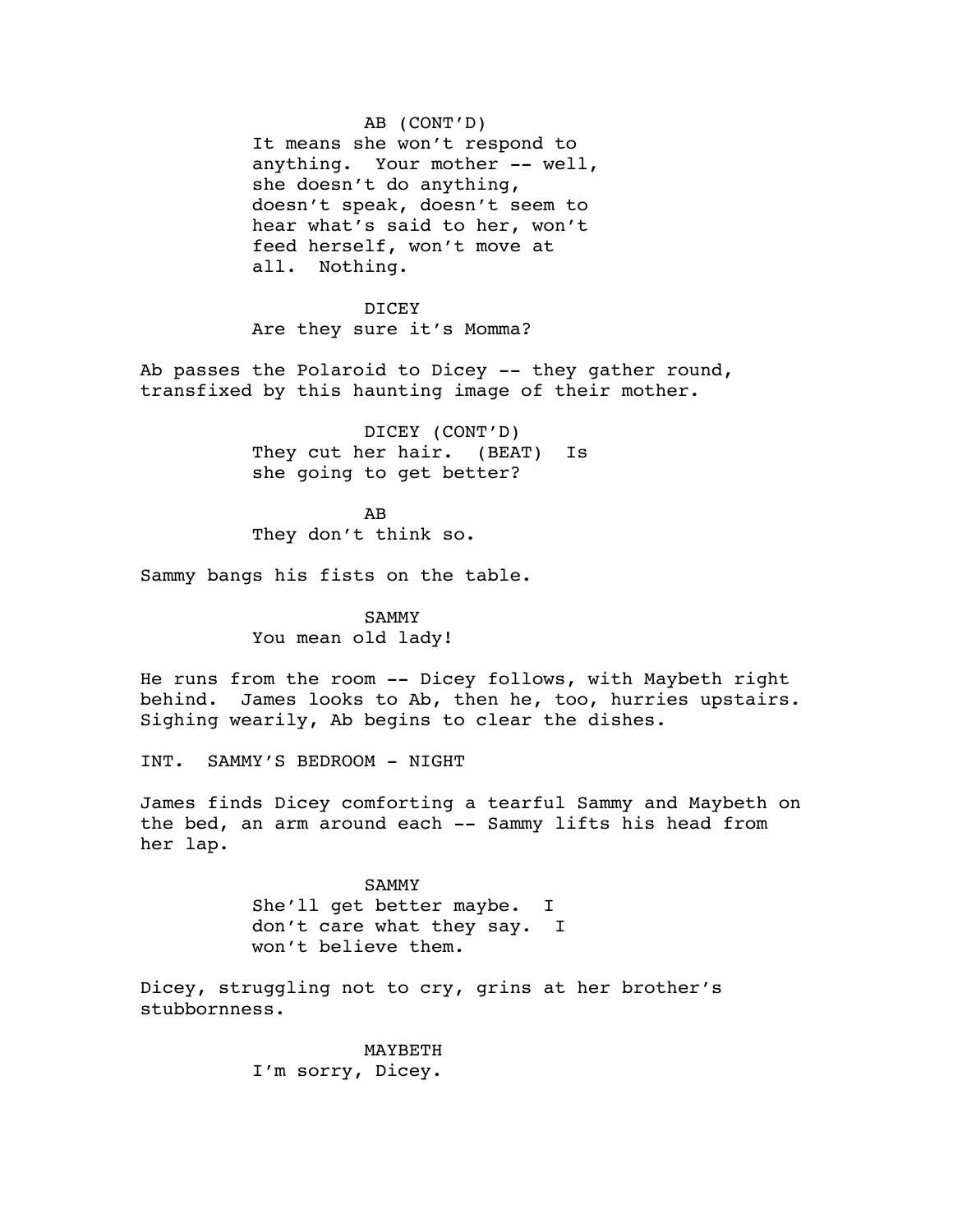AB (CONT'D)
It means she won't respond to anything. Your mother -- well, she doesn't do anything, doesn't speak, doesn't seem to hear what's said to her, won't feed herself, won't move at all. Nothing.

DICEY
Are they sure it's Momma?

Ab passes the Polaroid to Dicey -- they gather round, transfixed by this haunting image of their mother.

DICEY (CONT'D)
They cut her hair. (BEAT) Is she going to get better?

AB
They don't think so.

Sammy bangs his fists on the table.

SAMMY
You mean old lady!

He runs from the room -- Dicey follows, with Maybeth right behind. James looks to Ab, then he, too, hurries upstairs. Sighing wearily, Ab begins to clear the dishes.

INT. SAMMY'S BEDROOM - NIGHT

James finds Dicey comforting a tearful Sammy and Maybeth on the bed, an arm around each -- Sammy lifts his head from her lap.

SAMMY
She'll get better maybe. I don't care what they say. I won't believe them.

Dicey, struggling not to cry, grins at her brother's stubbornness.

MAYBETH
I'm sorry, Dicey.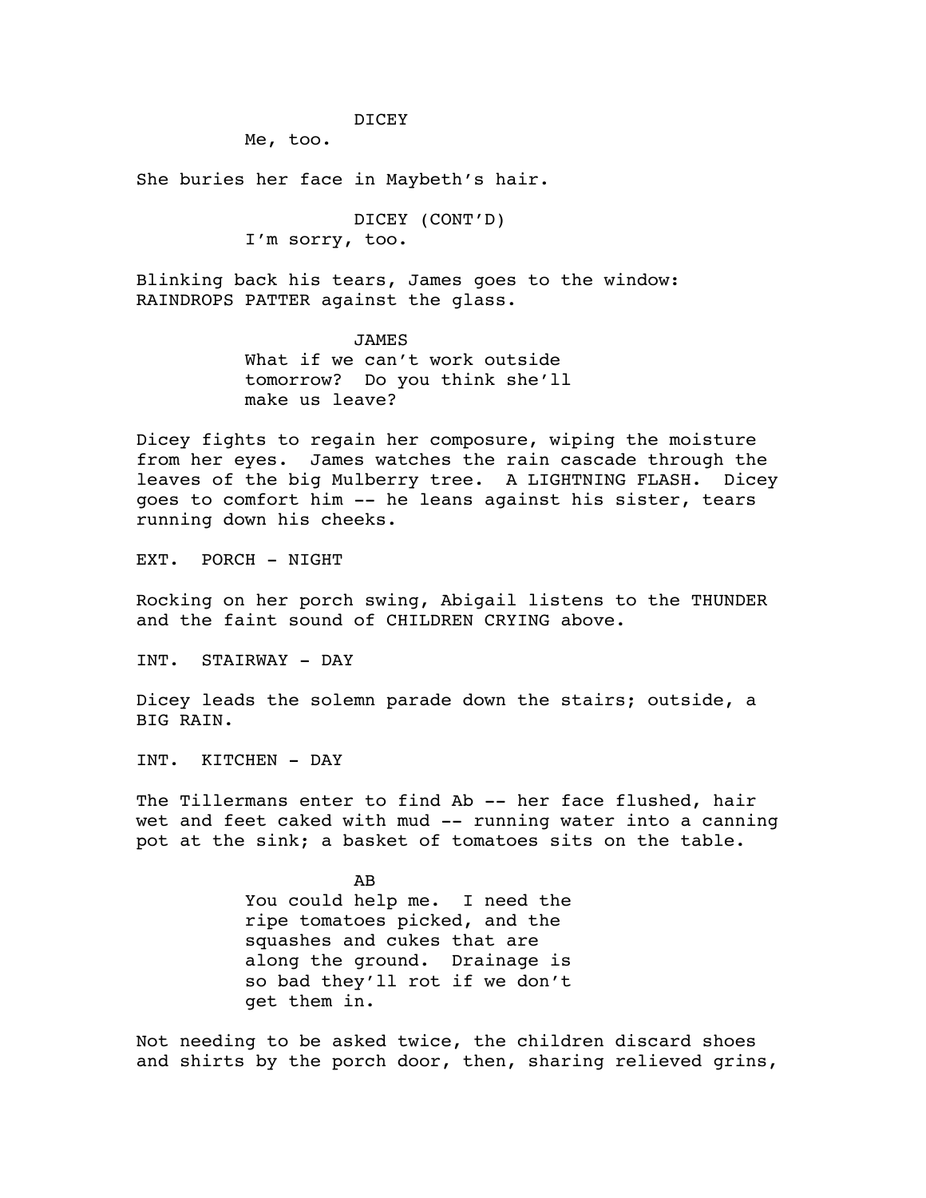DICEY

Me, too.

She buries her face in Maybeth's hair.

DICEY (CONT'D)

I'm sorry, too.

Blinking back his tears, James goes to the window: RAINDROPS PATTER against the glass.

JAMES

What if we can't work outside tomorrow? Do you think she'll make us leave?

Dicey fights to regain her composure, wiping the moisture from her eyes. James watches the rain cascade through the leaves of the big Mulberry tree. A LIGHTNING FLASH. Dicey goes to comfort him -- he leans against his sister, tears running down his cheeks.

EXT. PORCH - NIGHT

Rocking on her porch swing, Abigail listens to the THUNDER and the faint sound of CHILDREN CRYING above.

INT. STAIRWAY - DAY

Dicey leads the solemn parade down the stairs; outside, a BIG RAIN.

INT. KITCHEN - DAY

The Tillermans enter to find Ab -- her face flushed, hair wet and feet caked with mud -- running water into a canning pot at the sink; a basket of tomatoes sits on the table.

AB

You could help me. I need the ripe tomatoes picked, and the squashes and cukes that are along the ground. Drainage is so bad they'll rot if we don't get them in.

Not needing to be asked twice, the children discard shoes and shirts by the porch door, then, sharing relieved grins,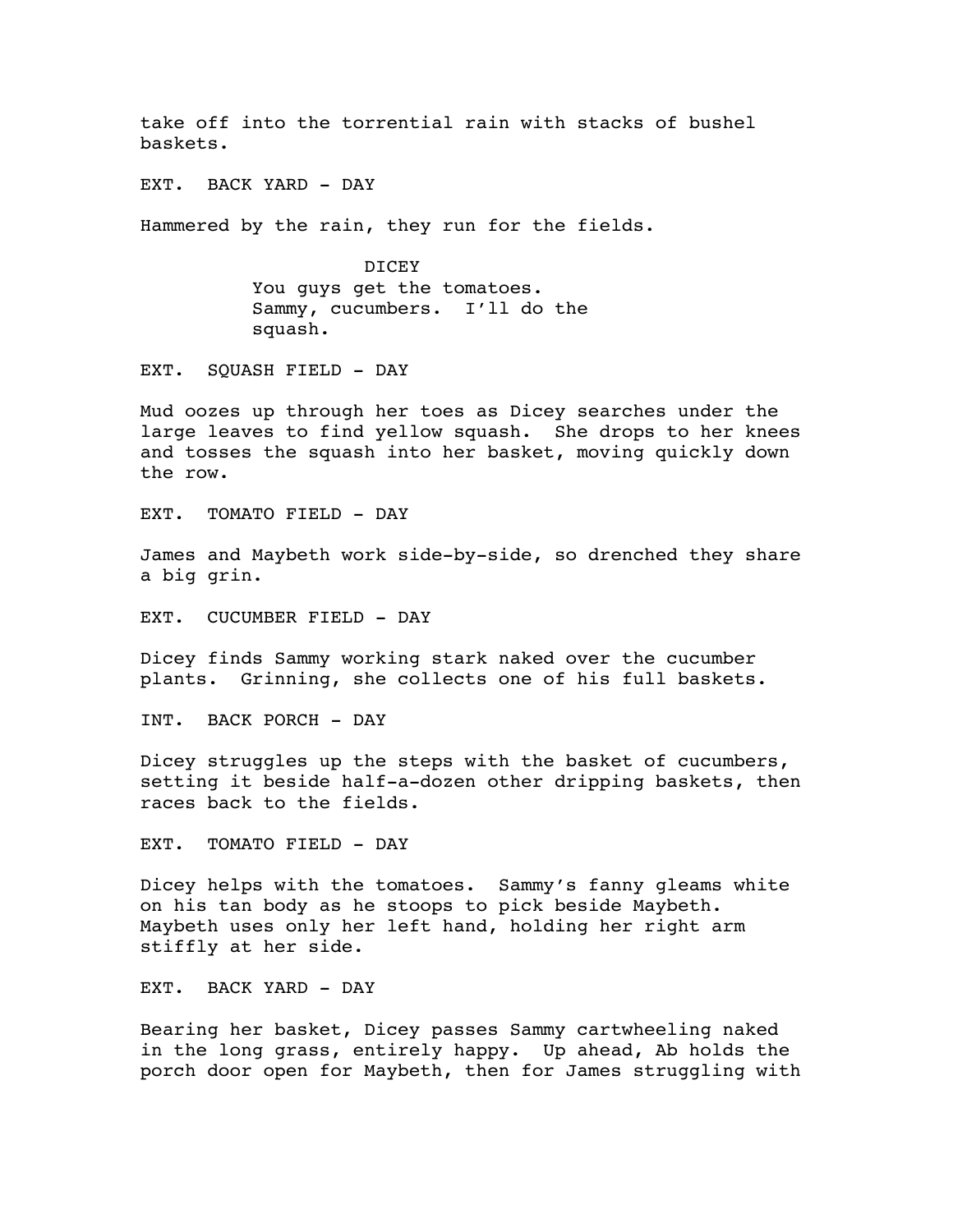take off into the torrential rain with stacks of bushel baskets.

EXT. BACK YARD - DAY

Hammered by the rain, they run for the fields.

DICEY
You guys get the tomatoes. Sammy, cucumbers. I'll do the squash.

EXT. SQUASH FIELD - DAY

Mud oozes up through her toes as Dicey searches under the large leaves to find yellow squash. She drops to her knees and tosses the squash into her basket, moving quickly down the row.

EXT. TOMATO FIELD - DAY

James and Maybeth work side-by-side, so drenched they share a big grin.

EXT. CUCUMBER FIELD - DAY

Dicey finds Sammy working stark naked over the cucumber plants. Grinning, she collects one of his full baskets.

INT. BACK PORCH - DAY

Dicey struggles up the steps with the basket of cucumbers, setting it beside half-a-dozen other dripping baskets, then races back to the fields.

EXT. TOMATO FIELD - DAY

Dicey helps with the tomatoes. Sammy's fanny gleams white on his tan body as he stoops to pick beside Maybeth. Maybeth uses only her left hand, holding her right arm stiffly at her side.

EXT. BACK YARD - DAY

Bearing her basket, Dicey passes Sammy cartwheeling naked in the long grass, entirely happy. Up ahead, Ab holds the porch door open for Maybeth, then for James struggling with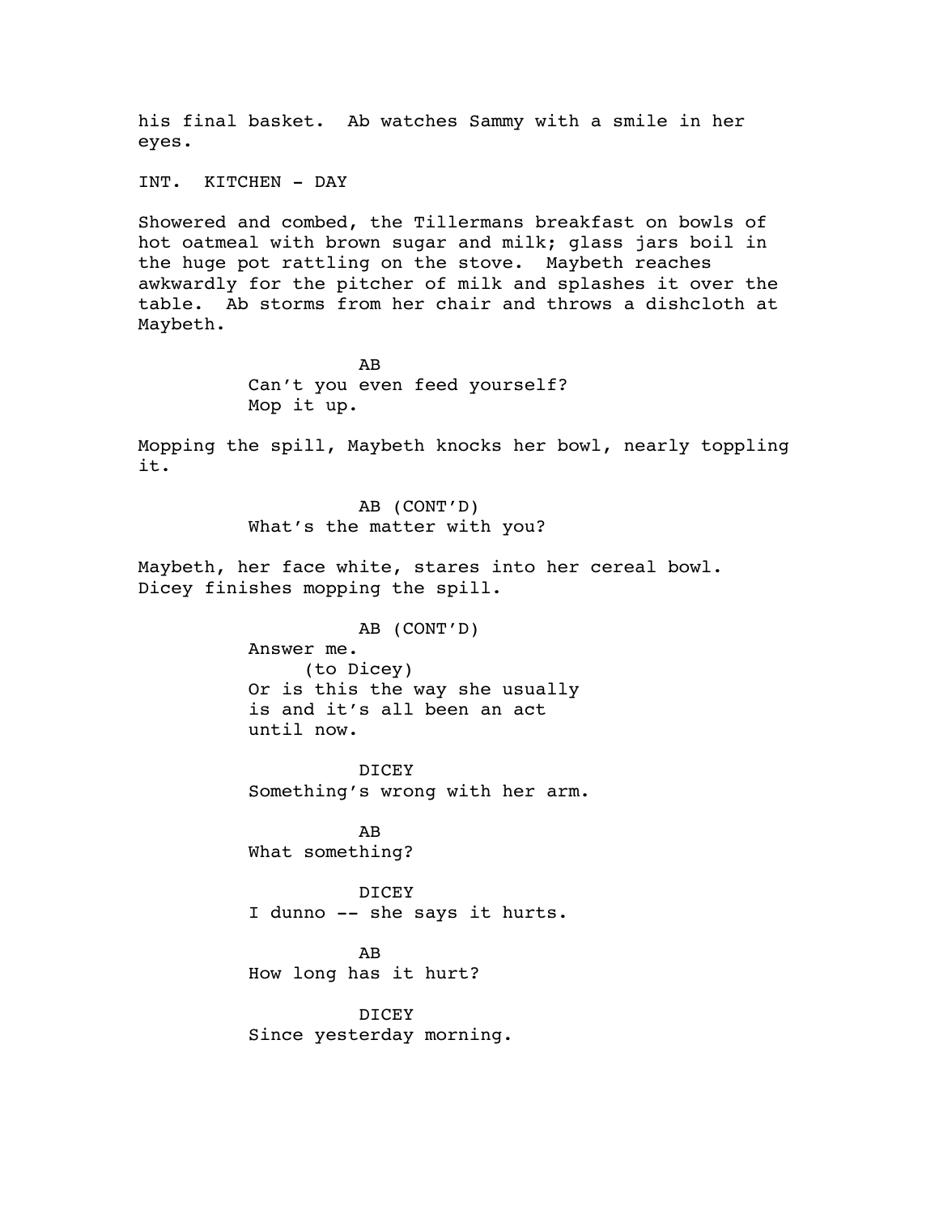his final basket. Ab watches Sammy with a smile in her eyes.

INT. KITCHEN - DAY

Showered and combed, the Tillermans breakfast on bowls of hot oatmeal with brown sugar and milk; glass jars boil in the huge pot rattling on the stove. Maybeth reaches awkwardly for the pitcher of milk and splashes it over the table. Ab storms from her chair and throws a dishcloth at Maybeth.

AB
Can't you even feed yourself?
Mop it up.

Mopping the spill, Maybeth knocks her bowl, nearly toppling it.

AB (CONT'D)
What's the matter with you?

Maybeth, her face white, stares into her cereal bowl. Dicey finishes mopping the spill.

AB (CONT'D)
Answer me.
(to Dicey)
Or is this the way she usually is and it's all been an act until now.

DICEY
Something's wrong with her arm.

AB
What something?

DICEY
I dunno -- she says it hurts.

AB
How long has it hurt?

DICEY
Since yesterday morning.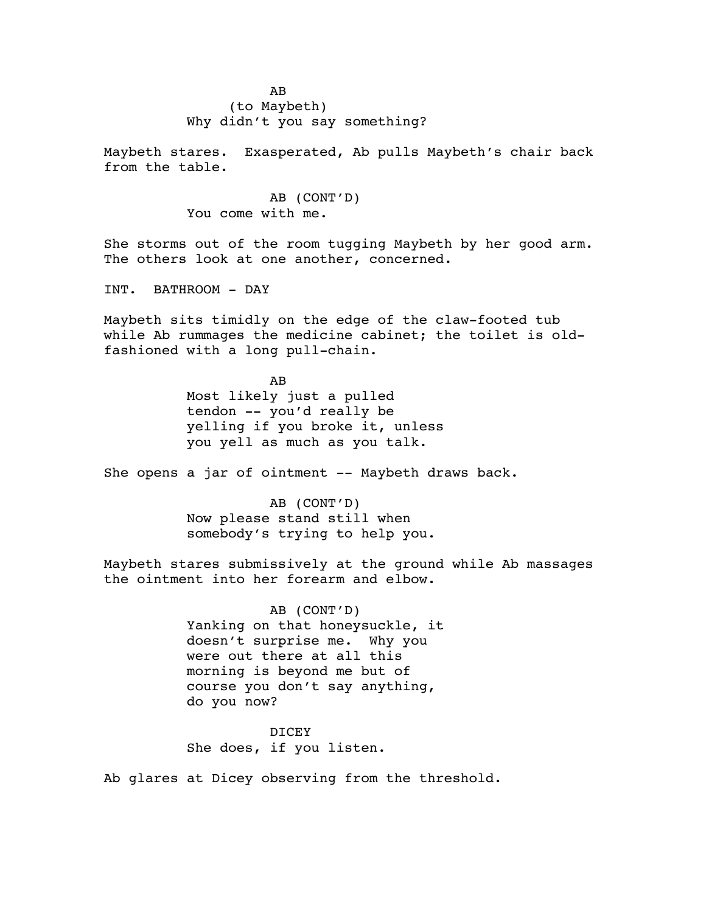AB
(to Maybeth)
Why didn't you say something?

Maybeth stares. Exasperated, Ab pulls Maybeth's chair back from the table.

AB (CONT'D)
You come with me.

She storms out of the room tugging Maybeth by her good arm. The others look at one another, concerned.

INT. BATHROOM - DAY

Maybeth sits timidly on the edge of the claw-footed tub while Ab rummages the medicine cabinet; the toilet is old-fashioned with a long pull-chain.

AB
Most likely just a pulled tendon -- you'd really be yelling if you broke it, unless you yell as much as you talk.

She opens a jar of ointment -- Maybeth draws back.

AB (CONT'D)
Now please stand still when somebody's trying to help you.

Maybeth stares submissively at the ground while Ab massages the ointment into her forearm and elbow.

AB (CONT'D)
Yanking on that honeysuckle, it doesn't surprise me. Why you were out there at all this morning is beyond me but of course you don't say anything, do you now?

DICEY
She does, if you listen.

Ab glares at Dicey observing from the threshold.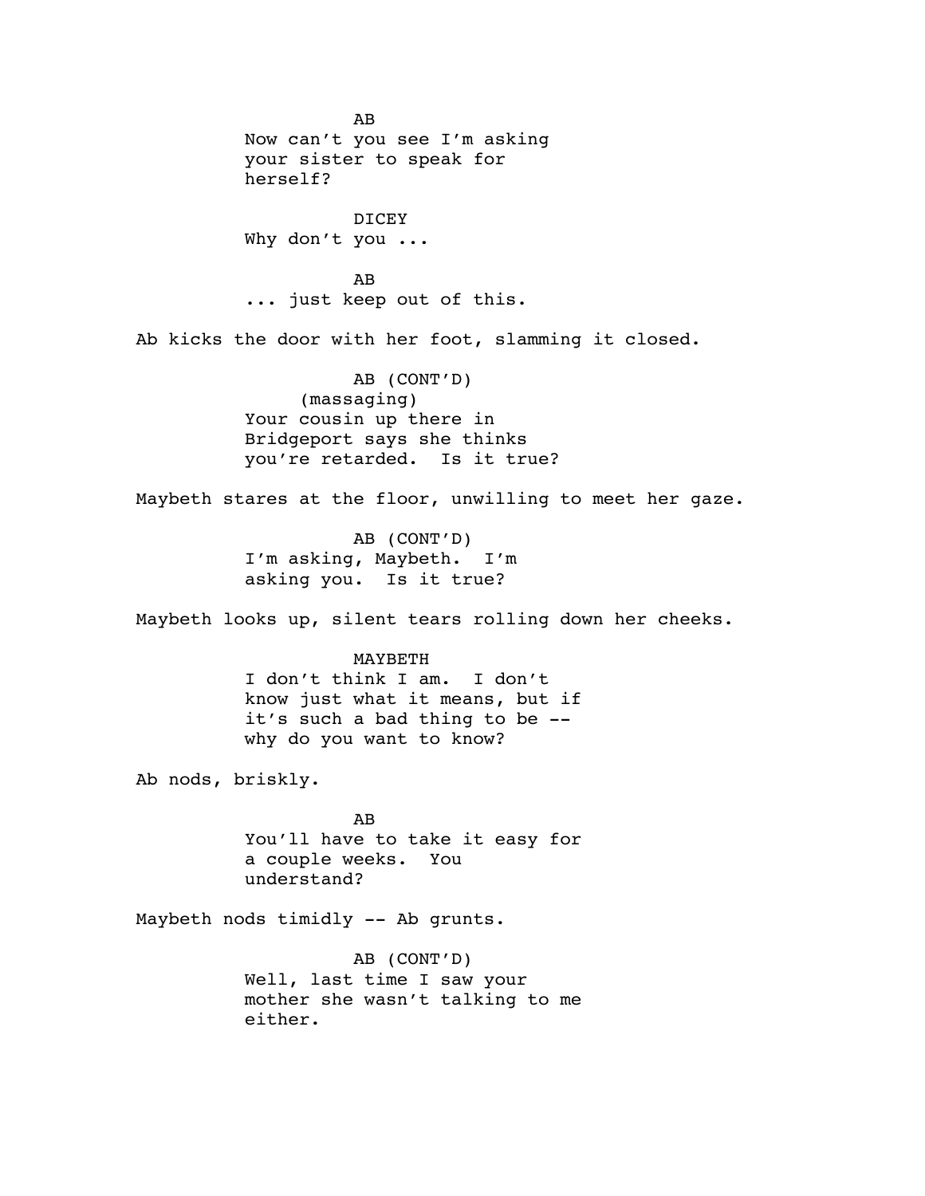AB
Now can't you see I'm asking your sister to speak for herself?

DICEY
Why don't you ...

AB
... just keep out of this.

Ab kicks the door with her foot, slamming it closed.

AB (CONT'D)
(massaging)
Your cousin up there in Bridgeport says she thinks you're retarded. Is it true?

Maybeth stares at the floor, unwilling to meet her gaze.

AB (CONT'D)
I'm asking, Maybeth. I'm asking you. Is it true?

Maybeth looks up, silent tears rolling down her cheeks.

MAYBETH
I don't think I am. I don't know just what it means, but if it's such a bad thing to be -- why do you want to know?

Ab nods, briskly.

AB
You'll have to take it easy for a couple weeks. You understand?

Maybeth nods timidly -- Ab grunts.

AB (CONT'D)
Well, last time I saw your mother she wasn't talking to me either.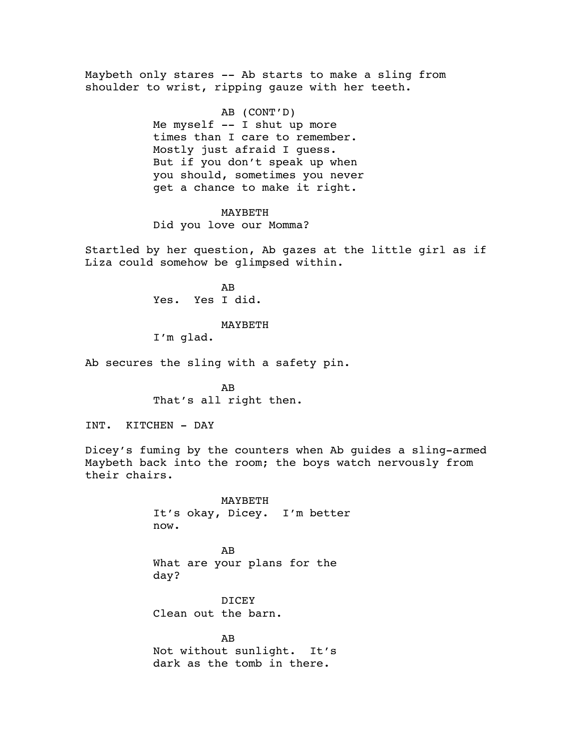Maybeth only stares -- Ab starts to make a sling from shoulder to wrist, ripping gauze with her teeth.

AB (CONT'D)
Me myself -- I shut up more times than I care to remember. Mostly just afraid I guess. But if you don't speak up when you should, sometimes you never get a chance to make it right.

MAYBETH
Did you love our Momma?

Startled by her question, Ab gazes at the little girl as if Liza could somehow be glimpsed within.

AB
Yes. Yes I did.

MAYBETH
I'm glad.

Ab secures the sling with a safety pin.

AB
That's all right then.

INT. KITCHEN - DAY

Dicey's fuming by the counters when Ab guides a sling-armed Maybeth back into the room; the boys watch nervously from their chairs.

MAYBETH
It's okay, Dicey. I'm better now.

AB
What are your plans for the day?

DICEY
Clean out the barn.

AB
Not without sunlight. It's dark as the tomb in there.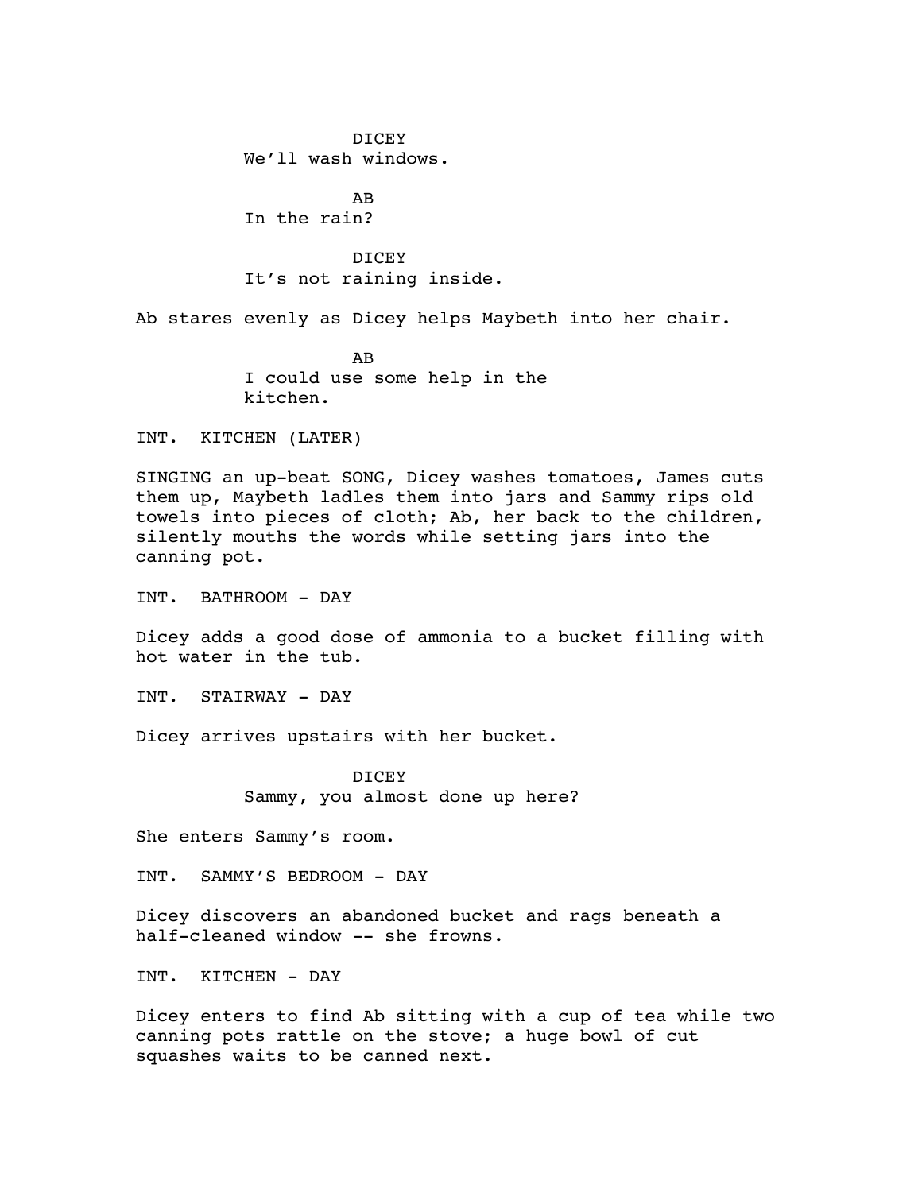DICEY

We'll wash windows.

AB

In the rain?

DICEY

It's not raining inside.

Ab stares evenly as Dicey helps Maybeth into her chair.

AB

I could use some help in the kitchen.

INT. KITCHEN (LATER)

SINGING an up-beat SONG, Dicey washes tomatoes, James cuts them up, Maybeth ladles them into jars and Sammy rips old towels into pieces of cloth; Ab, her back to the children, silently mouths the words while setting jars into the canning pot.

INT. BATHROOM - DAY

Dicey adds a good dose of ammonia to a bucket filling with hot water in the tub.

INT. STAIRWAY - DAY

Dicey arrives upstairs with her bucket.

DICEY

Sammy, you almost done up here?

She enters Sammy's room.

INT. SAMMY'S BEDROOM - DAY

Dicey discovers an abandoned bucket and rags beneath a half-cleaned window -- she frowns.

INT. KITCHEN - DAY

Dicey enters to find Ab sitting with a cup of tea while two canning pots rattle on the stove; a huge bowl of cut squashes waits to be canned next.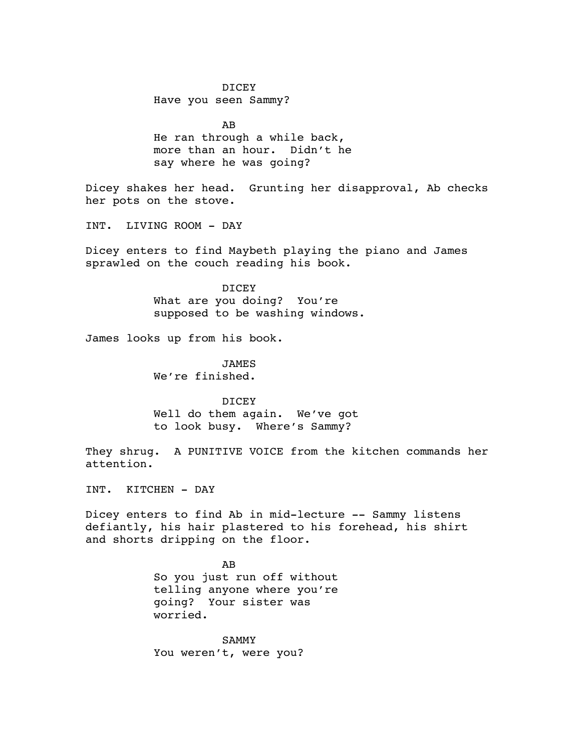DICEY
Have you seen Sammy?

AB
He ran through a while back, more than an hour. Didn't he say where he was going?

Dicey shakes her head. Grunting her disapproval, Ab checks her pots on the stove.

INT. LIVING ROOM - DAY

Dicey enters to find Maybeth playing the piano and James sprawled on the couch reading his book.

DICEY
What are you doing? You're supposed to be washing windows.

James looks up from his book.

JAMES
We're finished.

DICEY
Well do them again. We've got to look busy. Where's Sammy?

They shrug. A PUNITIVE VOICE from the kitchen commands her attention.

INT. KITCHEN - DAY

Dicey enters to find Ab in mid-lecture -- Sammy listens defiantly, his hair plastered to his forehead, his shirt and shorts dripping on the floor.

AB
So you just run off without telling anyone where you're going? Your sister was worried.

SAMMY
You weren't, were you?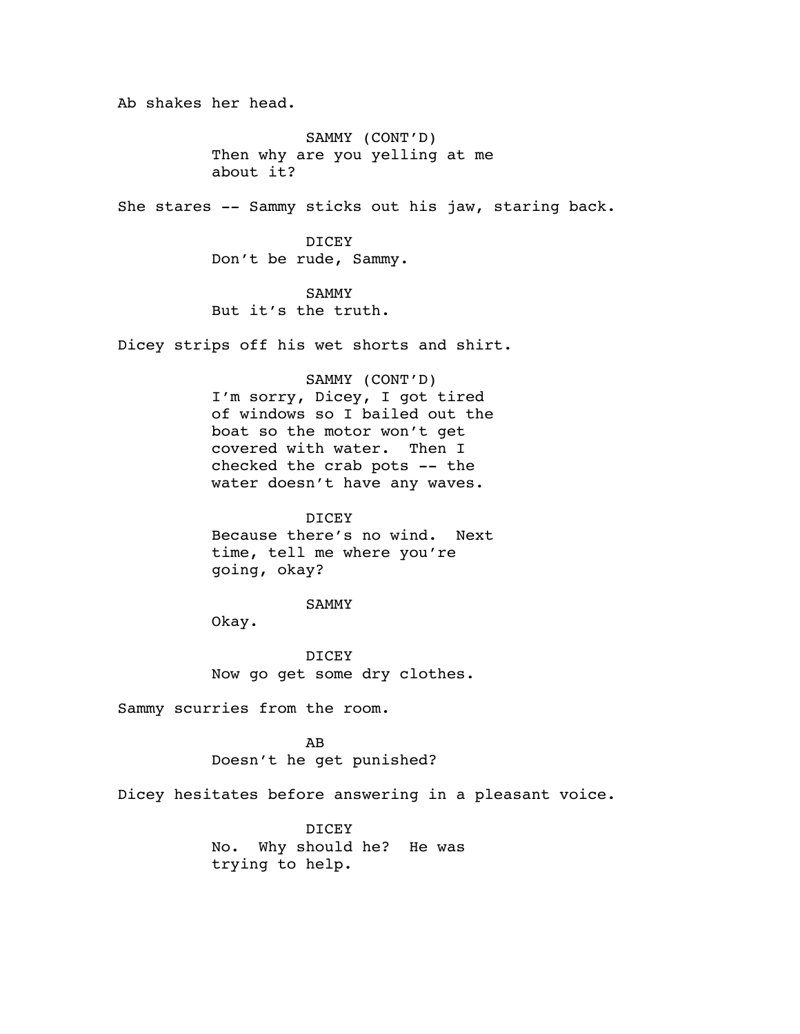Ab shakes her head.

SAMMY (CONT'D)
Then why are you yelling at me about it?

She stares -- Sammy sticks out his jaw, staring back.

DICEY
Don't be rude, Sammy.

SAMMY
But it's the truth.

Dicey strips off his wet shorts and shirt.

SAMMY (CONT'D)
I'm sorry, Dicey, I got tired of windows so I bailed out the boat so the motor won't get covered with water. Then I checked the crab pots -- the water doesn't have any waves.

DICEY
Because there's no wind. Next time, tell me where you're going, okay?

SAMMY
Okay.

DICEY
Now go get some dry clothes.

Sammy scurries from the room.

AB
Doesn't he get punished?

Dicey hesitates before answering in a pleasant voice.

DICEY
No. Why should he? He was trying to help.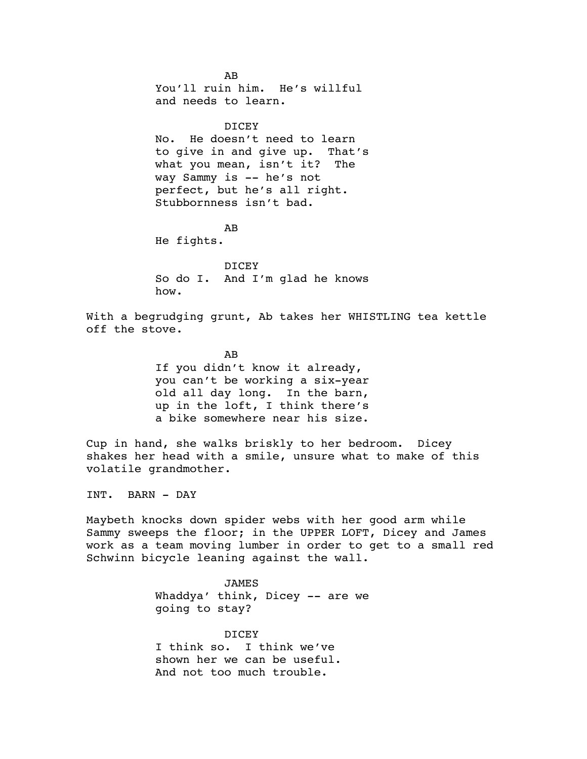AB

You'll ruin him. He's willful and needs to learn.

DICEY

No. He doesn't need to learn to give in and give up. That's what you mean, isn't it? The way Sammy is -- he's not perfect, but he's all right. Stubbornness isn't bad.

AB

He fights.

DICEY

So do I. And I'm glad he knows how.

With a begrudging grunt, Ab takes her WHISTLING tea kettle off the stove.

AB

If you didn't know it already, you can't be working a six-year old all day long. In the barn, up in the loft, I think there's a bike somewhere near his size.

Cup in hand, she walks briskly to her bedroom. Dicey shakes her head with a smile, unsure what to make of this volatile grandmother.

INT. BARN - DAY

Maybeth knocks down spider webs with her good arm while Sammy sweeps the floor; in the UPPER LOFT, Dicey and James work as a team moving lumber in order to get to a small red Schwinn bicycle leaning against the wall.

JAMES

Whaddya' think, Dicey -- are we going to stay?

DICEY

I think so. I think we've shown her we can be useful. And not too much trouble.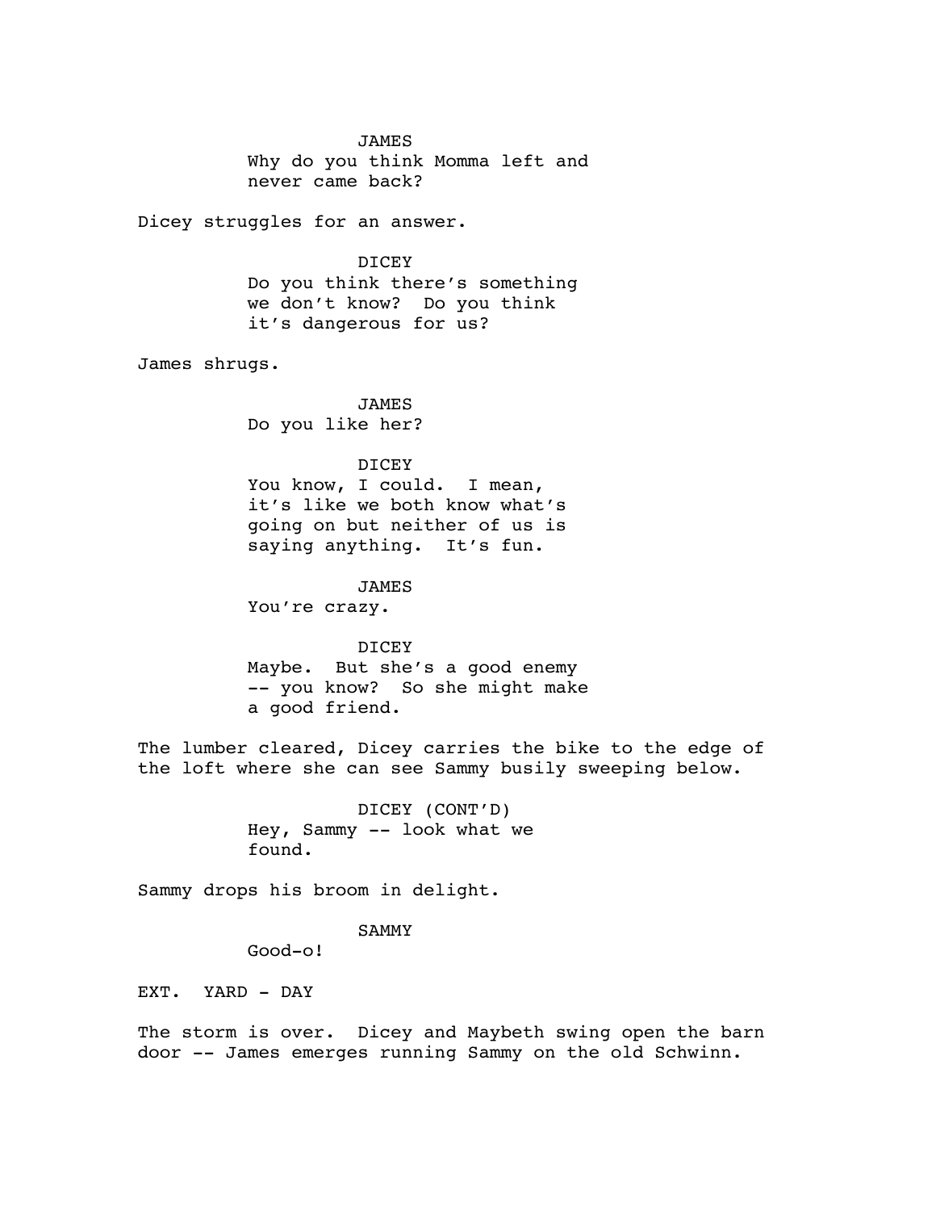JAMES

Why do you think Momma left and never came back?

Dicey struggles for an answer.

DICEY

Do you think there's something we don't know? Do you think it's dangerous for us?

James shrugs.

JAMES

Do you like her?

DICEY

You know, I could. I mean, it's like we both know what's going on but neither of us is saying anything. It's fun.

JAMES

You're crazy.

DICEY

Maybe. But she's a good enemy -- you know? So she might make a good friend.

The lumber cleared, Dicey carries the bike to the edge of the loft where she can see Sammy busily sweeping below.

DICEY (CONT'D)

Hey, Sammy -- look what we found.

Sammy drops his broom in delight.

SAMMY

Good-o!

EXT. YARD - DAY

The storm is over. Dicey and Maybeth swing open the barn door -- James emerges running Sammy on the old Schwinn.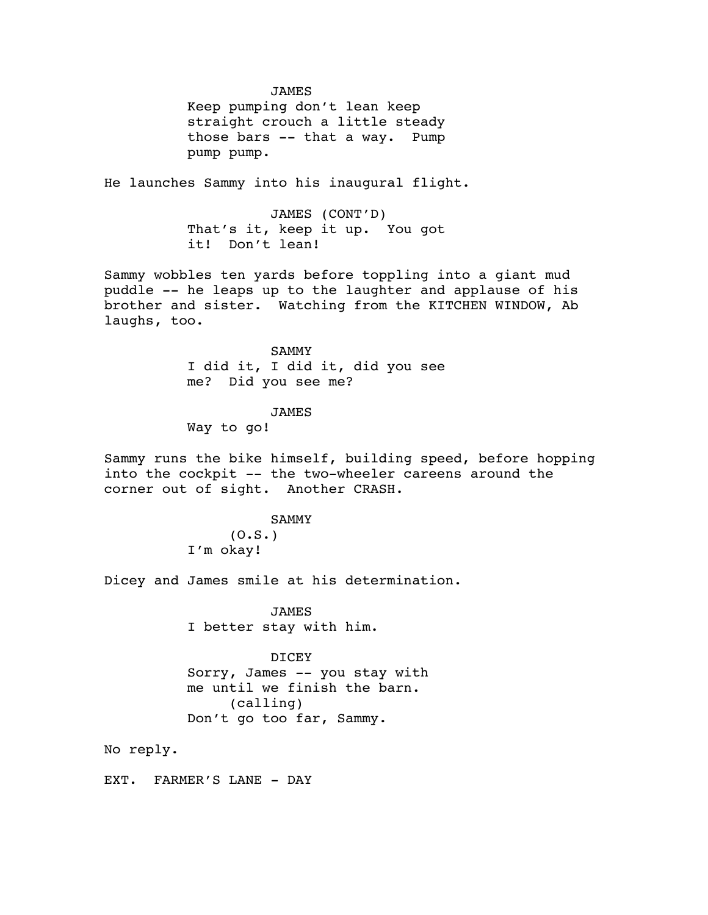JAMES
Keep pumping don't lean keep straight crouch a little steady those bars -- that a way.  Pump pump pump.

He launches Sammy into his inaugural flight.

JAMES (CONT'D)
That's it, keep it up.  You got it!  Don't lean!

Sammy wobbles ten yards before toppling into a giant mud puddle -- he leaps up to the laughter and applause of his brother and sister.  Watching from the KITCHEN WINDOW, Ab laughs, too.

SAMMY
I did it, I did it, did you see me?  Did you see me?

JAMES
Way to go!

Sammy runs the bike himself, building speed, before hopping into the cockpit -- the two-wheeler careens around the corner out of sight.  Another CRASH.

SAMMY
(O.S.)
I'm okay!

Dicey and James smile at his determination.

JAMES
I better stay with him.

DICEY
Sorry, James -- you stay with me until we finish the barn.
(calling)
Don't go too far, Sammy.

No reply.

EXT.  FARMER'S LANE - DAY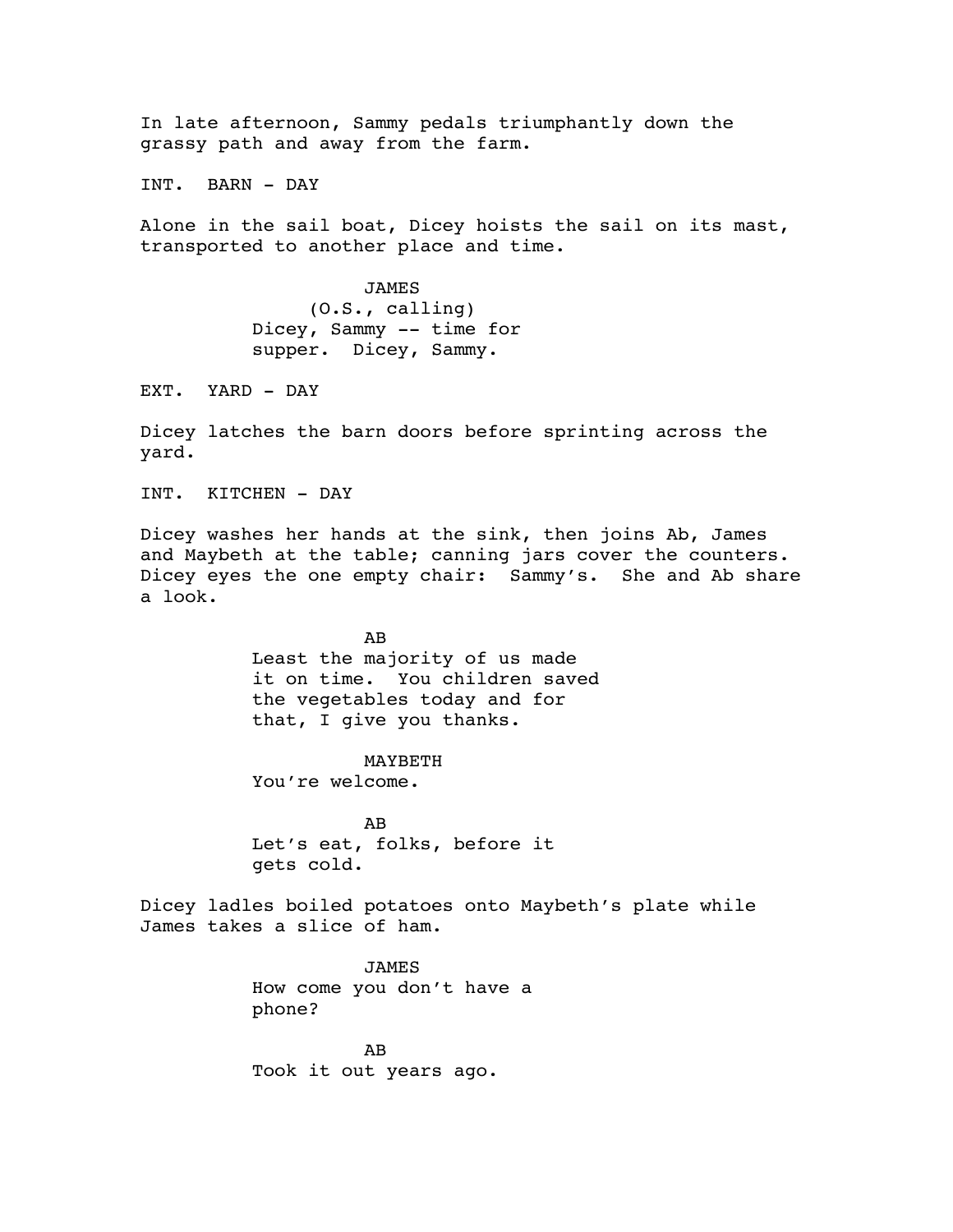In late afternoon, Sammy pedals triumphantly down the grassy path and away from the farm.

INT. BARN - DAY

Alone in the sail boat, Dicey hoists the sail on its mast, transported to another place and time.

JAMES
(O.S., calling)
Dicey, Sammy -- time for supper. Dicey, Sammy.

EXT. YARD - DAY

Dicey latches the barn doors before sprinting across the yard.

INT. KITCHEN - DAY

Dicey washes her hands at the sink, then joins Ab, James and Maybeth at the table; canning jars cover the counters. Dicey eyes the one empty chair: Sammy's. She and Ab share a look.

AB
Least the majority of us made it on time. You children saved the vegetables today and for that, I give you thanks.

MAYBETH
You're welcome.

AB
Let's eat, folks, before it gets cold.

Dicey ladles boiled potatoes onto Maybeth's plate while James takes a slice of ham.

JAMES
How come you don't have a phone?

AB
Took it out years ago.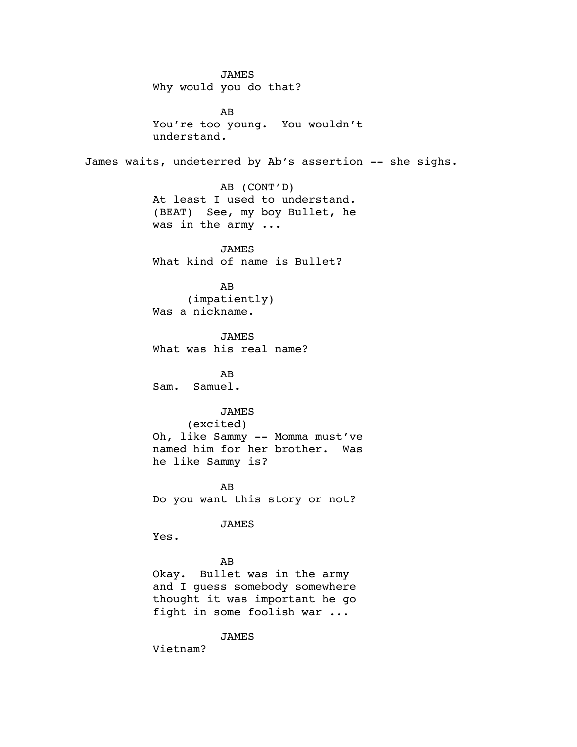JAMES
Why would you do that?

AB
You're too young. You wouldn't understand.

James waits, undeterred by Ab's assertion -- she sighs.

AB (CONT'D)
At least I used to understand. (BEAT) See, my boy Bullet, he was in the army ...

JAMES
What kind of name is Bullet?

AB
(impatiently)
Was a nickname.

JAMES
What was his real name?

AB
Sam. Samuel.

JAMES
(excited)
Oh, like Sammy -- Momma must've named him for her brother. Was he like Sammy is?

AB
Do you want this story or not?

JAMES
Yes.

AB
Okay. Bullet was in the army and I guess somebody somewhere thought it was important he go fight in some foolish war ...

JAMES
Vietnam?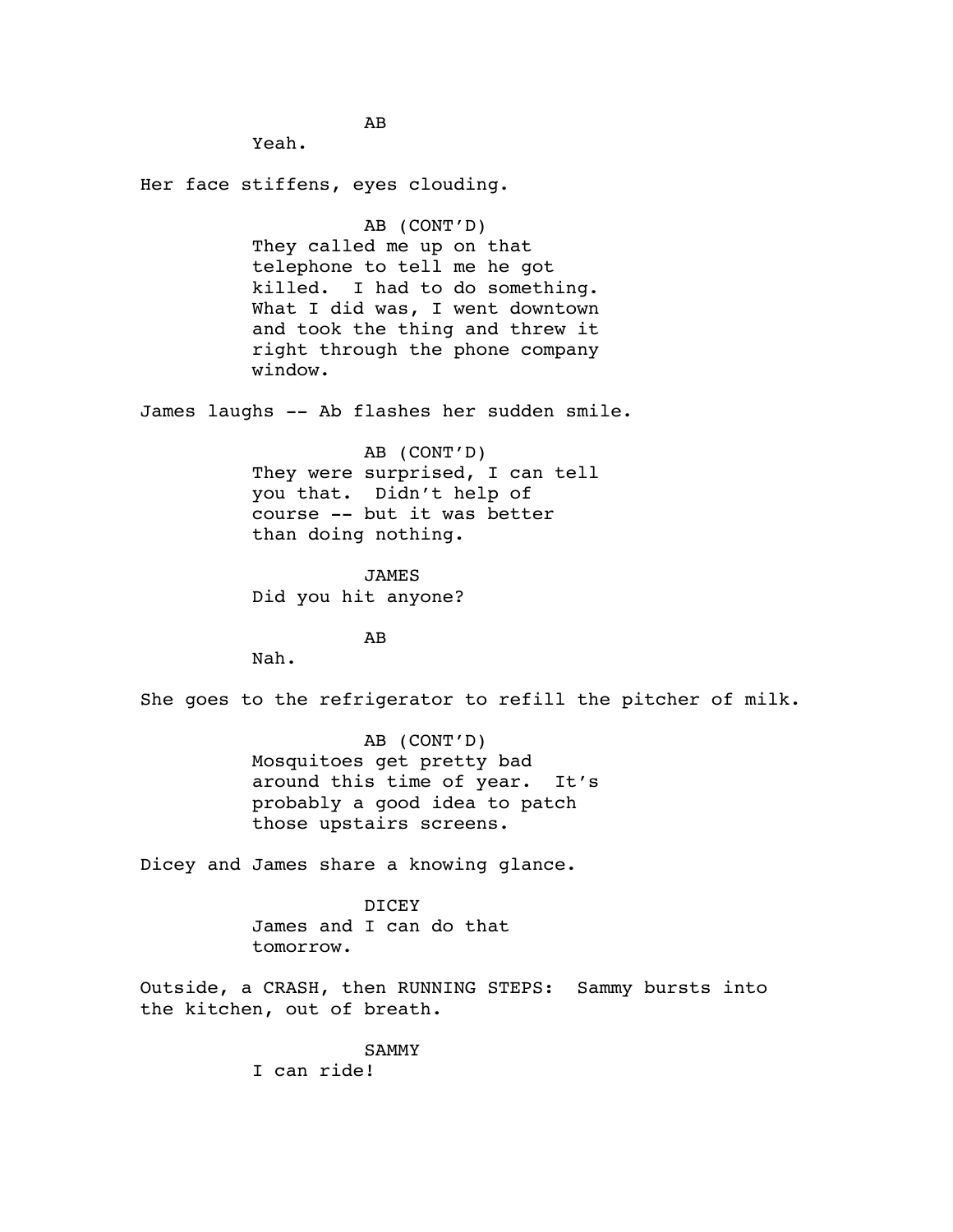AB

Yeah.

Her face stiffens, eyes clouding.

AB (CONT'D)

They called me up on that telephone to tell me he got killed. I had to do something. What I did was, I went downtown and took the thing and threw it right through the phone company window.

James laughs -- Ab flashes her sudden smile.

AB (CONT'D)

They were surprised, I can tell you that. Didn't help of course -- but it was better than doing nothing.

JAMES

Did you hit anyone?

AB

Nah.

She goes to the refrigerator to refill the pitcher of milk.

AB (CONT'D)

Mosquitoes get pretty bad around this time of year. It's probably a good idea to patch those upstairs screens.

Dicey and James share a knowing glance.

DICEY

James and I can do that tomorrow.

Outside, a CRASH, then RUNNING STEPS: Sammy bursts into the kitchen, out of breath.

SAMMY

I can ride!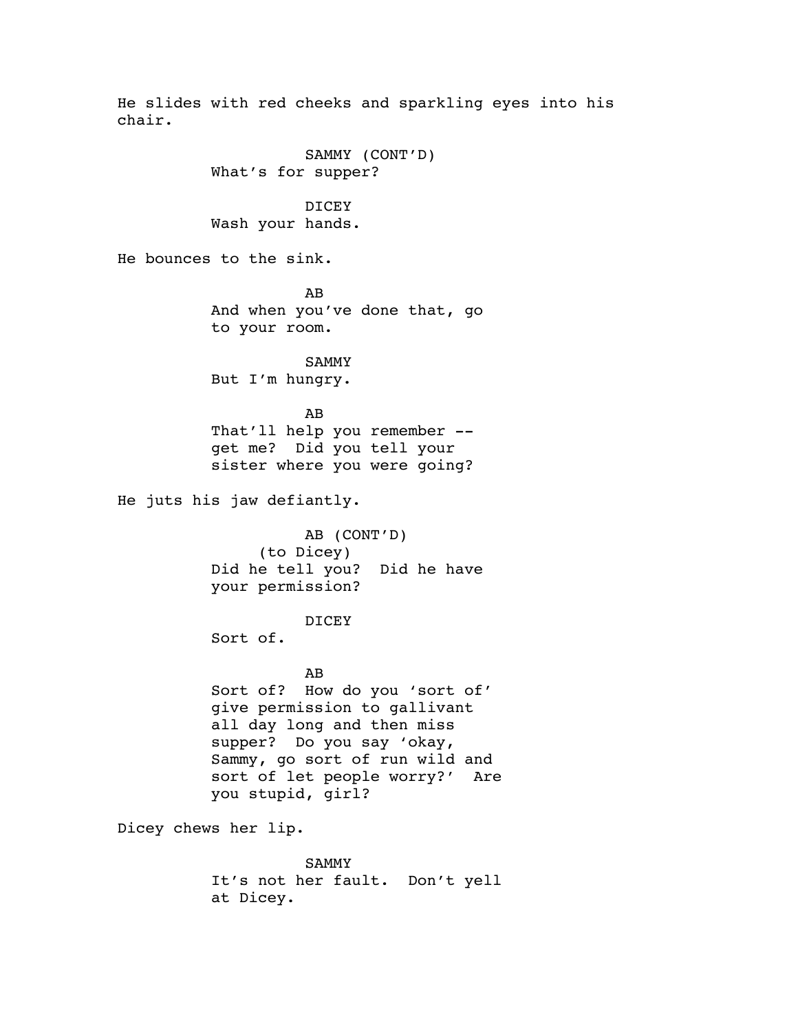He slides with red cheeks and sparkling eyes into his chair.

SAMMY (CONT'D)
What's for supper?

DICEY
Wash your hands.

He bounces to the sink.

AB
And when you've done that, go to your room.

SAMMY
But I'm hungry.

AB
That'll help you remember -- get me? Did you tell your sister where you were going?

He juts his jaw defiantly.

AB (CONT'D)
(to Dicey)
Did he tell you? Did he have your permission?

DICEY
Sort of.

AB
Sort of? How do you 'sort of' give permission to gallivant all day long and then miss supper? Do you say 'okay, Sammy, go sort of run wild and sort of let people worry?' Are you stupid, girl?

Dicey chews her lip.

SAMMY
It's not her fault. Don't yell at Dicey.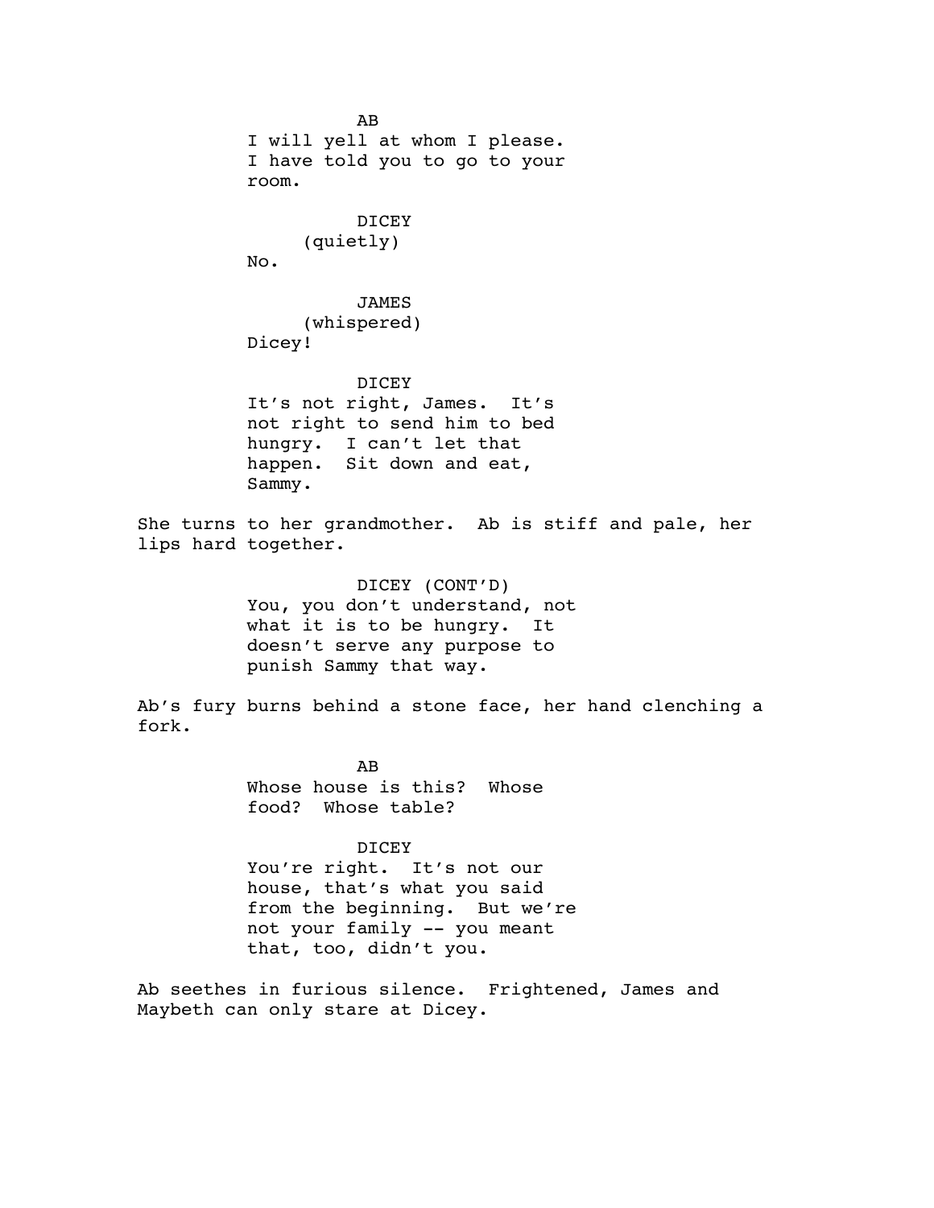AB
I will yell at whom I please.
I have told you to go to your
room.

DICEY
(quietly)
No.

JAMES
(whispered)
Dicey!

DICEY
It's not right, James. It's
not right to send him to bed
hungry. I can't let that
happen. Sit down and eat,
Sammy.

She turns to her grandmother. Ab is stiff and pale, her lips hard together.

DICEY (CONT'D)
You, you don't understand, not
what it is to be hungry. It
doesn't serve any purpose to
punish Sammy that way.

Ab's fury burns behind a stone face, her hand clenching a fork.

AB
Whose house is this? Whose
food? Whose table?

DICEY
You're right. It's not our
house, that's what you said
from the beginning. But we're
not your family -- you meant
that, too, didn't you.

Ab seethes in furious silence. Frightened, James and Maybeth can only stare at Dicey.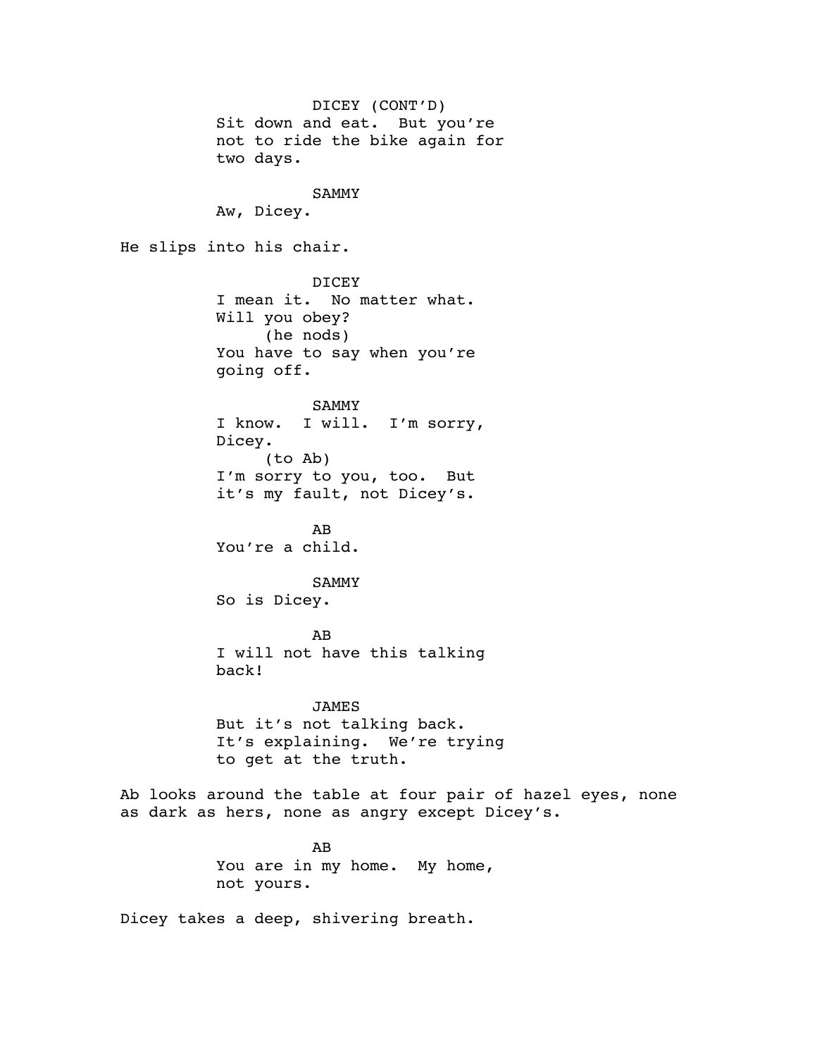DICEY (CONT'D)
Sit down and eat. But you're not to ride the bike again for two days.

SAMMY
Aw, Dicey.

He slips into his chair.

DICEY
I mean it. No matter what. Will you obey?
(he nods)
You have to say when you're going off.

SAMMY
I know. I will. I'm sorry, Dicey.
(to Ab)
I'm sorry to you, too. But it's my fault, not Dicey's.

AB
You're a child.

SAMMY
So is Dicey.

AB
I will not have this talking back!

JAMES
But it's not talking back. It's explaining. We're trying to get at the truth.

Ab looks around the table at four pair of hazel eyes, none as dark as hers, none as angry except Dicey's.

AB
You are in my home. My home, not yours.

Dicey takes a deep, shivering breath.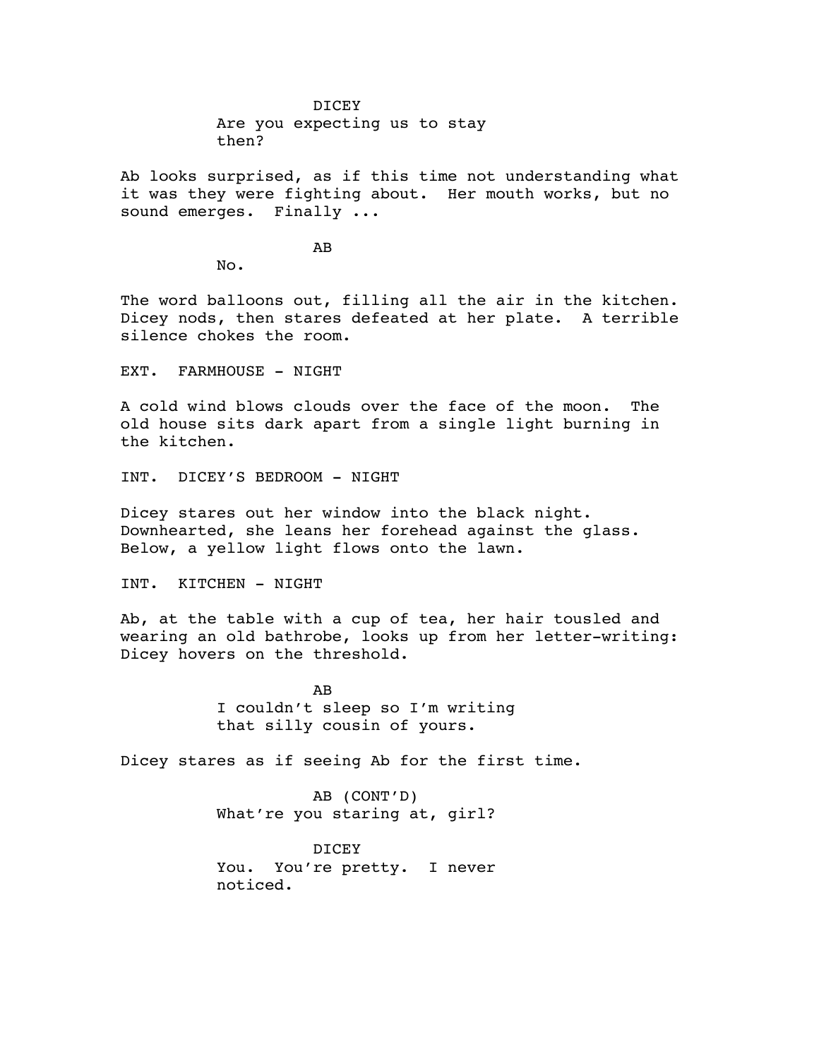DICEY
Are you expecting us to stay then?

Ab looks surprised, as if this time not understanding what it was they were fighting about. Her mouth works, but no sound emerges. Finally ...

AB
No.

The word balloons out, filling all the air in the kitchen. Dicey nods, then stares defeated at her plate. A terrible silence chokes the room.

EXT. FARMHOUSE - NIGHT

A cold wind blows clouds over the face of the moon. The old house sits dark apart from a single light burning in the kitchen.

INT. DICEY'S BEDROOM - NIGHT

Dicey stares out her window into the black night. Downhearted, she leans her forehead against the glass. Below, a yellow light flows onto the lawn.

INT. KITCHEN - NIGHT

Ab, at the table with a cup of tea, her hair tousled and wearing an old bathrobe, looks up from her letter-writing: Dicey hovers on the threshold.

AB
I couldn't sleep so I'm writing that silly cousin of yours.

Dicey stares as if seeing Ab for the first time.

AB (CONT'D)
What're you staring at, girl?

DICEY
You. You're pretty. I never noticed.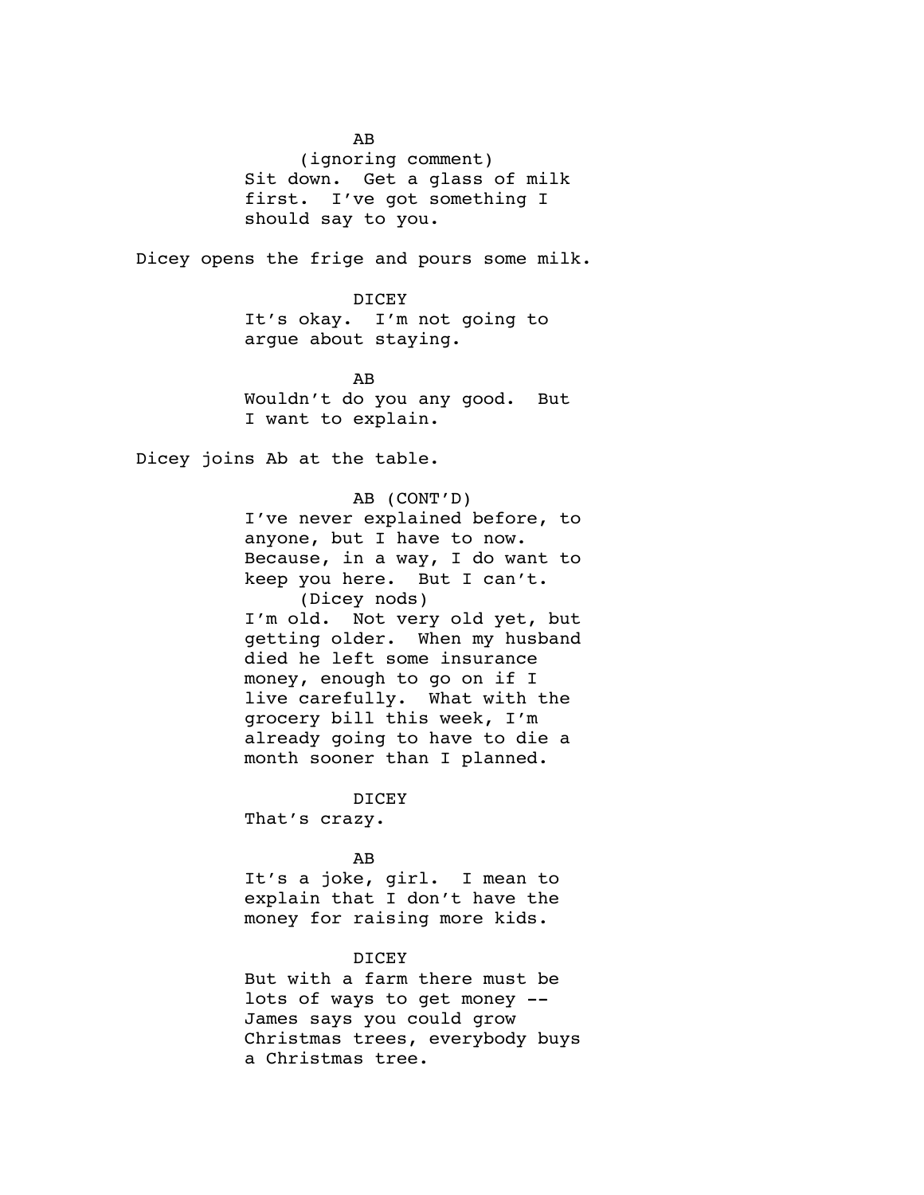AB
(ignoring comment)
Sit down. Get a glass of milk first. I've got something I should say to you.

Dicey opens the frige and pours some milk.

DICEY
It's okay. I'm not going to argue about staying.

AB
Wouldn't do you any good. But I want to explain.

Dicey joins Ab at the table.

AB (CONT'D)
I've never explained before, to anyone, but I have to now. Because, in a way, I do want to keep you here. But I can't.
(Dicey nods)
I'm old. Not very old yet, but getting older. When my husband died he left some insurance money, enough to go on if I live carefully. What with the grocery bill this week, I'm already going to have to die a month sooner than I planned.

DICEY
That's crazy.

AB
It's a joke, girl. I mean to explain that I don't have the money for raising more kids.

DICEY
But with a farm there must be lots of ways to get money -- James says you could grow Christmas trees, everybody buys a Christmas tree.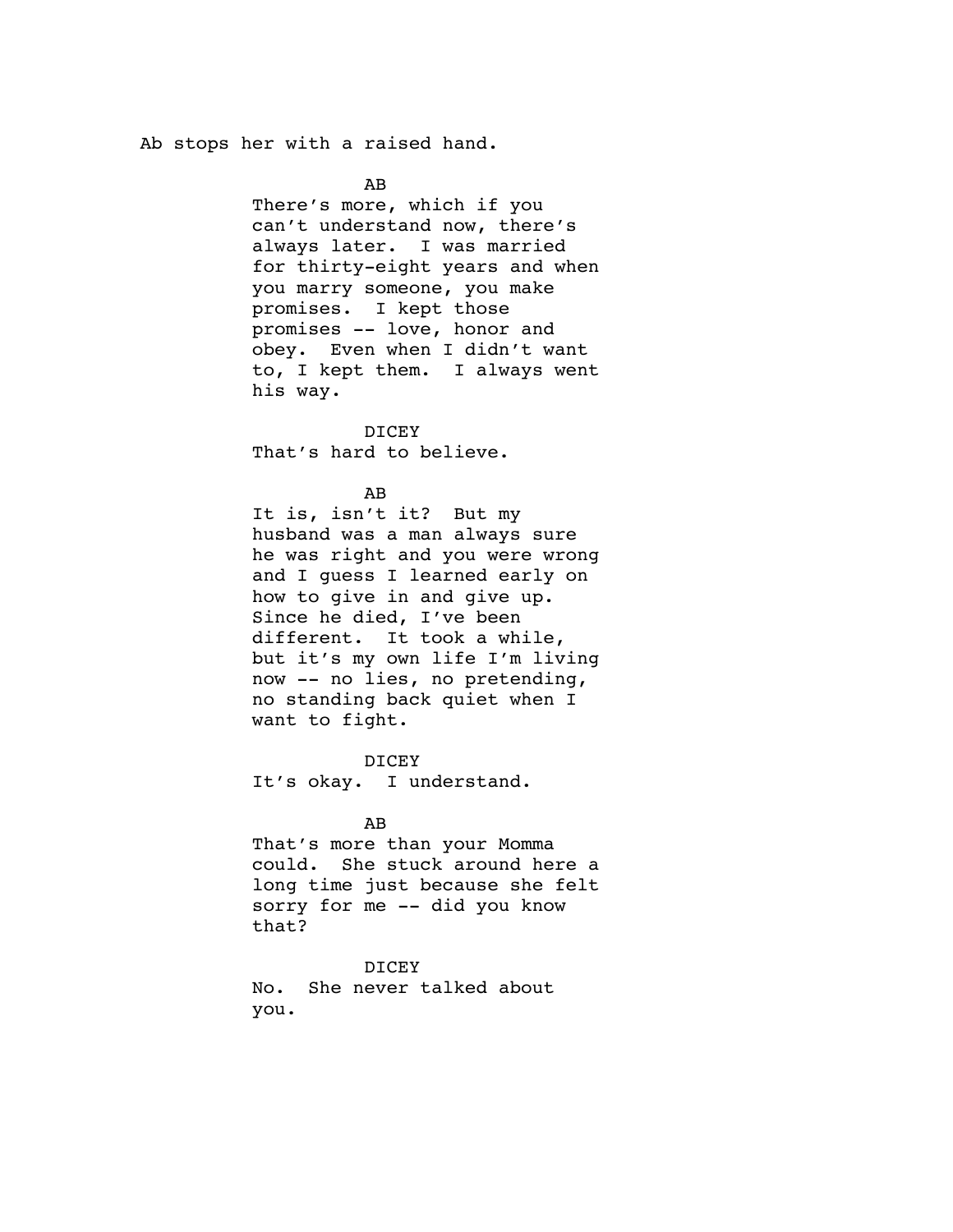Ab stops her with a raised hand.

AB

There's more, which if you can't understand now, there's always later. I was married for thirty-eight years and when you marry someone, you make promises. I kept those promises -- love, honor and obey. Even when I didn't want to, I kept them. I always went his way.

DICEY

That's hard to believe.

AB

It is, isn't it? But my husband was a man always sure he was right and you were wrong and I guess I learned early on how to give in and give up. Since he died, I've been different. It took a while, but it's my own life I'm living now -- no lies, no pretending, no standing back quiet when I want to fight.

DICEY

It's okay. I understand.

AB

That's more than your Momma could. She stuck around here a long time just because she felt sorry for me -- did you know that?

DICEY

No. She never talked about you.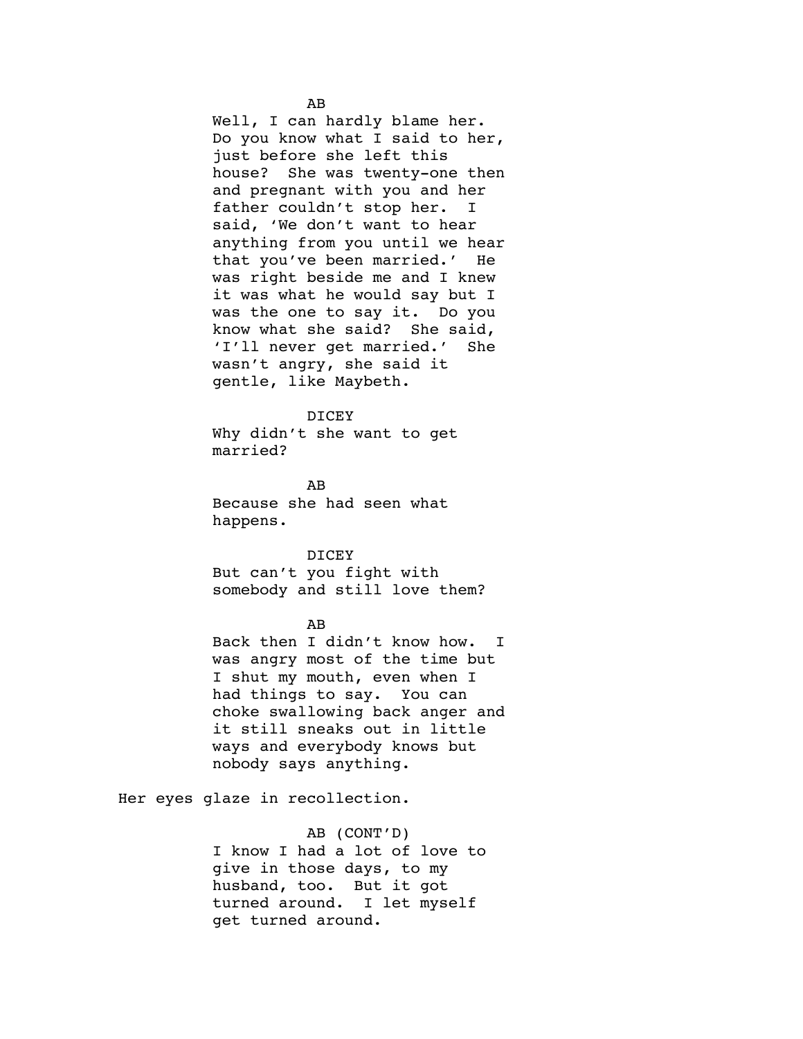AB

Well, I can hardly blame her. Do you know what I said to her, just before she left this house? She was twenty-one then and pregnant with you and her father couldn't stop her. I said, 'We don't want to hear anything from you until we hear that you've been married.' He was right beside me and I knew it was what he would say but I was the one to say it. Do you know what she said? She said, 'I'll never get married.' She wasn't angry, she said it gentle, like Maybeth.

DICEY

Why didn't she want to get married?

AB

Because she had seen what happens.

DICEY

But can't you fight with somebody and still love them?

AB

Back then I didn't know how. I was angry most of the time but I shut my mouth, even when I had things to say. You can choke swallowing back anger and it still sneaks out in little ways and everybody knows but nobody says anything.

Her eyes glaze in recollection.

AB (CONT'D)

I know I had a lot of love to give in those days, to my husband, too. But it got turned around. I let myself get turned around.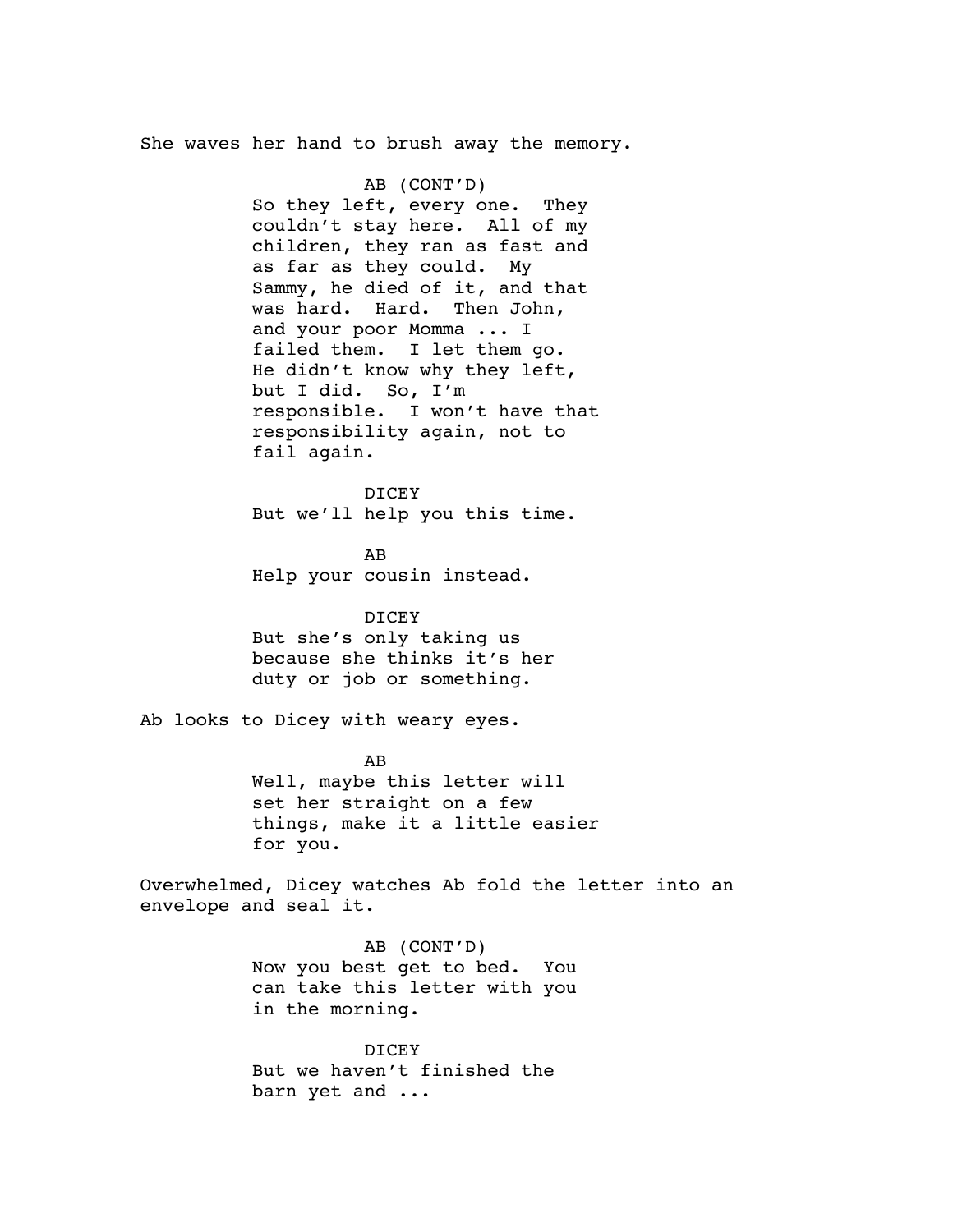She waves her hand to brush away the memory.

AB (CONT'D)
So they left, every one. They couldn't stay here. All of my children, they ran as fast and as far as they could. My Sammy, he died of it, and that was hard. Hard. Then John, and your poor Momma ... I failed them. I let them go. He didn't know why they left, but I did. So, I'm responsible. I won't have that responsibility again, not to fail again.

DICEY
But we'll help you this time.

AB
Help your cousin instead.

DICEY
But she's only taking us because she thinks it's her duty or job or something.

Ab looks to Dicey with weary eyes.

AB
Well, maybe this letter will set her straight on a few things, make it a little easier for you.

Overwhelmed, Dicey watches Ab fold the letter into an envelope and seal it.

AB (CONT'D)
Now you best get to bed. You can take this letter with you in the morning.

DICEY
But we haven't finished the barn yet and ...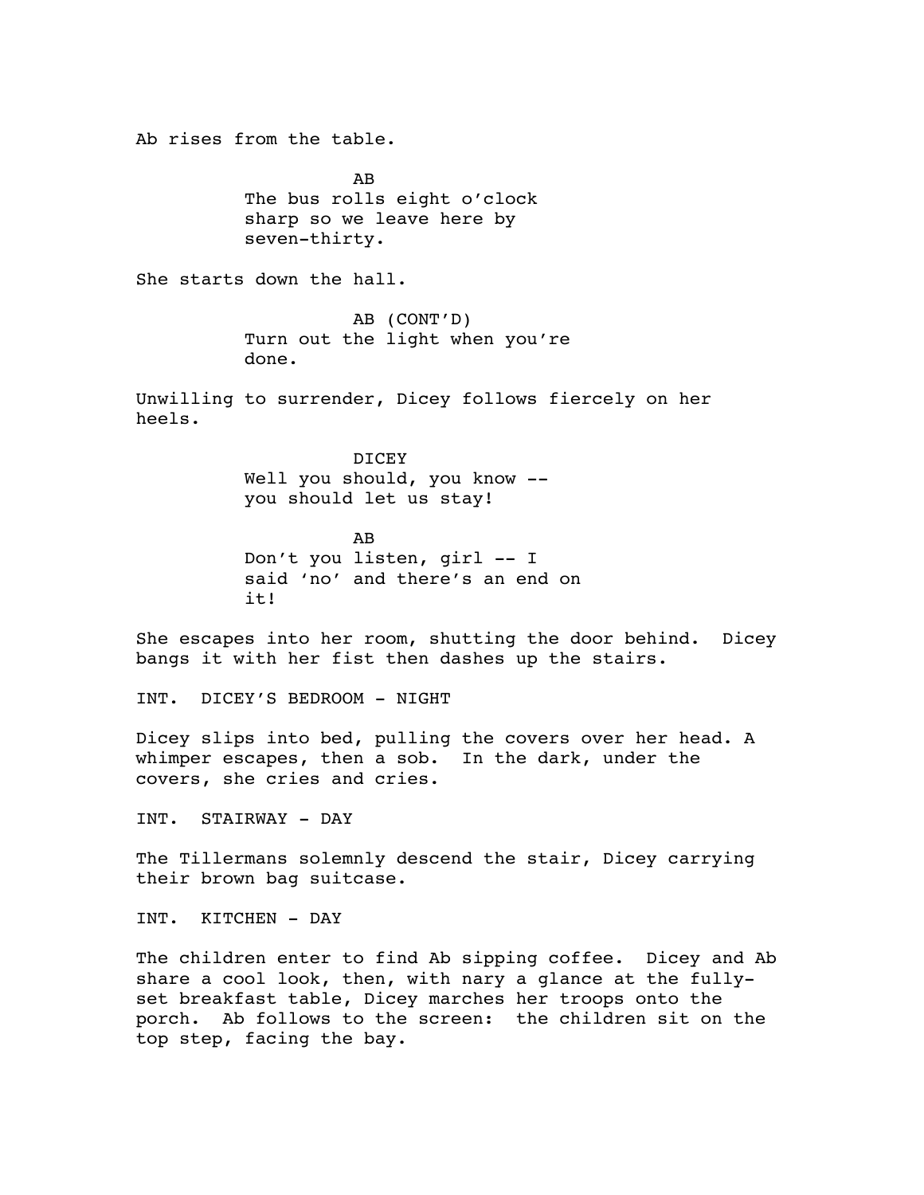Ab rises from the table.

AB
The bus rolls eight o'clock sharp so we leave here by seven-thirty.

She starts down the hall.

AB (CONT'D)
Turn out the light when you're done.

Unwilling to surrender, Dicey follows fiercely on her heels.

DICEY
Well you should, you know -- you should let us stay!

AB
Don't you listen, girl -- I said 'no' and there's an end on it!

She escapes into her room, shutting the door behind. Dicey bangs it with her fist then dashes up the stairs.

INT. DICEY'S BEDROOM - NIGHT

Dicey slips into bed, pulling the covers over her head. A whimper escapes, then a sob. In the dark, under the covers, she cries and cries.

INT. STAIRWAY - DAY

The Tillermans solemnly descend the stair, Dicey carrying their brown bag suitcase.

INT. KITCHEN - DAY

The children enter to find Ab sipping coffee. Dicey and Ab share a cool look, then, with nary a glance at the fully-set breakfast table, Dicey marches her troops onto the porch. Ab follows to the screen: the children sit on the top step, facing the bay.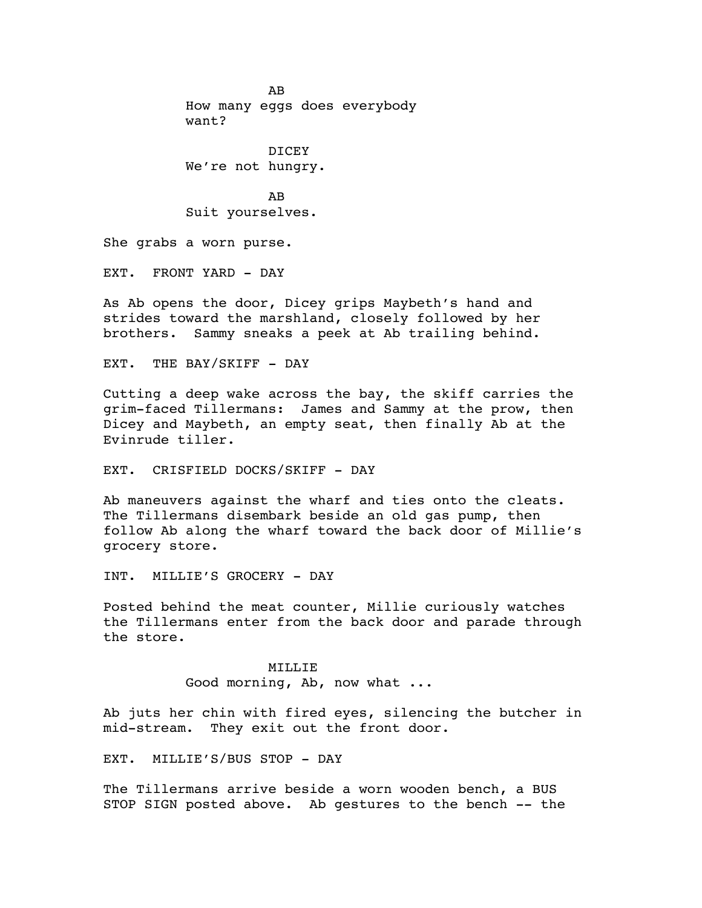AB
How many eggs does everybody want?

DICEY
We're not hungry.

AB
Suit yourselves.

She grabs a worn purse.

EXT. FRONT YARD - DAY

As Ab opens the door, Dicey grips Maybeth's hand and strides toward the marshland, closely followed by her brothers. Sammy sneaks a peek at Ab trailing behind.

EXT. THE BAY/SKIFF - DAY

Cutting a deep wake across the bay, the skiff carries the grim-faced Tillermans: James and Sammy at the prow, then Dicey and Maybeth, an empty seat, then finally Ab at the Evinrude tiller.

EXT. CRISFIELD DOCKS/SKIFF - DAY

Ab maneuvers against the wharf and ties onto the cleats. The Tillermans disembark beside an old gas pump, then follow Ab along the wharf toward the back door of Millie's grocery store.

INT. MILLIE'S GROCERY - DAY

Posted behind the meat counter, Millie curiously watches the Tillermans enter from the back door and parade through the store.

MILLIE
Good morning, Ab, now what ...

Ab juts her chin with fired eyes, silencing the butcher in mid-stream. They exit out the front door.

EXT. MILLIE'S/BUS STOP - DAY

The Tillermans arrive beside a worn wooden bench, a BUS STOP SIGN posted above. Ab gestures to the bench -- the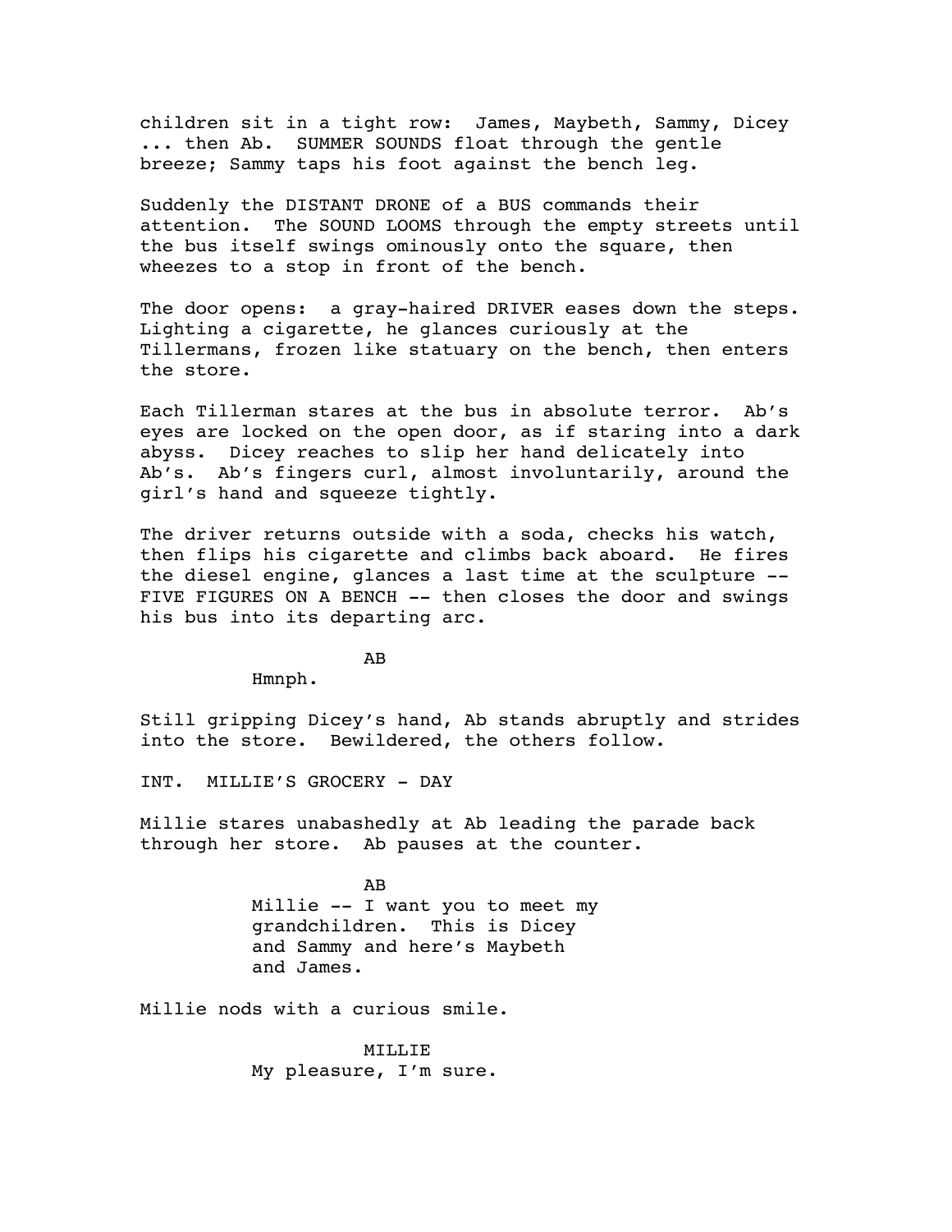children sit in a tight row: James, Maybeth, Sammy, Dicey ... then Ab. SUMMER SOUNDS float through the gentle breeze; Sammy taps his foot against the bench leg.

Suddenly the DISTANT DRONE of a BUS commands their attention. The SOUND LOOMS through the empty streets until the bus itself swings ominously onto the square, then wheezes to a stop in front of the bench.

The door opens: a gray-haired DRIVER eases down the steps. Lighting a cigarette, he glances curiously at the Tillermans, frozen like statuary on the bench, then enters the store.

Each Tillerman stares at the bus in absolute terror. Ab's eyes are locked on the open door, as if staring into a dark abyss. Dicey reaches to slip her hand delicately into Ab's. Ab's fingers curl, almost involuntarily, around the girl's hand and squeeze tightly.

The driver returns outside with a soda, checks his watch, then flips his cigarette and climbs back aboard. He fires the diesel engine, glances a last time at the sculpture -- FIVE FIGURES ON A BENCH -- then closes the door and swings his bus into its departing arc.

AB

Hmnph.

Still gripping Dicey's hand, Ab stands abruptly and strides into the store. Bewildered, the others follow.

INT. MILLIE'S GROCERY - DAY

Millie stares unabashedly at Ab leading the parade back through her store. Ab pauses at the counter.

AB

Millie -- I want you to meet my grandchildren. This is Dicey and Sammy and here's Maybeth and James.

Millie nods with a curious smile.

MILLIE

My pleasure, I'm sure.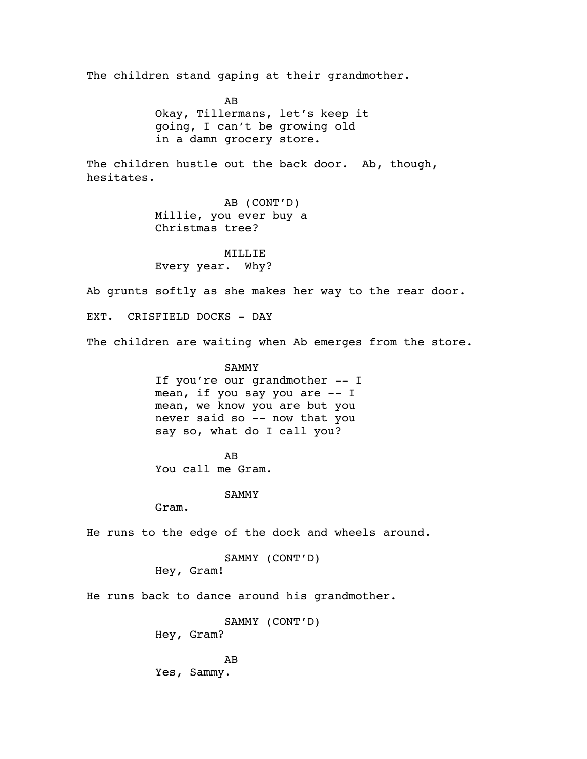The children stand gaping at their grandmother.

AB
Okay, Tillermans, let's keep it going, I can't be growing old in a damn grocery store.

The children hustle out the back door. Ab, though, hesitates.

AB (CONT'D)
Millie, you ever buy a Christmas tree?

MILLIE
Every year. Why?

Ab grunts softly as she makes her way to the rear door.

EXT. CRISFIELD DOCKS - DAY

The children are waiting when Ab emerges from the store.

SAMMY
If you're our grandmother -- I mean, if you say you are -- I mean, we know you are but you never said so -- now that you say so, what do I call you?

AB
You call me Gram.

SAMMY
Gram.

He runs to the edge of the dock and wheels around.

SAMMY (CONT'D)
Hey, Gram!

He runs back to dance around his grandmother.

SAMMY (CONT'D)
Hey, Gram?

AB
Yes, Sammy.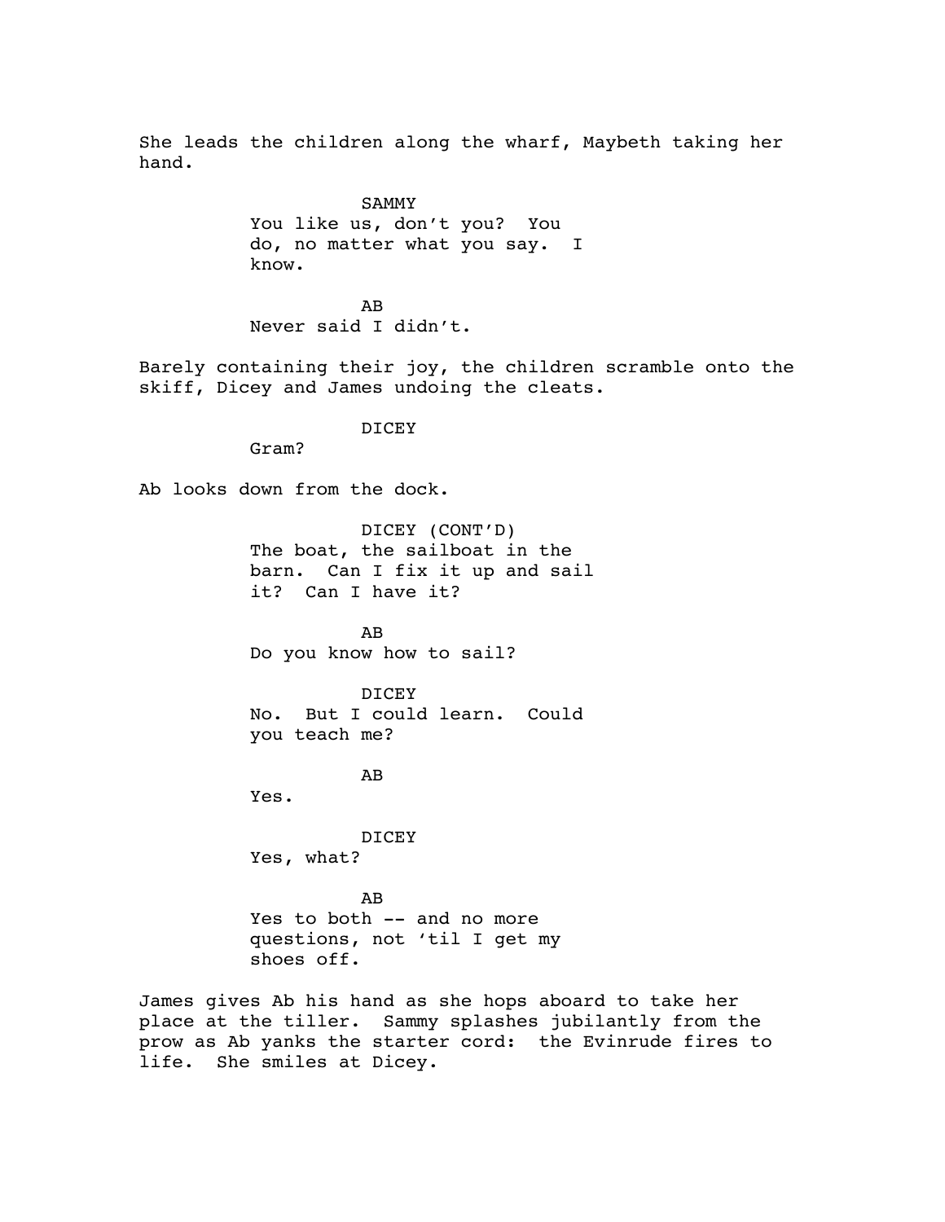She leads the children along the wharf, Maybeth taking her hand.

SAMMY
You like us, don't you? You do, no matter what you say. I know.

AB
Never said I didn't.

Barely containing their joy, the children scramble onto the skiff, Dicey and James undoing the cleats.

DICEY
Gram?

Ab looks down from the dock.

DICEY (CONT'D)
The boat, the sailboat in the barn. Can I fix it up and sail it? Can I have it?

AB
Do you know how to sail?

DICEY
No. But I could learn. Could you teach me?

AB
Yes.

DICEY
Yes, what?

AB
Yes to both -- and no more questions, not 'til I get my shoes off.

James gives Ab his hand as she hops aboard to take her place at the tiller. Sammy splashes jubilantly from the prow as Ab yanks the starter cord: the Evinrude fires to life. She smiles at Dicey.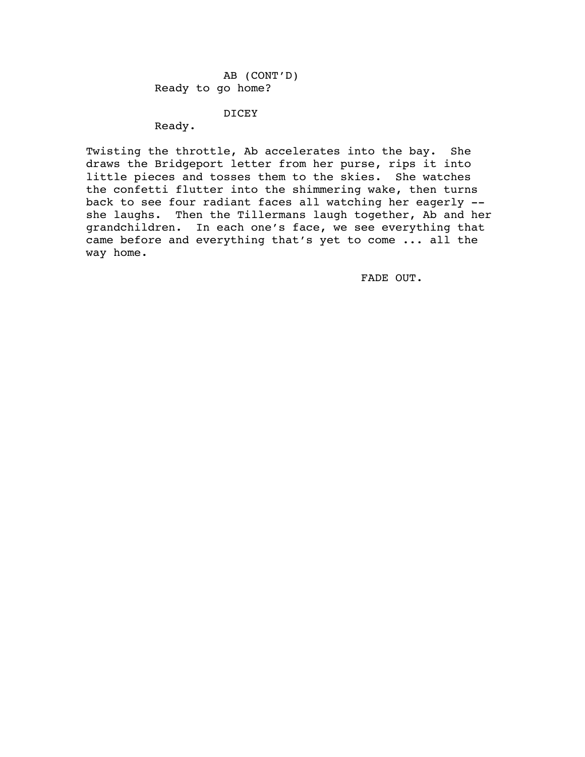AB (CONT'D)
Ready to go home?

DICEY
Ready.

Twisting the throttle, Ab accelerates into the bay. She draws the Bridgeport letter from her purse, rips it into little pieces and tosses them to the skies. She watches the confetti flutter into the shimmering wake, then turns back to see four radiant faces all watching her eagerly -- she laughs. Then the Tillermans laugh together, Ab and her grandchildren. In each one's face, we see everything that came before and everything that's yet to come ... all the way home.

FADE OUT.